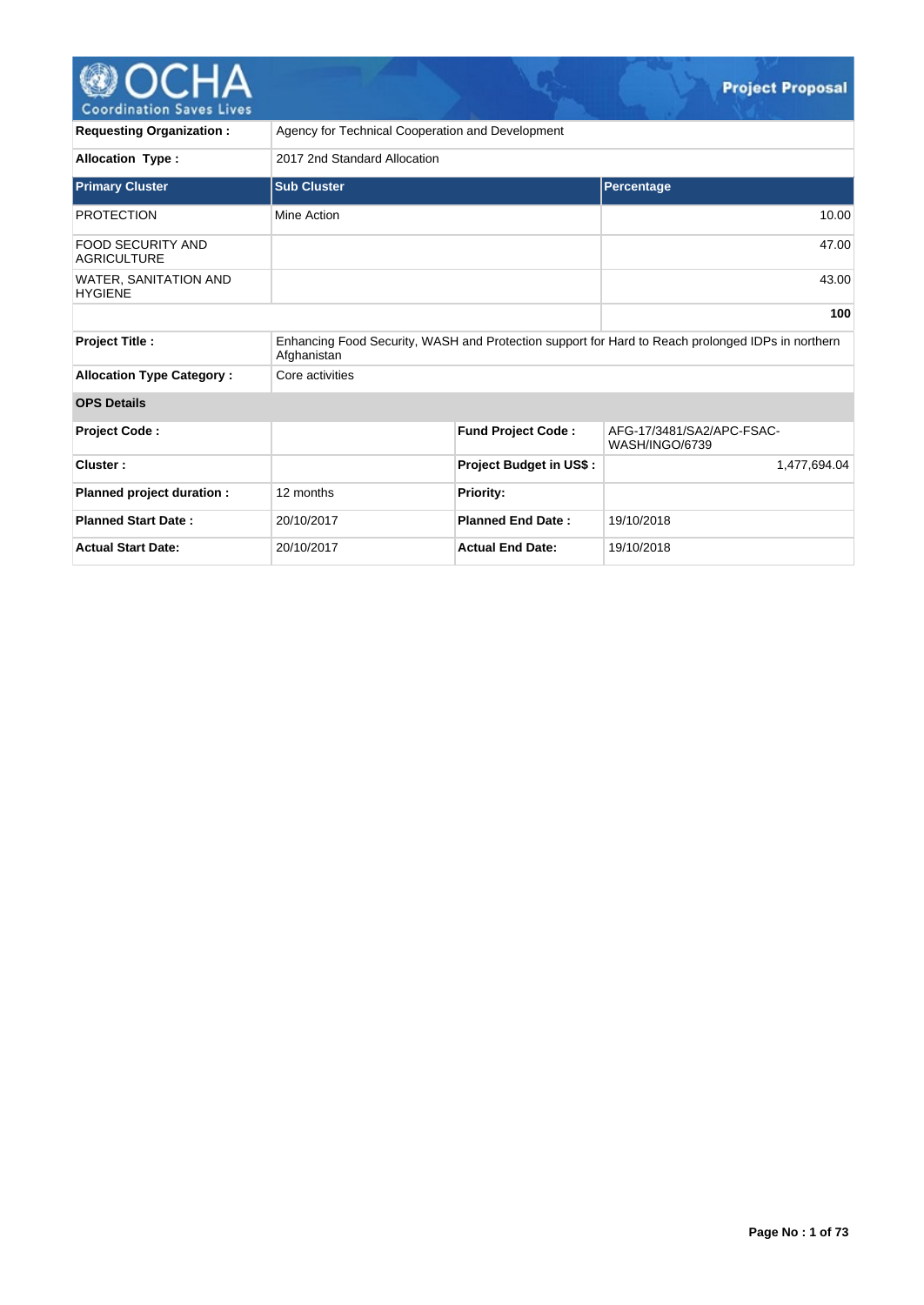# Project Proposal

| | |
|---|---|
| **Requesting Organization :** | Agency for Technical Cooperation and Development |
| **Allocation Type :** | 2017 2nd Standard Allocation |

| Primary Cluster | Sub Cluster | Percentage |
|---|---|---|
| PROTECTION | Mine Action | 10.00 |
| FOOD SECURITY AND AGRICULTURE | | 47.00 |
| WATER, SANITATION AND HYGIENE | | 43.00 |
| | | **100** |

| | |
|---|---|
| **Project Title :** | Enhancing Food Security, WASH and Protection support for Hard to Reach prolonged IDPs in northern Afghanistan |
| **Allocation Type Category :** | Core activities |

**OPS Details**

| | | | |
|---|---|---|---|
| **Project Code :** | | **Fund Project Code :** | AFG-17/3481/SA2/APC-FSAC-WASH/INGO/6739 |
| **Cluster :** | | **Project Budget in US$ :** | 1,477,694.04 |
| **Planned project duration :** | 12 months | **Priority:** | |
| **Planned Start Date :** | 20/10/2017 | **Planned End Date :** | 19/10/2018 |
| **Actual Start Date:** | 20/10/2017 | **Actual End Date:** | 19/10/2018 |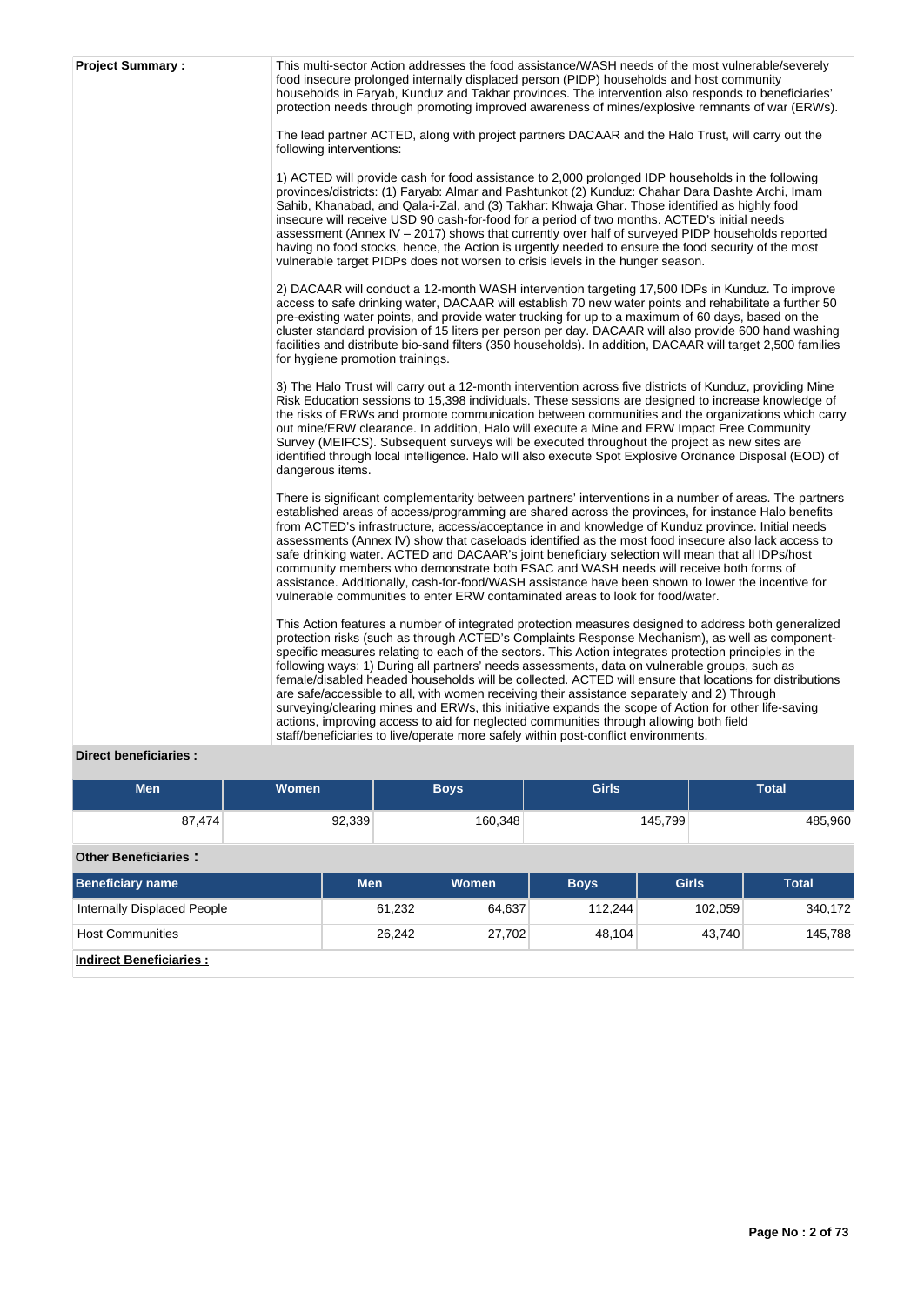**Project Summary :**

This multi-sector Action addresses the food assistance/WASH needs of the most vulnerable/severely food insecure prolonged internally displaced person (PIDP) households and host community households in Faryab, Kunduz and Takhar provinces. The intervention also responds to beneficiaries' protection needs through promoting improved awareness of mines/explosive remnants of war (ERWs).

The lead partner ACTED, along with project partners DACAAR and the Halo Trust, will carry out the following interventions:

1) ACTED will provide cash for food assistance to 2,000 prolonged IDP households in the following provinces/districts: (1) Faryab: Almar and Pashtunkot (2) Kunduz: Chahar Dara Dashte Archi, Imam Sahib, Khanabad, and Qala-i-Zal, and (3) Takhar: Khwaja Ghar. Those identified as highly food insecure will receive USD 90 cash-for-food for a period of two months. ACTED's initial needs assessment (Annex IV – 2017) shows that currently over half of surveyed PIDP households reported having no food stocks, hence, the Action is urgently needed to ensure the food security of the most vulnerable target PIDPs does not worsen to crisis levels in the hunger season.

2) DACAAR will conduct a 12-month WASH intervention targeting 17,500 IDPs in Kunduz. To improve access to safe drinking water, DACAAR will establish 70 new water points and rehabilitate a further 50 pre-existing water points, and provide water trucking for up to a maximum of 60 days, based on the cluster standard provision of 15 liters per person per day. DACAAR will also provide 600 hand washing facilities and distribute bio-sand filters (350 households). In addition, DACAAR will target 2,500 families for hygiene promotion trainings.

3) The Halo Trust will carry out a 12-month intervention across five districts of Kunduz, providing Mine Risk Education sessions to 15,398 individuals. These sessions are designed to increase knowledge of the risks of ERWs and promote communication between communities and the organizations which carry out mine/ERW clearance. In addition, Halo will execute a Mine and ERW Impact Free Community Survey (MEIFCS). Subsequent surveys will be executed throughout the project as new sites are identified through local intelligence. Halo will also execute Spot Explosive Ordnance Disposal (EOD) of dangerous items.

There is significant complementarity between partners' interventions in a number of areas. The partners established areas of access/programming are shared across the provinces, for instance Halo benefits from ACTED's infrastructure, access/acceptance in and knowledge of Kunduz province. Initial needs assessments (Annex IV) show that caseloads identified as the most food insecure also lack access to safe drinking water. ACTED and DACAAR's joint beneficiary selection will mean that all IDPs/host community members who demonstrate both FSAC and WASH needs will receive both forms of assistance. Additionally, cash-for-food/WASH assistance have been shown to lower the incentive for vulnerable communities to enter ERW contaminated areas to look for food/water.

This Action features a number of integrated protection measures designed to address both generalized protection risks (such as through ACTED's Complaints Response Mechanism), as well as component-specific measures relating to each of the sectors. This Action integrates protection principles in the following ways: 1) During all partners' needs assessments, data on vulnerable groups, such as female/disabled headed households will be collected. ACTED will ensure that locations for distributions are safe/accessible to all, with women receiving their assistance separately and 2) Through surveying/clearing mines and ERWs, this initiative expands the scope of Action for other life-saving actions, improving access to aid for neglected communities through allowing both field staff/beneficiaries to live/operate more safely within post-conflict environments.

**Direct beneficiaries :**

| Men | Women | Boys | Girls | Total |
|---|---|---|---|---|
| 87,474 | 92,339 | 160,348 | 145,799 | 485,960 |

**Other Beneficiaries :**

| Beneficiary name | Men | Women | Boys | Girls | Total |
|---|---|---|---|---|---|
| Internally Displaced People | 61,232 | 64,637 | 112,244 | 102,059 | 340,172 |
| Host Communities | 26,242 | 27,702 | 48,104 | 43,740 | 145,788 |

**Indirect Beneficiaries :**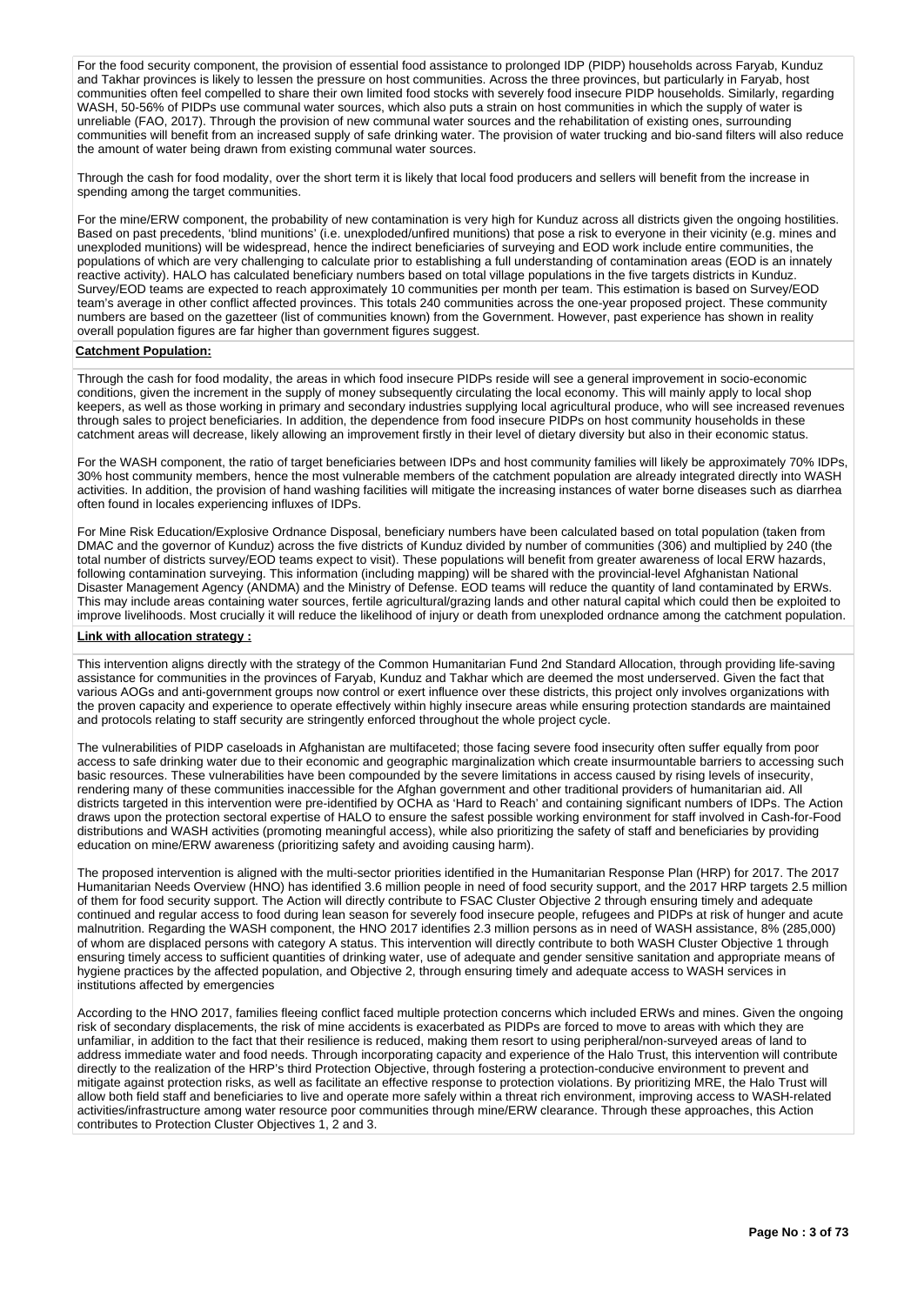For the food security component, the provision of essential food assistance to prolonged IDP (PIDP) households across Faryab, Kunduz and Takhar provinces is likely to lessen the pressure on host communities. Across the three provinces, but particularly in Faryab, host communities often feel compelled to share their own limited food stocks with severely food insecure PIDP households. Similarly, regarding WASH, 50-56% of PIDPs use communal water sources, which also puts a strain on host communities in which the supply of water is unreliable (FAO, 2017). Through the provision of new communal water sources and the rehabilitation of existing ones, surrounding communities will benefit from an increased supply of safe drinking water. The provision of water trucking and bio-sand filters will also reduce the amount of water being drawn from existing communal water sources.

Through the cash for food modality, over the short term it is likely that local food producers and sellers will benefit from the increase in spending among the target communities.

For the mine/ERW component, the probability of new contamination is very high for Kunduz across all districts given the ongoing hostilities. Based on past precedents, 'blind munitions' (i.e. unexploded/unfired munitions) that pose a risk to everyone in their vicinity (e.g. mines and unexploded munitions) will be widespread, hence the indirect beneficiaries of surveying and EOD work include entire communities, the populations of which are very challenging to calculate prior to establishing a full understanding of contamination areas (EOD is an innately reactive activity). HALO has calculated beneficiary numbers based on total village populations in the five targets districts in Kunduz. Survey/EOD teams are expected to reach approximately 10 communities per month per team. This estimation is based on Survey/EOD team's average in other conflict affected provinces. This totals 240 communities across the one-year proposed project. These community numbers are based on the gazetteer (list of communities known) from the Government. However, past experience has shown in reality overall population figures are far higher than government figures suggest.

**Catchment Population:**

Through the cash for food modality, the areas in which food insecure PIDPs reside will see a general improvement in socio-economic conditions, given the increment in the supply of money subsequently circulating the local economy. This will mainly apply to local shop keepers, as well as those working in primary and secondary industries supplying local agricultural produce, who will see increased revenues through sales to project beneficiaries. In addition, the dependence from food insecure PIDPs on host community households in these catchment areas will decrease, likely allowing an improvement firstly in their level of dietary diversity but also in their economic status.

For the WASH component, the ratio of target beneficiaries between IDPs and host community families will likely be approximately 70% IDPs, 30% host community members, hence the most vulnerable members of the catchment population are already integrated directly into WASH activities. In addition, the provision of hand washing facilities will mitigate the increasing instances of water borne diseases such as diarrhea often found in locales experiencing influxes of IDPs.

For Mine Risk Education/Explosive Ordnance Disposal, beneficiary numbers have been calculated based on total population (taken from DMAC and the governor of Kunduz) across the five districts of Kunduz divided by number of communities (306) and multiplied by 240 (the total number of districts survey/EOD teams expect to visit). These populations will benefit from greater awareness of local ERW hazards, following contamination surveying. This information (including mapping) will be shared with the provincial-level Afghanistan National Disaster Management Agency (ANDMA) and the Ministry of Defense. EOD teams will reduce the quantity of land contaminated by ERWs. This may include areas containing water sources, fertile agricultural/grazing lands and other natural capital which could then be exploited to improve livelihoods. Most crucially it will reduce the likelihood of injury or death from unexploded ordnance among the catchment population.

**Link with allocation strategy :**

This intervention aligns directly with the strategy of the Common Humanitarian Fund 2nd Standard Allocation, through providing life-saving assistance for communities in the provinces of Faryab, Kunduz and Takhar which are deemed the most underserved. Given the fact that various AOGs and anti-government groups now control or exert influence over these districts, this project only involves organizations with the proven capacity and experience to operate effectively within highly insecure areas while ensuring protection standards are maintained and protocols relating to staff security are stringently enforced throughout the whole project cycle.

The vulnerabilities of PIDP caseloads in Afghanistan are multifaceted; those facing severe food insecurity often suffer equally from poor access to safe drinking water due to their economic and geographic marginalization which create insurmountable barriers to accessing such basic resources. These vulnerabilities have been compounded by the severe limitations in access caused by rising levels of insecurity, rendering many of these communities inaccessible for the Afghan government and other traditional providers of humanitarian aid. All districts targeted in this intervention were pre-identified by OCHA as 'Hard to Reach' and containing significant numbers of IDPs. The Action draws upon the protection sectoral expertise of HALO to ensure the safest possible working environment for staff involved in Cash-for-Food distributions and WASH activities (promoting meaningful access), while also prioritizing the safety of staff and beneficiaries by providing education on mine/ERW awareness (prioritizing safety and avoiding causing harm).

The proposed intervention is aligned with the multi-sector priorities identified in the Humanitarian Response Plan (HRP) for 2017. The 2017 Humanitarian Needs Overview (HNO) has identified 3.6 million people in need of food security support, and the 2017 HRP targets 2.5 million of them for food security support. The Action will directly contribute to FSAC Cluster Objective 2 through ensuring timely and adequate continued and regular access to food during lean season for severely food insecure people, refugees and PIDPs at risk of hunger and acute malnutrition. Regarding the WASH component, the HNO 2017 identifies 2.3 million persons as in need of WASH assistance, 8% (285,000) of whom are displaced persons with category A status. This intervention will directly contribute to both WASH Cluster Objective 1 through ensuring timely access to sufficient quantities of drinking water, use of adequate and gender sensitive sanitation and appropriate means of hygiene practices by the affected population, and Objective 2, through ensuring timely and adequate access to WASH services in institutions affected by emergencies

According to the HNO 2017, families fleeing conflict faced multiple protection concerns which included ERWs and mines. Given the ongoing risk of secondary displacements, the risk of mine accidents is exacerbated as PIDPs are forced to move to areas with which they are unfamiliar, in addition to the fact that their resilience is reduced, making them resort to using peripheral/non-surveyed areas of land to address immediate water and food needs. Through incorporating capacity and experience of the Halo Trust, this intervention will contribute directly to the realization of the HRP's third Protection Objective, through fostering a protection-conducive environment to prevent and mitigate against protection risks, as well as facilitate an effective response to protection violations. By prioritizing MRE, the Halo Trust will allow both field staff and beneficiaries to live and operate more safely within a threat rich environment, improving access to WASH-related activities/infrastructure among water resource poor communities through mine/ERW clearance. Through these approaches, this Action contributes to Protection Cluster Objectives 1, 2 and 3.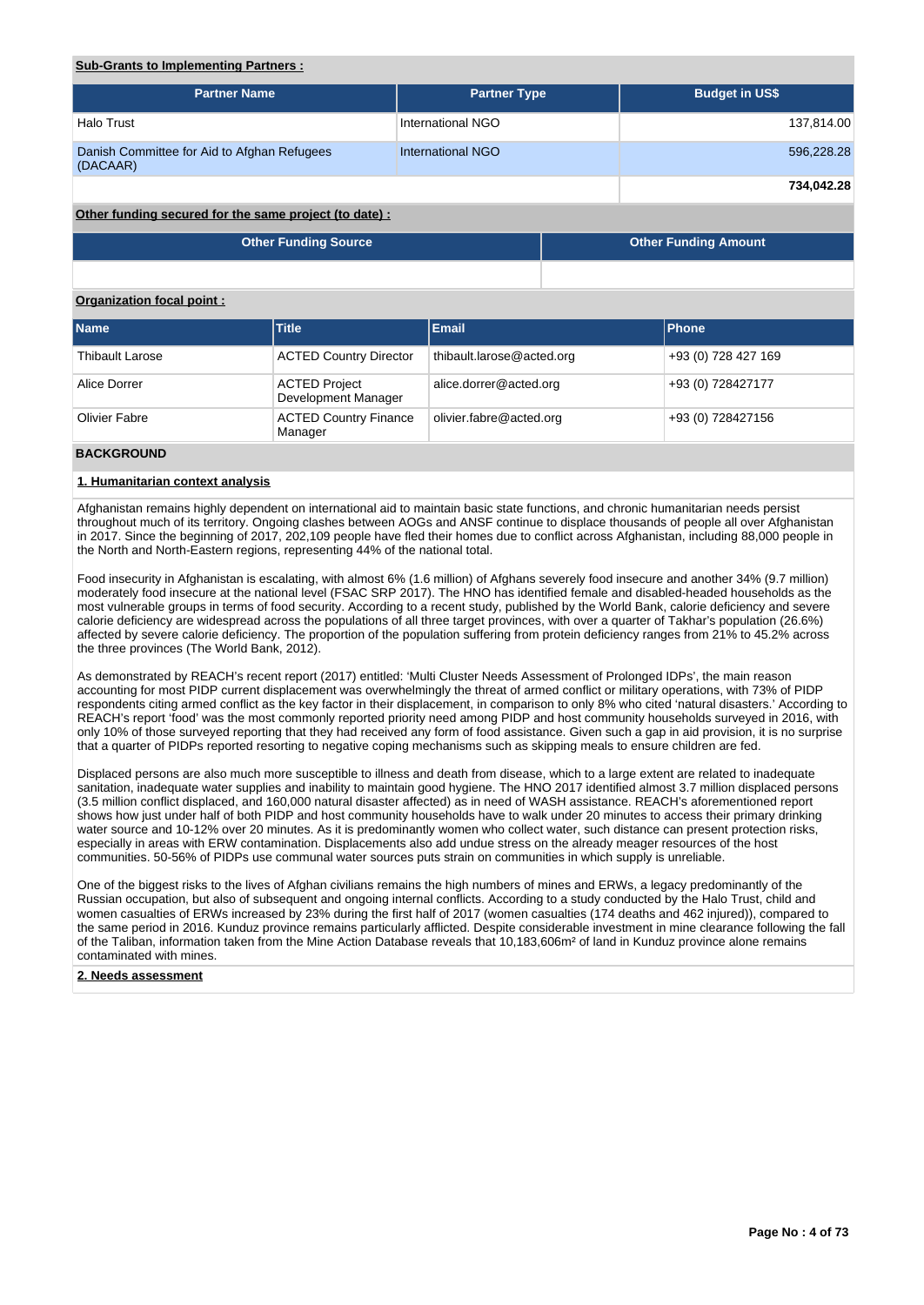**Sub-Grants to Implementing Partners :**

| Partner Name | Partner Type | Budget in US$ |
|---|---|---|
| Halo Trust | International NGO | 137,814.00 |
| Danish Committee for Aid to Afghan Refugees (DACAAR) | International NGO | 596,228.28 |
| | | **734,042.28** |

**Other funding secured for the same project (to date) :**

| Other Funding Source | Other Funding Amount |
|---|---|
| | |

**Organization focal point :**

| Name | Title | Email | Phone |
|---|---|---|---|
| Thibault Larose | ACTED Country Director | thibault.larose@acted.org | +93 (0) 728 427 169 |
| Alice Dorrer | ACTED Project Development Manager | alice.dorrer@acted.org | +93 (0) 728427177 |
| Olivier Fabre | ACTED Country Finance Manager | olivier.fabre@acted.org | +93 (0) 728427156 |

## BACKGROUND

### 1. Humanitarian context analysis

Afghanistan remains highly dependent on international aid to maintain basic state functions, and chronic humanitarian needs persist throughout much of its territory. Ongoing clashes between AOGs and ANSF continue to displace thousands of people all over Afghanistan in 2017. Since the beginning of 2017, 202,109 people have fled their homes due to conflict across Afghanistan, including 88,000 people in the North and North-Eastern regions, representing 44% of the national total.

Food insecurity in Afghanistan is escalating, with almost 6% (1.6 million) of Afghans severely food insecure and another 34% (9.7 million) moderately food insecure at the national level (FSAC SRP 2017). The HNO has identified female and disabled-headed households as the most vulnerable groups in terms of food security. According to a recent study, published by the World Bank, calorie deficiency and severe calorie deficiency are widespread across the populations of all three target provinces, with over a quarter of Takhar's population (26.6%) affected by severe calorie deficiency. The proportion of the population suffering from protein deficiency ranges from 21% to 45.2% across the three provinces (The World Bank, 2012).

As demonstrated by REACH's recent report (2017) entitled: 'Multi Cluster Needs Assessment of Prolonged IDPs', the main reason accounting for most PIDP current displacement was overwhelmingly the threat of armed conflict or military operations, with 73% of PIDP respondents citing armed conflict as the key factor in their displacement, in comparison to only 8% who cited 'natural disasters.' According to REACH's report 'food' was the most commonly reported priority need among PIDP and host community households surveyed in 2016, with only 10% of those surveyed reporting that they had received any form of food assistance. Given such a gap in aid provision, it is no surprise that a quarter of PIDPs reported resorting to negative coping mechanisms such as skipping meals to ensure children are fed.

Displaced persons are also much more susceptible to illness and death from disease, which to a large extent are related to inadequate sanitation, inadequate water supplies and inability to maintain good hygiene. The HNO 2017 identified almost 3.7 million displaced persons (3.5 million conflict displaced, and 160,000 natural disaster affected) as in need of WASH assistance. REACH's aforementioned report shows how just under half of both PIDP and host community households have to walk under 20 minutes to access their primary drinking water source and 10-12% over 20 minutes. As it is predominantly women who collect water, such distance can present protection risks, especially in areas with ERW contamination. Displacements also add undue stress on the already meager resources of the host communities. 50-56% of PIDPs use communal water sources puts strain on communities in which supply is unreliable.

One of the biggest risks to the lives of Afghan civilians remains the high numbers of mines and ERWs, a legacy predominantly of the Russian occupation, but also of subsequent and ongoing internal conflicts. According to a study conducted by the Halo Trust, child and women casualties of ERWs increased by 23% during the first half of 2017 (women casualties (174 deaths and 462 injured)), compared to the same period in 2016. Kunduz province remains particularly afflicted. Despite considerable investment in mine clearance following the fall of the Taliban, information taken from the Mine Action Database reveals that 10,183,606m² of land in Kunduz province alone remains contaminated with mines.

### 2. Needs assessment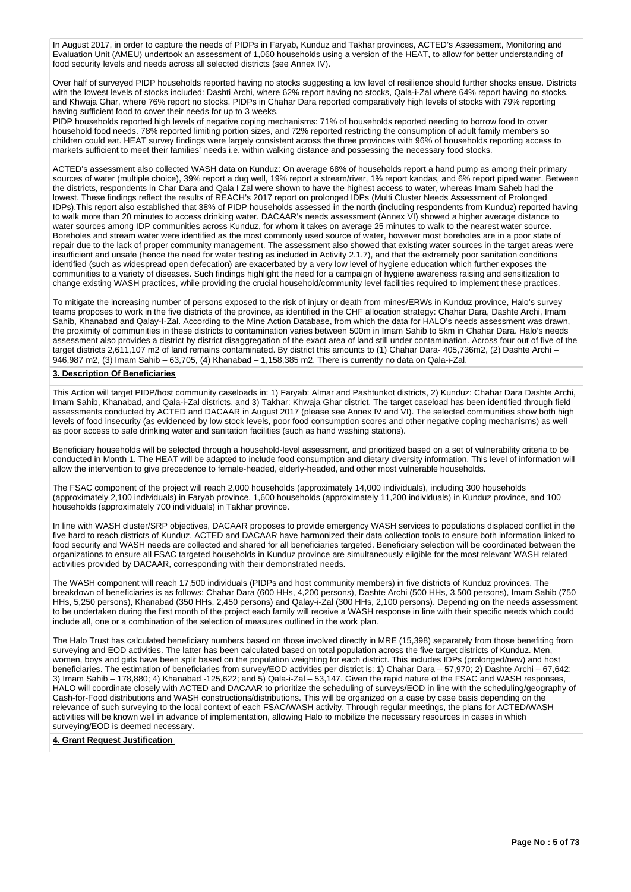In August 2017, in order to capture the needs of PIDPs in Faryab, Kunduz and Takhar provinces, ACTED's Assessment, Monitoring and Evaluation Unit (AMEU) undertook an assessment of 1,060 households using a version of the HEAT, to allow for better understanding of food security levels and needs across all selected districts (see Annex IV).

Over half of surveyed PIDP households reported having no stocks suggesting a low level of resilience should further shocks ensue. Districts with the lowest levels of stocks included: Dashti Archi, where 62% report having no stocks, Qala-i-Zal where 64% report having no stocks, and Khwaja Ghar, where 76% report no stocks. PIDPs in Chahar Dara reported comparatively high levels of stocks with 79% reporting having sufficient food to cover their needs for up to 3 weeks.
PIDP households reported high levels of negative coping mechanisms: 71% of households reported needing to borrow food to cover household food needs. 78% reported limiting portion sizes, and 72% reported restricting the consumption of adult family members so children could eat. HEAT survey findings were largely consistent across the three provinces with 96% of households reporting access to markets sufficient to meet their families' needs i.e. within walking distance and possessing the necessary food stocks.

ACTED's assessment also collected WASH data on Kunduz: On average 68% of households report a hand pump as among their primary sources of water (multiple choice), 39% report a dug well, 19% report a stream/river, 1% report kandas, and 6% report piped water. Between the districts, respondents in Char Dara and Qala I Zal were shown to have the highest access to water, whereas Imam Saheb had the lowest. These findings reflect the results of REACH's 2017 report on prolonged IDPs (Multi Cluster Needs Assessment of Prolonged IDPs).This report also established that 38% of PIDP households assessed in the north (including respondents from Kunduz) reported having to walk more than 20 minutes to access drinking water. DACAAR's needs assessment (Annex VI) showed a higher average distance to water sources among IDP communities across Kunduz, for whom it takes on average 25 minutes to walk to the nearest water source. Boreholes and stream water were identified as the most commonly used source of water, however most boreholes are in a poor state of repair due to the lack of proper community management. The assessment also showed that existing water sources in the target areas were insufficient and unsafe (hence the need for water testing as included in Activity 2.1.7), and that the extremely poor sanitation conditions identified (such as widespread open defecation) are exacerbated by a very low level of hygiene education which further exposes the communities to a variety of diseases. Such findings highlight the need for a campaign of hygiene awareness raising and sensitization to change existing WASH practices, while providing the crucial household/community level facilities required to implement these practices.

To mitigate the increasing number of persons exposed to the risk of injury or death from mines/ERWs in Kunduz province, Halo's survey teams proposes to work in the five districts of the province, as identified in the CHF allocation strategy: Chahar Dara, Dashte Archi, Imam Sahib, Khanabad and Qalay-I-Zal. According to the Mine Action Database, from which the data for HALO's needs assessment was drawn, the proximity of communities in these districts to contamination varies between 500m in Imam Sahib to 5km in Chahar Dara. Halo's needs assessment also provides a district by district disaggregation of the exact area of land still under contamination. Across four out of five of the target districts 2,611,107 m2 of land remains contaminated. By district this amounts to (1) Chahar Dara- 405,736m2, (2) Dashte Archi – 946,987 m2, (3) Imam Sahib – 63,705, (4) Khanabad – 1,158,385 m2. There is currently no data on Qala-i-Zal.

## 3. Description Of Beneficiaries

This Action will target PIDP/host community caseloads in: 1) Faryab: Almar and Pashtunkot districts, 2) Kunduz: Chahar Dara Dashte Archi, Imam Sahib, Khanabad, and Qala-i-Zal districts, and 3) Takhar: Khwaja Ghar district. The target caseload has been identified through field assessments conducted by ACTED and DACAAR in August 2017 (please see Annex IV and VI). The selected communities show both high levels of food insecurity (as evidenced by low stock levels, poor food consumption scores and other negative coping mechanisms) as well as poor access to safe drinking water and sanitation facilities (such as hand washing stations).

Beneficiary households will be selected through a household-level assessment, and prioritized based on a set of vulnerability criteria to be conducted in Month 1. The HEAT will be adapted to include food consumption and dietary diversity information. This level of information will allow the intervention to give precedence to female-headed, elderly-headed, and other most vulnerable households.

The FSAC component of the project will reach 2,000 households (approximately 14,000 individuals), including 300 households (approximately 2,100 individuals) in Faryab province, 1,600 households (approximately 11,200 individuals) in Kunduz province, and 100 households (approximately 700 individuals) in Takhar province.

In line with WASH cluster/SRP objectives, DACAAR proposes to provide emergency WASH services to populations displaced conflict in the five hard to reach districts of Kunduz. ACTED and DACAAR have harmonized their data collection tools to ensure both information linked to food security and WASH needs are collected and shared for all beneficiaries targeted. Beneficiary selection will be coordinated between the organizations to ensure all FSAC targeted households in Kunduz province are simultaneously eligible for the most relevant WASH related activities provided by DACAAR, corresponding with their demonstrated needs.

The WASH component will reach 17,500 individuals (PIDPs and host community members) in five districts of Kunduz provinces. The breakdown of beneficiaries is as follows: Chahar Dara (600 HHs, 4,200 persons), Dashte Archi (500 HHs, 3,500 persons), Imam Sahib (750 HHs, 5,250 persons), Khanabad (350 HHs, 2,450 persons) and Qalay-i-Zal (300 HHs, 2,100 persons). Depending on the needs assessment to be undertaken during the first month of the project each family will receive a WASH response in line with their specific needs which could include all, one or a combination of the selection of measures outlined in the work plan.

The Halo Trust has calculated beneficiary numbers based on those involved directly in MRE (15,398) separately from those benefiting from surveying and EOD activities. The latter has been calculated based on total population across the five target districts of Kunduz. Men, women, boys and girls have been split based on the population weighting for each district. This includes IDPs (prolonged/new) and host beneficiaries. The estimation of beneficiaries from survey/EOD activities per district is: 1) Chahar Dara – 57,970; 2) Dashte Archi – 67,642; 3) Imam Sahib – 178,880; 4) Khanabad -125,622; and 5) Qala-i-Zal – 53,147. Given the rapid nature of the FSAC and WASH responses, HALO will coordinate closely with ACTED and DACAAR to prioritize the scheduling of surveys/EOD in line with the scheduling/geography of Cash-for-Food distributions and WASH constructions/distributions. This will be organized on a case by case basis depending on the relevance of such surveying to the local context of each FSAC/WASH activity. Through regular meetings, the plans for ACTED/WASH activities will be known well in advance of implementation, allowing Halo to mobilize the necessary resources in cases in which surveying/EOD is deemed necessary.

## 4. Grant Request Justification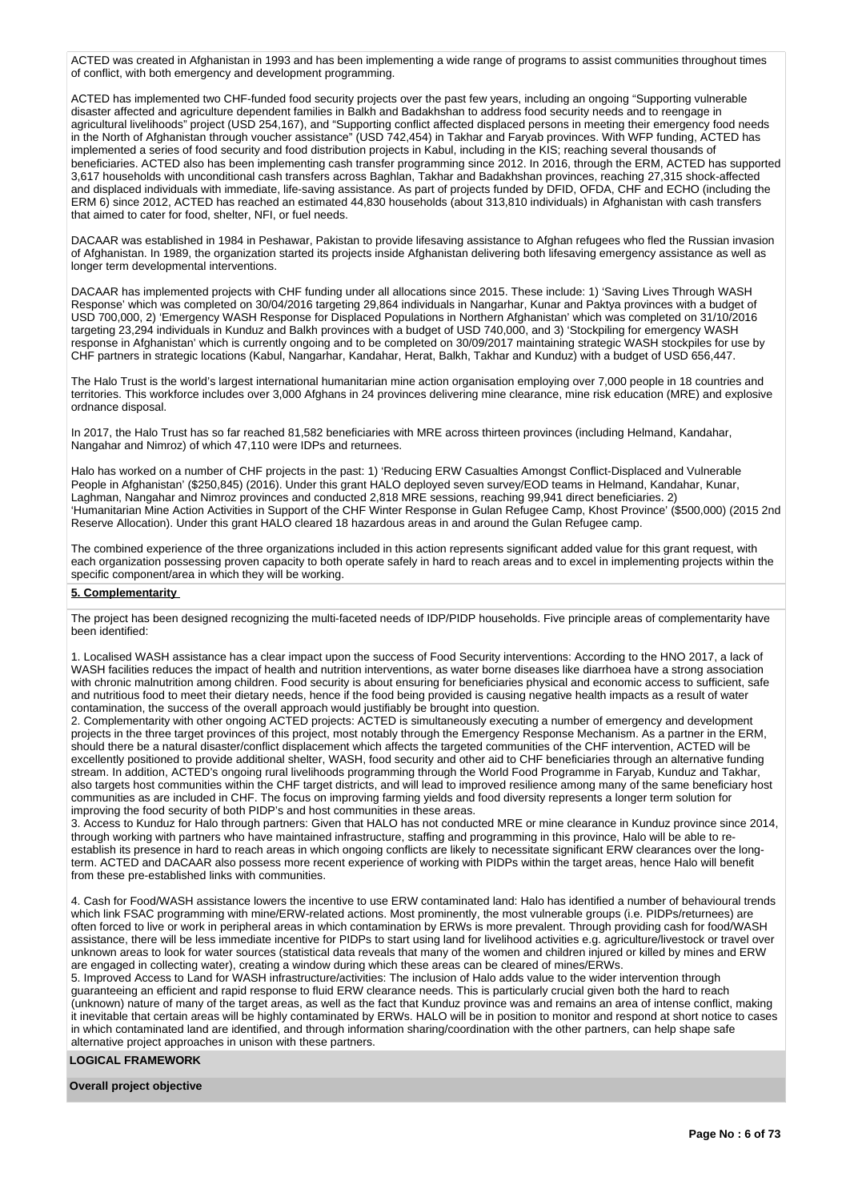ACTED was created in Afghanistan in 1993 and has been implementing a wide range of programs to assist communities throughout times of conflict, with both emergency and development programming.

ACTED has implemented two CHF-funded food security projects over the past few years, including an ongoing "Supporting vulnerable disaster affected and agriculture dependent families in Balkh and Badakhshan to address food security needs and to reengage in agricultural livelihoods" project (USD 254,167), and "Supporting conflict affected displaced persons in meeting their emergency food needs in the North of Afghanistan through voucher assistance" (USD 742,454) in Takhar and Faryab provinces. With WFP funding, ACTED has implemented a series of food security and food distribution projects in Kabul, including in the KIS; reaching several thousands of beneficiaries. ACTED also has been implementing cash transfer programming since 2012. In 2016, through the ERM, ACTED has supported 3,617 households with unconditional cash transfers across Baghlan, Takhar and Badakhshan provinces, reaching 27,315 shock-affected and displaced individuals with immediate, life-saving assistance. As part of projects funded by DFID, OFDA, CHF and ECHO (including the ERM 6) since 2012, ACTED has reached an estimated 44,830 households (about 313,810 individuals) in Afghanistan with cash transfers that aimed to cater for food, shelter, NFI, or fuel needs.

DACAAR was established in 1984 in Peshawar, Pakistan to provide lifesaving assistance to Afghan refugees who fled the Russian invasion of Afghanistan. In 1989, the organization started its projects inside Afghanistan delivering both lifesaving emergency assistance as well as longer term developmental interventions.

DACAAR has implemented projects with CHF funding under all allocations since 2015. These include: 1) 'Saving Lives Through WASH Response' which was completed on 30/04/2016 targeting 29,864 individuals in Nangarhar, Kunar and Paktya provinces with a budget of USD 700,000, 2) 'Emergency WASH Response for Displaced Populations in Northern Afghanistan' which was completed on 31/10/2016 targeting 23,294 individuals in Kunduz and Balkh provinces with a budget of USD 740,000, and 3) 'Stockpiling for emergency WASH response in Afghanistan' which is currently ongoing and to be completed on 30/09/2017 maintaining strategic WASH stockpiles for use by CHF partners in strategic locations (Kabul, Nangarhar, Kandahar, Herat, Balkh, Takhar and Kunduz) with a budget of USD 656,447.

The Halo Trust is the world's largest international humanitarian mine action organisation employing over 7,000 people in 18 countries and territories. This workforce includes over 3,000 Afghans in 24 provinces delivering mine clearance, mine risk education (MRE) and explosive ordnance disposal.

In 2017, the Halo Trust has so far reached 81,582 beneficiaries with MRE across thirteen provinces (including Helmand, Kandahar, Nangahar and Nimroz) of which 47,110 were IDPs and returnees.

Halo has worked on a number of CHF projects in the past: 1) 'Reducing ERW Casualties Amongst Conflict-Displaced and Vulnerable People in Afghanistan' ($250,845) (2016). Under this grant HALO deployed seven survey/EOD teams in Helmand, Kandahar, Kunar, Laghman, Nangahar and Nimroz provinces and conducted 2,818 MRE sessions, reaching 99,941 direct beneficiaries. 2) 'Humanitarian Mine Action Activities in Support of the CHF Winter Response in Gulan Refugee Camp, Khost Province' ($500,000) (2015 2nd Reserve Allocation). Under this grant HALO cleared 18 hazardous areas in and around the Gulan Refugee camp.

The combined experience of the three organizations included in this action represents significant added value for this grant request, with each organization possessing proven capacity to both operate safely in hard to reach areas and to excel in implementing projects within the specific component/area in which they will be working.

**5. Complementarity**

The project has been designed recognizing the multi-faceted needs of IDP/PIDP households. Five principle areas of complementarity have been identified:

1. Localised WASH assistance has a clear impact upon the success of Food Security interventions: According to the HNO 2017, a lack of WASH facilities reduces the impact of health and nutrition interventions, as water borne diseases like diarrhoea have a strong association with chronic malnutrition among children. Food security is about ensuring for beneficiaries physical and economic access to sufficient, safe and nutritious food to meet their dietary needs, hence if the food being provided is causing negative health impacts as a result of water contamination, the success of the overall approach would justifiably be brought into question.
2. Complementarity with other ongoing ACTED projects: ACTED is simultaneously executing a number of emergency and development projects in the three target provinces of this project, most notably through the Emergency Response Mechanism. As a partner in the ERM, should there be a natural disaster/conflict displacement which affects the targeted communities of the CHF intervention, ACTED will be excellently positioned to provide additional shelter, WASH, food security and other aid to CHF beneficiaries through an alternative funding stream. In addition, ACTED's ongoing rural livelihoods programming through the World Food Programme in Faryab, Kunduz and Takhar, also targets host communities within the CHF target districts, and will lead to improved resilience among many of the same beneficiary host communities as are included in CHF. The focus on improving farming yields and food diversity represents a longer term solution for improving the food security of both PIDP's and host communities in these areas.
3. Access to Kunduz for Halo through partners: Given that HALO has not conducted MRE or mine clearance in Kunduz province since 2014, through working with partners who have maintained infrastructure, staffing and programming in this province, Halo will be able to re-establish its presence in hard to reach areas in which ongoing conflicts are likely to necessitate significant ERW clearances over the long-term. ACTED and DACAAR also possess more recent experience of working with PIDPs within the target areas, hence Halo will benefit from these pre-established links with communities.
4. Cash for Food/WASH assistance lowers the incentive to use ERW contaminated land: Halo has identified a number of behavioural trends which link FSAC programming with mine/ERW-related actions. Most prominently, the most vulnerable groups (i.e. PIDPs/returnees) are often forced to live or work in peripheral areas in which contamination by ERWs is more prevalent. Through providing cash for food/WASH assistance, there will be less immediate incentive for PIDPs to start using land for livelihood activities e.g. agriculture/livestock or travel over unknown areas to look for water sources (statistical data reveals that many of the women and children injured or killed by mines and ERW are engaged in collecting water), creating a window during which these areas can be cleared of mines/ERWs.
5. Improved Access to Land for WASH infrastructure/activities: The inclusion of Halo adds value to the wider intervention through guaranteeing an efficient and rapid response to fluid ERW clearance needs. This is particularly crucial given both the hard to reach (unknown) nature of many of the target areas, as well as the fact that Kunduz province was and remains an area of intense conflict, making it inevitable that certain areas will be highly contaminated by ERWs. HALO will be in position to monitor and respond at short notice to cases in which contaminated land are identified, and through information sharing/coordination with the other partners, can help shape safe alternative project approaches in unison with these partners.

**LOGICAL FRAMEWORK**

**Overall project objective**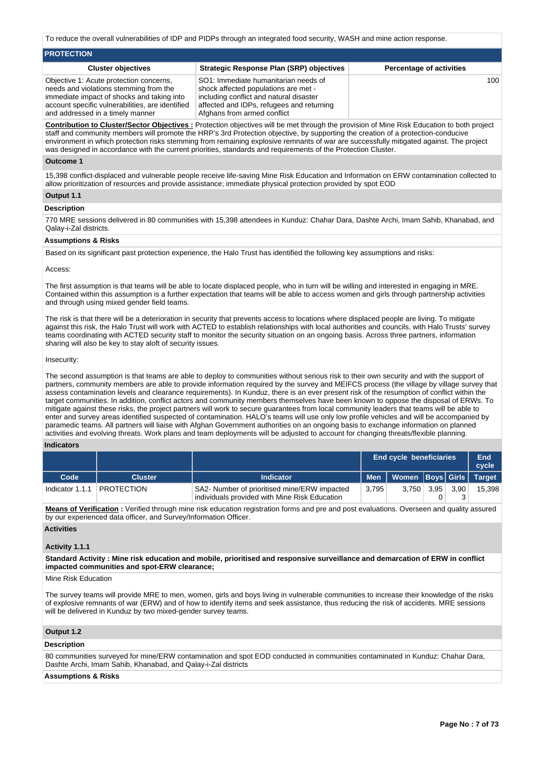To reduce the overall vulnerabilities of IDP and PIDPs through an integrated food security, WASH and mine action response.

## PROTECTION

| Cluster objectives | Strategic Response Plan (SRP) objectives | Percentage of activities |
|---|---|---|
| Objective 1: Acute protection concerns, needs and violations stemming from the immediate impact of shocks and taking into account specific vulnerabilities, are identified and addressed in a timely manner | SO1: Immediate humanitarian needs of shock affected populations are met - including conflict and natural disaster affected and IDPs, refugees and returning Afghans from armed conflict | 100 |

**Contribution to Cluster/Sector Objectives :** Protection objectives will be met through the provision of Mine Risk Education to both project staff and community members will promote the HRP's 3rd Protection objective, by supporting the creation of a protection-conducive environment in which protection risks stemming from remaining explosive remnants of war are successfully mitigated against. The project was designed in accordance with the current priorities, standards and requirements of the Protection Cluster.

### Outcome 1

15,398 conflict-displaced and vulnerable people receive life-saving Mine Risk Education and Information on ERW contamination collected to allow prioritization of resources and provide assistance; immediate physical protection provided by spot EOD

### Output 1.1

**Description**

770 MRE sessions delivered in 80 communities with 15,398 attendees in Kunduz: Chahar Dara, Dashte Archi, Imam Sahib, Khanabad, and Qalay-i-Zal districts.

**Assumptions & Risks**

Based on its significant past protection experience, the Halo Trust has identified the following key assumptions and risks:

Access:

The first assumption is that teams will be able to locate displaced people, who in turn will be willing and interested in engaging in MRE. Contained within this assumption is a further expectation that teams will be able to access women and girls through partnership activities and through using mixed gender field teams.

The risk is that there will be a deterioration in security that prevents access to locations where displaced people are living. To mitigate against this risk, the Halo Trust will work with ACTED to establish relationships with local authorities and councils, with Halo Trusts' survey teams coordinating with ACTED security staff to monitor the security situation on an ongoing basis. Across three partners, information sharing will also be key to stay aloft of security issues.

Insecurity:

The second assumption is that teams are able to deploy to communities without serious risk to their own security and with the support of partners, community members are able to provide information required by the survey and MEIFCS process (the village by village survey that assess contamination levels and clearance requirements). In Kunduz, there is an ever present risk of the resumption of conflict within the target communities. In addition, conflict actors and community members themselves have been known to oppose the disposal of ERWs. To mitigate against these risks, the project partners will work to secure guarantees from local community leaders that teams will be able to enter and survey areas identified suspected of contamination. HALO's teams will use only low profile vehicles and will be accompanied by paramedic teams. All partners will liaise with Afghan Government authorities on an ongoing basis to exchange information on planned activities and evolving threats. Work plans and team deployments will be adjusted to account for changing threats/flexible planning.

**Indicators**

| | | | End cycle beneficiaries | | | | End cycle |
|---|---|---|---|---|---|---|---|
| Code | Cluster | Indicator | Men | Women | Boys | Girls | Target |
| Indicator 1.1.1 | PROTECTION | SA2- Number of prioritised mine/ERW impacted individuals provided with Mine Risk Education | 3,795 | 3,750 | 3,950 | 3,903 | 15,398 |

**Means of Verification :** Verified through mine risk education registration forms and pre and post evaluations. Overseen and quality assured by our experienced data officer, and Survey/Information Officer.

**Activities**

**Activity 1.1.1**

**Standard Activity : Mine risk education and mobile, prioritised and responsive surveillance and demarcation of ERW in conflict impacted communities and spot-ERW clearance;**

Mine Risk Education

The survey teams will provide MRE to men, women, girls and boys living in vulnerable communities to increase their knowledge of the risks of explosive remnants of war (ERW) and of how to identify items and seek assistance, thus reducing the risk of accidents. MRE sessions will be delivered in Kunduz by two mixed-gender survey teams.

### Output 1.2

**Description**

80 communities surveyed for mine/ERW contamination and spot EOD conducted in communities contaminated in Kunduz: Chahar Dara, Dashte Archi, Imam Sahib, Khanabad, and Qalay-i-Zal districts

**Assumptions & Risks**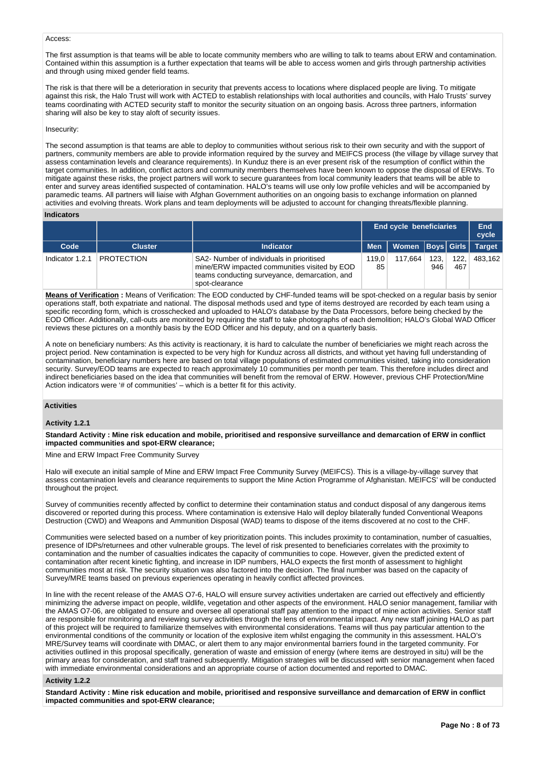Access:

The first assumption is that teams will be able to locate community members who are willing to talk to teams about ERW and contamination. Contained within this assumption is a further expectation that teams will be able to access women and girls through partnership activities and through using mixed gender field teams.

The risk is that there will be a deterioration in security that prevents access to locations where displaced people are living. To mitigate against this risk, the Halo Trust will work with ACTED to establish relationships with local authorities and councils, with Halo Trusts' survey teams coordinating with ACTED security staff to monitor the security situation on an ongoing basis. Across three partners, information sharing will also be key to stay aloft of security issues.

Insecurity:

The second assumption is that teams are able to deploy to communities without serious risk to their own security and with the support of partners, community members are able to provide information required by the survey and MEIFCS process (the village by village survey that assess contamination levels and clearance requirements). In Kunduz there is an ever present risk of the resumption of conflict within the target communities. In addition, conflict actors and community members themselves have been known to oppose the disposal of ERWs. To mitigate against these risks, the project partners will work to secure guarantees from local community leaders that teams will be able to enter and survey areas identified suspected of contamination. HALO's teams will use only low profile vehicles and will be accompanied by paramedic teams. All partners will liaise with Afghan Government authorities on an ongoing basis to exchange information on planned activities and evolving threats. Work plans and team deployments will be adjusted to account for changing threats/flexible planning.

**Indicators**

| | | | End cycle beneficiaries | | | | End cycle |
|---|---|---|---|---|---|---|---|
| **Code** | **Cluster** | **Indicator** | **Men** | **Women** | **Boys** | **Girls** | **Target** |
| Indicator 1.2.1 | PROTECTION | SA2- Number of individuals in prioritised mine/ERW impacted communities visited by EOD teams conducting surveyance, demarcation, and spot-clearance | 119,085 | 117,664 | 123,946 | 122,467 | 483,162 |

**Means of Verification :** Means of Verification: The EOD conducted by CHF-funded teams will be spot-checked on a regular basis by senior operations staff, both expatriate and national. The disposal methods used and type of items destroyed are recorded by each team using a specific recording form, which is crosschecked and uploaded to HALO's database by the Data Processors, before being checked by the EOD Officer. Additionally, call-outs are monitored by requiring the staff to take photographs of each demolition; HALO's Global WAD Officer reviews these pictures on a monthly basis by the EOD Officer and his deputy, and on a quarterly basis.

A note on beneficiary numbers: As this activity is reactionary, it is hard to calculate the number of beneficiaries we might reach across the project period. New contamination is expected to be very high for Kunduz across all districts, and without yet having full understanding of contamination, beneficiary numbers here are based on total village populations of estimated communities visited, taking into consideration security. Survey/EOD teams are expected to reach approximately 10 communities per month per team. This therefore includes direct and indirect beneficiaries based on the idea that communities will benefit from the removal of ERW. However, previous CHF Protection/Mine Action indicators were '# of communities' – which is a better fit for this activity.

**Activities**

**Activity 1.2.1**

**Standard Activity : Mine risk education and mobile, prioritised and responsive surveillance and demarcation of ERW in conflict impacted communities and spot-ERW clearance;**

Mine and ERW Impact Free Community Survey

Halo will execute an initial sample of Mine and ERW Impact Free Community Survey (MEIFCS). This is a village-by-village survey that assess contamination levels and clearance requirements to support the Mine Action Programme of Afghanistan. MEIFCS' will be conducted throughout the project.

Survey of communities recently affected by conflict to determine their contamination status and conduct disposal of any dangerous items discovered or reported during this process. Where contamination is extensive Halo will deploy bilaterally funded Conventional Weapons Destruction (CWD) and Weapons and Ammunition Disposal (WAD) teams to dispose of the items discovered at no cost to the CHF.

Communities were selected based on a number of key prioritization points. This includes proximity to contamination, number of casualties, presence of IDPs/returnees and other vulnerable groups. The level of risk presented to beneficiaries correlates with the proximity to contamination and the number of casualties indicates the capacity of communities to cope. However, given the predicted extent of contamination after recent kinetic fighting, and increase in IDP numbers, HALO expects the first month of assessment to highlight communities most at risk. The security situation was also factored into the decision. The final number was based on the capacity of Survey/MRE teams based on previous experiences operating in heavily conflict affected provinces.

In line with the recent release of the AMAS O7-6, HALO will ensure survey activities undertaken are carried out effectively and efficiently minimizing the adverse impact on people, wildlife, vegetation and other aspects of the environment. HALO senior management, familiar with the AMAS O7-06, are obligated to ensure and oversee all operational staff pay attention to the impact of mine action activities. Senior staff are responsible for monitoring and reviewing survey activities through the lens of environmental impact. Any new staff joining HALO as part of this project will be required to familiarize themselves with environmental considerations. Teams will thus pay particular attention to the environmental conditions of the community or location of the explosive item whilst engaging the community in this assessment. HALO's MRE/Survey teams will coordinate with DMAC, or alert them to any major environmental barriers found in the targeted community. For activities outlined in this proposal specifically, generation of waste and emission of energy (where items are destroyed in situ) will be the primary areas for consideration, and staff trained subsequently. Mitigation strategies will be discussed with senior management when faced with immediate environmental considerations and an appropriate course of action documented and reported to DMAC.

**Activity 1.2.2**

**Standard Activity : Mine risk education and mobile, prioritised and responsive surveillance and demarcation of ERW in conflict impacted communities and spot-ERW clearance;**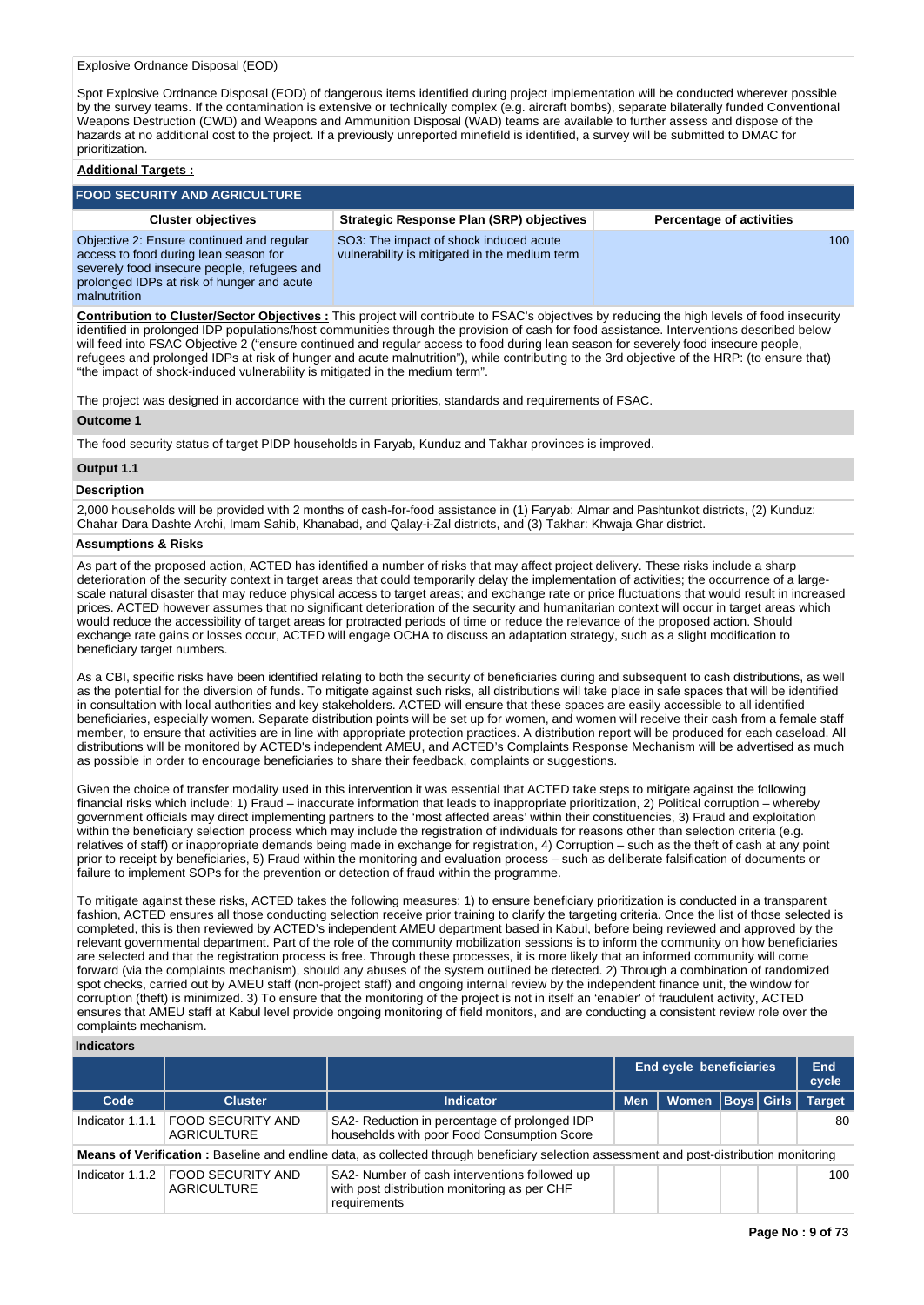Explosive Ordnance Disposal (EOD)

Spot Explosive Ordnance Disposal (EOD) of dangerous items identified during project implementation will be conducted wherever possible by the survey teams. If the contamination is extensive or technically complex (e.g. aircraft bombs), separate bilaterally funded Conventional Weapons Destruction (CWD) and Weapons and Ammunition Disposal (WAD) teams are available to further assess and dispose of the hazards at no additional cost to the project. If a previously unreported minefield is identified, a survey will be submitted to DMAC for prioritization.

**Additional Targets :**

**FOOD SECURITY AND AGRICULTURE**

| Cluster objectives | Strategic Response Plan (SRP) objectives | Percentage of activities |
|---|---|---|
| Objective 2: Ensure continued and regular access to food during lean season for severely food insecure people, refugees and prolonged IDPs at risk of hunger and acute malnutrition | SO3: The impact of shock induced acute vulnerability is mitigated in the medium term | 100 |

**Contribution to Cluster/Sector Objectives :** This project will contribute to FSAC's objectives by reducing the high levels of food insecurity identified in prolonged IDP populations/host communities through the provision of cash for food assistance. Interventions described below will feed into FSAC Objective 2 ("ensure continued and regular access to food during lean season for severely food insecure people, refugees and prolonged IDPs at risk of hunger and acute malnutrition"), while contributing to the 3rd objective of the HRP: (to ensure that) "the impact of shock-induced vulnerability is mitigated in the medium term".

The project was designed in accordance with the current priorities, standards and requirements of FSAC.

**Outcome 1**

The food security status of target PIDP households in Faryab, Kunduz and Takhar provinces is improved.

**Output 1.1**

**Description**

2,000 households will be provided with 2 months of cash-for-food assistance in (1) Faryab: Almar and Pashtunkot districts, (2) Kunduz: Chahar Dara Dashte Archi, Imam Sahib, Khanabad, and Qalay-i-Zal districts, and (3) Takhar: Khwaja Ghar district.

**Assumptions & Risks**

As part of the proposed action, ACTED has identified a number of risks that may affect project delivery. These risks include a sharp deterioration of the security context in target areas that could temporarily delay the implementation of activities; the occurrence of a large-scale natural disaster that may reduce physical access to target areas; and exchange rate or price fluctuations that would result in increased prices. ACTED however assumes that no significant deterioration of the security and humanitarian context will occur in target areas which would reduce the accessibility of target areas for protracted periods of time or reduce the relevance of the proposed action. Should exchange rate gains or losses occur, ACTED will engage OCHA to discuss an adaptation strategy, such as a slight modification to beneficiary target numbers.

As a CBI, specific risks have been identified relating to both the security of beneficiaries during and subsequent to cash distributions, as well as the potential for the diversion of funds. To mitigate against such risks, all distributions will take place in safe spaces that will be identified in consultation with local authorities and key stakeholders. ACTED will ensure that these spaces are easily accessible to all identified beneficiaries, especially women. Separate distribution points will be set up for women, and women will receive their cash from a female staff member, to ensure that activities are in line with appropriate protection practices. A distribution report will be produced for each caseload. All distributions will be monitored by ACTED's independent AMEU, and ACTED's Complaints Response Mechanism will be advertised as much as possible in order to encourage beneficiaries to share their feedback, complaints or suggestions.

Given the choice of transfer modality used in this intervention it was essential that ACTED take steps to mitigate against the following financial risks which include: 1) Fraud – inaccurate information that leads to inappropriate prioritization, 2) Political corruption – whereby government officials may direct implementing partners to the 'most affected areas' within their constituencies, 3) Fraud and exploitation within the beneficiary selection process which may include the registration of individuals for reasons other than selection criteria (e.g. relatives of staff) or inappropriate demands being made in exchange for registration, 4) Corruption – such as the theft of cash at any point prior to receipt by beneficiaries, 5) Fraud within the monitoring and evaluation process – such as deliberate falsification of documents or failure to implement SOPs for the prevention or detection of fraud within the programme.

To mitigate against these risks, ACTED takes the following measures: 1) to ensure beneficiary prioritization is conducted in a transparent fashion, ACTED ensures all those conducting selection receive prior training to clarify the targeting criteria. Once the list of those selected is completed, this is then reviewed by ACTED's independent AMEU department based in Kabul, before being reviewed and approved by the relevant governmental department. Part of the role of the community mobilization sessions is to inform the community on how beneficiaries are selected and that the registration process is free. Through these processes, it is more likely that an informed community will come forward (via the complaints mechanism), should any abuses of the system outlined be detected. 2) Through a combination of randomized spot checks, carried out by AMEU staff (non-project staff) and ongoing internal review by the independent finance unit, the window for corruption (theft) is minimized. 3) To ensure that the monitoring of the project is not in itself an 'enabler' of fraudulent activity, ACTED ensures that AMEU staff at Kabul level provide ongoing monitoring of field monitors, and are conducting a consistent review role over the complaints mechanism.

**Indicators**

| | | | End cycle beneficiaries | | | | End cycle |
|---|---|---|---|---|---|---|---|
| **Code** | **Cluster** | **Indicator** | **Men** | **Women** | **Boys** | **Girls** | **Target** |
| Indicator 1.1.1 | FOOD SECURITY AND AGRICULTURE | SA2- Reduction in percentage of prolonged IDP households with poor Food Consumption Score | | | | | 80 |
| **Means of Verification :** Baseline and endline data, as collected through beneficiary selection assessment and post-distribution monitoring | | | | | | | |
| Indicator 1.1.2 | FOOD SECURITY AND AGRICULTURE | SA2- Number of cash interventions followed up with post distribution monitoring as per CHF requirements | | | | | 100 |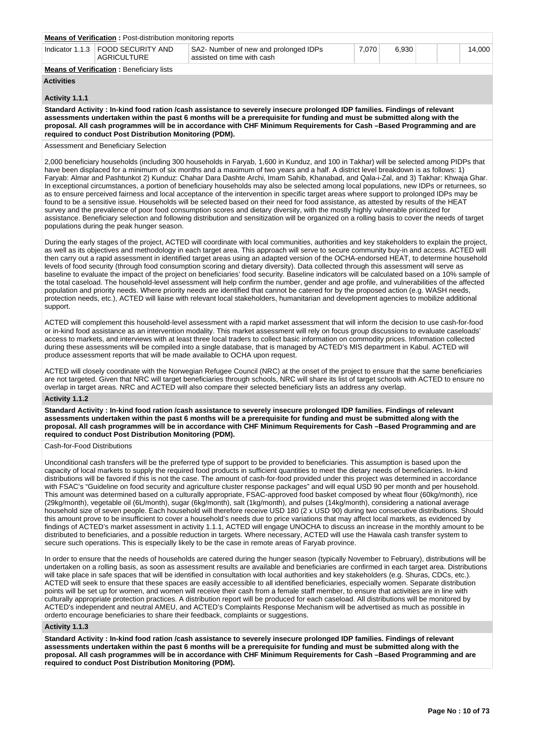**Means of Verification :** Post-distribution monitoring reports

| Indicator 1.1.3 | FOOD SECURITY AND AGRICULTURE | SA2- Number of new and prolonged IDPs assisted on time with cash | 7,070 | 6,930 | | | 14,000 |
|---|---|---|---|---|---|---|---|

**Means of Verification :** Beneficiary lists

**Activities**

**Activity 1.1.1**

**Standard Activity : In-kind food ration /cash assistance to severely insecure prolonged IDP families. Findings of relevant assessments undertaken within the past 6 months will be a prerequisite for funding and must be submitted along with the proposal. All cash programmes will be in accordance with CHF Minimum Requirements for Cash –Based Programming and are required to conduct Post Distribution Monitoring (PDM).**

Assessment and Beneficiary Selection

2,000 beneficiary households (including 300 households in Faryab, 1,600 in Kunduz, and 100 in Takhar) will be selected among PIDPs that have been displaced for a minimum of six months and a maximum of two years and a half. A district level breakdown is as follows: 1) Faryab: Almar and Pashtunkot 2) Kunduz: Chahar Dara Dashte Archi, Imam Sahib, Khanabad, and Qala-i-Zal, and 3) Takhar: Khwaja Ghar. In exceptional circumstances, a portion of beneficiary households may also be selected among local populations, new IDPs or returnees, so as to ensure perceived fairness and local acceptance of the intervention in specific target areas where support to prolonged IDPs may be found to be a sensitive issue. Households will be selected based on their need for food assistance, as attested by results of the HEAT survey and the prevalence of poor food consumption scores and dietary diversity, with the mostly highly vulnerable prioritized for assistance. Beneficiary selection and following distribution and sensitization will be organized on a rolling basis to cover the needs of target populations during the peak hunger season.

During the early stages of the project, ACTED will coordinate with local communities, authorities and key stakeholders to explain the project, as well as its objectives and methodology in each target area. This approach will serve to secure community buy-in and access. ACTED will then carry out a rapid assessment in identified target areas using an adapted version of the OCHA-endorsed HEAT, to determine household levels of food security (through food consumption scoring and dietary diversity). Data collected through this assessment will serve as baseline to evaluate the impact of the project on beneficiaries' food security. Baseline indicators will be calculated based on a 10% sample of the total caseload. The household-level assessment will help confirm the number, gender and age profile, and vulnerabilities of the affected population and priority needs. Where priority needs are identified that cannot be catered for by the proposed action (e.g. WASH needs, protection needs, etc.), ACTED will liaise with relevant local stakeholders, humanitarian and development agencies to mobilize additional support.

ACTED will complement this household-level assessment with a rapid market assessment that will inform the decision to use cash-for-food or in-kind food assistance as an intervention modality. This market assessment will rely on focus group discussions to evaluate caseloads' access to markets, and interviews with at least three local traders to collect basic information on commodity prices. Information collected during these assessments will be compiled into a single database, that is managed by ACTED's MIS department in Kabul. ACTED will produce assessment reports that will be made available to OCHA upon request.

ACTED will closely coordinate with the Norwegian Refugee Council (NRC) at the onset of the project to ensure that the same beneficiaries are not targeted. Given that NRC will target beneficiaries through schools, NRC will share its list of target schools with ACTED to ensure no overlap in target areas. NRC and ACTED will also compare their selected beneficiary lists an address any overlap.

**Activity 1.1.2**

**Standard Activity : In-kind food ration /cash assistance to severely insecure prolonged IDP families. Findings of relevant assessments undertaken within the past 6 months will be a prerequisite for funding and must be submitted along with the proposal. All cash programmes will be in accordance with CHF Minimum Requirements for Cash –Based Programming and are required to conduct Post Distribution Monitoring (PDM).**

Cash-for-Food Distributions

Unconditional cash transfers will be the preferred type of support to be provided to beneficiaries. This assumption is based upon the capacity of local markets to supply the required food products in sufficient quantities to meet the dietary needs of beneficiaries. In-kind distributions will be favored if this is not the case. The amount of cash-for-food provided under this project was determined in accordance with FSAC's "Guideline on food security and agriculture cluster response packages" and will equal USD 90 per month and per household. This amount was determined based on a culturally appropriate, FSAC-approved food basket composed by wheat flour (60kg/month), rice (29kg/month), vegetable oil (6L/month), sugar (6kg/month), salt (1kg/month), and pulses (14kg/month), considering a national average household size of seven people. Each household will therefore receive USD 180 (2 x USD 90) during two consecutive distributions. Should this amount prove to be insufficient to cover a household's needs due to price variations that may affect local markets, as evidenced by findings of ACTED's market assessment in activity 1.1.1, ACTED will engage UNOCHA to discuss an increase in the monthly amount to be distributed to beneficiaries, and a possible reduction in targets. Where necessary, ACTED will use the Hawala cash transfer system to secure such operations. This is especially likely to be the case in remote areas of Faryab province.

In order to ensure that the needs of households are catered during the hunger season (typically November to February), distributions will be undertaken on a rolling basis, as soon as assessment results are available and beneficiaries are confirmed in each target area. Distributions will take place in safe spaces that will be identified in consultation with local authorities and key stakeholders (e.g. Shuras, CDCs, etc.). ACTED will seek to ensure that these spaces are easily accessible to all identified beneficiaries, especially women. Separate distribution points will be set up for women, and women will receive their cash from a female staff member, to ensure that activities are in line with culturally appropriate protection practices. A distribution report will be produced for each caseload. All distributions will be monitored by ACTED's independent and neutral AMEU, and ACTED's Complaints Response Mechanism will be advertised as much as possible in orderto encourage beneficiaries to share their feedback, complaints or suggestions.

**Activity 1.1.3**

**Standard Activity : In-kind food ration /cash assistance to severely insecure prolonged IDP families. Findings of relevant assessments undertaken within the past 6 months will be a prerequisite for funding and must be submitted along with the proposal. All cash programmes will be in accordance with CHF Minimum Requirements for Cash –Based Programming and are required to conduct Post Distribution Monitoring (PDM).**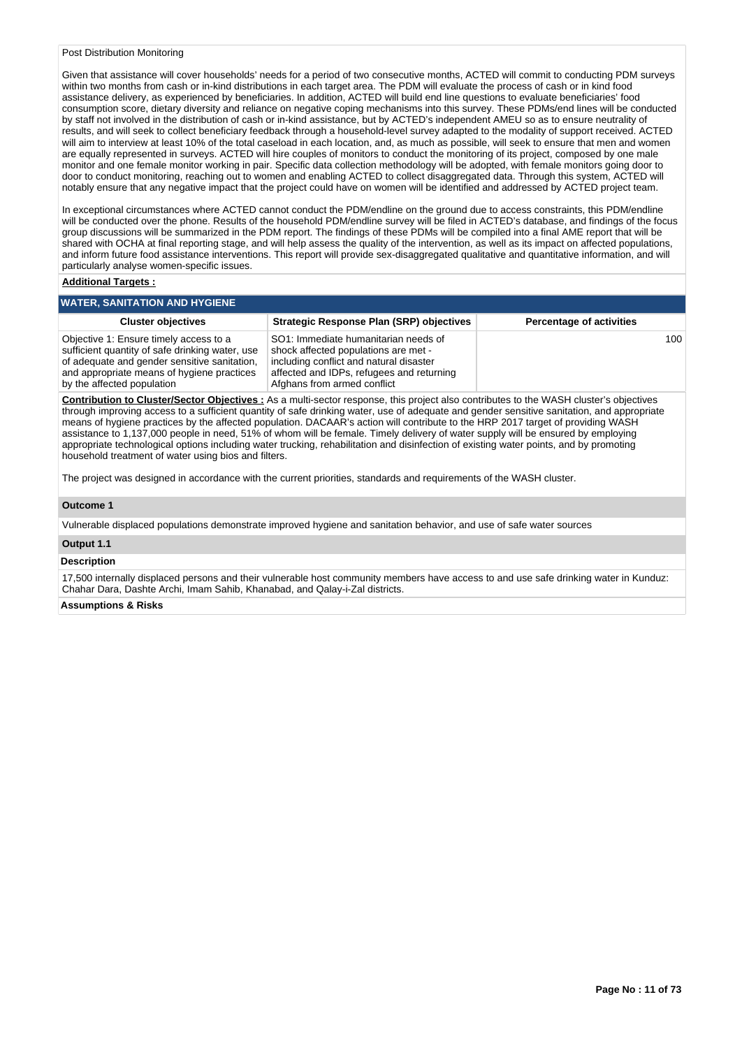Post Distribution Monitoring

Given that assistance will cover households' needs for a period of two consecutive months, ACTED will commit to conducting PDM surveys within two months from cash or in-kind distributions in each target area. The PDM will evaluate the process of cash or in kind food assistance delivery, as experienced by beneficiaries. In addition, ACTED will build end line questions to evaluate beneficiaries' food consumption score, dietary diversity and reliance on negative coping mechanisms into this survey. These PDMs/end lines will be conducted by staff not involved in the distribution of cash or in-kind assistance, but by ACTED's independent AMEU so as to ensure neutrality of results, and will seek to collect beneficiary feedback through a household-level survey adapted to the modality of support received. ACTED will aim to interview at least 10% of the total caseload in each location, and, as much as possible, will seek to ensure that men and women are equally represented in surveys. ACTED will hire couples of monitors to conduct the monitoring of its project, composed by one male monitor and one female monitor working in pair. Specific data collection methodology will be adopted, with female monitors going door to door to conduct monitoring, reaching out to women and enabling ACTED to collect disaggregated data. Through this system, ACTED will notably ensure that any negative impact that the project could have on women will be identified and addressed by ACTED project team.

In exceptional circumstances where ACTED cannot conduct the PDM/endline on the ground due to access constraints, this PDM/endline will be conducted over the phone. Results of the household PDM/endline survey will be filed in ACTED's database, and findings of the focus group discussions will be summarized in the PDM report. The findings of these PDMs will be compiled into a final AME report that will be shared with OCHA at final reporting stage, and will help assess the quality of the intervention, as well as its impact on affected populations, and inform future food assistance interventions. This report will provide sex-disaggregated qualitative and quantitative information, and will particularly analyse women-specific issues.

**Additional Targets :**

## WATER, SANITATION AND HYGIENE

| Cluster objectives | Strategic Response Plan (SRP) objectives | Percentage of activities |
|---|---|---|
| Objective 1: Ensure timely access to a sufficient quantity of safe drinking water, use of adequate and gender sensitive sanitation, and appropriate means of hygiene practices by the affected population | SO1: Immediate humanitarian needs of shock affected populations are met - including conflict and natural disaster affected and IDPs, refugees and returning Afghans from armed conflict | 100 |

**Contribution to Cluster/Sector Objectives :** As a multi-sector response, this project also contributes to the WASH cluster's objectives through improving access to a sufficient quantity of safe drinking water, use of adequate and gender sensitive sanitation, and appropriate means of hygiene practices by the affected population. DACAAR's action will contribute to the HRP 2017 target of providing WASH assistance to 1,137,000 people in need, 51% of whom will be female. Timely delivery of water supply will be ensured by employing appropriate technological options including water trucking, rehabilitation and disinfection of existing water points, and by promoting household treatment of water using bios and filters.

The project was designed in accordance with the current priorities, standards and requirements of the WASH cluster.

### Outcome 1

Vulnerable displaced populations demonstrate improved hygiene and sanitation behavior, and use of safe water sources

### Output 1.1

**Description**

17,500 internally displaced persons and their vulnerable host community members have access to and use safe drinking water in Kunduz: Chahar Dara, Dashte Archi, Imam Sahib, Khanabad, and Qalay-i-Zal districts.

**Assumptions & Risks**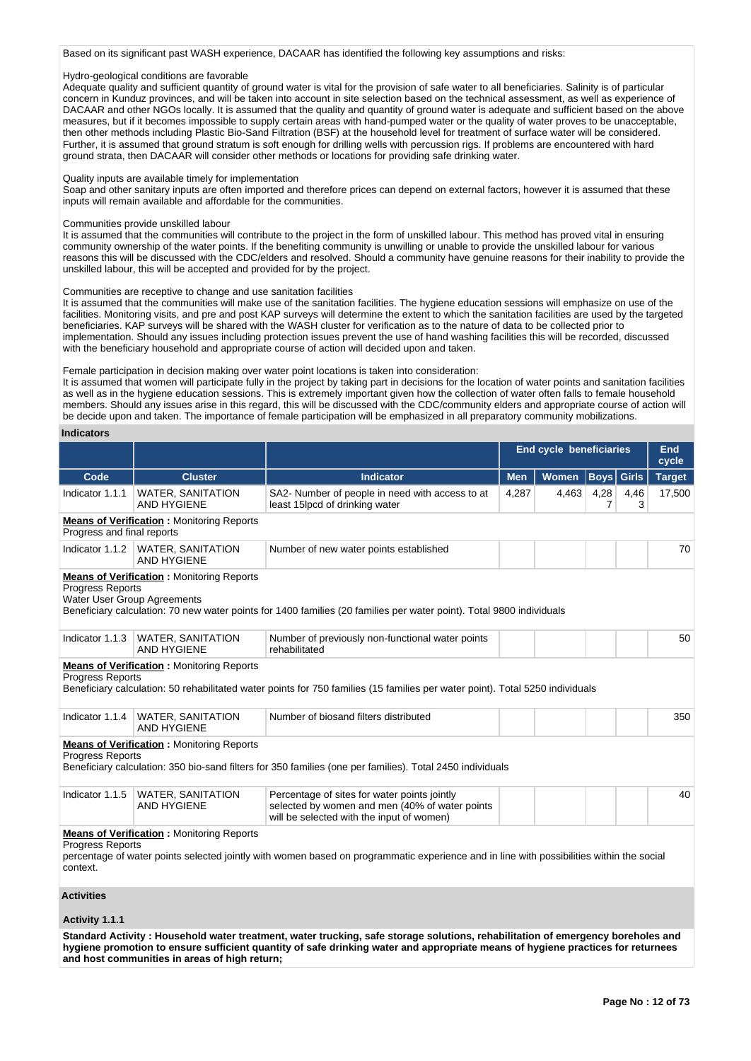Based on its significant past WASH experience, DACAAR has identified the following key assumptions and risks:

Hydro-geological conditions are favorable
Adequate quality and sufficient quantity of ground water is vital for the provision of safe water to all beneficiaries. Salinity is of particular concern in Kunduz provinces, and will be taken into account in site selection based on the technical assessment, as well as experience of DACAAR and other NGOs locally. It is assumed that the quality and quantity of ground water is adequate and sufficient based on the above measures, but if it becomes impossible to supply certain areas with hand-pumped water or the quality of water proves to be unacceptable, then other methods including Plastic Bio-Sand Filtration (BSF) at the household level for treatment of surface water will be considered. Further, it is assumed that ground stratum is soft enough for drilling wells with percussion rigs. If problems are encountered with hard ground strata, then DACAAR will consider other methods or locations for providing safe drinking water.

Quality inputs are available timely for implementation
Soap and other sanitary inputs are often imported and therefore prices can depend on external factors, however it is assumed that these inputs will remain available and affordable for the communities.

Communities provide unskilled labour
It is assumed that the communities will contribute to the project in the form of unskilled labour. This method has proved vital in ensuring community ownership of the water points. If the benefiting community is unwilling or unable to provide the unskilled labour for various reasons this will be discussed with the CDC/elders and resolved. Should a community have genuine reasons for their inability to provide the unskilled labour, this will be accepted and provided for by the project.

Communities are receptive to change and use sanitation facilities
It is assumed that the communities will make use of the sanitation facilities. The hygiene education sessions will emphasize on use of the facilities. Monitoring visits, and pre and post KAP surveys will determine the extent to which the sanitation facilities are used by the targeted beneficiaries. KAP surveys will be shared with the WASH cluster for verification as to the nature of data to be collected prior to implementation. Should any issues including protection issues prevent the use of hand washing facilities this will be recorded, discussed with the beneficiary household and appropriate course of action will decided upon and taken.

Female participation in decision making over water point locations is taken into consideration:
It is assumed that women will participate fully in the project by taking part in decisions for the location of water points and sanitation facilities as well as in the hygiene education sessions. This is extremely important given how the collection of water often falls to female household members. Should any issues arise in this regard, this will be discussed with the CDC/community elders and appropriate course of action will be decide upon and taken. The importance of female participation will be emphasized in all preparatory community mobilizations.

**Indicators**

| | | | End cycle beneficiaries | | | | End cycle |
|---|---|---|---|---|---|---|---|
| Code | Cluster | Indicator | Men | Women | Boys | Girls | Target |
| Indicator 1.1.1 | WATER, SANITATION AND HYGIENE | SA2- Number of people in need with access to at least 15lpcd of drinking water | 4,287 | 4,463 | 4,287 | 4,463 | 17,500 |
| Indicator 1.1.2 | WATER, SANITATION AND HYGIENE | Number of new water points established | | | | | 70 |
| Indicator 1.1.3 | WATER, SANITATION AND HYGIENE | Number of previously non-functional water points rehabilitated | | | | | 50 |
| Indicator 1.1.4 | WATER, SANITATION AND HYGIENE | Number of biosand filters distributed | | | | | 350 |
| Indicator 1.1.5 | WATER, SANITATION AND HYGIENE | Percentage of sites for water points jointly selected by women and men (40% of water points will be selected with the input of women) | | | | | 40 |

**Indicator 1.1.1 – Means of Verification** : Monitoring Reports
Progress and final reports

**Indicator 1.1.2 – Means of Verification** : Monitoring Reports
Progress Reports
Water User Group Agreements
Beneficiary calculation: 70 new water points for 1400 families (20 families per water point). Total 9800 individuals

**Indicator 1.1.3 – Means of Verification** : Monitoring Reports
Progress Reports
Beneficiary calculation: 50 rehabilitated water points for 750 families (15 families per water point). Total 5250 individuals

**Indicator 1.1.4 – Means of Verification** : Monitoring Reports
Progress Reports
Beneficiary calculation: 350 bio-sand filters for 350 families (one per families). Total 2450 individuals

**Indicator 1.1.5 – Means of Verification** : Monitoring Reports
Progress Reports
percentage of water points selected jointly with women based on programmatic experience and in line with possibilities within the social context.

**Activities**

**Activity 1.1.1**

**Standard Activity : Household water treatment, water trucking, safe storage solutions, rehabilitation of emergency boreholes and hygiene promotion to ensure sufficient quantity of safe drinking water and appropriate means of hygiene practices for returnees and host communities in areas of high return;**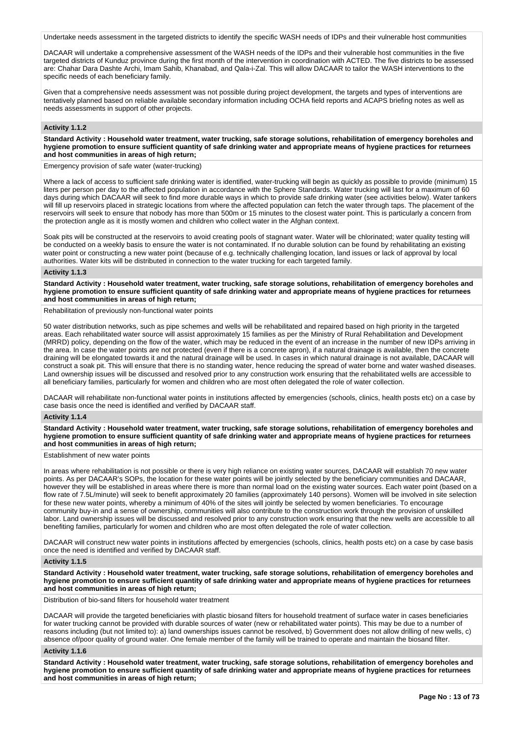Undertake needs assessment in the targeted districts to identify the specific WASH needs of IDPs and their vulnerable host communities

DACAAR will undertake a comprehensive assessment of the WASH needs of the IDPs and their vulnerable host communities in the five targeted districts of Kunduz province during the first month of the intervention in coordination with ACTED. The five districts to be assessed are: Chahar Dara Dashte Archi, Imam Sahib, Khanabad, and Qala-i-Zal. This will allow DACAAR to tailor the WASH interventions to the specific needs of each beneficiary family.

Given that a comprehensive needs assessment was not possible during project development, the targets and types of interventions are tentatively planned based on reliable available secondary information including OCHA field reports and ACAPS briefing notes as well as needs assessments in support of other projects.

**Activity 1.1.2**

**Standard Activity : Household water treatment, water trucking, safe storage solutions, rehabilitation of emergency boreholes and hygiene promotion to ensure sufficient quantity of safe drinking water and appropriate means of hygiene practices for returnees and host communities in areas of high return;**

Emergency provision of safe water (water-trucking)

Where a lack of access to sufficient safe drinking water is identified, water-trucking will begin as quickly as possible to provide (minimum) 15 liters per person per day to the affected population in accordance with the Sphere Standards. Water trucking will last for a maximum of 60 days during which DACAAR will seek to find more durable ways in which to provide safe drinking water (see activities below). Water tankers will fill up reservoirs placed in strategic locations from where the affected population can fetch the water through taps. The placement of the reservoirs will seek to ensure that nobody has more than 500m or 15 minutes to the closest water point. This is particularly a concern from the protection angle as it is mostly women and children who collect water in the Afghan context.

Soak pits will be constructed at the reservoirs to avoid creating pools of stagnant water. Water will be chlorinated; water quality testing will be conducted on a weekly basis to ensure the water is not contaminated. If no durable solution can be found by rehabilitating an existing water point or constructing a new water point (because of e.g. technically challenging location, land issues or lack of approval by local authorities. Water kits will be distributed in connection to the water trucking for each targeted family.

**Activity 1.1.3**

**Standard Activity : Household water treatment, water trucking, safe storage solutions, rehabilitation of emergency boreholes and hygiene promotion to ensure sufficient quantity of safe drinking water and appropriate means of hygiene practices for returnees and host communities in areas of high return;**

Rehabilitation of previously non-functional water points

50 water distribution networks, such as pipe schemes and wells will be rehabilitated and repaired based on high priority in the targeted areas. Each rehabilitated water source will assist approximately 15 families as per the Ministry of Rural Rehabilitation and Development (MRRD) policy, depending on the flow of the water, which may be reduced in the event of an increase in the number of new IDPs arriving in the area. In case the water points are not protected (even if there is a concrete apron), if a natural drainage is available, then the concrete draining will be elongated towards it and the natural drainage will be used. In cases in which natural drainage is not available, DACAAR will construct a soak pit. This will ensure that there is no standing water, hence reducing the spread of water borne and water washed diseases. Land ownership issues will be discussed and resolved prior to any construction work ensuring that the rehabilitated wells are accessible to all beneficiary families, particularly for women and children who are most often delegated the role of water collection.

DACAAR will rehabilitate non-functional water points in institutions affected by emergencies (schools, clinics, health posts etc) on a case by case basis once the need is identified and verified by DACAAR staff.

**Activity 1.1.4**

**Standard Activity : Household water treatment, water trucking, safe storage solutions, rehabilitation of emergency boreholes and hygiene promotion to ensure sufficient quantity of safe drinking water and appropriate means of hygiene practices for returnees and host communities in areas of high return;**

Establishment of new water points

In areas where rehabilitation is not possible or there is very high reliance on existing water sources, DACAAR will establish 70 new water points. As per DACAAR's SOPs, the location for these water points will be jointly selected by the beneficiary communities and DACAAR, however they will be established in areas where there is more than normal load on the existing water sources. Each water point (based on a flow rate of 7.5L/minute) will seek to benefit approximately 20 families (approximately 140 persons). Women will be involved in site selection for these new water points, whereby a minimum of 40% of the sites will jointly be selected by women beneficiaries. To encourage community buy-in and a sense of ownership, communities will also contribute to the construction work through the provision of unskilled labor. Land ownership issues will be discussed and resolved prior to any construction work ensuring that the new wells are accessible to all benefiting families, particularly for women and children who are most often delegated the role of water collection.

DACAAR will construct new water points in institutions affected by emergencies (schools, clinics, health posts etc) on a case by case basis once the need is identified and verified by DACAAR staff.

**Activity 1.1.5**

**Standard Activity : Household water treatment, water trucking, safe storage solutions, rehabilitation of emergency boreholes and hygiene promotion to ensure sufficient quantity of safe drinking water and appropriate means of hygiene practices for returnees and host communities in areas of high return;**

Distribution of bio-sand filters for household water treatment

DACAAR will provide the targeted beneficiaries with plastic biosand filters for household treatment of surface water in cases beneficiaries for water trucking cannot be provided with durable sources of water (new or rehabilitated water points). This may be due to a number of reasons including (but not limited to): a) land ownerships issues cannot be resolved, b) Government does not allow drilling of new wells, c) absence of/poor quality of ground water. One female member of the family will be trained to operate and maintain the biosand filter.

**Activity 1.1.6**

**Standard Activity : Household water treatment, water trucking, safe storage solutions, rehabilitation of emergency boreholes and hygiene promotion to ensure sufficient quantity of safe drinking water and appropriate means of hygiene practices for returnees and host communities in areas of high return;**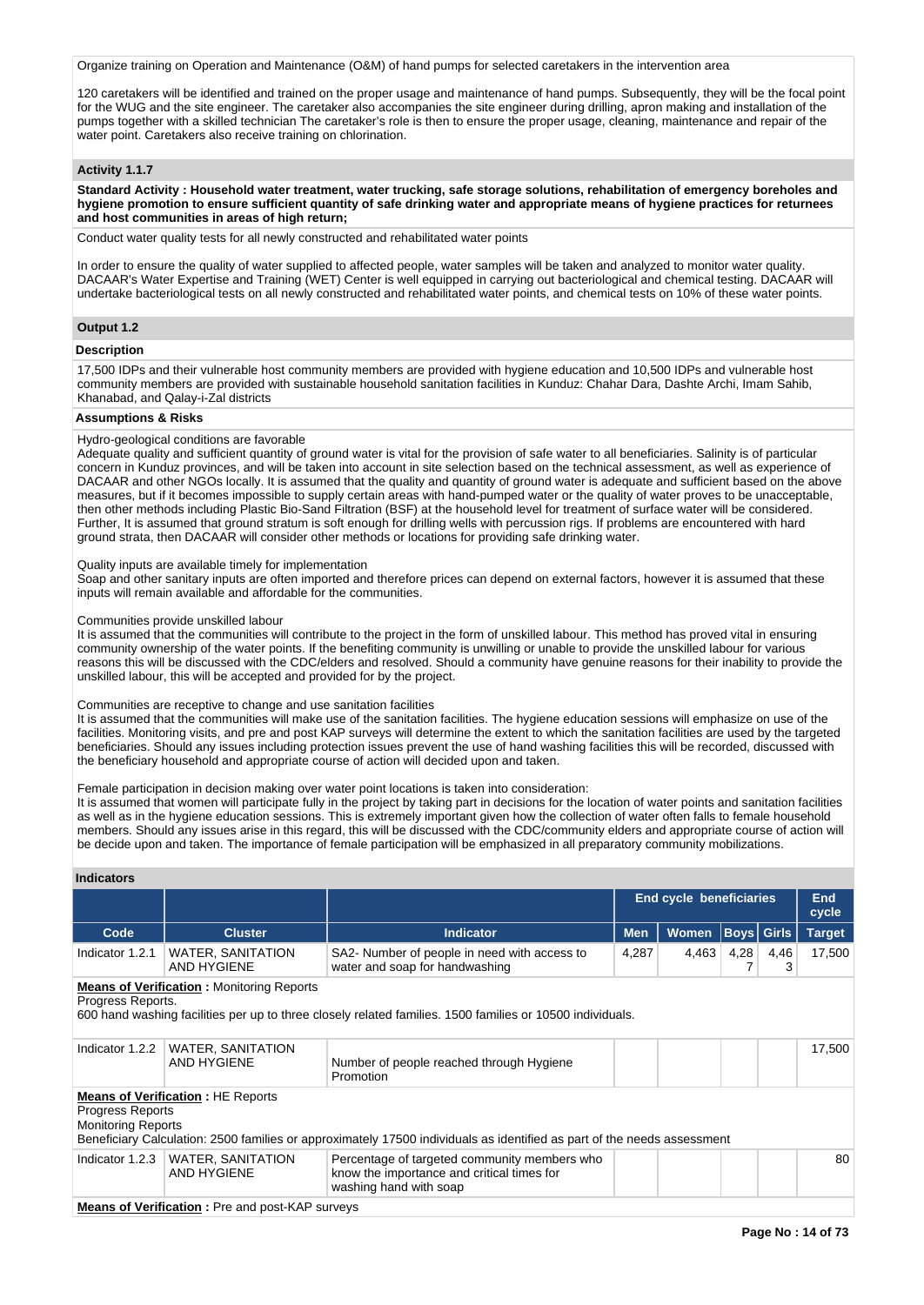Organize training on Operation and Maintenance (O&M) of hand pumps for selected caretakers in the intervention area

120 caretakers will be identified and trained on the proper usage and maintenance of hand pumps. Subsequently, they will be the focal point for the WUG and the site engineer. The caretaker also accompanies the site engineer during drilling, apron making and installation of the pumps together with a skilled technician The caretaker's role is then to ensure the proper usage, cleaning, maintenance and repair of the water point. Caretakers also receive training on chlorination.

### Activity 1.1.7

**Standard Activity : Household water treatment, water trucking, safe storage solutions, rehabilitation of emergency boreholes and hygiene promotion to ensure sufficient quantity of safe drinking water and appropriate means of hygiene practices for returnees and host communities in areas of high return;**

Conduct water quality tests for all newly constructed and rehabilitated water points

In order to ensure the quality of water supplied to affected people, water samples will be taken and analyzed to monitor water quality. DACAAR's Water Expertise and Training (WET) Center is well equipped in carrying out bacteriological and chemical testing. DACAAR will undertake bacteriological tests on all newly constructed and rehabilitated water points, and chemical tests on 10% of these water points.

### Output 1.2

**Description**

17,500 IDPs and their vulnerable host community members are provided with hygiene education and 10,500 IDPs and vulnerable host community members are provided with sustainable household sanitation facilities in Kunduz: Chahar Dara, Dashte Archi, Imam Sahib, Khanabad, and Qalay-i-Zal districts

**Assumptions & Risks**

Hydro-geological conditions are favorable
Adequate quality and sufficient quantity of ground water is vital for the provision of safe water to all beneficiaries. Salinity is of particular concern in Kunduz provinces, and will be taken into account in site selection based on the technical assessment, as well as experience of DACAAR and other NGOs locally. It is assumed that the quality and quantity of ground water is adequate and sufficient based on the above measures, but if it becomes impossible to supply certain areas with hand-pumped water or the quality of water proves to be unacceptable, then other methods including Plastic Bio-Sand Filtration (BSF) at the household level for treatment of surface water will be considered. Further, It is assumed that ground stratum is soft enough for drilling wells with percussion rigs. If problems are encountered with hard ground strata, then DACAAR will consider other methods or locations for providing safe drinking water.

Quality inputs are available timely for implementation
Soap and other sanitary inputs are often imported and therefore prices can depend on external factors, however it is assumed that these inputs will remain available and affordable for the communities.

Communities provide unskilled labour
It is assumed that the communities will contribute to the project in the form of unskilled labour. This method has proved vital in ensuring community ownership of the water points. If the benefiting community is unwilling or unable to provide the unskilled labour for various reasons this will be discussed with the CDC/elders and resolved. Should a community have genuine reasons for their inability to provide the unskilled labour, this will be accepted and provided for by the project.

Communities are receptive to change and use sanitation facilities
It is assumed that the communities will make use of the sanitation facilities. The hygiene education sessions will emphasize on use of the facilities. Monitoring visits, and pre and post KAP surveys will determine the extent to which the sanitation facilities are used by the targeted beneficiaries. Should any issues including protection issues prevent the use of hand washing facilities this will be recorded, discussed with the beneficiary household and appropriate course of action will decided upon and taken.

Female participation in decision making over water point locations is taken into consideration:
It is assumed that women will participate fully in the project by taking part in decisions for the location of water points and sanitation facilities as well as in the hygiene education sessions. This is extremely important given how the collection of water often falls to female household members. Should any issues arise in this regard, this will be discussed with the CDC/community elders and appropriate course of action will be decide upon and taken. The importance of female participation will be emphasized in all preparatory community mobilizations.

**Indicators**

| | | | End cycle beneficiaries | | | | End cycle |
|---|---|---|---|---|---|---|---|
| **Code** | **Cluster** | **Indicator** | **Men** | **Women** | **Boys** | **Girls** | **Target** |
| Indicator 1.2.1 | WATER, SANITATION AND HYGIENE | SA2- Number of people in need with access to water and soap for handwashing | 4,287 | 4,463 | 4,287 | 4,463 | 17,500 |

**Means of Verification :** Monitoring Reports
Progress Reports.
600 hand washing facilities per up to three closely related families. 1500 families or 10500 individuals.

| Code | Cluster | Indicator | Men | Women | Boys | Girls | Target |
|---|---|---|---|---|---|---|---|
| Indicator 1.2.2 | WATER, SANITATION AND HYGIENE | Number of people reached through Hygiene Promotion | | | | | 17,500 |

**Means of Verification :** HE Reports
Progress Reports
Monitoring Reports
Beneficiary Calculation: 2500 families or approximately 17500 individuals as identified as part of the needs assessment

| Code | Cluster | Indicator | Men | Women | Boys | Girls | Target |
|---|---|---|---|---|---|---|---|
| Indicator 1.2.3 | WATER, SANITATION AND HYGIENE | Percentage of targeted community members who know the importance and critical times for washing hand with soap | | | | | 80 |

**Means of Verification :** Pre and post-KAP surveys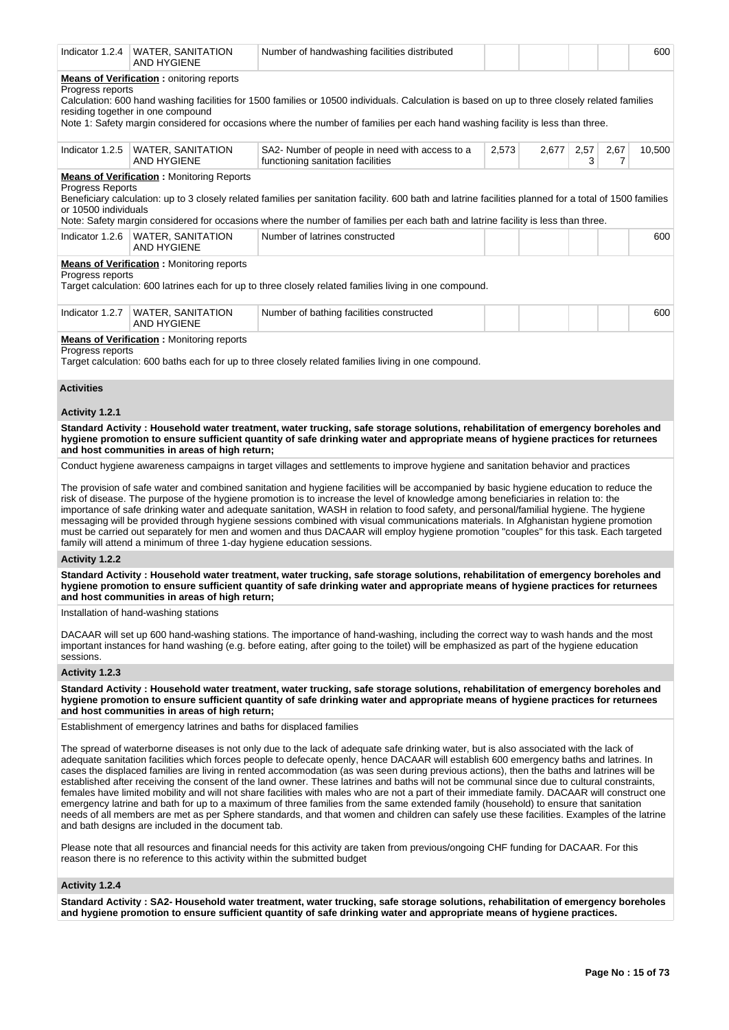| Indicator 1.2.4 | WATER, SANITATION AND HYGIENE | Number of handwashing facilities distributed | | | | | 600 |
|---|---|---|---|---|---|---|---|

**Means of Verification :** onitoring reports
Progress reports
Calculation: 600 hand washing facilities for 1500 families or 10500 individuals. Calculation is based on up to three closely related families residing together in one compound
Note 1: Safety margin considered for occasions where the number of families per each hand washing facility is less than three.

| Indicator 1.2.5 | WATER, SANITATION AND HYGIENE | SA2- Number of people in need with access to a functioning sanitation facilities | 2,573 | 2,677 | 2,573 | 2,677 | 10,500 |
|---|---|---|---|---|---|---|---|

**Means of Verification :** Monitoring Reports
Progress Reports
Beneficiary calculation: up to 3 closely related families per sanitation facility. 600 bath and latrine facilities planned for a total of 1500 families or 10500 individuals
Note: Safety margin considered for occasions where the number of families per each bath and latrine facility is less than three.

| Indicator 1.2.6 | WATER, SANITATION AND HYGIENE | Number of latrines constructed | | | | | 600 |
|---|---|---|---|---|---|---|---|

**Means of Verification :** Monitoring reports
Progress reports
Target calculation: 600 latrines each for up to three closely related families living in one compound.

| Indicator 1.2.7 | WATER, SANITATION AND HYGIENE | Number of bathing facilities constructed | | | | | 600 |
|---|---|---|---|---|---|---|---|

**Means of Verification :** Monitoring reports
Progress reports
Target calculation: 600 baths each for up to three closely related families living in one compound.

### Activities

#### Activity 1.2.1

**Standard Activity : Household water treatment, water trucking, safe storage solutions, rehabilitation of emergency boreholes and hygiene promotion to ensure sufficient quantity of safe drinking water and appropriate means of hygiene practices for returnees and host communities in areas of high return;**

Conduct hygiene awareness campaigns in target villages and settlements to improve hygiene and sanitation behavior and practices

The provision of safe water and combined sanitation and hygiene facilities will be accompanied by basic hygiene education to reduce the risk of disease. The purpose of the hygiene promotion is to increase the level of knowledge among beneficiaries in relation to: the importance of safe drinking water and adequate sanitation, WASH in relation to food safety, and personal/familial hygiene. The hygiene messaging will be provided through hygiene sessions combined with visual communications materials. In Afghanistan hygiene promotion must be carried out separately for men and women and thus DACAAR will employ hygiene promotion "couples" for this task. Each targeted family will attend a minimum of three 1-day hygiene education sessions.

#### Activity 1.2.2

**Standard Activity : Household water treatment, water trucking, safe storage solutions, rehabilitation of emergency boreholes and hygiene promotion to ensure sufficient quantity of safe drinking water and appropriate means of hygiene practices for returnees and host communities in areas of high return;**

Installation of hand-washing stations

DACAAR will set up 600 hand-washing stations. The importance of hand-washing, including the correct way to wash hands and the most important instances for hand washing (e.g. before eating, after going to the toilet) will be emphasized as part of the hygiene education sessions.

#### Activity 1.2.3

**Standard Activity : Household water treatment, water trucking, safe storage solutions, rehabilitation of emergency boreholes and hygiene promotion to ensure sufficient quantity of safe drinking water and appropriate means of hygiene practices for returnees and host communities in areas of high return;**

Establishment of emergency latrines and baths for displaced families

The spread of waterborne diseases is not only due to the lack of adequate safe drinking water, but is also associated with the lack of adequate sanitation facilities which forces people to defecate openly, hence DACAAR will establish 600 emergency baths and latrines. In cases the displaced families are living in rented accommodation (as was seen during previous actions), then the baths and latrines will be established after receiving the consent of the land owner. These latrines and baths will not be communal since due to cultural constraints, females have limited mobility and will not share facilities with males who are not a part of their immediate family. DACAAR will construct one emergency latrine and bath for up to a maximum of three families from the same extended family (household) to ensure that sanitation needs of all members are met as per Sphere standards, and that women and children can safely use these facilities. Examples of the latrine and bath designs are included in the document tab.

Please note that all resources and financial needs for this activity are taken from previous/ongoing CHF funding for DACAAR. For this reason there is no reference to this activity within the submitted budget

#### Activity 1.2.4

**Standard Activity : SA2- Household water treatment, water trucking, safe storage solutions, rehabilitation of emergency boreholes and hygiene promotion to ensure sufficient quantity of safe drinking water and appropriate means of hygiene practices.**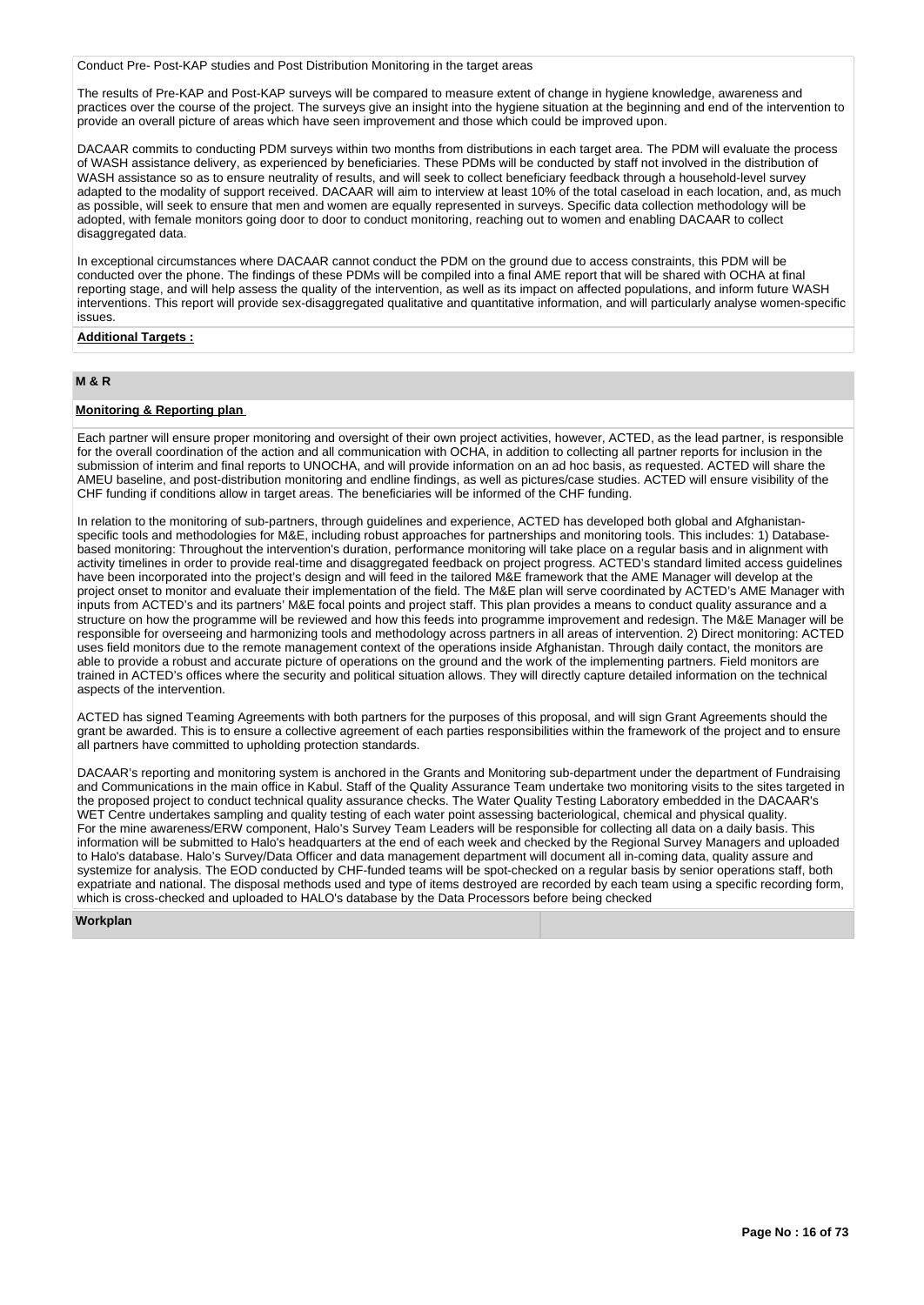Conduct Pre- Post-KAP studies and Post Distribution Monitoring in the target areas

The results of Pre-KAP and Post-KAP surveys will be compared to measure extent of change in hygiene knowledge, awareness and practices over the course of the project. The surveys give an insight into the hygiene situation at the beginning and end of the intervention to provide an overall picture of areas which have seen improvement and those which could be improved upon.

DACAAR commits to conducting PDM surveys within two months from distributions in each target area. The PDM will evaluate the process of WASH assistance delivery, as experienced by beneficiaries. These PDMs will be conducted by staff not involved in the distribution of WASH assistance so as to ensure neutrality of results, and will seek to collect beneficiary feedback through a household-level survey adapted to the modality of support received. DACAAR will aim to interview at least 10% of the total caseload in each location, and, as much as possible, will seek to ensure that men and women are equally represented in surveys. Specific data collection methodology will be adopted, with female monitors going door to door to conduct monitoring, reaching out to women and enabling DACAAR to collect disaggregated data.

In exceptional circumstances where DACAAR cannot conduct the PDM on the ground due to access constraints, this PDM will be conducted over the phone. The findings of these PDMs will be compiled into a final AME report that will be shared with OCHA at final reporting stage, and will help assess the quality of the intervention, as well as its impact on affected populations, and inform future WASH interventions. This report will provide sex-disaggregated qualitative and quantitative information, and will particularly analyse women-specific issues.

**Additional Targets :**

## M & R

**Monitoring & Reporting plan**

Each partner will ensure proper monitoring and oversight of their own project activities, however, ACTED, as the lead partner, is responsible for the overall coordination of the action and all communication with OCHA, in addition to collecting all partner reports for inclusion in the submission of interim and final reports to UNOCHA, and will provide information on an ad hoc basis, as requested. ACTED will share the AMEU baseline, and post-distribution monitoring and endline findings, as well as pictures/case studies. ACTED will ensure visibility of the CHF funding if conditions allow in target areas. The beneficiaries will be informed of the CHF funding.

In relation to the monitoring of sub-partners, through guidelines and experience, ACTED has developed both global and Afghanistan-specific tools and methodologies for M&E, including robust approaches for partnerships and monitoring tools. This includes: 1) Database-based monitoring: Throughout the intervention's duration, performance monitoring will take place on a regular basis and in alignment with activity timelines in order to provide real-time and disaggregated feedback on project progress. ACTED's standard limited access guidelines have been incorporated into the project's design and will feed in the tailored M&E framework that the AME Manager will develop at the project onset to monitor and evaluate their implementation of the field. The M&E plan will serve coordinated by ACTED's AME Manager with inputs from ACTED's and its partners' M&E focal points and project staff. This plan provides a means to conduct quality assurance and a structure on how the programme will be reviewed and how this feeds into programme improvement and redesign. The M&E Manager will be responsible for overseeing and harmonizing tools and methodology across partners in all areas of intervention. 2) Direct monitoring: ACTED uses field monitors due to the remote management context of the operations inside Afghanistan. Through daily contact, the monitors are able to provide a robust and accurate picture of operations on the ground and the work of the implementing partners. Field monitors are trained in ACTED's offices where the security and political situation allows. They will directly capture detailed information on the technical aspects of the intervention.

ACTED has signed Teaming Agreements with both partners for the purposes of this proposal, and will sign Grant Agreements should the grant be awarded. This is to ensure a collective agreement of each parties responsibilities within the framework of the project and to ensure all partners have committed to upholding protection standards.

DACAAR's reporting and monitoring system is anchored in the Grants and Monitoring sub-department under the department of Fundraising and Communications in the main office in Kabul. Staff of the Quality Assurance Team undertake two monitoring visits to the sites targeted in the proposed project to conduct technical quality assurance checks. The Water Quality Testing Laboratory embedded in the DACAAR's WET Centre undertakes sampling and quality testing of each water point assessing bacteriological, chemical and physical quality.
For the mine awareness/ERW component, Halo's Survey Team Leaders will be responsible for collecting all data on a daily basis. This information will be submitted to Halo's headquarters at the end of each week and checked by the Regional Survey Managers and uploaded to Halo's database. Halo's Survey/Data Officer and data management department will document all in-coming data, quality assure and systemize for analysis. The EOD conducted by CHF-funded teams will be spot-checked on a regular basis by senior operations staff, both expatriate and national. The disposal methods used and type of items destroyed are recorded by each team using a specific recording form, which is cross-checked and uploaded to HALO's database by the Data Processors before being checked

**Workplan**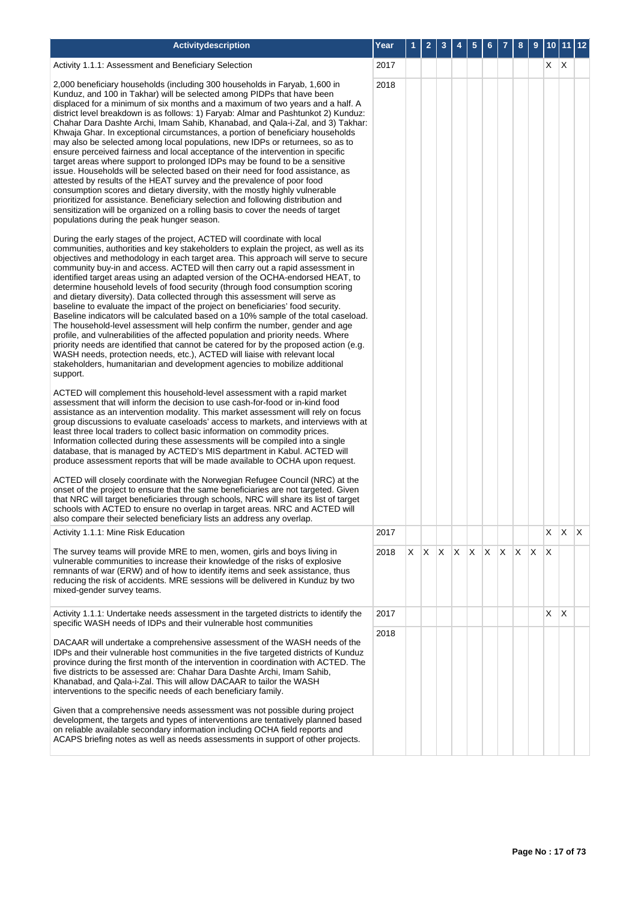| Activitydescription | Year | 1 | 2 | 3 | 4 | 5 | 6 | 7 | 8 | 9 | 10 | 11 | 12 |
|---|---|---|---|---|---|---|---|---|---|---|---|---|---|
| Activity 1.1.1: Assessment and Beneficiary Selection | 2017 | | | | | | | | | | X | X | |
| 2,000 beneficiary households (including 300 households in Faryab, 1,600 in Kunduz, and 100 in Takhar) will be selected among PIDPs that have been displaced for a minimum of six months and a maximum of two years and a half. A district level breakdown is as follows: 1) Faryab: Almar and Pashtunkot 2) Kunduz: Chahar Dara Dashte Archi, Imam Sahib, Khanabad, and Qala-i-Zal, and 3) Takhar: Khwaja Ghar. In exceptional circumstances, a portion of beneficiary households may also be selected among local populations, new IDPs or returnees, so as to ensure perceived fairness and local acceptance of the intervention in specific target areas where support to prolonged IDPs may be found to be a sensitive issue. Households will be selected based on their need for food assistance, as attested by results of the HEAT survey and the prevalence of poor food consumption scores and dietary diversity, with the mostly highly vulnerable prioritized for assistance. Beneficiary selection and following distribution and sensitization will be organized on a rolling basis to cover the needs of target populations during the peak hunger season.<br><br>During the early stages of the project, ACTED will coordinate with local communities, authorities and key stakeholders to explain the project, as well as its objectives and methodology in each target area. This approach will serve to secure community buy-in and access. ACTED will then carry out a rapid assessment in identified target areas using an adapted version of the OCHA-endorsed HEAT, to determine household levels of food security (through food consumption scoring and dietary diversity). Data collected through this assessment will serve as baseline to evaluate the impact of the project on beneficiaries' food security. Baseline indicators will be calculated based on a 10% sample of the total caseload. The household-level assessment will help confirm the number, gender and age profile, and vulnerabilities of the affected population and priority needs. Where priority needs are identified that cannot be catered for by the proposed action (e.g. WASH needs, protection needs, etc.), ACTED will liaise with relevant local stakeholders, humanitarian and development agencies to mobilize additional support.<br><br>ACTED will complement this household-level assessment with a rapid market assessment that will inform the decision to use cash-for-food or in-kind food assistance as an intervention modality. This market assessment will rely on focus group discussions to evaluate caseloads' access to markets, and interviews with at least three local traders to collect basic information on commodity prices. Information collected during these assessments will be compiled into a single database, that is managed by ACTED's MIS department in Kabul. ACTED will produce assessment reports that will be made available to OCHA upon request.<br><br>ACTED will closely coordinate with the Norwegian Refugee Council (NRC) at the onset of the project to ensure that the same beneficiaries are not targeted. Given that NRC will target beneficiaries through schools, NRC will share its list of target schools with ACTED to ensure no overlap in target areas. NRC and ACTED will also compare their selected beneficiary lists an address any overlap. | 2018 | | | | | | | | | | | | |
| Activity 1.1.1: Mine Risk Education | 2017 | | | | | | | | | | X | X | X |
| The survey teams will provide MRE to men, women, girls and boys living in vulnerable communities to increase their knowledge of the risks of explosive remnants of war (ERW) and of how to identify items and seek assistance, thus reducing the risk of accidents. MRE sessions will be delivered in Kunduz by two mixed-gender survey teams. | 2018 | X | X | X | X | X | X | X | X | X | X | | |
| Activity 1.1.1: Undertake needs assessment in the targeted districts to identify the specific WASH needs of IDPs and their vulnerable host communities | 2017 | | | | | | | | | | X | X | |
| DACAAR will undertake a comprehensive assessment of the WASH needs of the IDPs and their vulnerable host communities in the five targeted districts of Kunduz province during the first month of the intervention in coordination with ACTED. The five districts to be assessed are: Chahar Dara Dashte Archi, Imam Sahib, Khanabad, and Qala-i-Zal. This will allow DACAAR to tailor the WASH interventions to the specific needs of each beneficiary family.<br><br>Given that a comprehensive needs assessment was not possible during project development, the targets and types of interventions are tentatively planned based on reliable available secondary information including OCHA field reports and ACAPS briefing notes as well as needs assessments in support of other projects. | 2018 | | | | | | | | | | | | |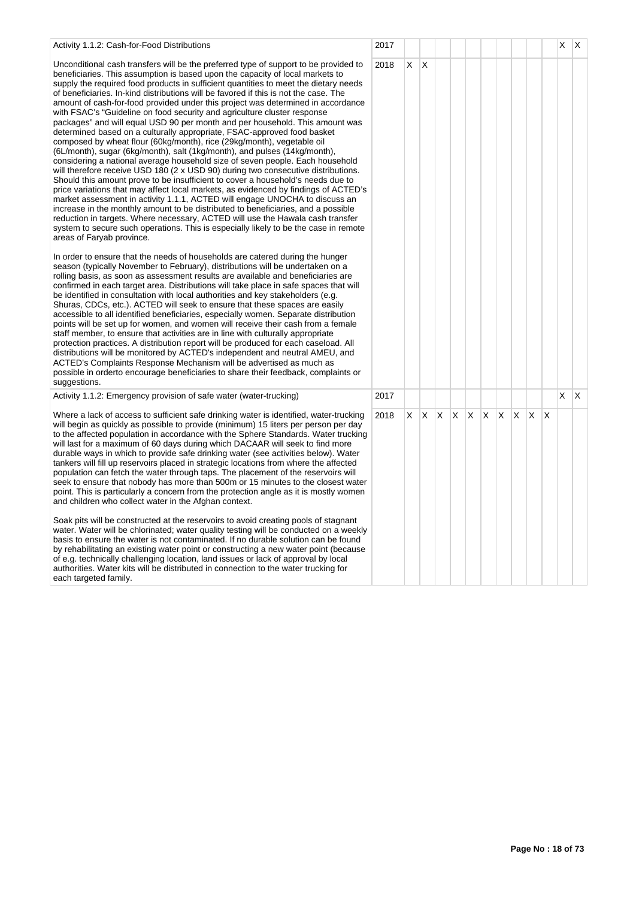| Activity | Year | 1 | 2 | 3 | 4 | 5 | 6 | 7 | 8 | 9 | 10 | 11 | 12 |
|---|---|---|---|---|---|---|---|---|---|---|---|---|---|
| Activity 1.1.2: Cash-for-Food Distributions | 2017 | | | | | | | | | | | X | X |
| Unconditional cash transfers will be the preferred type of support to be provided to beneficiaries. This assumption is based upon the capacity of local markets to supply the required food products in sufficient quantities to meet the dietary needs of beneficiaries. In-kind distributions will be favored if this is not the case. The amount of cash-for-food provided under this project was determined in accordance with FSAC's "Guideline on food security and agriculture cluster response packages" and will equal USD 90 per month and per household. This amount was determined based on a culturally appropriate, FSAC-approved food basket composed by wheat flour (60kg/month), rice (29kg/month), vegetable oil (6L/month), sugar (6kg/month), salt (1kg/month), and pulses (14kg/month), considering a national average household size of seven people. Each household will therefore receive USD 180 (2 x USD 90) during two consecutive distributions. Should this amount prove to be insufficient to cover a household's needs due to price variations that may affect local markets, as evidenced by findings of ACTED's market assessment in activity 1.1.1, ACTED will engage UNOCHA to discuss an increase in the monthly amount to be distributed to beneficiaries, and a possible reduction in targets. Where necessary, ACTED will use the Hawala cash transfer system to secure such operations. This is especially likely to be the case in remote areas of Faryab province.<br><br>In order to ensure that the needs of households are catered during the hunger season (typically November to February), distributions will be undertaken on a rolling basis, as soon as assessment results are available and beneficiaries are confirmed in each target area. Distributions will take place in safe spaces that will be identified in consultation with local authorities and key stakeholders (e.g. Shuras, CDCs, etc.). ACTED will seek to ensure that these spaces are easily accessible to all identified beneficiaries, especially women. Separate distribution points will be set up for women, and women will receive their cash from a female staff member, to ensure that activities are in line with culturally appropriate protection practices. A distribution report will be produced for each caseload. All distributions will be monitored by ACTED's independent and neutral AMEU, and ACTED's Complaints Response Mechanism will be advertised as much as possible in orderto encourage beneficiaries to share their feedback, complaints or suggestions. | 2018 | X | X | | | | | | | | | | |
| Activity 1.1.2: Emergency provision of safe water (water-trucking) | 2017 | | | | | | | | | | | X | X |
| Where a lack of access to sufficient safe drinking water is identified, water-trucking will begin as quickly as possible to provide (minimum) 15 liters per person per day to the affected population in accordance with the Sphere Standards. Water trucking will last for a maximum of 60 days during which DACAAR will seek to find more durable ways in which to provide safe drinking water (see activities below). Water tankers will fill up reservoirs placed in strategic locations from where the affected population can fetch the water through taps. The placement of the reservoirs will seek to ensure that nobody has more than 500m or 15 minutes to the closest water point. This is particularly a concern from the protection angle as it is mostly women and children who collect water in the Afghan context.<br><br>Soak pits will be constructed at the reservoirs to avoid creating pools of stagnant water. Water will be chlorinated; water quality testing will be conducted on a weekly basis to ensure the water is not contaminated. If no durable solution can be found by rehabilitating an existing water point or constructing a new water point (because of e.g. technically challenging location, land issues or lack of approval by local authorities. Water kits will be distributed in connection to the water trucking for each targeted family. | 2018 | X | X | X | X | X | X | X | X | X | X | | |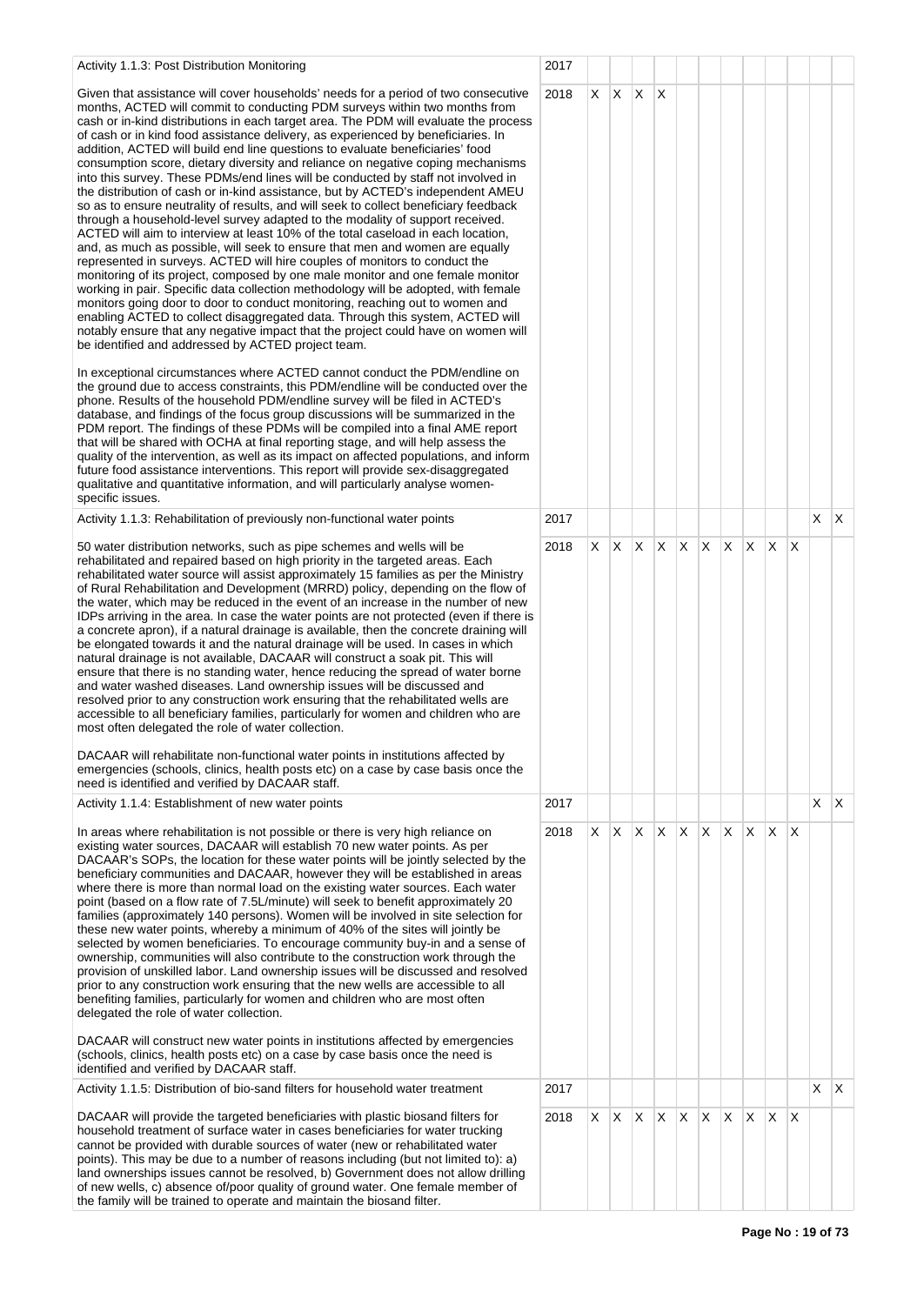| | | | | | | | | | | | | | |
|---|---|---|---|---|---|---|---|---|---|---|---|---|---|
| Activity 1.1.3: Post Distribution Monitoring | 2017 | | | | | | | | | | | | |
| Given that assistance will cover households' needs for a period of two consecutive months, ACTED will commit to conducting PDM surveys within two months from cash or in-kind distributions in each target area. The PDM will evaluate the process of cash or in kind food assistance delivery, as experienced by beneficiaries. In addition, ACTED will build end line questions to evaluate beneficiaries' food consumption score, dietary diversity and reliance on negative coping mechanisms into this survey. These PDMs/end lines will be conducted by staff not involved in the distribution of cash or in-kind assistance, but by ACTED's independent AMEU so as to ensure neutrality of results, and will seek to collect beneficiary feedback through a household-level survey adapted to the modality of support received. ACTED will aim to interview at least 10% of the total caseload in each location, and, as much as possible, will seek to ensure that men and women are equally represented in surveys. ACTED will hire couples of monitors to conduct the monitoring of its project, composed by one male monitor and one female monitor working in pair. Specific data collection methodology will be adopted, with female monitors going door to door to conduct monitoring, reaching out to women and enabling ACTED to collect disaggregated data. Through this system, ACTED will notably ensure that any negative impact that the project could have on women will be identified and addressed by ACTED project team.<br><br>In exceptional circumstances where ACTED cannot conduct the PDM/endline on the ground due to access constraints, this PDM/endline will be conducted over the phone. Results of the household PDM/endline survey will be filed in ACTED's database, and findings of the focus group discussions will be summarized in the PDM report. The findings of these PDMs will be compiled into a final AME report that will be shared with OCHA at final reporting stage, and will help assess the quality of the intervention, as well as its impact on affected populations, and inform future food assistance interventions. This report will provide sex-disaggregated qualitative and quantitative information, and will particularly analyse women-specific issues. | 2018 | X | X | X | X | | | | | | | | |
| Activity 1.1.3: Rehabilitation of previously non-functional water points | 2017 | | | | | | | | | | | X | X |
| 50 water distribution networks, such as pipe schemes and wells will be rehabilitated and repaired based on high priority in the targeted areas. Each rehabilitated water source will assist approximately 15 families as per the Ministry of Rural Rehabilitation and Development (MRRD) policy, depending on the flow of the water, which may be reduced in the event of an increase in the number of new IDPs arriving in the area. In case the water points are not protected (even if there is a concrete apron), if a natural drainage is available, then the concrete draining will be elongated towards it and the natural drainage will be used. In cases in which natural drainage is not available, DACAAR will construct a soak pit. This will ensure that there is no standing water, hence reducing the spread of water borne and water washed diseases. Land ownership issues will be discussed and resolved prior to any construction work ensuring that the rehabilitated wells are accessible to all beneficiary families, particularly for women and children who are most often delegated the role of water collection.<br><br>DACAAR will rehabilitate non-functional water points in institutions affected by emergencies (schools, clinics, health posts etc) on a case by case basis once the need is identified and verified by DACAAR staff. | 2018 | X | X | X | X | X | X | X | X | X | X | | |
| Activity 1.1.4: Establishment of new water points | 2017 | | | | | | | | | | | X | X |
| In areas where rehabilitation is not possible or there is very high reliance on existing water sources, DACAAR will establish 70 new water points. As per DACAAR's SOPs, the location for these water points will be jointly selected by the beneficiary communities and DACAAR, however they will be established in areas where there is more than normal load on the existing water sources. Each water point (based on a flow rate of 7.5L/minute) will seek to benefit approximately 20 families (approximately 140 persons). Women will be involved in site selection for these new water points, whereby a minimum of 40% of the sites will jointly be selected by women beneficiaries. To encourage community buy-in and a sense of ownership, communities will also contribute to the construction work through the provision of unskilled labor. Land ownership issues will be discussed and resolved prior to any construction work ensuring that the new wells are accessible to all benefiting families, particularly for women and children who are most often delegated the role of water collection.<br><br>DACAAR will construct new water points in institutions affected by emergencies (schools, clinics, health posts etc) on a case by case basis once the need is identified and verified by DACAAR staff. | 2018 | X | X | X | X | X | X | X | X | X | X | | |
| Activity 1.1.5: Distribution of bio-sand filters for household water treatment | 2017 | | | | | | | | | | | X | X |
| DACAAR will provide the targeted beneficiaries with plastic biosand filters for household treatment of surface water in cases beneficiaries for water trucking cannot be provided with durable sources of water (new or rehabilitated water points). This may be due to a number of reasons including (but not limited to): a) land ownerships issues cannot be resolved, b) Government does not allow drilling of new wells, c) absence of/poor quality of ground water. One female member of the family will be trained to operate and maintain the biosand filter. | 2018 | X | X | X | X | X | X | X | X | X | X | | |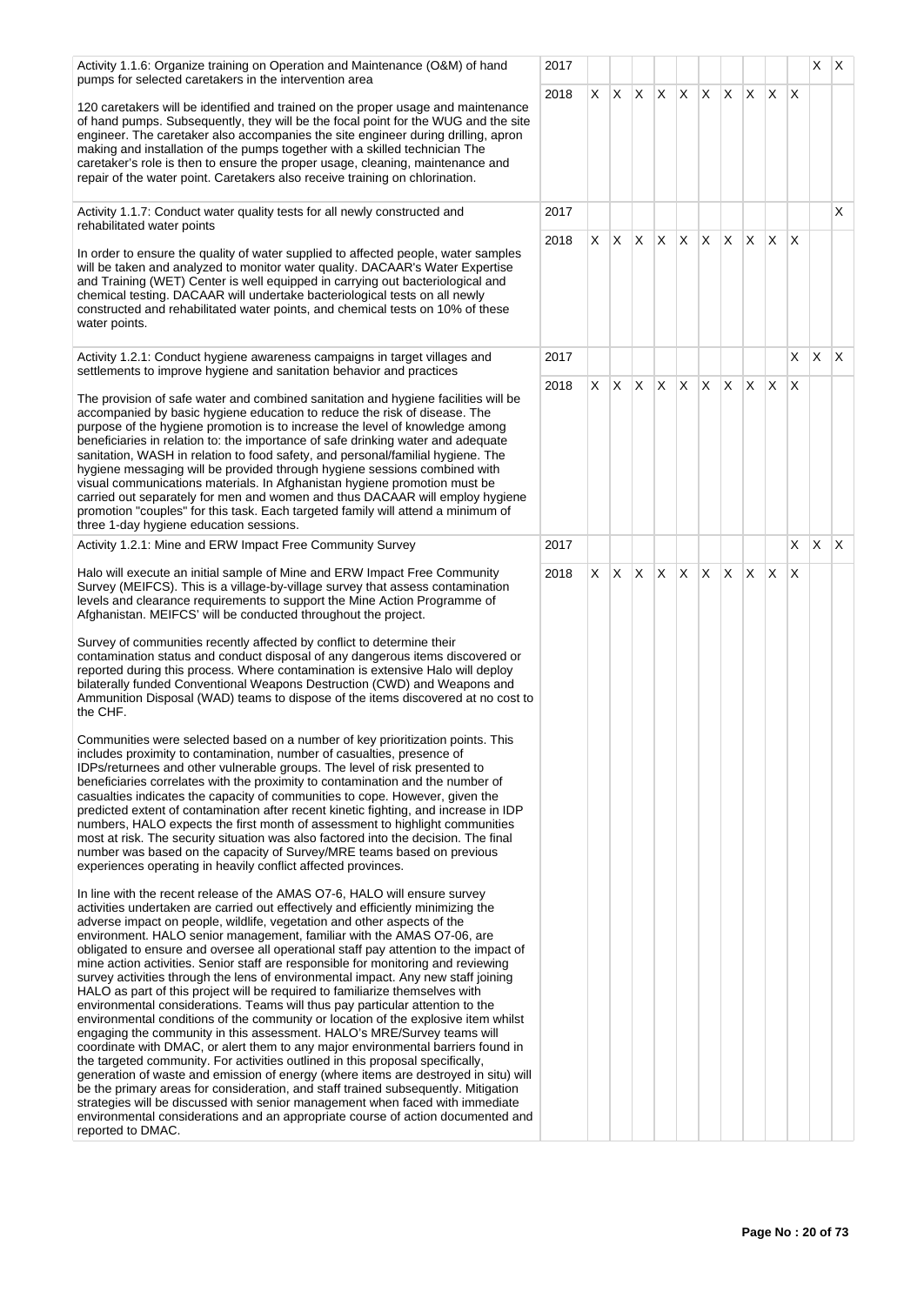| Activity | Year | | | | | | | | | | | | |
|---|---|---|---|---|---|---|---|---|---|---|---|---|---|
| Activity 1.1.6: Organize training on Operation and Maintenance (O&M) of hand pumps for selected caretakers in the intervention area | 2017 | | | | | | | | | | | X | X |
| 120 caretakers will be identified and trained on the proper usage and maintenance of hand pumps. Subsequently, they will be the focal point for the WUG and the site engineer. The caretaker also accompanies the site engineer during drilling, apron making and installation of the pumps together with a skilled technician The caretaker's role is then to ensure the proper usage, cleaning, maintenance and repair of the water point. Caretakers also receive training on chlorination. | 2018 | X | X | X | X | X | X | X | X | X | X | | |
| Activity 1.1.7: Conduct water quality tests for all newly constructed and rehabilitated water points | 2017 | | | | | | | | | | | | X |
| In order to ensure the quality of water supplied to affected people, water samples will be taken and analyzed to monitor water quality. DACAAR's Water Expertise and Training (WET) Center is well equipped in carrying out bacteriological and chemical testing. DACAAR will undertake bacteriological tests on all newly constructed and rehabilitated water points, and chemical tests on 10% of these water points. | 2018 | X | X | X | X | X | X | X | X | X | X | | |
| Activity 1.2.1: Conduct hygiene awareness campaigns in target villages and settlements to improve hygiene and sanitation behavior and practices | 2017 | | | | | | | | | | X | X | X |
| The provision of safe water and combined sanitation and hygiene facilities will be accompanied by basic hygiene education to reduce the risk of disease. The purpose of the hygiene promotion is to increase the level of knowledge among beneficiaries in relation to: the importance of safe drinking water and adequate sanitation, WASH in relation to food safety, and personal/familial hygiene. The hygiene messaging will be provided through hygiene sessions combined with visual communications materials. In Afghanistan hygiene promotion must be carried out separately for men and women and thus DACAAR will employ hygiene promotion "couples" for this task. Each targeted family will attend a minimum of three 1-day hygiene education sessions. | 2018 | X | X | X | X | X | X | X | X | X | X | | |
| Activity 1.2.1: Mine and ERW Impact Free Community Survey | 2017 | | | | | | | | | | X | X | X |
| Halo will execute an initial sample of Mine and ERW Impact Free Community Survey (MEIFCS). This is a village-by-village survey that assess contamination levels and clearance requirements to support the Mine Action Programme of Afghanistan. MEIFCS' will be conducted throughout the project.<br><br>Survey of communities recently affected by conflict to determine their contamination status and conduct disposal of any dangerous items discovered or reported during this process. Where contamination is extensive Halo will deploy bilaterally funded Conventional Weapons Destruction (CWD) and Weapons and Ammunition Disposal (WAD) teams to dispose of the items discovered at no cost to the CHF.<br><br>Communities were selected based on a number of key prioritization points. This includes proximity to contamination, number of casualties, presence of IDPs/returnees and other vulnerable groups. The level of risk presented to beneficiaries correlates with the proximity to contamination and the number of casualties indicates the capacity of communities to cope. However, given the predicted extent of contamination after recent kinetic fighting, and increase in IDP numbers, HALO expects the first month of assessment to highlight communities most at risk. The security situation was also factored into the decision. The final number was based on the capacity of Survey/MRE teams based on previous experiences operating in heavily conflict affected provinces.<br><br>In line with the recent release of the AMAS O7-6, HALO will ensure survey activities undertaken are carried out effectively and efficiently minimizing the adverse impact on people, wildlife, vegetation and other aspects of the environment. HALO senior management, familiar with the AMAS O7-06, are obligated to ensure and oversee all operational staff pay attention to the impact of mine action activities. Senior staff are responsible for monitoring and reviewing survey activities through the lens of environmental impact. Any new staff joining HALO as part of this project will be required to familiarize themselves with environmental considerations. Teams will thus pay particular attention to the environmental conditions of the community or location of the explosive item whilst engaging the community in this assessment. HALO's MRE/Survey teams will coordinate with DMAC, or alert them to any major environmental barriers found in the targeted community. For activities outlined in this proposal specifically, generation of waste and emission of energy (where items are destroyed in situ) will be the primary areas for consideration, and staff trained subsequently. Mitigation strategies will be discussed with senior management when faced with immediate environmental considerations and an appropriate course of action documented and reported to DMAC. | 2018 | X | X | X | X | X | X | X | X | X | X | | |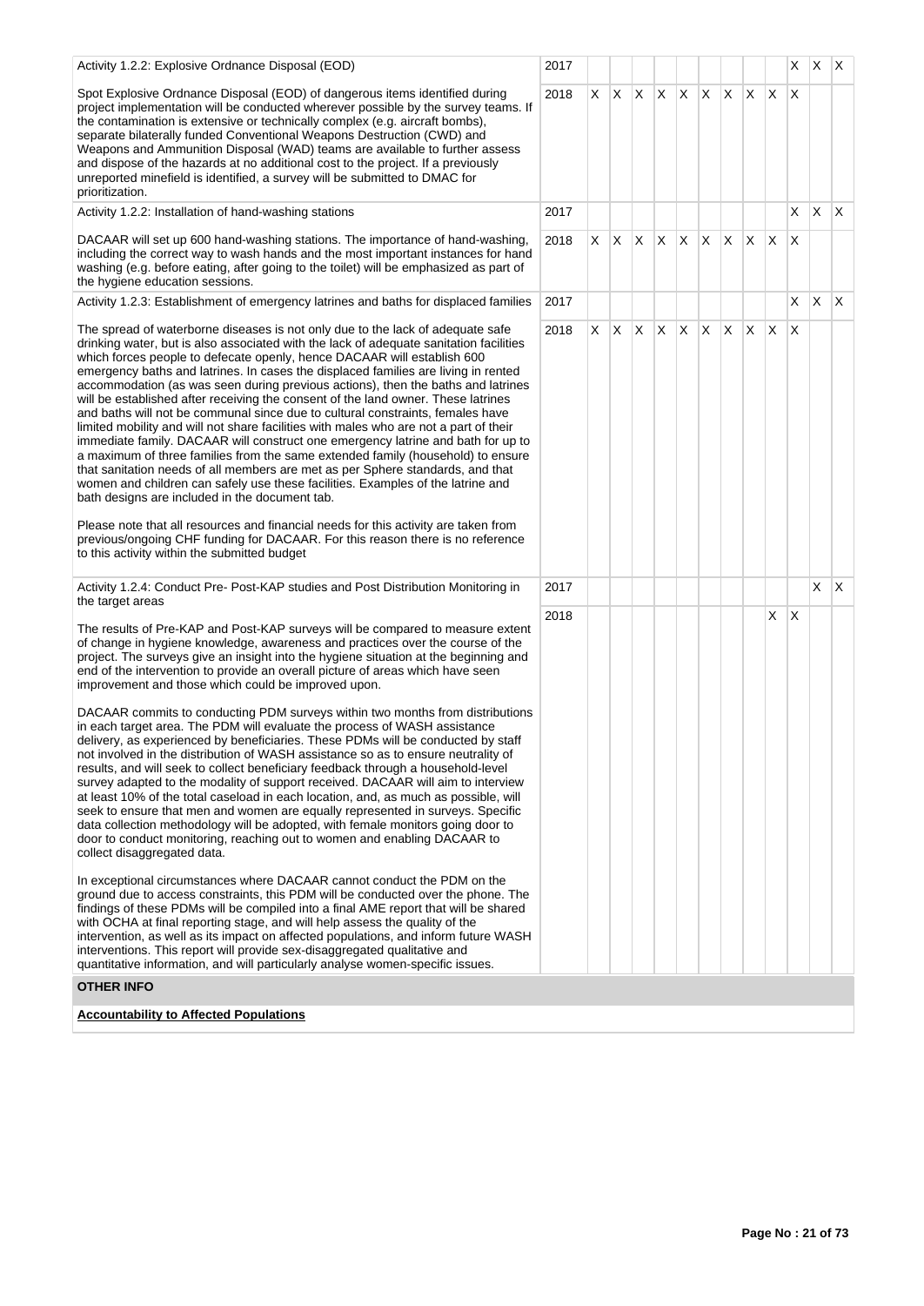| Activity | Year | 1 | 2 | 3 | 4 | 5 | 6 | 7 | 8 | 9 | 10 | 11 | 12 |
|---|---|---|---|---|---|---|---|---|---|---|---|---|---|
| Activity 1.2.2: Explosive Ordnance Disposal (EOD) | 2017 | | | | | | | | | | X | X | X |
| Spot Explosive Ordnance Disposal (EOD) of dangerous items identified during project implementation will be conducted wherever possible by the survey teams. If the contamination is extensive or technically complex (e.g. aircraft bombs), separate bilaterally funded Conventional Weapons Destruction (CWD) and Weapons and Ammunition Disposal (WAD) teams are available to further assess and dispose of the hazards at no additional cost to the project. If a previously unreported minefield is identified, a survey will be submitted to DMAC for prioritization. | 2018 | X | X | X | X | X | X | X | X | X | X | | |
| Activity 1.2.2: Installation of hand-washing stations | 2017 | | | | | | | | | | X | X | X |
| DACAAR will set up 600 hand-washing stations. The importance of hand-washing, including the correct way to wash hands and the most important instances for hand washing (e.g. before eating, after going to the toilet) will be emphasized as part of the hygiene education sessions. | 2018 | X | X | X | X | X | X | X | X | X | X | | |
| Activity 1.2.3: Establishment of emergency latrines and baths for displaced families | 2017 | | | | | | | | | | X | X | X |
| The spread of waterborne diseases is not only due to the lack of adequate safe drinking water, but is also associated with the lack of adequate sanitation facilities which forces people to defecate openly, hence DACAAR will establish 600 emergency baths and latrines. In cases the displaced families are living in rented accommodation (as was seen during previous actions), then the baths and latrines will be established after receiving the consent of the land owner. These latrines and baths will not be communal since due to cultural constraints, females have limited mobility and will not share facilities with males who are not a part of their immediate family. DACAAR will construct one emergency latrine and bath for up to a maximum of three families from the same extended family (household) to ensure that sanitation needs of all members are met as per Sphere standards, and that women and children can safely use these facilities. Examples of the latrine and bath designs are included in the document tab.<br><br>Please note that all resources and financial needs for this activity are taken from previous/ongoing CHF funding for DACAAR. For this reason there is no reference to this activity within the submitted budget | 2018 | X | X | X | X | X | X | X | X | X | X | | |
| Activity 1.2.4: Conduct Pre- Post-KAP studies and Post Distribution Monitoring in the target areas | 2017 | | | | | | | | | | | X | X |
| The results of Pre-KAP and Post-KAP surveys will be compared to measure extent of change in hygiene knowledge, awareness and practices over the course of the project. The surveys give an insight into the hygiene situation at the beginning and end of the intervention to provide an overall picture of areas which have seen improvement and those which could be improved upon.<br><br>DACAAR commits to conducting PDM surveys within two months from distributions in each target area. The PDM will evaluate the process of WASH assistance delivery, as experienced by beneficiaries. These PDMs will be conducted by staff not involved in the distribution of WASH assistance so as to ensure neutrality of results, and will seek to collect beneficiary feedback through a household-level survey adapted to the modality of support received. DACAAR will aim to interview at least 10% of the total caseload in each location, and, as much as possible, will seek to ensure that men and women are equally represented in surveys. Specific data collection methodology will be adopted, with female monitors going door to door to conduct monitoring, reaching out to women and enabling DACAAR to collect disaggregated data.<br><br>In exceptional circumstances where DACAAR cannot conduct the PDM on the ground due to access constraints, this PDM will be conducted over the phone. The findings of these PDMs will be compiled into a final AME report that will be shared with OCHA at final reporting stage, and will help assess the quality of the intervention, as well as its impact on affected populations, and inform future WASH interventions. This report will provide sex-disaggregated qualitative and quantitative information, and will particularly analyse women-specific issues. | 2018 | | | | | | | | | X | X | | |

**OTHER INFO**

**Accountability to Affected Populations**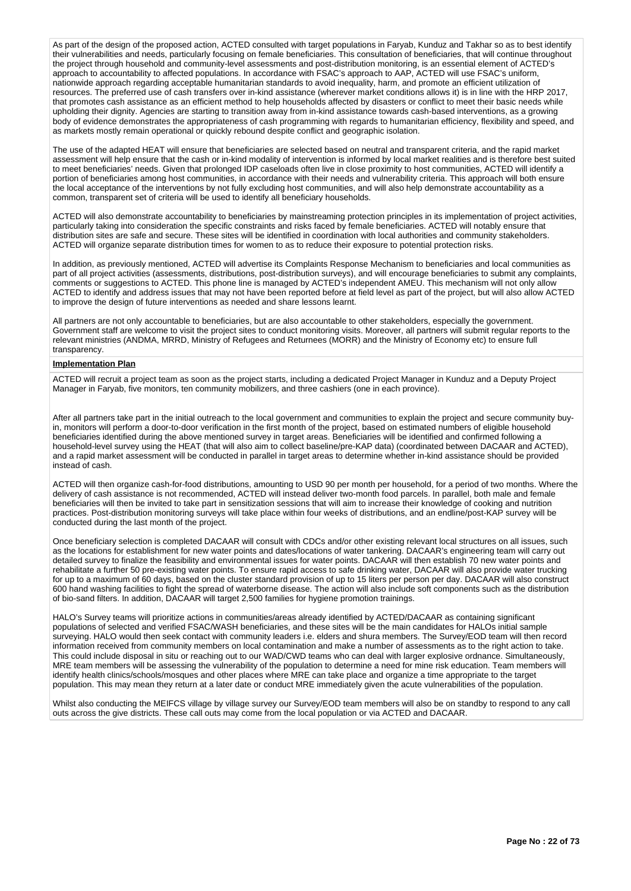As part of the design of the proposed action, ACTED consulted with target populations in Faryab, Kunduz and Takhar so as to best identify their vulnerabilities and needs, particularly focusing on female beneficiaries. This consultation of beneficiaries, that will continue throughout the project through household and community-level assessments and post-distribution monitoring, is an essential element of ACTED's approach to accountability to affected populations. In accordance with FSAC's approach to AAP, ACTED will use FSAC's uniform, nationwide approach regarding acceptable humanitarian standards to avoid inequality, harm, and promote an efficient utilization of resources. The preferred use of cash transfers over in-kind assistance (wherever market conditions allows it) is in line with the HRP 2017, that promotes cash assistance as an efficient method to help households affected by disasters or conflict to meet their basic needs while upholding their dignity. Agencies are starting to transition away from in-kind assistance towards cash-based interventions, as a growing body of evidence demonstrates the appropriateness of cash programming with regards to humanitarian efficiency, flexibility and speed, and as markets mostly remain operational or quickly rebound despite conflict and geographic isolation.

The use of the adapted HEAT will ensure that beneficiaries are selected based on neutral and transparent criteria, and the rapid market assessment will help ensure that the cash or in-kind modality of intervention is informed by local market realities and is therefore best suited to meet beneficiaries' needs. Given that prolonged IDP caseloads often live in close proximity to host communities, ACTED will identify a portion of beneficiaries among host communities, in accordance with their needs and vulnerability criteria. This approach will both ensure the local acceptance of the interventions by not fully excluding host communities, and will also help demonstrate accountability as a common, transparent set of criteria will be used to identify all beneficiary households.

ACTED will also demonstrate accountability to beneficiaries by mainstreaming protection principles in its implementation of project activities, particularly taking into consideration the specific constraints and risks faced by female beneficiaries. ACTED will notably ensure that distribution sites are safe and secure. These sites will be identified in coordination with local authorities and community stakeholders. ACTED will organize separate distribution times for women to as to reduce their exposure to potential protection risks.

In addition, as previously mentioned, ACTED will advertise its Complaints Response Mechanism to beneficiaries and local communities as part of all project activities (assessments, distributions, post-distribution surveys), and will encourage beneficiaries to submit any complaints, comments or suggestions to ACTED. This phone line is managed by ACTED's independent AMEU. This mechanism will not only allow ACTED to identify and address issues that may not have been reported before at field level as part of the project, but will also allow ACTED to improve the design of future interventions as needed and share lessons learnt.

All partners are not only accountable to beneficiaries, but are also accountable to other stakeholders, especially the government. Government staff are welcome to visit the project sites to conduct monitoring visits. Moreover, all partners will submit regular reports to the relevant ministries (ANDMA, MRRD, Ministry of Refugees and Returnees (MORR) and the Ministry of Economy etc) to ensure full transparency.

**Implementation Plan**

ACTED will recruit a project team as soon as the project starts, including a dedicated Project Manager in Kunduz and a Deputy Project Manager in Faryab, five monitors, ten community mobilizers, and three cashiers (one in each province).

After all partners take part in the initial outreach to the local government and communities to explain the project and secure community buy-in, monitors will perform a door-to-door verification in the first month of the project, based on estimated numbers of eligible household beneficiaries identified during the above mentioned survey in target areas. Beneficiaries will be identified and confirmed following a household-level survey using the HEAT (that will also aim to collect baseline/pre-KAP data) (coordinated between DACAAR and ACTED), and a rapid market assessment will be conducted in parallel in target areas to determine whether in-kind assistance should be provided instead of cash.

ACTED will then organize cash-for-food distributions, amounting to USD 90 per month per household, for a period of two months. Where the delivery of cash assistance is not recommended, ACTED will instead deliver two-month food parcels. In parallel, both male and female beneficiaries will then be invited to take part in sensitization sessions that will aim to increase their knowledge of cooking and nutrition practices. Post-distribution monitoring surveys will take place within four weeks of distributions, and an endline/post-KAP survey will be conducted during the last month of the project.

Once beneficiary selection is completed DACAAR will consult with CDCs and/or other existing relevant local structures on all issues, such as the locations for establishment for new water points and dates/locations of water tankering. DACAAR's engineering team will carry out detailed survey to finalize the feasibility and environmental issues for water points. DACAAR will then establish 70 new water points and rehabilitate a further 50 pre-existing water points. To ensure rapid access to safe drinking water, DACAAR will also provide water trucking for up to a maximum of 60 days, based on the cluster standard provision of up to 15 liters per person per day. DACAAR will also construct 600 hand washing facilities to fight the spread of waterborne disease. The action will also include soft components such as the distribution of bio-sand filters. In addition, DACAAR will target 2,500 families for hygiene promotion trainings.

HALO's Survey teams will prioritize actions in communities/areas already identified by ACTED/DACAAR as containing significant populations of selected and verified FSAC/WASH beneficiaries, and these sites will be the main candidates for HALOs initial sample surveying. HALO would then seek contact with community leaders i.e. elders and shura members. The Survey/EOD team will then record information received from community members on local contamination and make a number of assessments as to the right action to take. This could include disposal in situ or reaching out to our WAD/CWD teams who can deal with larger explosive ordnance. Simultaneously, MRE team members will be assessing the vulnerability of the population to determine a need for mine risk education. Team members will identify health clinics/schools/mosques and other places where MRE can take place and organize a time appropriate to the target population. This may mean they return at a later date or conduct MRE immediately given the acute vulnerabilities of the population.

Whilst also conducting the MEIFCS village by village survey our Survey/EOD team members will also be on standby to respond to any call outs across the give districts. These call outs may come from the local population or via ACTED and DACAAR.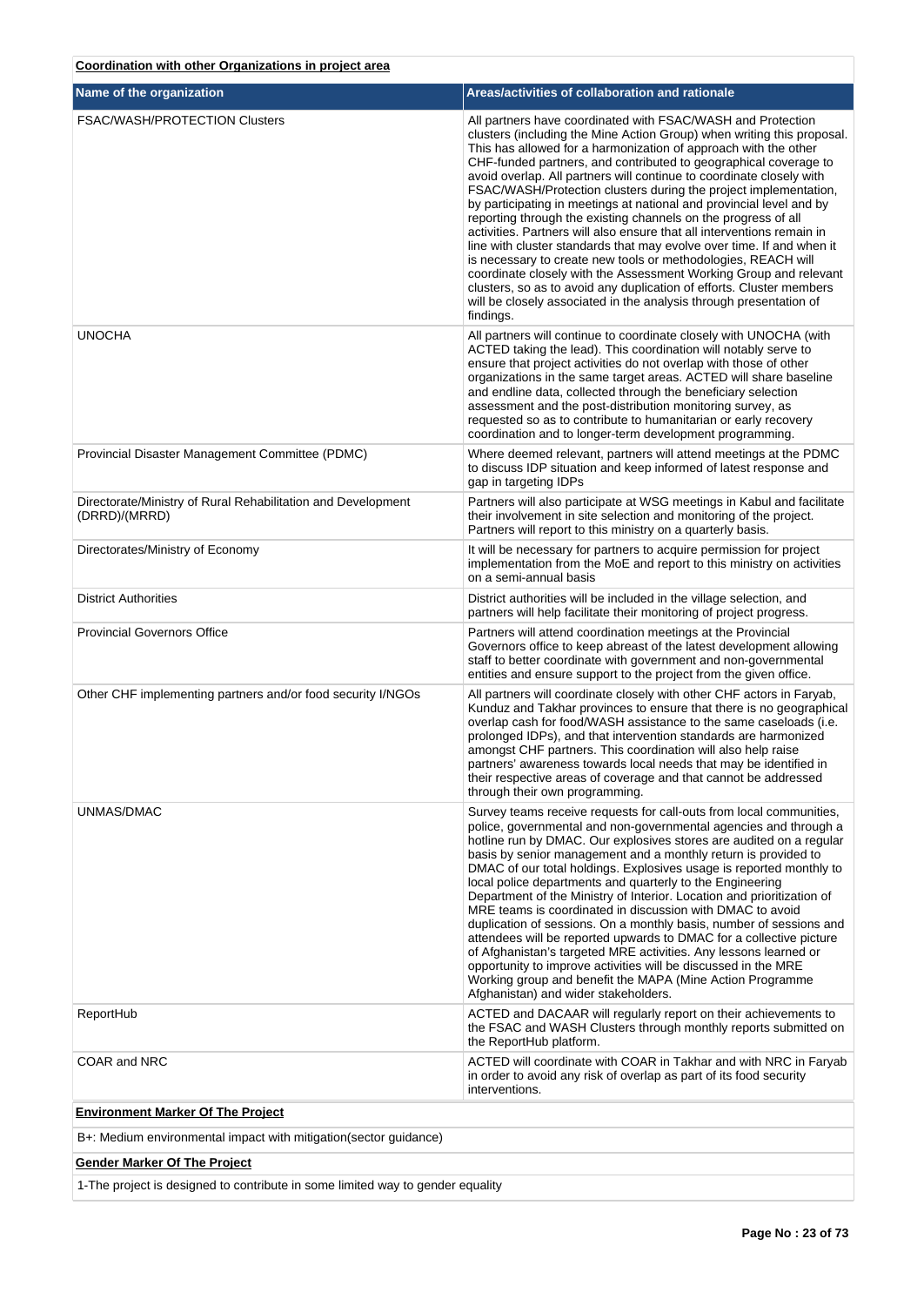**Coordination with other Organizations in project area**

| Name of the organization | Areas/activities of collaboration and rationale |
|---|---|
| FSAC/WASH/PROTECTION Clusters | All partners have coordinated with FSAC/WASH and Protection clusters (including the Mine Action Group) when writing this proposal. This has allowed for a harmonization of approach with the other CHF-funded partners, and contributed to geographical coverage to avoid overlap. All partners will continue to coordinate closely with FSAC/WASH/Protection clusters during the project implementation, by participating in meetings at national and provincial level and by reporting through the existing channels on the progress of all activities. Partners will also ensure that all interventions remain in line with cluster standards that may evolve over time. If and when it is necessary to create new tools or methodologies, REACH will coordinate closely with the Assessment Working Group and relevant clusters, so as to avoid any duplication of efforts. Cluster members will be closely associated in the analysis through presentation of findings. |
| UNOCHA | All partners will continue to coordinate closely with UNOCHA (with ACTED taking the lead). This coordination will notably serve to ensure that project activities do not overlap with those of other organizations in the same target areas. ACTED will share baseline and endline data, collected through the beneficiary selection assessment and the post-distribution monitoring survey, as requested so as to contribute to humanitarian or early recovery coordination and to longer-term development programming. |
| Provincial Disaster Management Committee (PDMC) | Where deemed relevant, partners will attend meetings at the PDMC to discuss IDP situation and keep informed of latest response and gap in targeting IDPs |
| Directorate/Ministry of Rural Rehabilitation and Development (DRRD)/(MRRD) | Partners will also participate at WSG meetings in Kabul and facilitate their involvement in site selection and monitoring of the project. Partners will report to this ministry on a quarterly basis. |
| Directorates/Ministry of Economy | It will be necessary for partners to acquire permission for project implementation from the MoE and report to this ministry on activities on a semi-annual basis |
| District Authorities | District authorities will be included in the village selection, and partners will help facilitate their monitoring of project progress. |
| Provincial Governors Office | Partners will attend coordination meetings at the Provincial Governors office to keep abreast of the latest development allowing staff to better coordinate with government and non-governmental entities and ensure support to the project from the given office. |
| Other CHF implementing partners and/or food security I/NGOs | All partners will coordinate closely with other CHF actors in Faryab, Kunduz and Takhar provinces to ensure that there is no geographical overlap cash for food/WASH assistance to the same caseloads (i.e. prolonged IDPs), and that intervention standards are harmonized amongst CHF partners. This coordination will also help raise partners' awareness towards local needs that may be identified in their respective areas of coverage and that cannot be addressed through their own programming. |
| UNMAS/DMAC | Survey teams receive requests for call-outs from local communities, police, governmental and non-governmental agencies and through a hotline run by DMAC. Our explosives stores are audited on a regular basis by senior management and a monthly return is provided to DMAC of our total holdings. Explosives usage is reported monthly to local police departments and quarterly to the Engineering Department of the Ministry of Interior. Location and prioritization of MRE teams is coordinated in discussion with DMAC to avoid duplication of sessions. On a monthly basis, number of sessions and attendees will be reported upwards to DMAC for a collective picture of Afghanistan's targeted MRE activities. Any lessons learned or opportunity to improve activities will be discussed in the MRE Working group and benefit the MAPA (Mine Action Programme Afghanistan) and wider stakeholders. |
| ReportHub | ACTED and DACAAR will regularly report on their achievements to the FSAC and WASH Clusters through monthly reports submitted on the ReportHub platform. |
| COAR and NRC | ACTED will coordinate with COAR in Takhar and with NRC in Faryab in order to avoid any risk of overlap as part of its food security interventions. |

**Environment Marker Of The Project**

B+: Medium environmental impact with mitigation(sector guidance)

**Gender Marker Of The Project**

1-The project is designed to contribute in some limited way to gender equality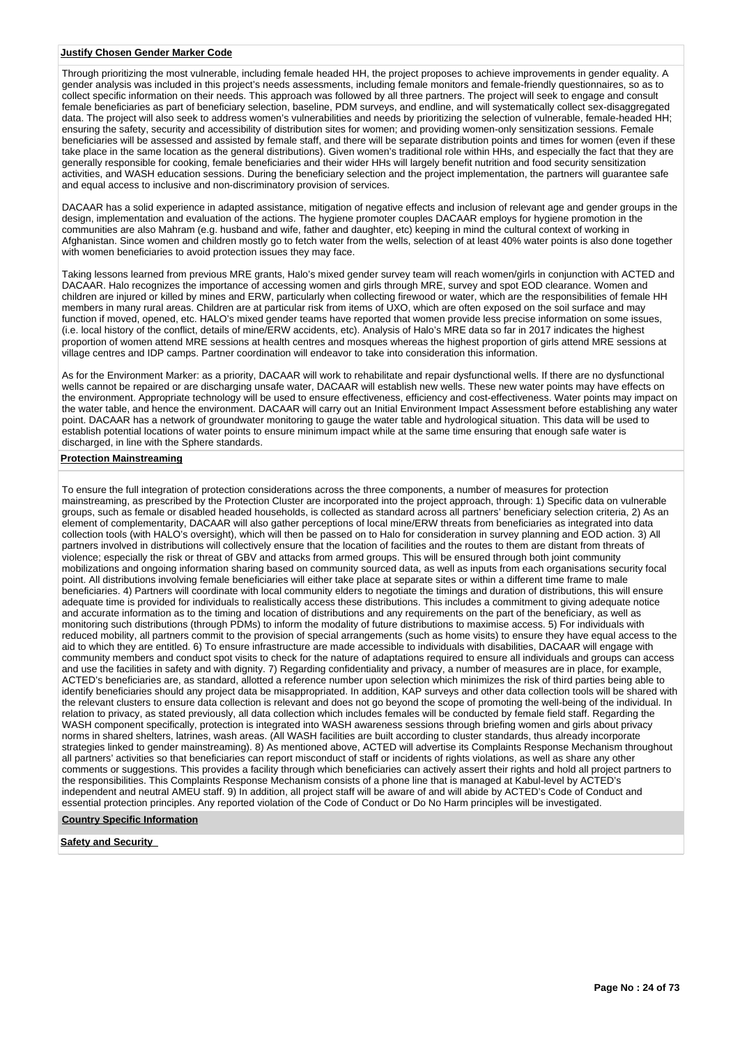**Justify Chosen Gender Marker Code**

Through prioritizing the most vulnerable, including female headed HH, the project proposes to achieve improvements in gender equality. A gender analysis was included in this project's needs assessments, including female monitors and female-friendly questionnaires, so as to collect specific information on their needs. This approach was followed by all three partners. The project will seek to engage and consult female beneficiaries as part of beneficiary selection, baseline, PDM surveys, and endline, and will systematically collect sex-disaggregated data. The project will also seek to address women's vulnerabilities and needs by prioritizing the selection of vulnerable, female-headed HH; ensuring the safety, security and accessibility of distribution sites for women; and providing women-only sensitization sessions. Female beneficiaries will be assessed and assisted by female staff, and there will be separate distribution points and times for women (even if these take place in the same location as the general distributions). Given women's traditional role within HHs, and especially the fact that they are generally responsible for cooking, female beneficiaries and their wider HHs will largely benefit nutrition and food security sensitization activities, and WASH education sessions. During the beneficiary selection and the project implementation, the partners will guarantee safe and equal access to inclusive and non-discriminatory provision of services.

DACAAR has a solid experience in adapted assistance, mitigation of negative effects and inclusion of relevant age and gender groups in the design, implementation and evaluation of the actions. The hygiene promoter couples DACAAR employs for hygiene promotion in the communities are also Mahram (e.g. husband and wife, father and daughter, etc) keeping in mind the cultural context of working in Afghanistan. Since women and children mostly go to fetch water from the wells, selection of at least 40% water points is also done together with women beneficiaries to avoid protection issues they may face.

Taking lessons learned from previous MRE grants, Halo's mixed gender survey team will reach women/girls in conjunction with ACTED and DACAAR. Halo recognizes the importance of accessing women and girls through MRE, survey and spot EOD clearance. Women and children are injured or killed by mines and ERW, particularly when collecting firewood or water, which are the responsibilities of female HH members in many rural areas. Children are at particular risk from items of UXO, which are often exposed on the soil surface and may function if moved, opened, etc. HALO's mixed gender teams have reported that women provide less precise information on some issues, (i.e. local history of the conflict, details of mine/ERW accidents, etc). Analysis of Halo's MRE data so far in 2017 indicates the highest proportion of women attend MRE sessions at health centres and mosques whereas the highest proportion of girls attend MRE sessions at village centres and IDP camps. Partner coordination will endeavor to take into consideration this information.

As for the Environment Marker: as a priority, DACAAR will work to rehabilitate and repair dysfunctional wells. If there are no dysfunctional wells cannot be repaired or are discharging unsafe water, DACAAR will establish new wells. These new water points may have effects on the environment. Appropriate technology will be used to ensure effectiveness, efficiency and cost-effectiveness. Water points may impact on the water table, and hence the environment. DACAAR will carry out an Initial Environment Impact Assessment before establishing any water point. DACAAR has a network of groundwater monitoring to gauge the water table and hydrological situation. This data will be used to establish potential locations of water points to ensure minimum impact while at the same time ensuring that enough safe water is discharged, in line with the Sphere standards.

**Protection Mainstreaming**

To ensure the full integration of protection considerations across the three components, a number of measures for protection mainstreaming, as prescribed by the Protection Cluster are incorporated into the project approach, through: 1) Specific data on vulnerable groups, such as female or disabled headed households, is collected as standard across all partners' beneficiary selection criteria, 2) As an element of complementarity, DACAAR will also gather perceptions of local mine/ERW threats from beneficiaries as integrated into data collection tools (with HALO's oversight), which will then be passed on to Halo for consideration in survey planning and EOD action. 3) All partners involved in distributions will collectively ensure that the location of facilities and the routes to them are distant from threats of violence; especially the risk or threat of GBV and attacks from armed groups. This will be ensured through both joint community mobilizations and ongoing information sharing based on community sourced data, as well as inputs from each organisations security focal point. All distributions involving female beneficiaries will either take place at separate sites or within a different time frame to male beneficiaries. 4) Partners will coordinate with local community elders to negotiate the timings and duration of distributions, this will ensure adequate time is provided for individuals to realistically access these distributions. This includes a commitment to giving adequate notice and accurate information as to the timing and location of distributions and any requirements on the part of the beneficiary, as well as monitoring such distributions (through PDMs) to inform the modality of future distributions to maximise access. 5) For individuals with reduced mobility, all partners commit to the provision of special arrangements (such as home visits) to ensure they have equal access to the aid to which they are entitled. 6) To ensure infrastructure are made accessible to individuals with disabilities, DACAAR will engage with community members and conduct spot visits to check for the nature of adaptations required to ensure all individuals and groups can access and use the facilities in safety and with dignity. 7) Regarding confidentiality and privacy, a number of measures are in place, for example, ACTED's beneficiaries are, as standard, allotted a reference number upon selection which minimizes the risk of third parties being able to identify beneficiaries should any project data be misappropriated. In addition, KAP surveys and other data collection tools will be shared with the relevant clusters to ensure data collection is relevant and does not go beyond the scope of promoting the well-being of the individual. In relation to privacy, as stated previously, all data collection which includes females will be conducted by female field staff. Regarding the WASH component specifically, protection is integrated into WASH awareness sessions through briefing women and girls about privacy norms in shared shelters, latrines, wash areas. (All WASH facilities are built according to cluster standards, thus already incorporate strategies linked to gender mainstreaming). 8) As mentioned above, ACTED will advertise its Complaints Response Mechanism throughout all partners' activities so that beneficiaries can report misconduct of staff or incidents of rights violations, as well as share any other comments or suggestions. This provides a facility through which beneficiaries can actively assert their rights and hold all project partners to the responsibilities. This Complaints Response Mechanism consists of a phone line that is managed at Kabul-level by ACTED's independent and neutral AMEU staff. 9) In addition, all project staff will be aware of and will abide by ACTED's Code of Conduct and essential protection principles. Any reported violation of the Code of Conduct or Do No Harm principles will be investigated.

**Country Specific Information**

**Safety and Security**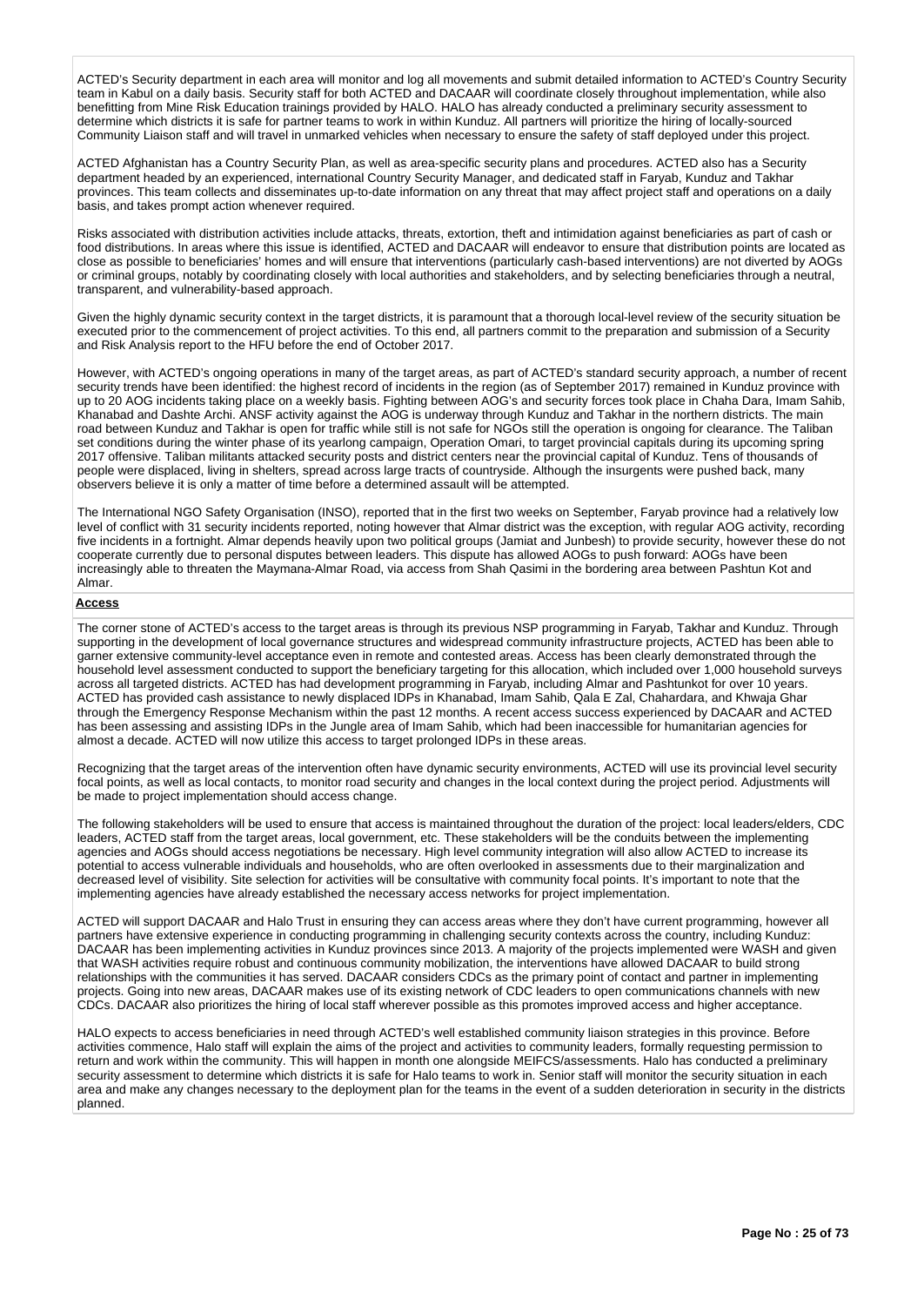ACTED's Security department in each area will monitor and log all movements and submit detailed information to ACTED's Country Security team in Kabul on a daily basis. Security staff for both ACTED and DACAAR will coordinate closely throughout implementation, while also benefitting from Mine Risk Education trainings provided by HALO. HALO has already conducted a preliminary security assessment to determine which districts it is safe for partner teams to work in within Kunduz. All partners will prioritize the hiring of locally-sourced Community Liaison staff and will travel in unmarked vehicles when necessary to ensure the safety of staff deployed under this project.

ACTED Afghanistan has a Country Security Plan, as well as area-specific security plans and procedures. ACTED also has a Security department headed by an experienced, international Country Security Manager, and dedicated staff in Faryab, Kunduz and Takhar provinces. This team collects and disseminates up-to-date information on any threat that may affect project staff and operations on a daily basis, and takes prompt action whenever required.

Risks associated with distribution activities include attacks, threats, extortion, theft and intimidation against beneficiaries as part of cash or food distributions. In areas where this issue is identified, ACTED and DACAAR will endeavor to ensure that distribution points are located as close as possible to beneficiaries' homes and will ensure that interventions (particularly cash-based interventions) are not diverted by AOGs or criminal groups, notably by coordinating closely with local authorities and stakeholders, and by selecting beneficiaries through a neutral, transparent, and vulnerability-based approach.

Given the highly dynamic security context in the target districts, it is paramount that a thorough local-level review of the security situation be executed prior to the commencement of project activities. To this end, all partners commit to the preparation and submission of a Security and Risk Analysis report to the HFU before the end of October 2017.

However, with ACTED's ongoing operations in many of the target areas, as part of ACTED's standard security approach, a number of recent security trends have been identified: the highest record of incidents in the region (as of September 2017) remained in Kunduz province with up to 20 AOG incidents taking place on a weekly basis. Fighting between AOG's and security forces took place in Chaha Dara, Imam Sahib, Khanabad and Dashte Archi. ANSF activity against the AOG is underway through Kunduz and Takhar in the northern districts. The main road between Kunduz and Takhar is open for traffic while still is not safe for NGOs still the operation is ongoing for clearance. The Taliban set conditions during the winter phase of its yearlong campaign, Operation Omari, to target provincial capitals during its upcoming spring 2017 offensive. Taliban militants attacked security posts and district centers near the provincial capital of Kunduz. Tens of thousands of people were displaced, living in shelters, spread across large tracts of countryside. Although the insurgents were pushed back, many observers believe it is only a matter of time before a determined assault will be attempted.

The International NGO Safety Organisation (INSO), reported that in the first two weeks on September, Faryab province had a relatively low level of conflict with 31 security incidents reported, noting however that Almar district was the exception, with regular AOG activity, recording five incidents in a fortnight. Almar depends heavily upon two political groups (Jamiat and Junbesh) to provide security, however these do not cooperate currently due to personal disputes between leaders. This dispute has allowed AOGs to push forward: AOGs have been increasingly able to threaten the Maymana-Almar Road, via access from Shah Qasimi in the bordering area between Pashtun Kot and Almar.

**Access**

The corner stone of ACTED's access to the target areas is through its previous NSP programming in Faryab, Takhar and Kunduz. Through supporting in the development of local governance structures and widespread community infrastructure projects, ACTED has been able to garner extensive community-level acceptance even in remote and contested areas. Access has been clearly demonstrated through the household level assessment conducted to support the beneficiary targeting for this allocation, which included over 1,000 household surveys across all targeted districts. ACTED has had development programming in Faryab, including Almar and Pashtunkot for over 10 years. ACTED has provided cash assistance to newly displaced IDPs in Khanabad, Imam Sahib, Qala E Zal, Chahardara, and Khwaja Ghar through the Emergency Response Mechanism within the past 12 months. A recent access success experienced by DACAAR and ACTED has been assessing and assisting IDPs in the Jungle area of Imam Sahib, which had been inaccessible for humanitarian agencies for almost a decade. ACTED will now utilize this access to target prolonged IDPs in these areas.

Recognizing that the target areas of the intervention often have dynamic security environments, ACTED will use its provincial level security focal points, as well as local contacts, to monitor road security and changes in the local context during the project period. Adjustments will be made to project implementation should access change.

The following stakeholders will be used to ensure that access is maintained throughout the duration of the project: local leaders/elders, CDC leaders, ACTED staff from the target areas, local government, etc. These stakeholders will be the conduits between the implementing agencies and AOGs should access negotiations be necessary. High level community integration will also allow ACTED to increase its potential to access vulnerable individuals and households, who are often overlooked in assessments due to their marginalization and decreased level of visibility. Site selection for activities will be consultative with community focal points. It's important to note that the implementing agencies have already established the necessary access networks for project implementation.

ACTED will support DACAAR and Halo Trust in ensuring they can access areas where they don't have current programming, however all partners have extensive experience in conducting programming in challenging security contexts across the country, including Kunduz: DACAAR has been implementing activities in Kunduz provinces since 2013. A majority of the projects implemented were WASH and given that WASH activities require robust and continuous community mobilization, the interventions have allowed DACAAR to build strong relationships with the communities it has served. DACAAR considers CDCs as the primary point of contact and partner in implementing projects. Going into new areas, DACAAR makes use of its existing network of CDC leaders to open communications channels with new CDCs. DACAAR also prioritizes the hiring of local staff wherever possible as this promotes improved access and higher acceptance.

HALO expects to access beneficiaries in need through ACTED's well established community liaison strategies in this province. Before activities commence, Halo staff will explain the aims of the project and activities to community leaders, formally requesting permission to return and work within the community. This will happen in month one alongside MEIFCS/assessments. Halo has conducted a preliminary security assessment to determine which districts it is safe for Halo teams to work in. Senior staff will monitor the security situation in each area and make any changes necessary to the deployment plan for the teams in the event of a sudden deterioration in security in the districts planned.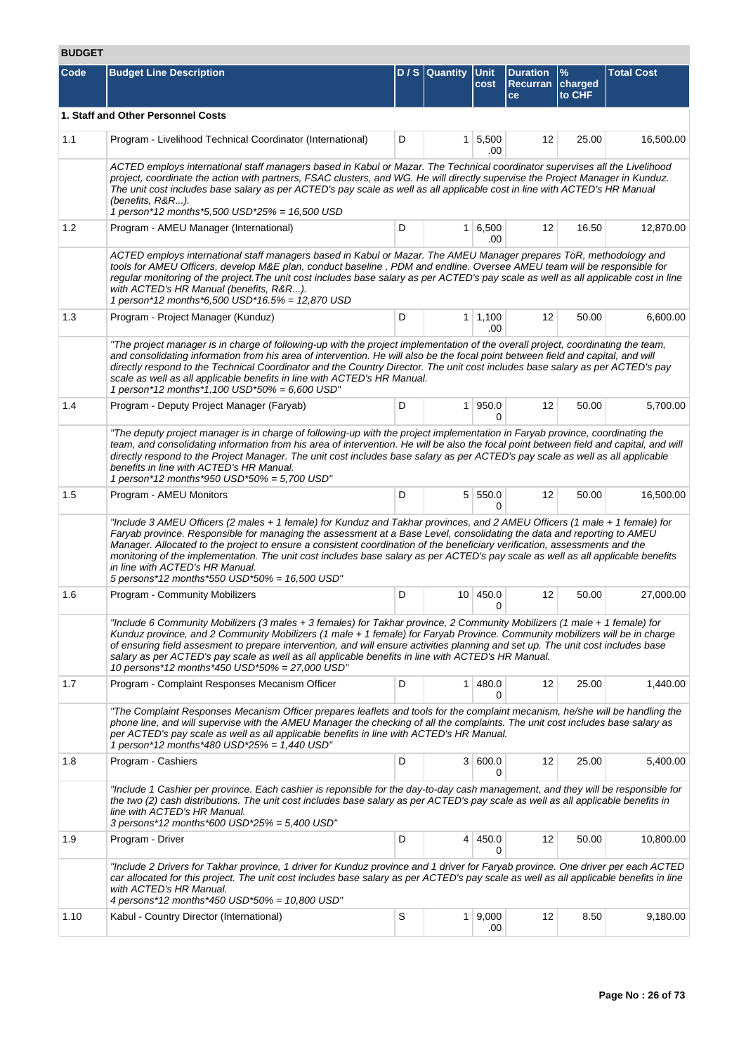## BUDGET

| Code | Budget Line Description | D / S | Quantity | Unit cost | Duration Recurrance | % charged to CHF | Total Cost |
|---|---|---|---|---|---|---|---|
| **1. Staff and Other Personnel Costs** | | | | | | | |
| 1.1 | Program - Livelihood Technical Coordinator (International) | D | 1 | 5,500.00 | 12 | 25.00 | 16,500.00 |
| | *ACTED employs international staff managers based in Kabul or Mazar. The Technical coordinator supervises all the Livelihood project, coordinate the action with partners, FSAC clusters, and WG. He will directly supervise the Project Manager in Kunduz. The unit cost includes base salary as per ACTED's pay scale as well as all applicable cost in line with ACTED's HR Manual (benefits, R&R...).<br>1 person*12 months*5,500 USD*25% = 16,500 USD* | | | | | | |
| 1.2 | Program - AMEU Manager (International) | D | 1 | 6,500.00 | 12 | 16.50 | 12,870.00 |
| | *ACTED employs international staff managers based in Kabul or Mazar. The AMEU Manager prepares ToR, methodology and tools for AMEU Officers, develop M&E plan, conduct baseline , PDM and endline. Oversee AMEU team will be responsible for regular monitoring of the project.The unit cost includes base salary as per ACTED's pay scale as well as all applicable cost in line with ACTED's HR Manual (benefits, R&R...).<br>1 person*12 months*6,500 USD*16.5% = 12,870 USD* | | | | | | |
| 1.3 | Program - Project Manager (Kunduz) | D | 1 | 1,100.00 | 12 | 50.00 | 6,600.00 |
| | *"The project manager is in charge of following-up with the project implementation of the overall project, coordinating the team, and consolidating information from his area of intervention. He will also be the focal point between field and capital, and will directly respond to the Technical Coordinator and the Country Director. The unit cost includes base salary as per ACTED's pay scale as well as all applicable benefits in line with ACTED's HR Manual.<br>1 person*12 months*1,100 USD*50% = 6,600 USD"* | | | | | | |
| 1.4 | Program - Deputy Project Manager (Faryab) | D | 1 | 950.00 | 12 | 50.00 | 5,700.00 |
| | *"The deputy project manager is in charge of following-up with the project implementation in Faryab province, coordinating the team, and consolidating information from his area of intervention. He will be also the focal point between field and capital, and will directly respond to the Project Manager. The unit cost includes base salary as per ACTED's pay scale as well as all applicable benefits in line with ACTED's HR Manual.<br>1 person*12 months*950 USD*50% = 5,700 USD"* | | | | | | |
| 1.5 | Program - AMEU Monitors | D | 5 | 550.00 | 12 | 50.00 | 16,500.00 |
| | *"Include 3 AMEU Officers (2 males + 1 female) for Kunduz and Takhar provinces, and 2 AMEU Officers (1 male + 1 female) for Faryab province. Responsible for managing the assessment at a Base Level, consolidating the data and reporting to AMEU Manager. Allocated to the project to ensure a consistent coordination of the beneficiary verification, assessments and the monitoring of the implementation. The unit cost includes base salary as per ACTED's pay scale as well as all applicable benefits in line with ACTED's HR Manual.<br>5 persons*12 months*550 USD*50% = 16,500 USD"* | | | | | | |
| 1.6 | Program - Community Mobilizers | D | 10 | 450.00 | 12 | 50.00 | 27,000.00 |
| | *"Include 6 Community Mobilizers (3 males + 3 females) for Takhar province, 2 Community Mobilizers (1 male + 1 female) for Kunduz province, and 2 Community Mobilizers (1 male + 1 female) for Faryab Province. Community mobilizers will be in charge of ensuring field assesment to prepare intervention, and will ensure activities planning and set up. The unit cost includes base salary as per ACTED's pay scale as well as all applicable benefits in line with ACTED's HR Manual.<br>10 persons*12 months*450 USD*50% = 27,000 USD"* | | | | | | |
| 1.7 | Program - Complaint Responses Mecanism Officer | D | 1 | 480.00 | 12 | 25.00 | 1,440.00 |
| | *"The Complaint Responses Mecanism Officer prepares leaflets and tools for the complaint mecanism, he/she will be handling the phone line, and will supervise with the AMEU Manager the checking of all the complaints. The unit cost includes base salary as per ACTED's pay scale as well as all applicable benefits in line with ACTED's HR Manual.<br>1 person*12 months*480 USD*25% = 1,440 USD"* | | | | | | |
| 1.8 | Program - Cashiers | D | 3 | 600.00 | 12 | 25.00 | 5,400.00 |
| | *"Include 1 Cashier per province. Each cashier is reponsible for the day-to-day cash management, and they will be responsible for the two (2) cash distributions. The unit cost includes base salary as per ACTED's pay scale as well as all applicable benefits in line with ACTED's HR Manual.<br>3 persons*12 months*600 USD*25% = 5,400 USD"* | | | | | | |
| 1.9 | Program - Driver | D | 4 | 450.00 | 12 | 50.00 | 10,800.00 |
| | *"Include 2 Drivers for Takhar province, 1 driver for Kunduz province and 1 driver for Faryab province. One driver per each ACTED car allocated for this project. The unit cost includes base salary as per ACTED's pay scale as well as all applicable benefits in line with ACTED's HR Manual.<br>4 persons*12 months*450 USD*50% = 10,800 USD"* | | | | | | |
| 1.10 | Kabul - Country Director (International) | S | 1 | 9,000.00 | 12 | 8.50 | 9,180.00 |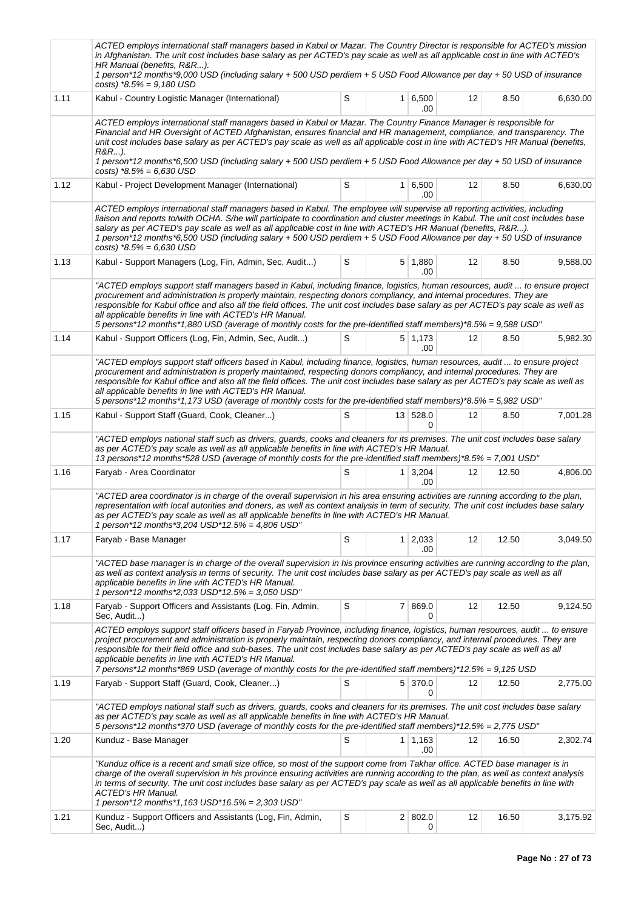| | | | | | | | |
|---|---|---|---|---|---|---|---|
| | *ACTED employs international staff managers based in Kabul or Mazar. The Country Director is responsible for ACTED's mission in Afghanistan. The unit cost includes base salary as per ACTED's pay scale as well as all applicable cost in line with ACTED's HR Manual (benefits, R&R...).*<br>*1 person*12 months*9,000 USD (including salary + 500 USD perdiem + 5 USD Food Allowance per day + 50 USD of insurance costs) *8.5% = 9,180 USD* | | | | | | |
| 1.11 | Kabul - Country Logistic Manager (International) | S | 1 | 6,500.00 | 12 | 8.50 | 6,630.00 |
| | *ACTED employs international staff managers based in Kabul or Mazar. The Country Finance Manager is responsible for Financial and HR Oversight of ACTED Afghanistan, ensures financial and HR management, compliance, and transparency. The unit cost includes base salary as per ACTED's pay scale as well as all applicable cost in line with ACTED's HR Manual (benefits, R&R...).*<br>*1 person*12 months*6,500 USD (including salary + 500 USD perdiem + 5 USD Food Allowance per day + 50 USD of insurance costs) *8.5% = 6,630 USD* | | | | | | |
| 1.12 | Kabul - Project Development Manager (International) | S | 1 | 6,500.00 | 12 | 8.50 | 6,630.00 |
| | *ACTED employs international staff managers based in Kabul. The employee will supervise all reporting activities, including liaison and reports to/with OCHA. S/he will participate to coordination and cluster meetings in Kabul. The unit cost includes base salary as per ACTED's pay scale as well as all applicable cost in line with ACTED's HR Manual (benefits, R&R...).*<br>*1 person*12 months*6,500 USD (including salary + 500 USD perdiem + 5 USD Food Allowance per day + 50 USD of insurance costs) *8.5% = 6,630 USD* | | | | | | |
| 1.13 | Kabul - Support Managers (Log, Fin, Admin, Sec, Audit...) | S | 5 | 1,880.00 | 12 | 8.50 | 9,588.00 |
| | *"ACTED employs support staff managers based in Kabul, including finance, logistics, human resources, audit ... to ensure project procurement and administration is properly maintain, respecting donors compliancy, and internal procedures. They are responsible for Kabul office and also all the field offices. The unit cost includes base salary as per ACTED's pay scale as well as all applicable benefits in line with ACTED's HR Manual.*<br>*5 persons*12 months*1,880 USD (average of monthly costs for the pre-identified staff members)*8.5% = 9,588 USD"* | | | | | | |
| 1.14 | Kabul - Support Officers (Log, Fin, Admin, Sec, Audit...) | S | 5 | 1,173.00 | 12 | 8.50 | 5,982.30 |
| | *"ACTED employs support staff officers based in Kabul, including finance, logistics, human resources, audit ... to ensure project procurement and administration is properly maintained, respecting donors compliancy, and internal procedures. They are responsible for Kabul office and also all the field offices. The unit cost includes base salary as per ACTED's pay scale as well as all applicable benefits in line with ACTED's HR Manual.*<br>*5 persons*12 months*1,173 USD (average of monthly costs for the pre-identified staff members)*8.5% = 5,982 USD"* | | | | | | |
| 1.15 | Kabul - Support Staff (Guard, Cook, Cleaner...) | S | 13 | 528.00 | 12 | 8.50 | 7,001.28 |
| | *"ACTED employs national staff such as drivers, guards, cooks and cleaners for its premises. The unit cost includes base salary as per ACTED's pay scale as well as all applicable benefits in line with ACTED's HR Manual.*<br>*13 persons*12 months*528 USD (average of monthly costs for the pre-identified staff members)*8.5% = 7,001 USD"* | | | | | | |
| 1.16 | Faryab - Area Coordinator | S | 1 | 3,204.00 | 12 | 12.50 | 4,806.00 |
| | *"ACTED area coordinator is in charge of the overall supervision in his area ensuring activities are running according to the plan, representation with local autorities and doners, as well as context analysis in term of security. The unit cost includes base salary as per ACTED's pay scale as well as all applicable benefits in line with ACTED's HR Manual.*<br>*1 person*12 months*3,204 USD*12.5% = 4,806 USD"* | | | | | | |
| 1.17 | Faryab - Base Manager | S | 1 | 2,033.00 | 12 | 12.50 | 3,049.50 |
| | *"ACTED base manager is in charge of the overall supervision in his province ensuring activities are running according to the plan, as well as context analysis in terms of security. The unit cost includes base salary as per ACTED's pay scale as well as all applicable benefits in line with ACTED's HR Manual.*<br>*1 person*12 months*2,033 USD*12.5% = 3,050 USD"* | | | | | | |
| 1.18 | Faryab - Support Officers and Assistants (Log, Fin, Admin, Sec, Audit...) | S | 7 | 869.00 | 12 | 12.50 | 9,124.50 |
| | *ACTED employs support staff officers based in Faryab Province, including finance, logistics, human resources, audit ... to ensure project procurement and administration is properly maintain, respecting donors compliancy, and internal procedures. They are responsible for their field office and sub-bases. The unit cost includes base salary as per ACTED's pay scale as well as all applicable benefits in line with ACTED's HR Manual.*<br>*7 persons*12 months*869 USD (average of monthly costs for the pre-identified staff members)*12.5% = 9,125 USD* | | | | | | |
| 1.19 | Faryab - Support Staff (Guard, Cook, Cleaner...) | S | 5 | 370.00 | 12 | 12.50 | 2,775.00 |
| | *"ACTED employs national staff such as drivers, guards, cooks and cleaners for its premises. The unit cost includes base salary as per ACTED's pay scale as well as all applicable benefits in line with ACTED's HR Manual.*<br>*5 persons*12 months*370 USD (average of monthly costs for the pre-identified staff members)*12.5% = 2,775 USD"* | | | | | | |
| 1.20 | Kunduz - Base Manager | S | 1 | 1,163.00 | 12 | 16.50 | 2,302.74 |
| | *"Kunduz office is a recent and small size office, so most of the support come from Takhar office. ACTED base manager is in charge of the overall supervision in his province ensuring activities are running according to the plan, as well as context analysis in terms of security. The unit cost includes base salary as per ACTED's pay scale as well as all applicable benefits in line with ACTED's HR Manual.*<br>*1 person*12 months*1,163 USD*16.5% = 2,303 USD"* | | | | | | |
| 1.21 | Kunduz - Support Officers and Assistants (Log, Fin, Admin, Sec, Audit...) | S | 2 | 802.00 | 12 | 16.50 | 3,175.92 |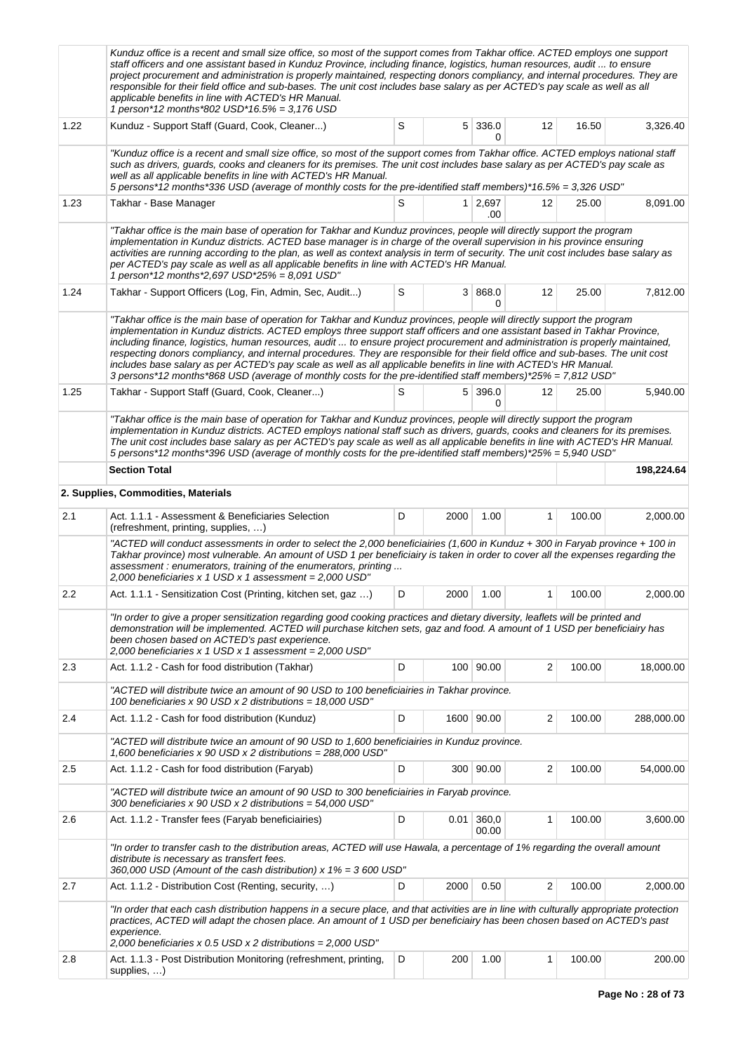| | | | | | | | |
|---|---|---|---|---|---|---|---|
| | Kunduz office is a recent and small size office, so most of the support comes from Takhar office. ACTED employs one support staff officers and one assistant based in Kunduz Province, including finance, logistics, human resources, audit ... to ensure project procurement and administration is properly maintained, respecting donors compliancy, and internal procedures. They are responsible for their field office and sub-bases. The unit cost includes base salary as per ACTED's pay scale as well as all applicable benefits in line with ACTED's HR Manual.<br>1 person*12 months*802 USD*16.5% = 3,176 USD | | | | | | |
| 1.22 | Kunduz - Support Staff (Guard, Cook, Cleaner...) | S | 5 | 336.00 | 12 | 16.50 | 3,326.40 |
| | "Kunduz office is a recent and small size office, so most of the support comes from Takhar office. ACTED employs national staff such as drivers, guards, cooks and cleaners for its premises. The unit cost includes base salary as per ACTED's pay scale as well as all applicable benefits in line with ACTED's HR Manual.<br>5 persons*12 months*336 USD (average of monthly costs for the pre-identified staff members)*16.5% = 3,326 USD" | | | | | | |
| 1.23 | Takhar - Base Manager | S | 1 | 2,697.00 | 12 | 25.00 | 8,091.00 |
| | "Takhar office is the main base of operation for Takhar and Kunduz provinces, people will directly support the program implementation in Kunduz districts. ACTED base manager is in charge of the overall supervision in his province ensuring activities are running according to the plan, as well as context analysis in term of security. The unit cost includes base salary as per ACTED's pay scale as well as all applicable benefits in line with ACTED's HR Manual.<br>1 person*12 months*2,697 USD*25% = 8,091 USD" | | | | | | |
| 1.24 | Takhar - Support Officers (Log, Fin, Admin, Sec, Audit...) | S | 3 | 868.00 | 12 | 25.00 | 7,812.00 |
| | "Takhar office is the main base of operation for Takhar and Kunduz provinces, people will directly support the program implementation in Kunduz districts. ACTED employs three support staff officers and one assistant based in Takhar Province, including finance, logistics, human resources, audit ... to ensure project procurement and administration is properly maintained, respecting donors compliancy, and internal procedures. They are responsible for their field office and sub-bases. The unit cost includes base salary as per ACTED's pay scale as well as all applicable benefits in line with ACTED's HR Manual.<br>3 persons*12 months*868 USD (average of monthly costs for the pre-identified staff members)*25% = 7,812 USD" | | | | | | |
| 1.25 | Takhar - Support Staff (Guard, Cook, Cleaner...) | S | 5 | 396.00 | 12 | 25.00 | 5,940.00 |
| | "Takhar office is the main base of operation for Takhar and Kunduz provinces, people will directly support the program implementation in Kunduz districts. ACTED employs national staff such as drivers, guards, cooks and cleaners for its premises. The unit cost includes base salary as per ACTED's pay scale as well as all applicable benefits in line with ACTED's HR Manual.<br>5 persons*12 months*396 USD (average of monthly costs for the pre-identified staff members)*25% = 5,940 USD" | | | | | | |
| | **Section Total** | | | | | | **198,224.64** |
| | **2. Supplies, Commodities, Materials** | | | | | | |
| 2.1 | Act. 1.1.1 - Assessment & Beneficiaries Selection (refreshment, printing, supplies, …) | D | 2000 | 1.00 | 1 | 100.00 | 2,000.00 |
| | "ACTED will conduct assessments in order to select the 2,000 beneficiairies (1,600 in Kunduz + 300 in Faryab province + 100 in Takhar province) most vulnerable. An amount of USD 1 per beneficiairy is taken in order to cover all the expenses regarding the assessment : enumerators, training of the enumerators, printing ...<br>2,000 beneficiaries x 1 USD x 1 assessment = 2,000 USD" | | | | | | |
| 2.2 | Act. 1.1.1 - Sensitization Cost (Printing, kitchen set, gaz …) | D | 2000 | 1.00 | 1 | 100.00 | 2,000.00 |
| | "In order to give a proper sensitization regarding good cooking practices and dietary diversity, leaflets will be printed and demonstration will be implemented. ACTED will purchase kitchen sets, gaz and food. A amount of 1 USD per beneficiairy has been chosen based on ACTED's past experience.<br>2,000 beneficiaries x 1 USD x 1 assessment = 2,000 USD" | | | | | | |
| 2.3 | Act. 1.1.2 - Cash for food distribution (Takhar) | D | 100 | 90.00 | 2 | 100.00 | 18,000.00 |
| | "ACTED will distribute twice an amount of 90 USD to 100 beneficiairies in Takhar province.<br>100 beneficiaries x 90 USD x 2 distributions = 18,000 USD" | | | | | | |
| 2.4 | Act. 1.1.2 - Cash for food distribution (Kunduz) | D | 1600 | 90.00 | 2 | 100.00 | 288,000.00 |
| | "ACTED will distribute twice an amount of 90 USD to 1,600 beneficiairies in Kunduz province.<br>1,600 beneficiaries x 90 USD x 2 distributions = 288,000 USD" | | | | | | |
| 2.5 | Act. 1.1.2 - Cash for food distribution (Faryab) | D | 300 | 90.00 | 2 | 100.00 | 54,000.00 |
| | "ACTED will distribute twice an amount of 90 USD to 300 beneficiairies in Faryab province.<br>300 beneficiaries x 90 USD x 2 distributions = 54,000 USD" | | | | | | |
| 2.6 | Act. 1.1.2 - Transfer fees (Faryab beneficiairies) | D | 0.01 | 360,000.00 | 1 | 100.00 | 3,600.00 |
| | "In order to transfer cash to the distribution areas, ACTED will use Hawala, a percentage of 1% regarding the overall amount distribute is necessary as transfert fees.<br>360,000 USD (Amount of the cash distribution) x 1% = 3 600 USD" | | | | | | |
| 2.7 | Act. 1.1.2 - Distribution Cost (Renting, security, …) | D | 2000 | 0.50 | 2 | 100.00 | 2,000.00 |
| | "In order that each cash distribution happens in a secure place, and that activities are in line with culturally appropriate protection practices, ACTED will adapt the chosen place. An amount of 1 USD per beneficiairy has been chosen based on ACTED's past experience.<br>2,000 beneficiaries x 0.5 USD x 2 distributions = 2,000 USD" | | | | | | |
| 2.8 | Act. 1.1.3 - Post Distribution Monitoring (refreshment, printing, supplies, …) | D | 200 | 1.00 | 1 | 100.00 | 200.00 |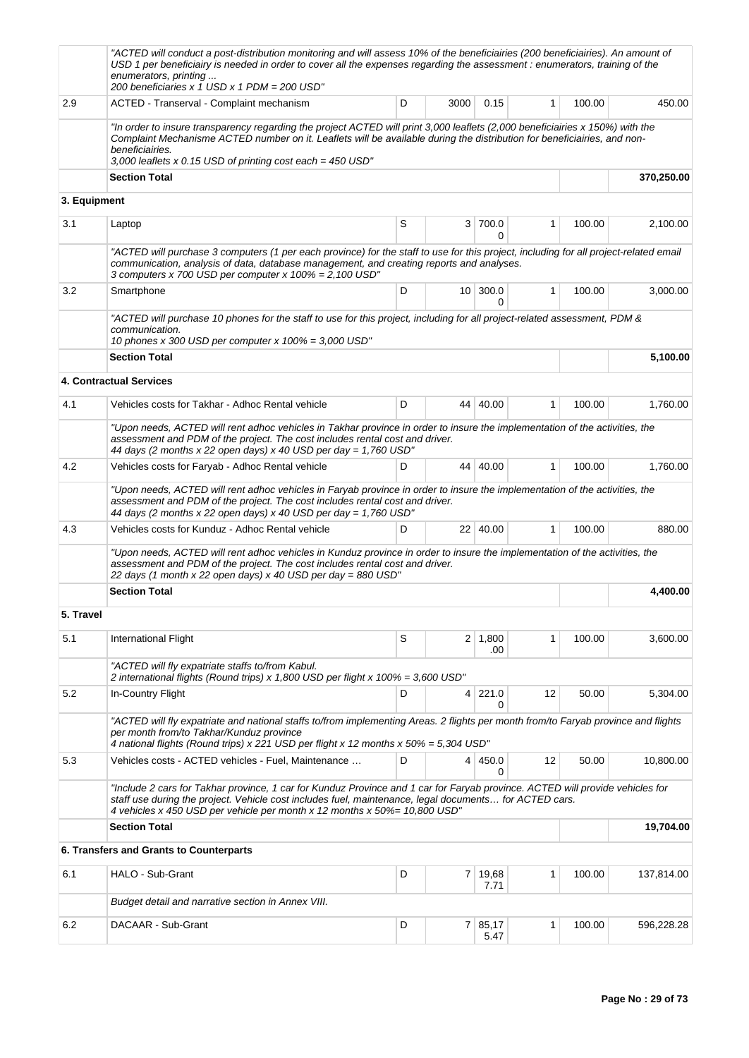| | | | | | | | |
|---|---|---|---|---|---|---|---|
| | "ACTED will conduct a post-distribution monitoring and will assess 10% of the beneficiairies (200 beneficiairies). An amount of USD 1 per beneficiairy is needed in order to cover all the expenses regarding the assessment : enumerators, training of the enumerators, printing ...<br>200 beneficiaries x 1 USD x 1 PDM = 200 USD" | | | | | | |
| 2.9 | ACTED - Transerval - Complaint mechanism | D | 3000 | 0.15 | 1 | 100.00 | 450.00 |
| | "In order to insure transparency regarding the project ACTED will print 3,000 leaflets (2,000 beneficiairies x 150%) with the Complaint Mechanisme ACTED number on it. Leaflets will be available during the distribution for beneficiairies, and non-beneficiairies.<br>3,000 leaflets x 0.15 USD of printing cost each = 450 USD" | | | | | | |
| | **Section Total** | | | | | | **370,250.00** |
| **3. Equipment** | | | | | | | |
| 3.1 | Laptop | S | 3 | 700.00 | 1 | 100.00 | 2,100.00 |
| | "ACTED will purchase 3 computers (1 per each province) for the staff to use for this project, including for all project-related email communication, analysis of data, database management, and creating reports and analyses.<br>3 computers x 700 USD per computer x 100% = 2,100 USD" | | | | | | |
| 3.2 | Smartphone | D | 10 | 300.00 | 1 | 100.00 | 3,000.00 |
| | "ACTED will purchase 10 phones for the staff to use for this project, including for all project-related assessment, PDM & communication.<br>10 phones x 300 USD per computer x 100% = 3,000 USD" | | | | | | |
| | **Section Total** | | | | | | **5,100.00** |
| | **4. Contractual Services** | | | | | | |
| 4.1 | Vehicles costs for Takhar - Adhoc Rental vehicle | D | 44 | 40.00 | 1 | 100.00 | 1,760.00 |
| | "Upon needs, ACTED will rent adhoc vehicles in Takhar province in order to insure the implementation of the activities, the assessment and PDM of the project. The cost includes rental cost and driver.<br>44 days (2 months x 22 open days) x 40 USD per day = 1,760 USD" | | | | | | |
| 4.2 | Vehicles costs for Faryab - Adhoc Rental vehicle | D | 44 | 40.00 | 1 | 100.00 | 1,760.00 |
| | "Upon needs, ACTED will rent adhoc vehicles in Faryab province in order to insure the implementation of the activities, the assessment and PDM of the project. The cost includes rental cost and driver.<br>44 days (2 months x 22 open days) x 40 USD per day = 1,760 USD" | | | | | | |
| 4.3 | Vehicles costs for Kunduz - Adhoc Rental vehicle | D | 22 | 40.00 | 1 | 100.00 | 880.00 |
| | "Upon needs, ACTED will rent adhoc vehicles in Kunduz province in order to insure the implementation of the activities, the assessment and PDM of the project. The cost includes rental cost and driver.<br>22 days (1 month x 22 open days) x 40 USD per day = 880 USD" | | | | | | |
| | **Section Total** | | | | | | **4,400.00** |
| **5. Travel** | | | | | | | |
| 5.1 | International Flight | S | 2 | 1,800.00 | 1 | 100.00 | 3,600.00 |
| | "ACTED will fly expatriate staffs to/from Kabul.<br>2 international flights (Round trips) x 1,800 USD per flight x 100% = 3,600 USD" | | | | | | |
| 5.2 | In-Country Flight | D | 4 | 221.00 | 12 | 50.00 | 5,304.00 |
| | "ACTED will fly expatriate and national staffs to/from implementing Areas. 2 flights per month from/to Faryab province and flights per month from/to Takhar/Kunduz province<br>4 national flights (Round trips) x 221 USD per flight x 12 months x 50% = 5,304 USD" | | | | | | |
| 5.3 | Vehicles costs - ACTED vehicles - Fuel, Maintenance … | D | 4 | 450.00 | 12 | 50.00 | 10,800.00 |
| | "Include 2 cars for Takhar province, 1 car for Kunduz Province and 1 car for Faryab province. ACTED will provide vehicles for staff use during the project. Vehicle cost includes fuel, maintenance, legal documents… for ACTED cars.<br>4 vehicles x 450 USD per vehicle per month x 12 months x 50%= 10,800 USD" | | | | | | |
| | **Section Total** | | | | | | **19,704.00** |
| | **6. Transfers and Grants to Counterparts** | | | | | | |
| 6.1 | HALO - Sub-Grant | D | 7 | 19,687.71 | 1 | 100.00 | 137,814.00 |
| | Budget detail and narrative section in Annex VIII. | | | | | | |
| 6.2 | DACAAR - Sub-Grant | D | 7 | 85,175.47 | 1 | 100.00 | 596,228.28 |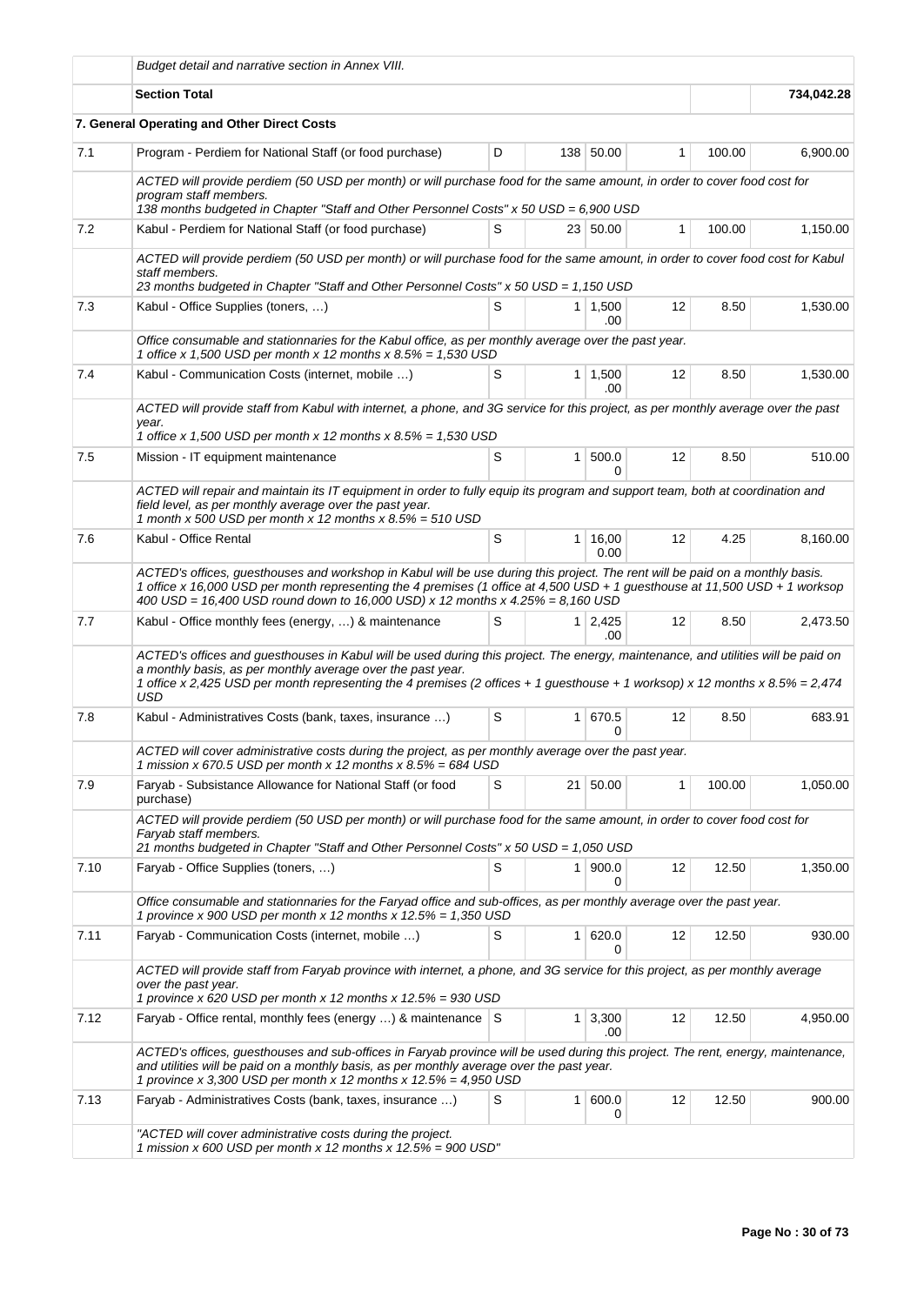| | | | | | | | |
|---|---|---|---|---|---|---|---|
| | *Budget detail and narrative section in Annex VIII.* | | | | | | |
| | **Section Total** | | | | | | **734,042.28** |
| | **7. General Operating and Other Direct Costs** | | | | | | |
| 7.1 | Program - Perdiem for National Staff (or food purchase) | D | 138 | 50.00 | 1 | 100.00 | 6,900.00 |
| | *ACTED will provide perdiem (50 USD per month) or will purchase food for the same amount, in order to cover food cost for program staff members.*<br>*138 months budgeted in Chapter "Staff and Other Personnel Costs" x 50 USD = 6,900 USD* | | | | | | |
| 7.2 | Kabul - Perdiem for National Staff (or food purchase) | S | 23 | 50.00 | 1 | 100.00 | 1,150.00 |
| | *ACTED will provide perdiem (50 USD per month) or will purchase food for the same amount, in order to cover food cost for Kabul staff members.*<br>*23 months budgeted in Chapter "Staff and Other Personnel Costs" x 50 USD = 1,150 USD* | | | | | | |
| 7.3 | Kabul - Office Supplies (toners, …) | S | 1 | 1,500.00 | 12 | 8.50 | 1,530.00 |
| | *Office consumable and stationnaries for the Kabul office, as per monthly average over the past year.*<br>*1 office x 1,500 USD per month x 12 months x 8.5% = 1,530 USD* | | | | | | |
| 7.4 | Kabul - Communication Costs (internet, mobile …) | S | 1 | 1,500.00 | 12 | 8.50 | 1,530.00 |
| | *ACTED will provide staff from Kabul with internet, a phone, and 3G service for this project, as per monthly average over the past year.*<br>*1 office x 1,500 USD per month x 12 months x 8.5% = 1,530 USD* | | | | | | |
| 7.5 | Mission - IT equipment maintenance | S | 1 | 500.00 | 12 | 8.50 | 510.00 |
| | *ACTED will repair and maintain its IT equipment in order to fully equip its program and support team, both at coordination and field level, as per monthly average over the past year.*<br>*1 month x 500 USD per month x 12 months x 8.5% = 510 USD* | | | | | | |
| 7.6 | Kabul - Office Rental | S | 1 | 16,000.00 | 12 | 4.25 | 8,160.00 |
| | *ACTED's offices, guesthouses and workshop in Kabul will be use during this project. The rent will be paid on a monthly basis.*<br>*1 office x 16,000 USD per month representing the 4 premises (1 office at 4,500 USD + 1 guesthouse at 11,500 USD + 1 worksop 400 USD = 16,400 USD round down to 16,000 USD) x 12 months x 4.25% = 8,160 USD* | | | | | | |
| 7.7 | Kabul - Office monthly fees (energy, …) & maintenance | S | 1 | 2,425.00 | 12 | 8.50 | 2,473.50 |
| | *ACTED's offices and guesthouses in Kabul will be used during this project. The energy, maintenance, and utilities will be paid on a monthly basis, as per monthly average over the past year.*<br>*1 office x 2,425 USD per month representing the 4 premises (2 offices + 1 guesthouse + 1 worksop) x 12 months x 8.5% = 2,474 USD* | | | | | | |
| 7.8 | Kabul - Administratives Costs (bank, taxes, insurance …) | S | 1 | 670.50 | 12 | 8.50 | 683.91 |
| | *ACTED will cover administrative costs during the project, as per monthly average over the past year.*<br>*1 mission x 670.5 USD per month x 12 months x 8.5% = 684 USD* | | | | | | |
| 7.9 | Faryab - Subsistance Allowance for National Staff (or food purchase) | S | 21 | 50.00 | 1 | 100.00 | 1,050.00 |
| | *ACTED will provide perdiem (50 USD per month) or will purchase food for the same amount, in order to cover food cost for Faryab staff members.*<br>*21 months budgeted in Chapter "Staff and Other Personnel Costs" x 50 USD = 1,050 USD* | | | | | | |
| 7.10 | Faryab - Office Supplies (toners, …) | S | 1 | 900.00 | 12 | 12.50 | 1,350.00 |
| | *Office consumable and stationnaries for the Faryad office and sub-offices, as per monthly average over the past year.*<br>*1 province x 900 USD per month x 12 months x 12.5% = 1,350 USD* | | | | | | |
| 7.11 | Faryab - Communication Costs (internet, mobile …) | S | 1 | 620.00 | 12 | 12.50 | 930.00 |
| | *ACTED will provide staff from Faryab province with internet, a phone, and 3G service for this project, as per monthly average over the past year.*<br>*1 province x 620 USD per month x 12 months x 12.5% = 930 USD* | | | | | | |
| 7.12 | Faryab - Office rental, monthly fees (energy …) & maintenance | S | 1 | 3,300.00 | 12 | 12.50 | 4,950.00 |
| | *ACTED's offices, guesthouses and sub-offices in Faryab province will be used during this project. The rent, energy, maintenance, and utilities will be paid on a monthly basis, as per monthly average over the past year.*<br>*1 province x 3,300 USD per month x 12 months x 12.5% = 4,950 USD* | | | | | | |
| 7.13 | Faryab - Administratives Costs (bank, taxes, insurance …) | S | 1 | 600.00 | 12 | 12.50 | 900.00 |
| | *"ACTED will cover administrative costs during the project.*<br>*1 mission x 600 USD per month x 12 months x 12.5% = 900 USD"* | | | | | | |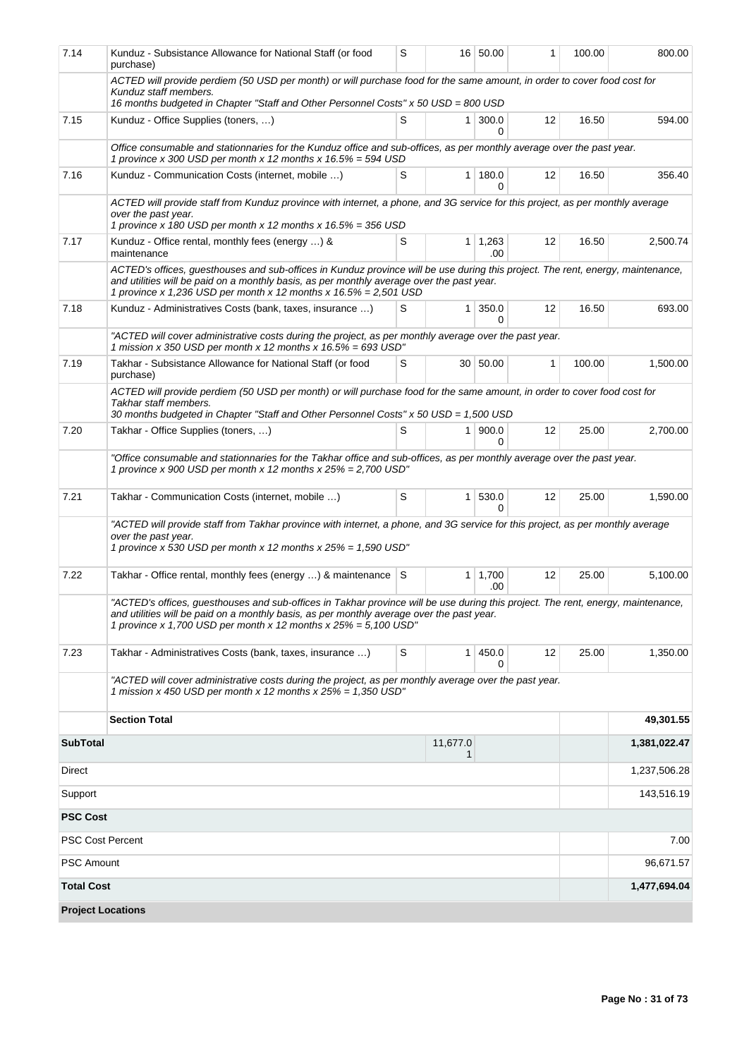| 7.14 | Kunduz - Subsistance Allowance for National Staff (or food purchase) | S | 16 | 50.00 | 1 | 100.00 | 800.00 |
|---|---|---|---|---|---|---|---|
| | *ACTED will provide perdiem (50 USD per month) or will purchase food for the same amount, in order to cover food cost for Kunduz staff members.*<br>*16 months budgeted in Chapter "Staff and Other Personnel Costs" x 50 USD = 800 USD* | | | | | | |
| 7.15 | Kunduz - Office Supplies (toners, …) | S | 1 | 300.00 | 12 | 16.50 | 594.00 |
| | *Office consumable and stationnaries for the Kunduz office and sub-offices, as per monthly average over the past year.*<br>*1 province x 300 USD per month x 12 months x 16.5% = 594 USD* | | | | | | |
| 7.16 | Kunduz - Communication Costs (internet, mobile …) | S | 1 | 180.00 | 12 | 16.50 | 356.40 |
| | *ACTED will provide staff from Kunduz province with internet, a phone, and 3G service for this project, as per monthly average over the past year.*<br>*1 province x 180 USD per month x 12 months x 16.5% = 356 USD* | | | | | | |
| 7.17 | Kunduz - Office rental, monthly fees (energy …) & maintenance | S | 1 | 1,263.00 | 12 | 16.50 | 2,500.74 |
| | *ACTED's offices, guesthouses and sub-offices in Kunduz province will be use during this project. The rent, energy, maintenance, and utilities will be paid on a monthly basis, as per monthly average over the past year.*<br>*1 province x 1,236 USD per month x 12 months x 16.5% = 2,501 USD* | | | | | | |
| 7.18 | Kunduz - Administratives Costs (bank, taxes, insurance …) | S | 1 | 350.00 | 12 | 16.50 | 693.00 |
| | *"ACTED will cover administrative costs during the project, as per monthly average over the past year.*<br>*1 mission x 350 USD per month x 12 months x 16.5% = 693 USD"* | | | | | | |
| 7.19 | Takhar - Subsistance Allowance for National Staff (or food purchase) | S | 30 | 50.00 | 1 | 100.00 | 1,500.00 |
| | *ACTED will provide perdiem (50 USD per month) or will purchase food for the same amount, in order to cover food cost for Takhar staff members.*<br>*30 months budgeted in Chapter "Staff and Other Personnel Costs" x 50 USD = 1,500 USD* | | | | | | |
| 7.20 | Takhar - Office Supplies (toners, …) | S | 1 | 900.00 | 12 | 25.00 | 2,700.00 |
| | *"Office consumable and stationnaries for the Takhar office and sub-offices, as per monthly average over the past year.*<br>*1 province x 900 USD per month x 12 months x 25% = 2,700 USD"* | | | | | | |
| 7.21 | Takhar - Communication Costs (internet, mobile …) | S | 1 | 530.00 | 12 | 25.00 | 1,590.00 |
| | *"ACTED will provide staff from Takhar province with internet, a phone, and 3G service for this project, as per monthly average over the past year.*<br>*1 province x 530 USD per month x 12 months x 25% = 1,590 USD"* | | | | | | |
| 7.22 | Takhar - Office rental, monthly fees (energy …) & maintenance | S | 1 | 1,700.00 | 12 | 25.00 | 5,100.00 |
| | *"ACTED's offices, guesthouses and sub-offices in Takhar province will be use during this project. The rent, energy, maintenance, and utilities will be paid on a monthly basis, as per monthly average over the past year.*<br>*1 province x 1,700 USD per month x 12 months x 25% = 5,100 USD"* | | | | | | |
| 7.23 | Takhar - Administratives Costs (bank, taxes, insurance …) | S | 1 | 450.00 | 12 | 25.00 | 1,350.00 |
| | *"ACTED will cover administrative costs during the project, as per monthly average over the past year.*<br>*1 mission x 450 USD per month x 12 months x 25% = 1,350 USD"* | | | | | | |
| | **Section Total** | | | | | | **49,301.55** |
| **SubTotal** | | | 11,677.01 | | | | **1,381,022.47** |
| Direct | | | | | | | 1,237,506.28 |
| Support | | | | | | | 143,516.19 |
| **PSC Cost** | | | | | | | |
| PSC Cost Percent | | | | | | | 7.00 |
| PSC Amount | | | | | | | 96,671.57 |
| **Total Cost** | | | | | | | **1,477,694.04** |

**Project Locations**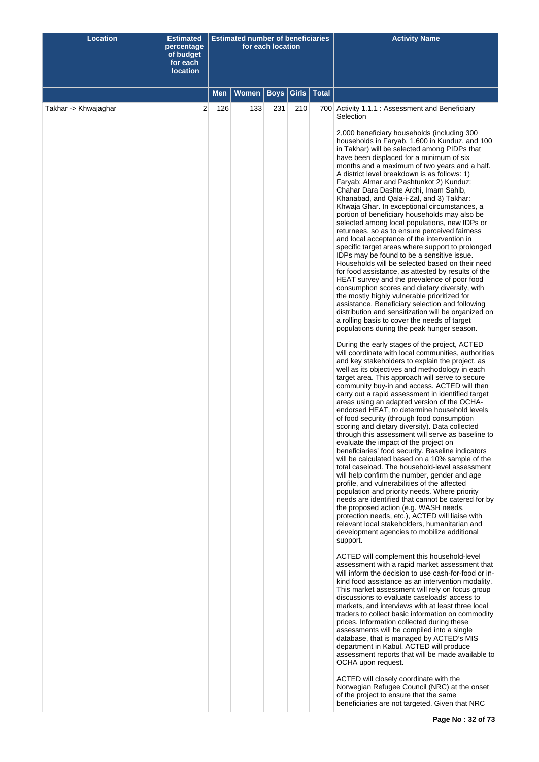| Location | Estimated percentage of budget for each location | Estimated number of beneficiaries for each location | | | | | Activity Name |
|---|---|---|---|---|---|---|---|
| | | Men | Women | Boys | Girls | Total | |
| Takhar -> Khwajaghar | 2 | 126 | 133 | 231 | 210 | 700 | Activity 1.1.1 : Assessment and Beneficiary Selection<br><br>2,000 beneficiary households (including 300 households in Faryab, 1,600 in Kunduz, and 100 in Takhar) will be selected among PIDPs that have been displaced for a minimum of six months and a maximum of two years and a half. A district level breakdown is as follows: 1) Faryab: Almar and Pashtunkot 2) Kunduz: Chahar Dara Dashte Archi, Imam Sahib, Khanabad, and Qala-i-Zal, and 3) Takhar: Khwaja Ghar. In exceptional circumstances, a portion of beneficiary households may also be selected among local populations, new IDPs or returnees, so as to ensure perceived fairness and local acceptance of the intervention in specific target areas where support to prolonged IDPs may be found to be a sensitive issue. Households will be selected based on their need for food assistance, as attested by results of the HEAT survey and the prevalence of poor food consumption scores and dietary diversity, with the mostly highly vulnerable prioritized for assistance. Beneficiary selection and following distribution and sensitization will be organized on a rolling basis to cover the needs of target populations during the peak hunger season.<br><br>During the early stages of the project, ACTED will coordinate with local communities, authorities and key stakeholders to explain the project, as well as its objectives and methodology in each target area. This approach will serve to secure community buy-in and access. ACTED will then carry out a rapid assessment in identified target areas using an adapted version of the OCHA-endorsed HEAT, to determine household levels of food security (through food consumption scoring and dietary diversity). Data collected through this assessment will serve as baseline to evaluate the impact of the project on beneficiaries' food security. Baseline indicators will be calculated based on a 10% sample of the total caseload. The household-level assessment will help confirm the number, gender and age profile, and vulnerabilities of the affected population and priority needs. Where priority needs are identified that cannot be catered for by the proposed action (e.g. WASH needs, protection needs, etc.), ACTED will liaise with relevant local stakeholders, humanitarian and development agencies to mobilize additional support.<br><br>ACTED will complement this household-level assessment with a rapid market assessment that will inform the decision to use cash-for-food or in-kind food assistance as an intervention modality. This market assessment will rely on focus group discussions to evaluate caseloads' access to markets, and interviews with at least three local traders to collect basic information on commodity prices. Information collected during these assessments will be compiled into a single database, that is managed by ACTED's MIS department in Kabul. ACTED will produce assessment reports that will be made available to OCHA upon request.<br><br>ACTED will closely coordinate with the Norwegian Refugee Council (NRC) at the onset of the project to ensure that the same beneficiaries are not targeted. Given that NRC |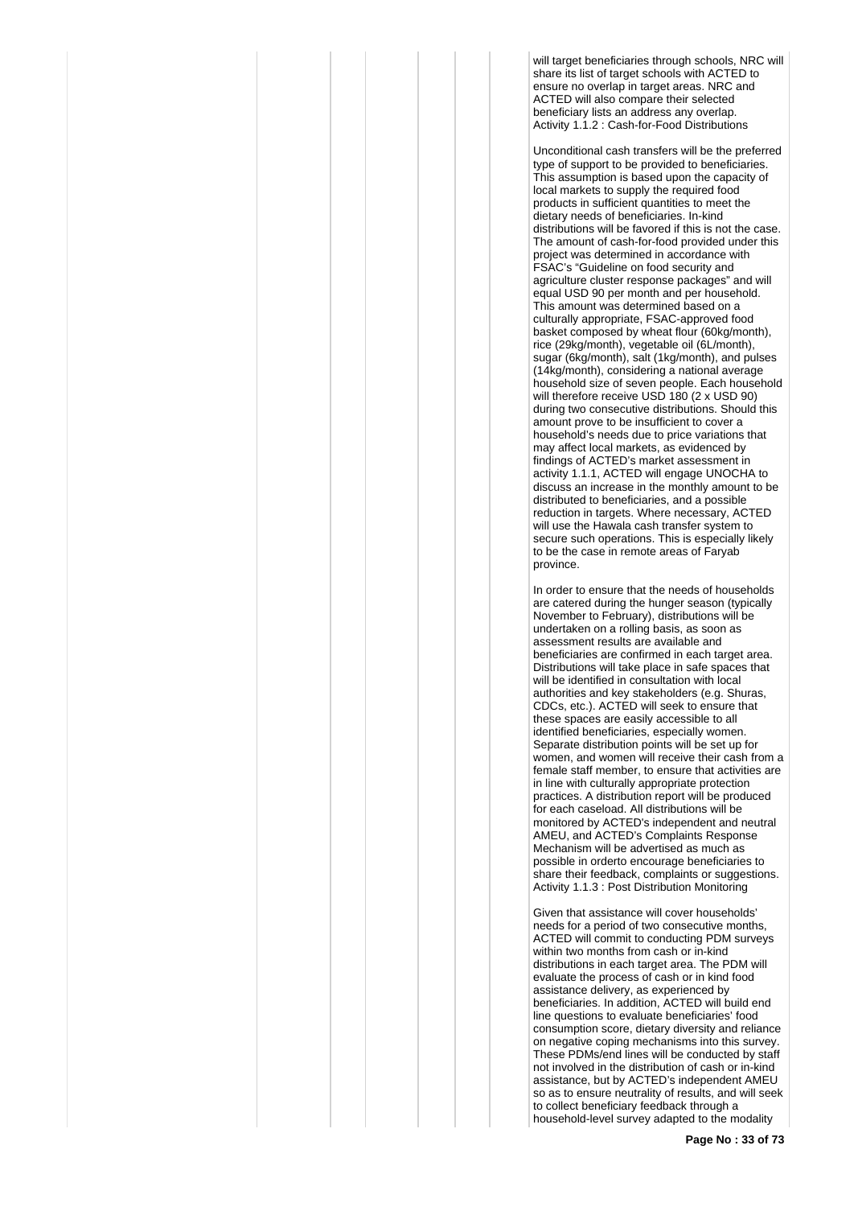will target beneficiaries through schools, NRC will share its list of target schools with ACTED to ensure no overlap in target areas. NRC and ACTED will also compare their selected beneficiary lists an address any overlap.
Activity 1.1.2 : Cash-for-Food Distributions

Unconditional cash transfers will be the preferred type of support to be provided to beneficiaries. This assumption is based upon the capacity of local markets to supply the required food products in sufficient quantities to meet the dietary needs of beneficiaries. In-kind distributions will be favored if this is not the case. The amount of cash-for-food provided under this project was determined in accordance with FSAC's "Guideline on food security and agriculture cluster response packages" and will equal USD 90 per month and per household. This amount was determined based on a culturally appropriate, FSAC-approved food basket composed by wheat flour (60kg/month), rice (29kg/month), vegetable oil (6L/month), sugar (6kg/month), salt (1kg/month), and pulses (14kg/month), considering a national average household size of seven people. Each household will therefore receive USD 180 (2 x USD 90) during two consecutive distributions. Should this amount prove to be insufficient to cover a household's needs due to price variations that may affect local markets, as evidenced by findings of ACTED's market assessment in activity 1.1.1, ACTED will engage UNOCHA to discuss an increase in the monthly amount to be distributed to beneficiaries, and a possible reduction in targets. Where necessary, ACTED will use the Hawala cash transfer system to secure such operations. This is especially likely to be the case in remote areas of Faryab province.

In order to ensure that the needs of households are catered during the hunger season (typically November to February), distributions will be undertaken on a rolling basis, as soon as assessment results are available and beneficiaries are confirmed in each target area. Distributions will take place in safe spaces that will be identified in consultation with local authorities and key stakeholders (e.g. Shuras, CDCs, etc.). ACTED will seek to ensure that these spaces are easily accessible to all identified beneficiaries, especially women. Separate distribution points will be set up for women, and women will receive their cash from a female staff member, to ensure that activities are in line with culturally appropriate protection practices. A distribution report will be produced for each caseload. All distributions will be monitored by ACTED's independent and neutral AMEU, and ACTED's Complaints Response Mechanism will be advertised as much as possible in orderto encourage beneficiaries to share their feedback, complaints or suggestions.
Activity 1.1.3 : Post Distribution Monitoring

Given that assistance will cover households' needs for a period of two consecutive months, ACTED will commit to conducting PDM surveys within two months from cash or in-kind distributions in each target area. The PDM will evaluate the process of cash or in kind food assistance delivery, as experienced by beneficiaries. In addition, ACTED will build end line questions to evaluate beneficiaries' food consumption score, dietary diversity and reliance on negative coping mechanisms into this survey. These PDMs/end lines will be conducted by staff not involved in the distribution of cash or in-kind assistance, but by ACTED's independent AMEU so as to ensure neutrality of results, and will seek to collect beneficiary feedback through a household-level survey adapted to the modality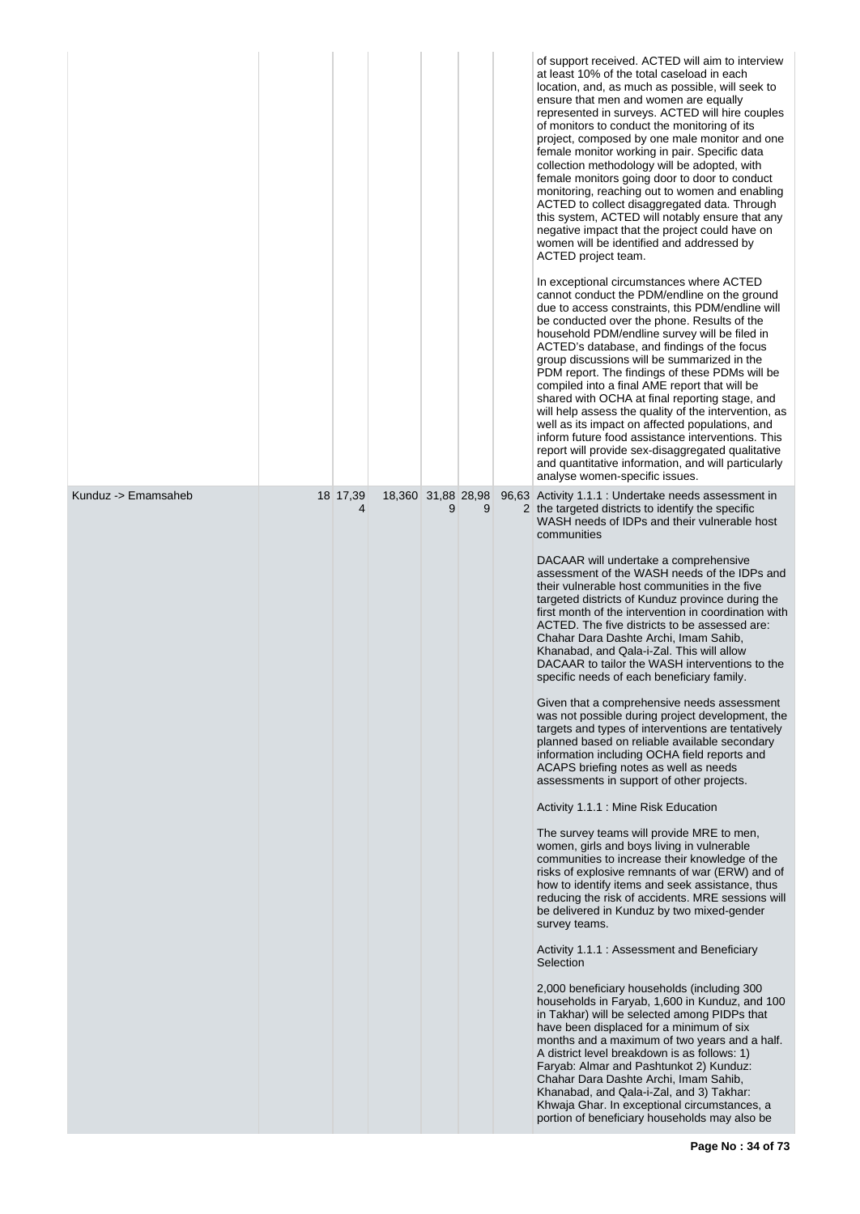| | | | | | | | |
|---|---|---|---|---|---|---|---|
| | | | | | | | of support received. ACTED will aim to interview at least 10% of the total caseload in each location, and, as much as possible, will seek to ensure that men and women are equally represented in surveys. ACTED will hire couples of monitors to conduct the monitoring of its project, composed by one male monitor and one female monitor working in pair. Specific data collection methodology will be adopted, with female monitors going door to door to conduct monitoring, reaching out to women and enabling ACTED to collect disaggregated data. Through this system, ACTED will notably ensure that any negative impact that the project could have on women will be identified and addressed by ACTED project team.<br><br>In exceptional circumstances where ACTED cannot conduct the PDM/endline on the ground due to access constraints, this PDM/endline will be conducted over the phone. Results of the household PDM/endline survey will be filed in ACTED's database, and findings of the focus group discussions will be summarized in the PDM report. The findings of these PDMs will be compiled into a final AME report that will be shared with OCHA at final reporting stage, and will help assess the quality of the intervention, as well as its impact on affected populations, and inform future food assistance interventions. This report will provide sex-disaggregated qualitative and quantitative information, and will particularly analyse women-specific issues. |
| Kunduz -> Emamsaheb | | 18 | 17,394 | 18,360 | 31,889 | 28,989 | 96,632 | Activity 1.1.1 : Undertake needs assessment in the targeted districts to identify the specific WASH needs of IDPs and their vulnerable host communities<br><br>DACAAR will undertake a comprehensive assessment of the WASH needs of the IDPs and their vulnerable host communities in the five targeted districts of Kunduz province during the first month of the intervention in coordination with ACTED. The five districts to be assessed are: Chahar Dara Dashte Archi, Imam Sahib, Khanabad, and Qala-i-Zal. This will allow DACAAR to tailor the WASH interventions to the specific needs of each beneficiary family.<br><br>Given that a comprehensive needs assessment was not possible during project development, the targets and types of interventions are tentatively planned based on reliable available secondary information including OCHA field reports and ACAPS briefing notes as well as needs assessments in support of other projects.<br><br>Activity 1.1.1 : Mine Risk Education<br><br>The survey teams will provide MRE to men, women, girls and boys living in vulnerable communities to increase their knowledge of the risks of explosive remnants of war (ERW) and of how to identify items and seek assistance, thus reducing the risk of accidents. MRE sessions will be delivered in Kunduz by two mixed-gender survey teams.<br><br>Activity 1.1.1 : Assessment and Beneficiary Selection<br><br>2,000 beneficiary households (including 300 households in Faryab, 1,600 in Kunduz, and 100 in Takhar) will be selected among PIDPs that have been displaced for a minimum of six months and a maximum of two years and a half. A district level breakdown is as follows: 1) Faryab: Almar and Pashtunkot 2) Kunduz: Chahar Dara Dashte Archi, Imam Sahib, Khanabad, and Qala-i-Zal, and 3) Takhar: Khwaja Ghar. In exceptional circumstances, a portion of beneficiary households may also be |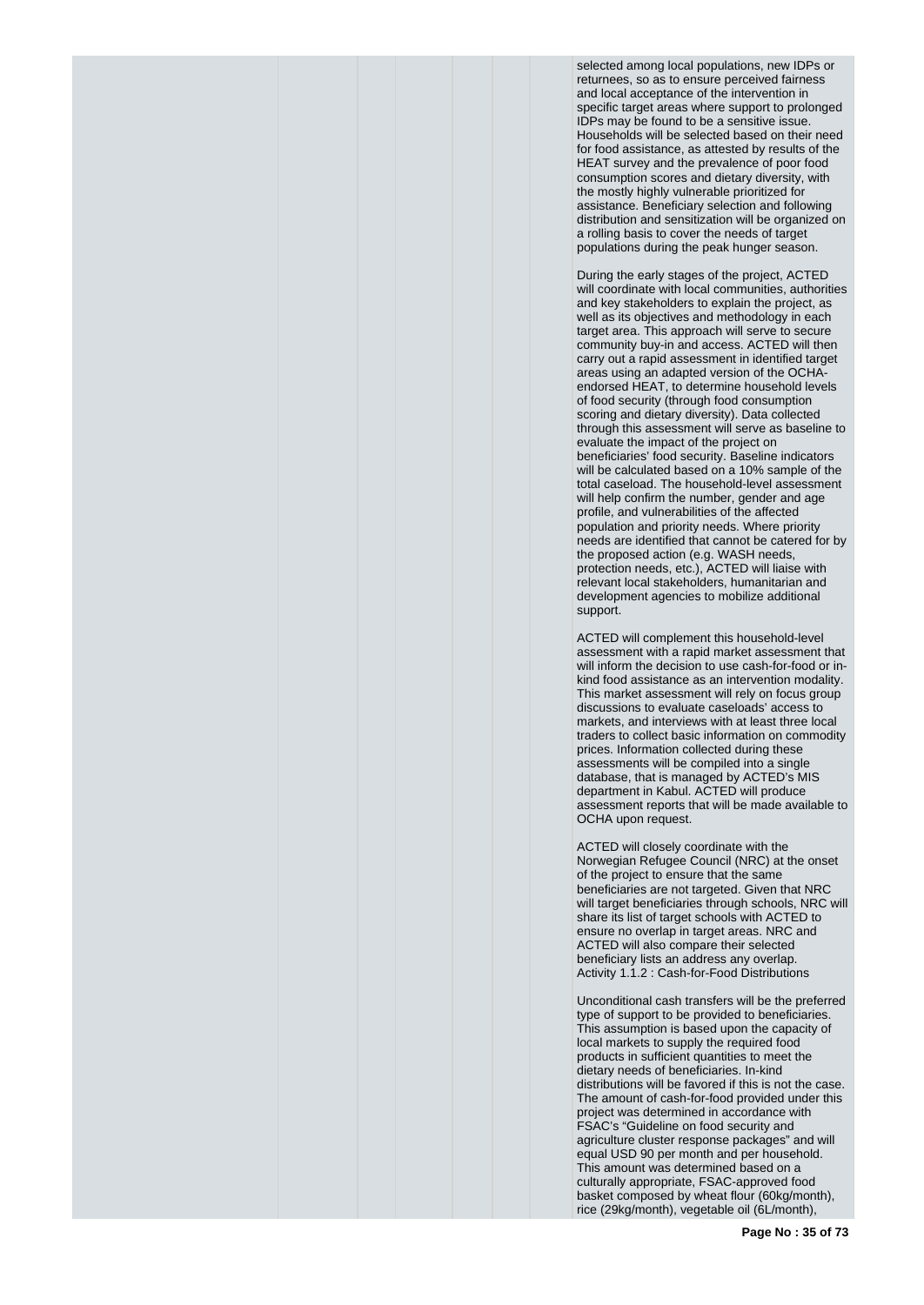selected among local populations, new IDPs or returnees, so as to ensure perceived fairness and local acceptance of the intervention in specific target areas where support to prolonged IDPs may be found to be a sensitive issue. Households will be selected based on their need for food assistance, as attested by results of the HEAT survey and the prevalence of poor food consumption scores and dietary diversity, with the mostly highly vulnerable prioritized for assistance. Beneficiary selection and following distribution and sensitization will be organized on a rolling basis to cover the needs of target populations during the peak hunger season.

During the early stages of the project, ACTED will coordinate with local communities, authorities and key stakeholders to explain the project, as well as its objectives and methodology in each target area. This approach will serve to secure community buy-in and access. ACTED will then carry out a rapid assessment in identified target areas using an adapted version of the OCHA-endorsed HEAT, to determine household levels of food security (through food consumption scoring and dietary diversity). Data collected through this assessment will serve as baseline to evaluate the impact of the project on beneficiaries' food security. Baseline indicators will be calculated based on a 10% sample of the total caseload. The household-level assessment will help confirm the number, gender and age profile, and vulnerabilities of the affected population and priority needs. Where priority needs are identified that cannot be catered for by the proposed action (e.g. WASH needs, protection needs, etc.), ACTED will liaise with relevant local stakeholders, humanitarian and development agencies to mobilize additional support.

ACTED will complement this household-level assessment with a rapid market assessment that will inform the decision to use cash-for-food or in-kind food assistance as an intervention modality. This market assessment will rely on focus group discussions to evaluate caseloads' access to markets, and interviews with at least three local traders to collect basic information on commodity prices. Information collected during these assessments will be compiled into a single database, that is managed by ACTED's MIS department in Kabul. ACTED will produce assessment reports that will be made available to OCHA upon request.

ACTED will closely coordinate with the Norwegian Refugee Council (NRC) at the onset of the project to ensure that the same beneficiaries are not targeted. Given that NRC will target beneficiaries through schools, NRC will share its list of target schools with ACTED to ensure no overlap in target areas. NRC and ACTED will also compare their selected beneficiary lists an address any overlap.
Activity 1.1.2 : Cash-for-Food Distributions

Unconditional cash transfers will be the preferred type of support to be provided to beneficiaries. This assumption is based upon the capacity of local markets to supply the required food products in sufficient quantities to meet the dietary needs of beneficiaries. In-kind distributions will be favored if this is not the case. The amount of cash-for-food provided under this project was determined in accordance with FSAC's "Guideline on food security and agriculture cluster response packages" and will equal USD 90 per month and per household. This amount was determined based on a culturally appropriate, FSAC-approved food basket composed by wheat flour (60kg/month), rice (29kg/month), vegetable oil (6L/month),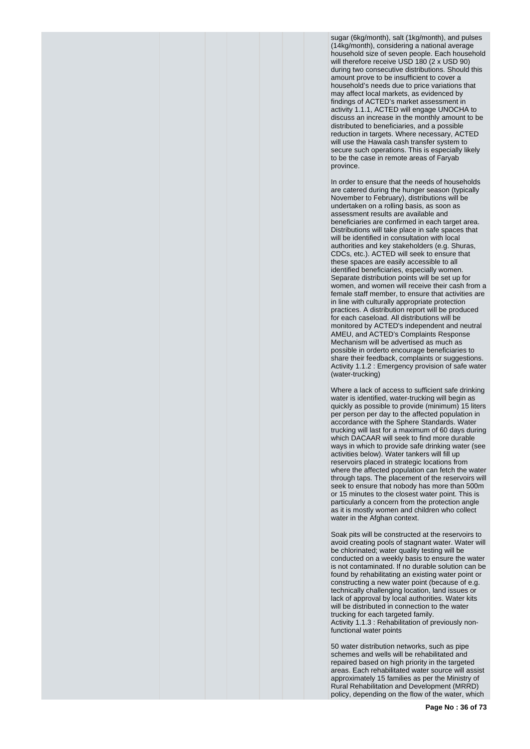sugar (6kg/month), salt (1kg/month), and pulses (14kg/month), considering a national average household size of seven people. Each household will therefore receive USD 180 (2 x USD 90) during two consecutive distributions. Should this amount prove to be insufficient to cover a household's needs due to price variations that may affect local markets, as evidenced by findings of ACTED's market assessment in activity 1.1.1, ACTED will engage UNOCHA to discuss an increase in the monthly amount to be distributed to beneficiaries, and a possible reduction in targets. Where necessary, ACTED will use the Hawala cash transfer system to secure such operations. This is especially likely to be the case in remote areas of Faryab province.

In order to ensure that the needs of households are catered during the hunger season (typically November to February), distributions will be undertaken on a rolling basis, as soon as assessment results are available and beneficiaries are confirmed in each target area. Distributions will take place in safe spaces that will be identified in consultation with local authorities and key stakeholders (e.g. Shuras, CDCs, etc.). ACTED will seek to ensure that these spaces are easily accessible to all identified beneficiaries, especially women. Separate distribution points will be set up for women, and women will receive their cash from a female staff member, to ensure that activities are in line with culturally appropriate protection practices. A distribution report will be produced for each caseload. All distributions will be monitored by ACTED's independent and neutral AMEU, and ACTED's Complaints Response Mechanism will be advertised as much as possible in orderto encourage beneficiaries to share their feedback, complaints or suggestions.

Activity 1.1.2 : Emergency provision of safe water (water-trucking)

Where a lack of access to sufficient safe drinking water is identified, water-trucking will begin as quickly as possible to provide (minimum) 15 liters per person per day to the affected population in accordance with the Sphere Standards. Water trucking will last for a maximum of 60 days during which DACAAR will seek to find more durable ways in which to provide safe drinking water (see activities below). Water tankers will fill up reservoirs placed in strategic locations from where the affected population can fetch the water through taps. The placement of the reservoirs will seek to ensure that nobody has more than 500m or 15 minutes to the closest water point. This is particularly a concern from the protection angle as it is mostly women and children who collect water in the Afghan context.

Soak pits will be constructed at the reservoirs to avoid creating pools of stagnant water. Water will be chlorinated; water quality testing will be conducted on a weekly basis to ensure the water is not contaminated. If no durable solution can be found by rehabilitating an existing water point or constructing a new water point (because of e.g. technically challenging location, land issues or lack of approval by local authorities. Water kits will be distributed in connection to the water trucking for each targeted family.

Activity 1.1.3 : Rehabilitation of previously non-functional water points

50 water distribution networks, such as pipe schemes and wells will be rehabilitated and repaired based on high priority in the targeted areas. Each rehabilitated water source will assist approximately 15 families as per the Ministry of Rural Rehabilitation and Development (MRRD) policy, depending on the flow of the water, which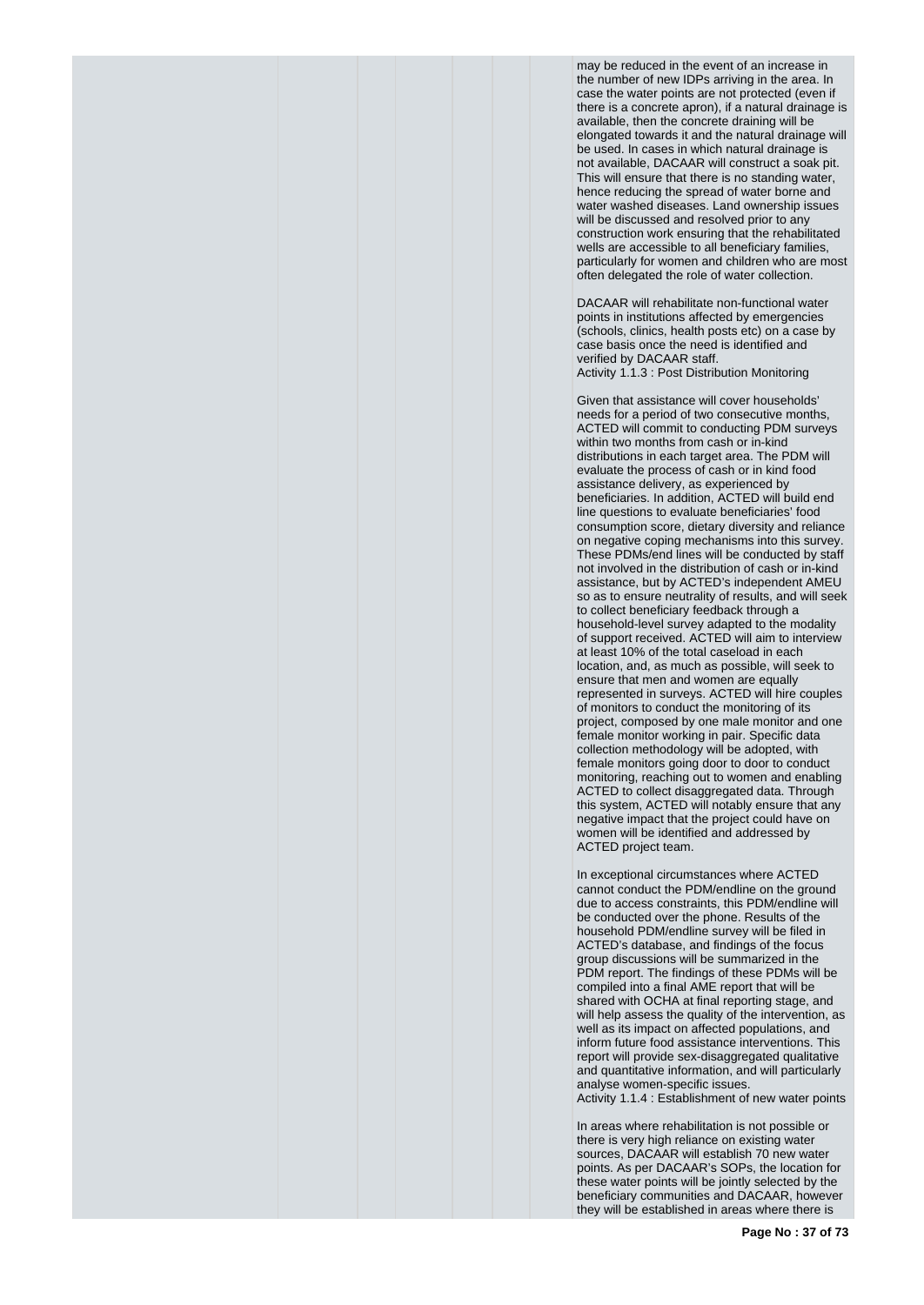may be reduced in the event of an increase in the number of new IDPs arriving in the area. In case the water points are not protected (even if there is a concrete apron), if a natural drainage is available, then the concrete draining will be elongated towards it and the natural drainage will be used. In cases in which natural drainage is not available, DACAAR will construct a soak pit. This will ensure that there is no standing water, hence reducing the spread of water borne and water washed diseases. Land ownership issues will be discussed and resolved prior to any construction work ensuring that the rehabilitated wells are accessible to all beneficiary families, particularly for women and children who are most often delegated the role of water collection.

DACAAR will rehabilitate non-functional water points in institutions affected by emergencies (schools, clinics, health posts etc) on a case by case basis once the need is identified and verified by DACAAR staff.

Activity 1.1.3 : Post Distribution Monitoring

Given that assistance will cover households' needs for a period of two consecutive months, ACTED will commit to conducting PDM surveys within two months from cash or in-kind distributions in each target area. The PDM will evaluate the process of cash or in kind food assistance delivery, as experienced by beneficiaries. In addition, ACTED will build end line questions to evaluate beneficiaries' food consumption score, dietary diversity and reliance on negative coping mechanisms into this survey. These PDMs/end lines will be conducted by staff not involved in the distribution of cash or in-kind assistance, but by ACTED's independent AMEU so as to ensure neutrality of results, and will seek to collect beneficiary feedback through a household-level survey adapted to the modality of support received. ACTED will aim to interview at least 10% of the total caseload in each location, and, as much as possible, will seek to ensure that men and women are equally represented in surveys. ACTED will hire couples of monitors to conduct the monitoring of its project, composed by one male monitor and one female monitor working in pair. Specific data collection methodology will be adopted, with female monitors going door to door to conduct monitoring, reaching out to women and enabling ACTED to collect disaggregated data. Through this system, ACTED will notably ensure that any negative impact that the project could have on women will be identified and addressed by ACTED project team.

In exceptional circumstances where ACTED cannot conduct the PDM/endline on the ground due to access constraints, this PDM/endline will be conducted over the phone. Results of the household PDM/endline survey will be filed in ACTED's database, and findings of the focus group discussions will be summarized in the PDM report. The findings of these PDMs will be compiled into a final AME report that will be shared with OCHA at final reporting stage, and will help assess the quality of the intervention, as well as its impact on affected populations, and inform future food assistance interventions. This report will provide sex-disaggregated qualitative and quantitative information, and will particularly analyse women-specific issues.

Activity 1.1.4 : Establishment of new water points

In areas where rehabilitation is not possible or there is very high reliance on existing water sources, DACAAR will establish 70 new water points. As per DACAAR's SOPs, the location for these water points will be jointly selected by the beneficiary communities and DACAAR, however they will be established in areas where there is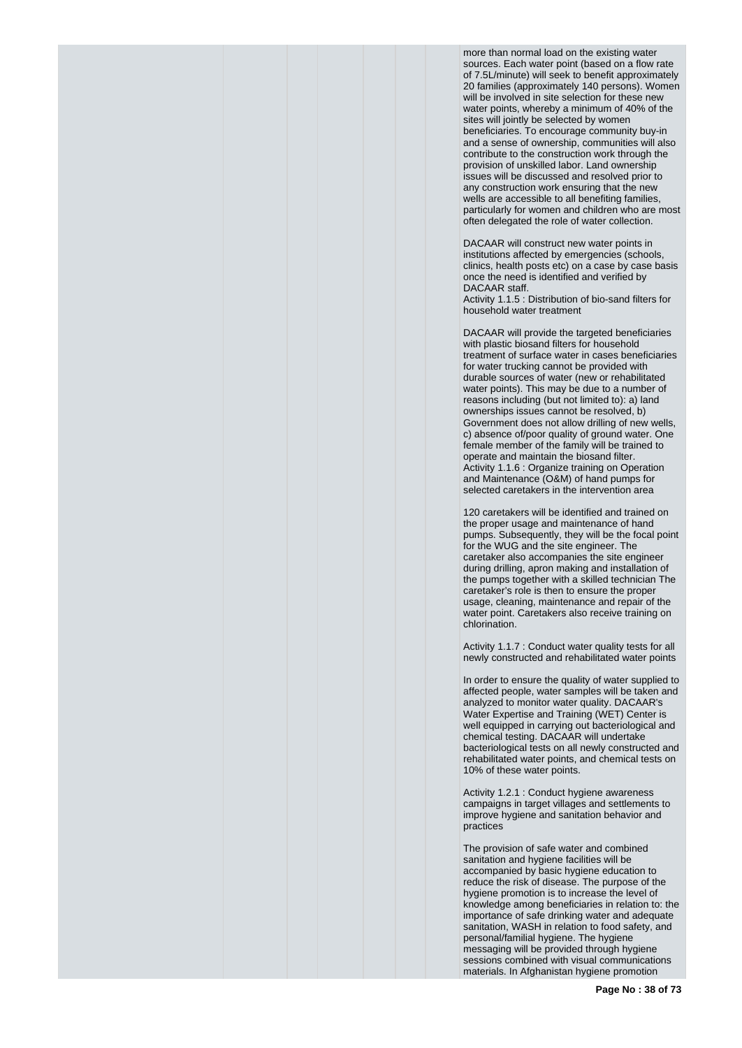more than normal load on the existing water sources. Each water point (based on a flow rate of 7.5L/minute) will seek to benefit approximately 20 families (approximately 140 persons). Women will be involved in site selection for these new water points, whereby a minimum of 40% of the sites will jointly be selected by women beneficiaries. To encourage community buy-in and a sense of ownership, communities will also contribute to the construction work through the provision of unskilled labor. Land ownership issues will be discussed and resolved prior to any construction work ensuring that the new wells are accessible to all benefiting families, particularly for women and children who are most often delegated the role of water collection.

DACAAR will construct new water points in institutions affected by emergencies (schools, clinics, health posts etc) on a case by case basis once the need is identified and verified by DACAAR staff.

Activity 1.1.5 : Distribution of bio-sand filters for household water treatment

DACAAR will provide the targeted beneficiaries with plastic biosand filters for household treatment of surface water in cases beneficiaries for water trucking cannot be provided with durable sources of water (new or rehabilitated water points). This may be due to a number of reasons including (but not limited to): a) land ownerships issues cannot be resolved, b) Government does not allow drilling of new wells, c) absence of/poor quality of ground water. One female member of the family will be trained to operate and maintain the biosand filter.

Activity 1.1.6 : Organize training on Operation and Maintenance (O&M) of hand pumps for selected caretakers in the intervention area

120 caretakers will be identified and trained on the proper usage and maintenance of hand pumps. Subsequently, they will be the focal point for the WUG and the site engineer. The caretaker also accompanies the site engineer during drilling, apron making and installation of the pumps together with a skilled technician The caretaker's role is then to ensure the proper usage, cleaning, maintenance and repair of the water point. Caretakers also receive training on chlorination.

Activity 1.1.7 : Conduct water quality tests for all newly constructed and rehabilitated water points

In order to ensure the quality of water supplied to affected people, water samples will be taken and analyzed to monitor water quality. DACAAR's Water Expertise and Training (WET) Center is well equipped in carrying out bacteriological and chemical testing. DACAAR will undertake bacteriological tests on all newly constructed and rehabilitated water points, and chemical tests on 10% of these water points.

Activity 1.2.1 : Conduct hygiene awareness campaigns in target villages and settlements to improve hygiene and sanitation behavior and practices

The provision of safe water and combined sanitation and hygiene facilities will be accompanied by basic hygiene education to reduce the risk of disease. The purpose of the hygiene promotion is to increase the level of knowledge among beneficiaries in relation to: the importance of safe drinking water and adequate sanitation, WASH in relation to food safety, and personal/familial hygiene. The hygiene messaging will be provided through hygiene sessions combined with visual communications materials. In Afghanistan hygiene promotion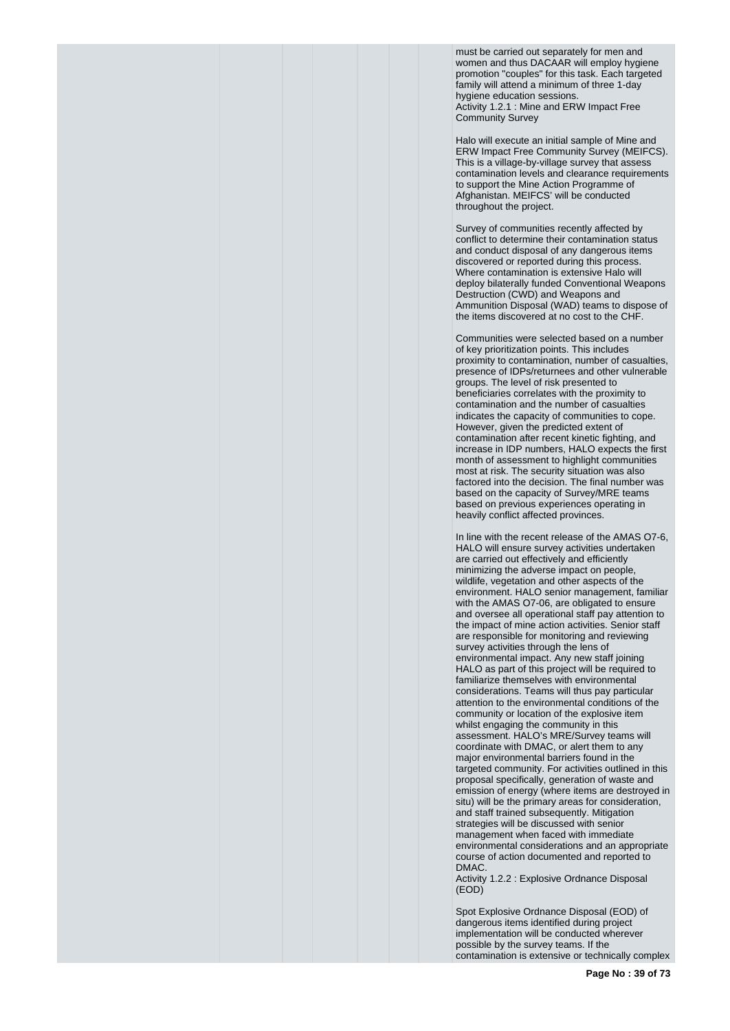must be carried out separately for men and women and thus DACAAR will employ hygiene promotion "couples" for this task. Each targeted family will attend a minimum of three 1-day hygiene education sessions.

Activity 1.2.1 : Mine and ERW Impact Free Community Survey

Halo will execute an initial sample of Mine and ERW Impact Free Community Survey (MEIFCS). This is a village-by-village survey that assess contamination levels and clearance requirements to support the Mine Action Programme of Afghanistan. MEIFCS' will be conducted throughout the project.

Survey of communities recently affected by conflict to determine their contamination status and conduct disposal of any dangerous items discovered or reported during this process. Where contamination is extensive Halo will deploy bilaterally funded Conventional Weapons Destruction (CWD) and Weapons and Ammunition Disposal (WAD) teams to dispose of the items discovered at no cost to the CHF.

Communities were selected based on a number of key prioritization points. This includes proximity to contamination, number of casualties, presence of IDPs/returnees and other vulnerable groups. The level of risk presented to beneficiaries correlates with the proximity to contamination and the number of casualties indicates the capacity of communities to cope. However, given the predicted extent of contamination after recent kinetic fighting, and increase in IDP numbers, HALO expects the first month of assessment to highlight communities most at risk. The security situation was also factored into the decision. The final number was based on the capacity of Survey/MRE teams based on previous experiences operating in heavily conflict affected provinces.

In line with the recent release of the AMAS O7-6, HALO will ensure survey activities undertaken are carried out effectively and efficiently minimizing the adverse impact on people, wildlife, vegetation and other aspects of the environment. HALO senior management, familiar with the AMAS O7-06, are obligated to ensure and oversee all operational staff pay attention to the impact of mine action activities. Senior staff are responsible for monitoring and reviewing survey activities through the lens of environmental impact. Any new staff joining HALO as part of this project will be required to familiarize themselves with environmental considerations. Teams will thus pay particular attention to the environmental conditions of the community or location of the explosive item whilst engaging the community in this assessment. HALO's MRE/Survey teams will coordinate with DMAC, or alert them to any major environmental barriers found in the targeted community. For activities outlined in this proposal specifically, generation of waste and emission of energy (where items are destroyed in situ) will be the primary areas for consideration, and staff trained subsequently. Mitigation strategies will be discussed with senior management when faced with immediate environmental considerations and an appropriate course of action documented and reported to DMAC.

Activity 1.2.2 : Explosive Ordnance Disposal (EOD)

Spot Explosive Ordnance Disposal (EOD) of dangerous items identified during project implementation will be conducted wherever possible by the survey teams. If the contamination is extensive or technically complex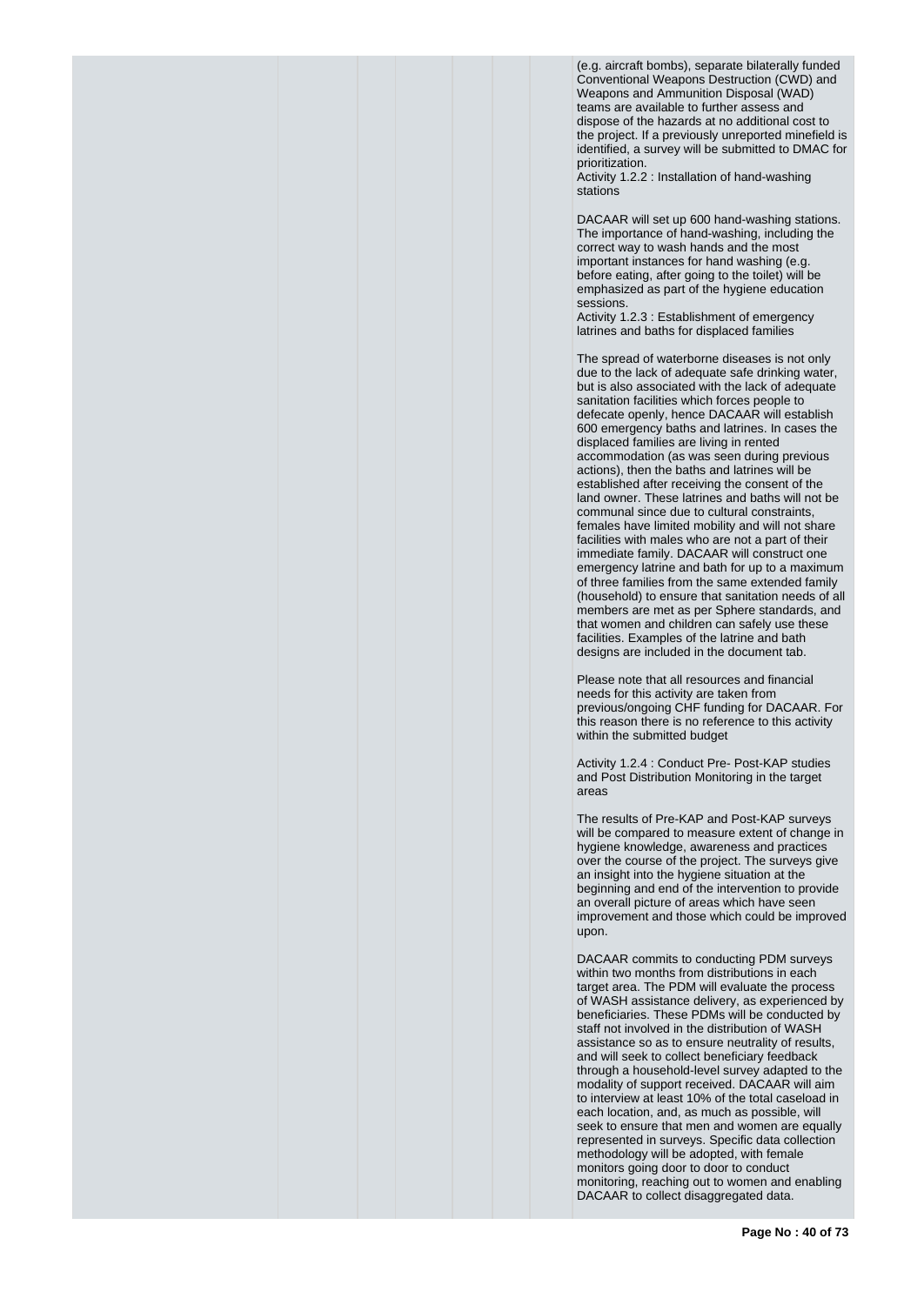(e.g. aircraft bombs), separate bilaterally funded Conventional Weapons Destruction (CWD) and Weapons and Ammunition Disposal (WAD) teams are available to further assess and dispose of the hazards at no additional cost to the project. If a previously unreported minefield is identified, a survey will be submitted to DMAC for prioritization.

Activity 1.2.2 : Installation of hand-washing stations

DACAAR will set up 600 hand-washing stations. The importance of hand-washing, including the correct way to wash hands and the most important instances for hand washing (e.g. before eating, after going to the toilet) will be emphasized as part of the hygiene education sessions.

Activity 1.2.3 : Establishment of emergency latrines and baths for displaced families

The spread of waterborne diseases is not only due to the lack of adequate safe drinking water, but is also associated with the lack of adequate sanitation facilities which forces people to defecate openly, hence DACAAR will establish 600 emergency baths and latrines. In cases the displaced families are living in rented accommodation (as was seen during previous actions), then the baths and latrines will be established after receiving the consent of the land owner. These latrines and baths will not be communal since due to cultural constraints, females have limited mobility and will not share facilities with males who are not a part of their immediate family. DACAAR will construct one emergency latrine and bath for up to a maximum of three families from the same extended family (household) to ensure that sanitation needs of all members are met as per Sphere standards, and that women and children can safely use these facilities. Examples of the latrine and bath designs are included in the document tab.

Please note that all resources and financial needs for this activity are taken from previous/ongoing CHF funding for DACAAR. For this reason there is no reference to this activity within the submitted budget

Activity 1.2.4 : Conduct Pre- Post-KAP studies and Post Distribution Monitoring in the target areas

The results of Pre-KAP and Post-KAP surveys will be compared to measure extent of change in hygiene knowledge, awareness and practices over the course of the project. The surveys give an insight into the hygiene situation at the beginning and end of the intervention to provide an overall picture of areas which have seen improvement and those which could be improved upon.

DACAAR commits to conducting PDM surveys within two months from distributions in each target area. The PDM will evaluate the process of WASH assistance delivery, as experienced by beneficiaries. These PDMs will be conducted by staff not involved in the distribution of WASH assistance so as to ensure neutrality of results, and will seek to collect beneficiary feedback through a household-level survey adapted to the modality of support received. DACAAR will aim to interview at least 10% of the total caseload in each location, and, as much as possible, will seek to ensure that men and women are equally represented in surveys. Specific data collection methodology will be adopted, with female monitors going door to door to conduct monitoring, reaching out to women and enabling DACAAR to collect disaggregated data.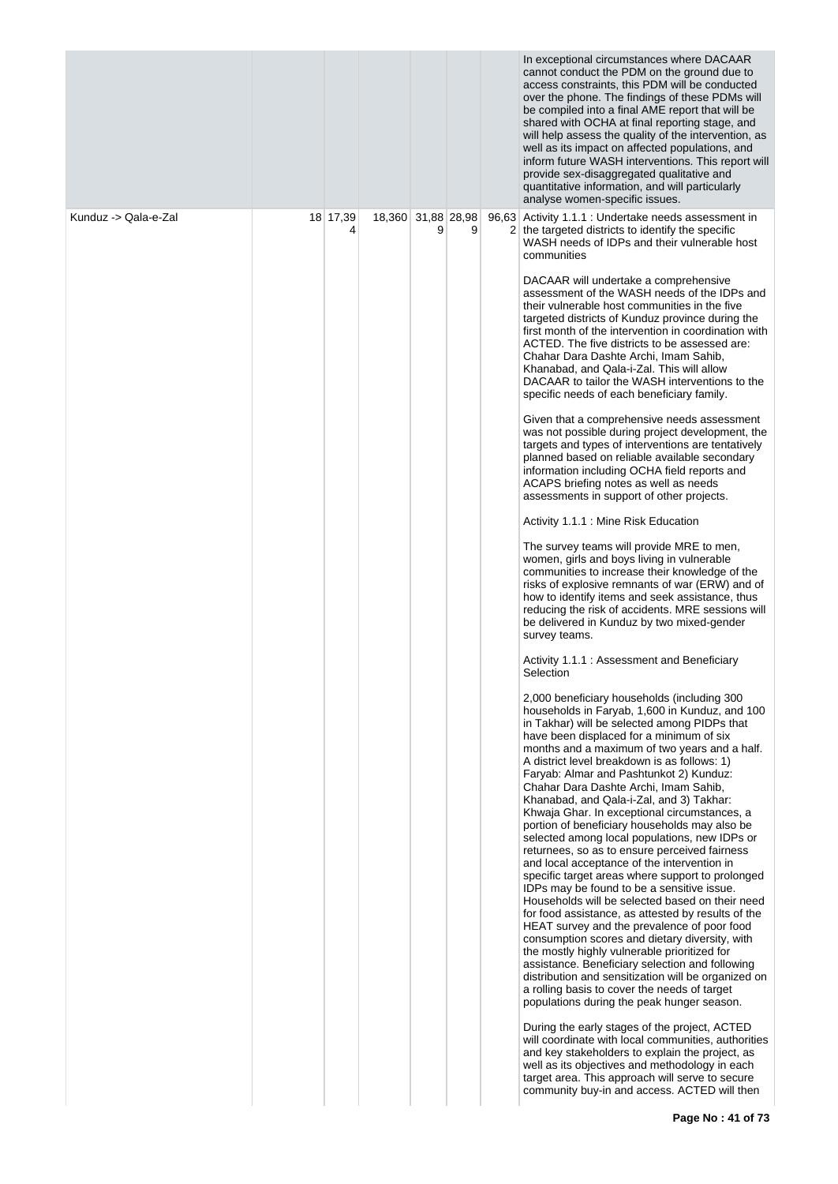| | | | | | | |
|---|---|---|---|---|---|---|
| | | | | | | In exceptional circumstances where DACAAR cannot conduct the PDM on the ground due to access constraints, this PDM will be conducted over the phone. The findings of these PDMs will be compiled into a final AME report that will be shared with OCHA at final reporting stage, and will help assess the quality of the intervention, as well as its impact on affected populations, and inform future WASH interventions. This report will provide sex-disaggregated qualitative and quantitative information, and will particularly analyse women-specific issues. |
| Kunduz -> Qala-e-Zal | 18 | 17,394 | 18,360 | 31,889 | 28,989 | 96,632 | Activity 1.1.1 : Undertake needs assessment in the targeted districts to identify the specific WASH needs of IDPs and their vulnerable host communities<br><br>DACAAR will undertake a comprehensive assessment of the WASH needs of the IDPs and their vulnerable host communities in the five targeted districts of Kunduz province during the first month of the intervention in coordination with ACTED. The five districts to be assessed are: Chahar Dara Dashte Archi, Imam Sahib, Khanabad, and Qala-i-Zal. This will allow DACAAR to tailor the WASH interventions to the specific needs of each beneficiary family.<br><br>Given that a comprehensive needs assessment was not possible during project development, the targets and types of interventions are tentatively planned based on reliable available secondary information including OCHA field reports and ACAPS briefing notes as well as needs assessments in support of other projects.<br><br>Activity 1.1.1 : Mine Risk Education<br><br>The survey teams will provide MRE to men, women, girls and boys living in vulnerable communities to increase their knowledge of the risks of explosive remnants of war (ERW) and of how to identify items and seek assistance, thus reducing the risk of accidents. MRE sessions will be delivered in Kunduz by two mixed-gender survey teams.<br><br>Activity 1.1.1 : Assessment and Beneficiary Selection<br><br>2,000 beneficiary households (including 300 households in Faryab, 1,600 in Kunduz, and 100 in Takhar) will be selected among PIDPs that have been displaced for a minimum of six months and a maximum of two years and a half. A district level breakdown is as follows: 1) Faryab: Almar and Pashtunkot 2) Kunduz: Chahar Dara Dashte Archi, Imam Sahib, Khanabad, and Qala-i-Zal, and 3) Takhar: Khwaja Ghar. In exceptional circumstances, a portion of beneficiary households may also be selected among local populations, new IDPs or returnees, so as to ensure perceived fairness and local acceptance of the intervention in specific target areas where support to prolonged IDPs may be found to be a sensitive issue. Households will be selected based on their need for food assistance, as attested by results of the HEAT survey and the prevalence of poor food consumption scores and dietary diversity, with the mostly highly vulnerable prioritized for assistance. Beneficiary selection and following distribution and sensitization will be organized on a rolling basis to cover the needs of target populations during the peak hunger season.<br><br>During the early stages of the project, ACTED will coordinate with local communities, authorities and key stakeholders to explain the project, as well as its objectives and methodology in each target area. This approach will serve to secure community buy-in and access. ACTED will then |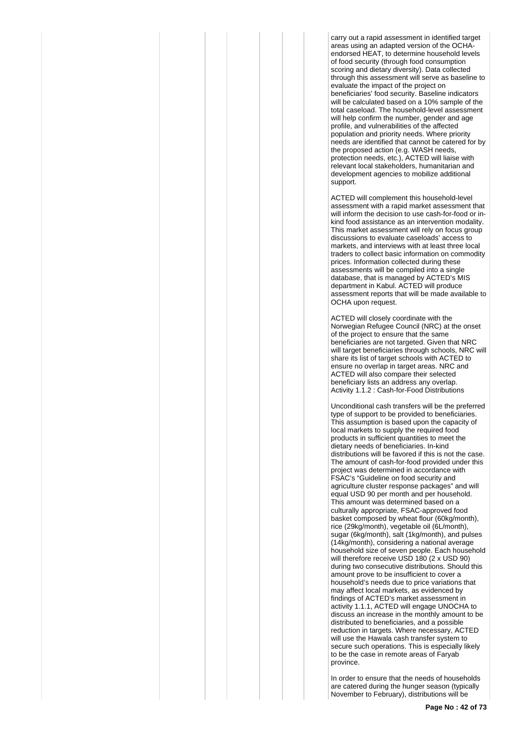carry out a rapid assessment in identified target areas using an adapted version of the OCHA-endorsed HEAT, to determine household levels of food security (through food consumption scoring and dietary diversity). Data collected through this assessment will serve as baseline to evaluate the impact of the project on beneficiaries' food security. Baseline indicators will be calculated based on a 10% sample of the total caseload. The household-level assessment will help confirm the number, gender and age profile, and vulnerabilities of the affected population and priority needs. Where priority needs are identified that cannot be catered for by the proposed action (e.g. WASH needs, protection needs, etc.), ACTED will liaise with relevant local stakeholders, humanitarian and development agencies to mobilize additional support.

ACTED will complement this household-level assessment with a rapid market assessment that will inform the decision to use cash-for-food or in-kind food assistance as an intervention modality. This market assessment will rely on focus group discussions to evaluate caseloads' access to markets, and interviews with at least three local traders to collect basic information on commodity prices. Information collected during these assessments will be compiled into a single database, that is managed by ACTED's MIS department in Kabul. ACTED will produce assessment reports that will be made available to OCHA upon request.

ACTED will closely coordinate with the Norwegian Refugee Council (NRC) at the onset of the project to ensure that the same beneficiaries are not targeted. Given that NRC will target beneficiaries through schools, NRC will share its list of target schools with ACTED to ensure no overlap in target areas. NRC and ACTED will also compare their selected beneficiary lists an address any overlap.

Activity 1.1.2 : Cash-for-Food Distributions

Unconditional cash transfers will be the preferred type of support to be provided to beneficiaries. This assumption is based upon the capacity of local markets to supply the required food products in sufficient quantities to meet the dietary needs of beneficiaries. In-kind distributions will be favored if this is not the case. The amount of cash-for-food provided under this project was determined in accordance with FSAC's "Guideline on food security and agriculture cluster response packages" and will equal USD 90 per month and per household. This amount was determined based on a culturally appropriate, FSAC-approved food basket composed by wheat flour (60kg/month), rice (29kg/month), vegetable oil (6L/month), sugar (6kg/month), salt (1kg/month), and pulses (14kg/month), considering a national average household size of seven people. Each household will therefore receive USD 180 (2 x USD 90) during two consecutive distributions. Should this amount prove to be insufficient to cover a household's needs due to price variations that may affect local markets, as evidenced by findings of ACTED's market assessment in activity 1.1.1, ACTED will engage UNOCHA to discuss an increase in the monthly amount to be distributed to beneficiaries, and a possible reduction in targets. Where necessary, ACTED will use the Hawala cash transfer system to secure such operations. This is especially likely to be the case in remote areas of Faryab province.

In order to ensure that the needs of households are catered during the hunger season (typically November to February), distributions will be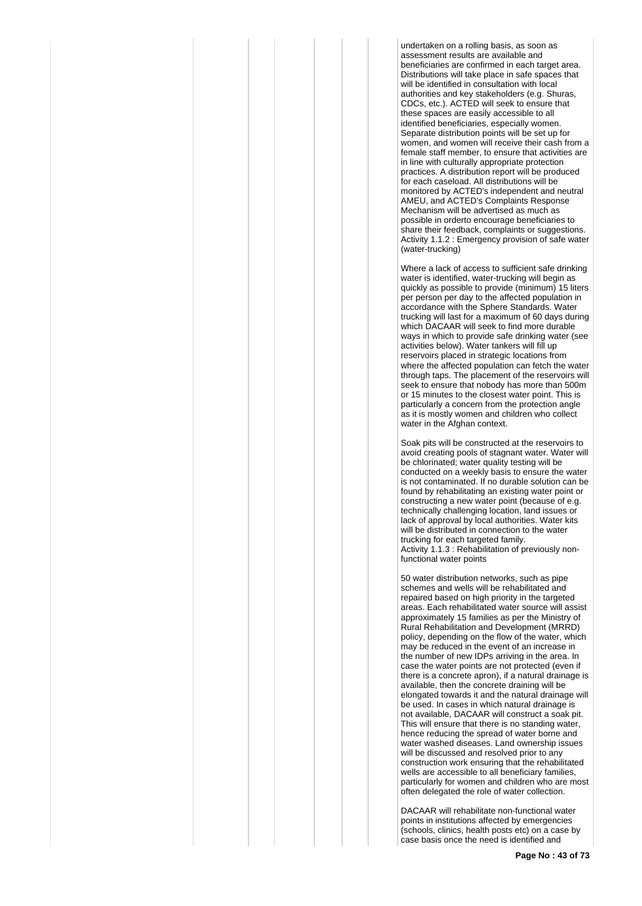undertaken on a rolling basis, as soon as assessment results are available and beneficiaries are confirmed in each target area. Distributions will take place in safe spaces that will be identified in consultation with local authorities and key stakeholders (e.g. Shuras, CDCs, etc.). ACTED will seek to ensure that these spaces are easily accessible to all identified beneficiaries, especially women. Separate distribution points will be set up for women, and women will receive their cash from a female staff member, to ensure that activities are in line with culturally appropriate protection practices. A distribution report will be produced for each caseload. All distributions will be monitored by ACTED's independent and neutral AMEU, and ACTED's Complaints Response Mechanism will be advertised as much as possible in orderto encourage beneficiaries to share their feedback, complaints or suggestions.

Activity 1.1.2 : Emergency provision of safe water (water-trucking)

Where a lack of access to sufficient safe drinking water is identified, water-trucking will begin as quickly as possible to provide (minimum) 15 liters per person per day to the affected population in accordance with the Sphere Standards. Water trucking will last for a maximum of 60 days during which DACAAR will seek to find more durable ways in which to provide safe drinking water (see activities below). Water tankers will fill up reservoirs placed in strategic locations from where the affected population can fetch the water through taps. The placement of the reservoirs will seek to ensure that nobody has more than 500m or 15 minutes to the closest water point. This is particularly a concern from the protection angle as it is mostly women and children who collect water in the Afghan context.

Soak pits will be constructed at the reservoirs to avoid creating pools of stagnant water. Water will be chlorinated; water quality testing will be conducted on a weekly basis to ensure the water is not contaminated. If no durable solution can be found by rehabilitating an existing water point or constructing a new water point (because of e.g. technically challenging location, land issues or lack of approval by local authorities. Water kits will be distributed in connection to the water trucking for each targeted family.

Activity 1.1.3 : Rehabilitation of previously non-functional water points

50 water distribution networks, such as pipe schemes and wells will be rehabilitated and repaired based on high priority in the targeted areas. Each rehabilitated water source will assist approximately 15 families as per the Ministry of Rural Rehabilitation and Development (MRRD) policy, depending on the flow of the water, which may be reduced in the event of an increase in the number of new IDPs arriving in the area. In case the water points are not protected (even if there is a concrete apron), if a natural drainage is available, then the concrete draining will be elongated towards it and the natural drainage will be used. In cases in which natural drainage is not available, DACAAR will construct a soak pit. This will ensure that there is no standing water, hence reducing the spread of water borne and water washed diseases. Land ownership issues will be discussed and resolved prior to any construction work ensuring that the rehabilitated wells are accessible to all beneficiary families, particularly for women and children who are most often delegated the role of water collection.

DACAAR will rehabilitate non-functional water points in institutions affected by emergencies (schools, clinics, health posts etc) on a case by case basis once the need is identified and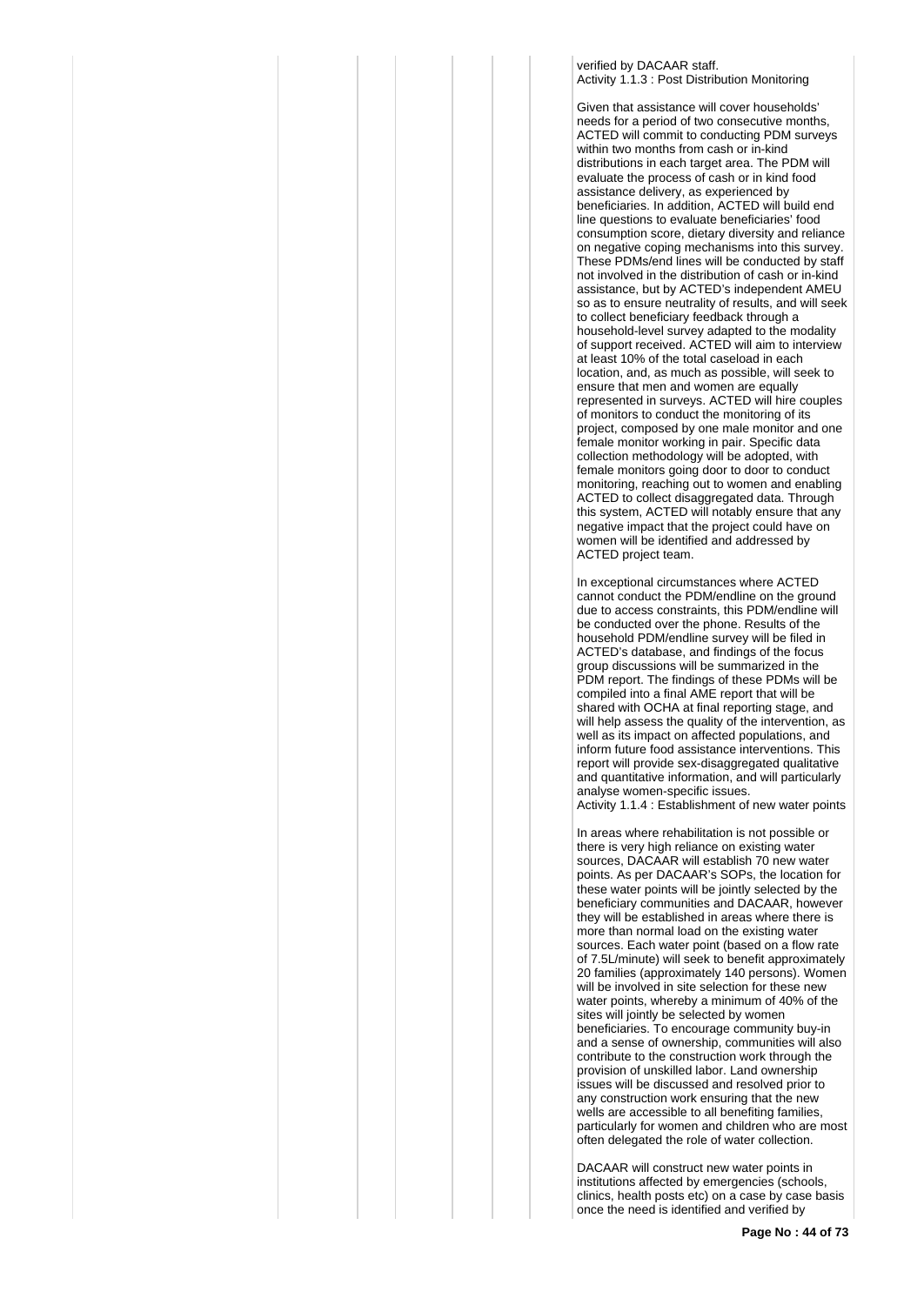verified by DACAAR staff.

Activity 1.1.3 : Post Distribution Monitoring

Given that assistance will cover households' needs for a period of two consecutive months, ACTED will commit to conducting PDM surveys within two months from cash or in-kind distributions in each target area. The PDM will evaluate the process of cash or in kind food assistance delivery, as experienced by beneficiaries. In addition, ACTED will build end line questions to evaluate beneficiaries' food consumption score, dietary diversity and reliance on negative coping mechanisms into this survey. These PDMs/end lines will be conducted by staff not involved in the distribution of cash or in-kind assistance, but by ACTED's independent AMEU so as to ensure neutrality of results, and will seek to collect beneficiary feedback through a household-level survey adapted to the modality of support received. ACTED will aim to interview at least 10% of the total caseload in each location, and, as much as possible, will seek to ensure that men and women are equally represented in surveys. ACTED will hire couples of monitors to conduct the monitoring of its project, composed by one male monitor and one female monitor working in pair. Specific data collection methodology will be adopted, with female monitors going door to door to conduct monitoring, reaching out to women and enabling ACTED to collect disaggregated data. Through this system, ACTED will notably ensure that any negative impact that the project could have on women will be identified and addressed by ACTED project team.

In exceptional circumstances where ACTED cannot conduct the PDM/endline on the ground due to access constraints, this PDM/endline will be conducted over the phone. Results of the household PDM/endline survey will be filed in ACTED's database, and findings of the focus group discussions will be summarized in the PDM report. The findings of these PDMs will be compiled into a final AME report that will be shared with OCHA at final reporting stage, and will help assess the quality of the intervention, as well as its impact on affected populations, and inform future food assistance interventions. This report will provide sex-disaggregated qualitative and quantitative information, and will particularly analyse women-specific issues.

Activity 1.1.4 : Establishment of new water points

In areas where rehabilitation is not possible or there is very high reliance on existing water sources, DACAAR will establish 70 new water points. As per DACAAR's SOPs, the location for these water points will be jointly selected by the beneficiary communities and DACAAR, however they will be established in areas where there is more than normal load on the existing water sources. Each water point (based on a flow rate of 7.5L/minute) will seek to benefit approximately 20 families (approximately 140 persons). Women will be involved in site selection for these new water points, whereby a minimum of 40% of the sites will jointly be selected by women beneficiaries. To encourage community buy-in and a sense of ownership, communities will also contribute to the construction work through the provision of unskilled labor. Land ownership issues will be discussed and resolved prior to any construction work ensuring that the new wells are accessible to all benefiting families, particularly for women and children who are most often delegated the role of water collection.

DACAAR will construct new water points in institutions affected by emergencies (schools, clinics, health posts etc) on a case by case basis once the need is identified and verified by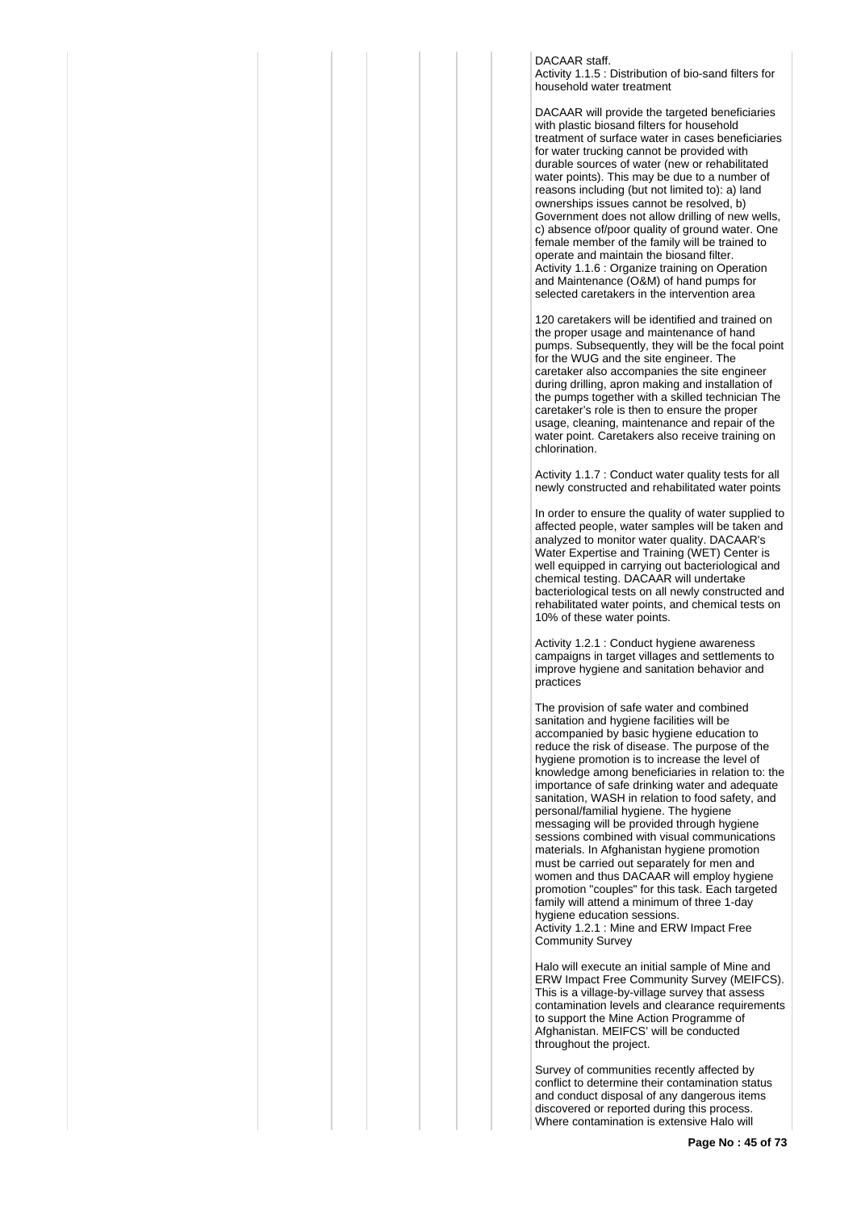DACAAR staff.

Activity 1.1.5 : Distribution of bio-sand filters for household water treatment

DACAAR will provide the targeted beneficiaries with plastic biosand filters for household treatment of surface water in cases beneficiaries for water trucking cannot be provided with durable sources of water (new or rehabilitated water points). This may be due to a number of reasons including (but not limited to): a) land ownerships issues cannot be resolved, b) Government does not allow drilling of new wells, c) absence of/poor quality of ground water. One female member of the family will be trained to operate and maintain the biosand filter.

Activity 1.1.6 : Organize training on Operation and Maintenance (O&M) of hand pumps for selected caretakers in the intervention area

120 caretakers will be identified and trained on the proper usage and maintenance of hand pumps. Subsequently, they will be the focal point for the WUG and the site engineer. The caretaker also accompanies the site engineer during drilling, apron making and installation of the pumps together with a skilled technician The caretaker's role is then to ensure the proper usage, cleaning, maintenance and repair of the water point. Caretakers also receive training on chlorination.

Activity 1.1.7 : Conduct water quality tests for all newly constructed and rehabilitated water points

In order to ensure the quality of water supplied to affected people, water samples will be taken and analyzed to monitor water quality. DACAAR's Water Expertise and Training (WET) Center is well equipped in carrying out bacteriological and chemical testing. DACAAR will undertake bacteriological tests on all newly constructed and rehabilitated water points, and chemical tests on 10% of these water points.

Activity 1.2.1 : Conduct hygiene awareness campaigns in target villages and settlements to improve hygiene and sanitation behavior and practices

The provision of safe water and combined sanitation and hygiene facilities will be accompanied by basic hygiene education to reduce the risk of disease. The purpose of the hygiene promotion is to increase the level of knowledge among beneficiaries in relation to: the importance of safe drinking water and adequate sanitation, WASH in relation to food safety, and personal/familial hygiene. The hygiene messaging will be provided through hygiene sessions combined with visual communications materials. In Afghanistan hygiene promotion must be carried out separately for men and women and thus DACAAR will employ hygiene promotion "couples" for this task. Each targeted family will attend a minimum of three 1-day hygiene education sessions.

Activity 1.2.1 : Mine and ERW Impact Free Community Survey

Halo will execute an initial sample of Mine and ERW Impact Free Community Survey (MEIFCS). This is a village-by-village survey that assess contamination levels and clearance requirements to support the Mine Action Programme of Afghanistan. MEIFCS' will be conducted throughout the project.

Survey of communities recently affected by conflict to determine their contamination status and conduct disposal of any dangerous items discovered or reported during this process. Where contamination is extensive Halo will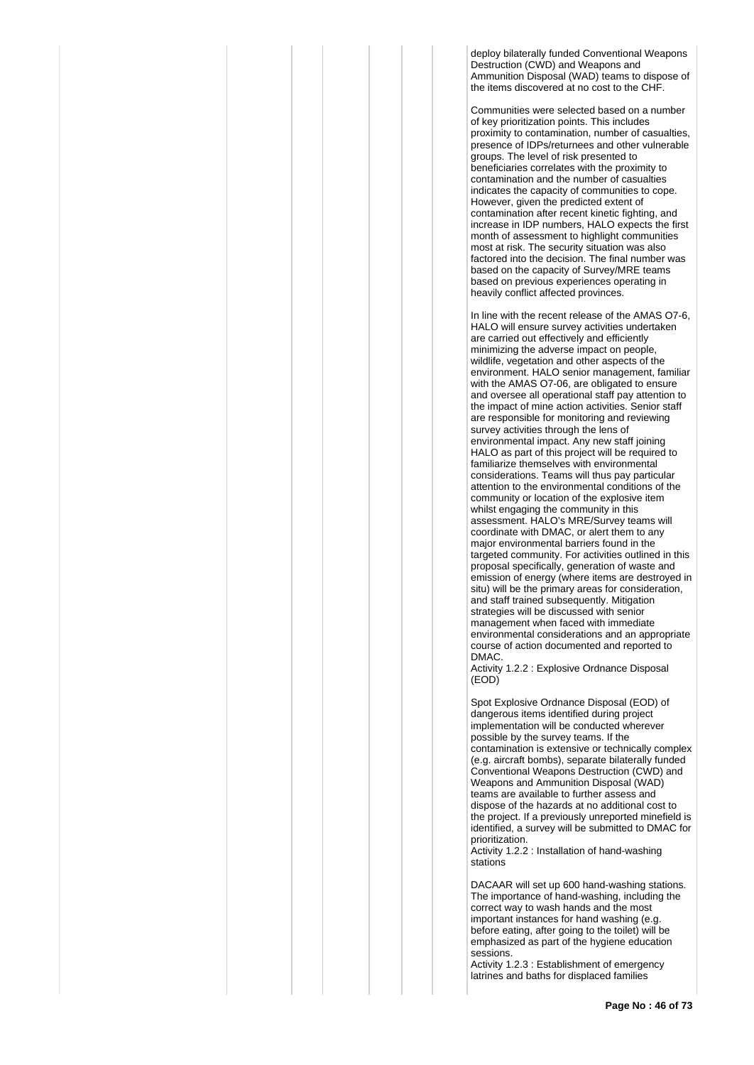deploy bilaterally funded Conventional Weapons Destruction (CWD) and Weapons and Ammunition Disposal (WAD) teams to dispose of the items discovered at no cost to the CHF.

Communities were selected based on a number of key prioritization points. This includes proximity to contamination, number of casualties, presence of IDPs/returnees and other vulnerable groups. The level of risk presented to beneficiaries correlates with the proximity to contamination and the number of casualties indicates the capacity of communities to cope. However, given the predicted extent of contamination after recent kinetic fighting, and increase in IDP numbers, HALO expects the first month of assessment to highlight communities most at risk. The security situation was also factored into the decision. The final number was based on the capacity of Survey/MRE teams based on previous experiences operating in heavily conflict affected provinces.

In line with the recent release of the AMAS O7-6, HALO will ensure survey activities undertaken are carried out effectively and efficiently minimizing the adverse impact on people, wildlife, vegetation and other aspects of the environment. HALO senior management, familiar with the AMAS O7-06, are obligated to ensure and oversee all operational staff pay attention to the impact of mine action activities. Senior staff are responsible for monitoring and reviewing survey activities through the lens of environmental impact. Any new staff joining HALO as part of this project will be required to familiarize themselves with environmental considerations. Teams will thus pay particular attention to the environmental conditions of the community or location of the explosive item whilst engaging the community in this assessment. HALO's MRE/Survey teams will coordinate with DMAC, or alert them to any major environmental barriers found in the targeted community. For activities outlined in this proposal specifically, generation of waste and emission of energy (where items are destroyed in situ) will be the primary areas for consideration, and staff trained subsequently. Mitigation strategies will be discussed with senior management when faced with immediate environmental considerations and an appropriate course of action documented and reported to DMAC.

Activity 1.2.2 : Explosive Ordnance Disposal (EOD)

Spot Explosive Ordnance Disposal (EOD) of dangerous items identified during project implementation will be conducted wherever possible by the survey teams. If the contamination is extensive or technically complex (e.g. aircraft bombs), separate bilaterally funded Conventional Weapons Destruction (CWD) and Weapons and Ammunition Disposal (WAD) teams are available to further assess and dispose of the hazards at no additional cost to the project. If a previously unreported minefield is identified, a survey will be submitted to DMAC for prioritization.

Activity 1.2.2 : Installation of hand-washing stations

DACAAR will set up 600 hand-washing stations. The importance of hand-washing, including the correct way to wash hands and the most important instances for hand washing (e.g. before eating, after going to the toilet) will be emphasized as part of the hygiene education sessions.

Activity 1.2.3 : Establishment of emergency latrines and baths for displaced families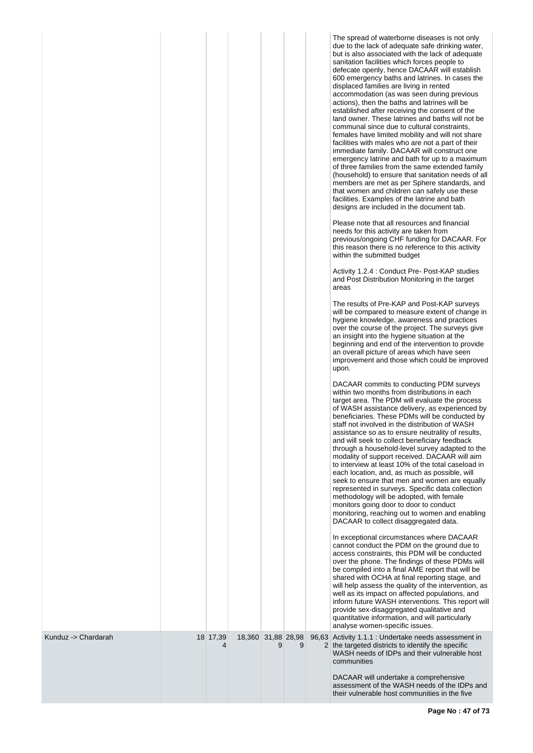| | | | | | | | |
|---|---|---|---|---|---|---|---|
| | | | | | | | The spread of waterborne diseases is not only due to the lack of adequate safe drinking water, but is also associated with the lack of adequate sanitation facilities which forces people to defecate openly, hence DACAAR will establish 600 emergency baths and latrines. In cases the displaced families are living in rented accommodation (as was seen during previous actions), then the baths and latrines will be established after receiving the consent of the land owner. These latrines and baths will not be communal since due to cultural constraints, females have limited mobility and will not share facilities with males who are not a part of their immediate family. DACAAR will construct one emergency latrine and bath for up to a maximum of three families from the same extended family (household) to ensure that sanitation needs of all members are met as per Sphere standards, and that women and children can safely use these facilities. Examples of the latrine and bath designs are included in the document tab.<br><br>Please note that all resources and financial needs for this activity are taken from previous/ongoing CHF funding for DACAAR. For this reason there is no reference to this activity within the submitted budget<br><br>Activity 1.2.4 : Conduct Pre- Post-KAP studies and Post Distribution Monitoring in the target areas<br><br>The results of Pre-KAP and Post-KAP surveys will be compared to measure extent of change in hygiene knowledge, awareness and practices over the course of the project. The surveys give an insight into the hygiene situation at the beginning and end of the intervention to provide an overall picture of areas which have seen improvement and those which could be improved upon.<br><br>DACAAR commits to conducting PDM surveys within two months from distributions in each target area. The PDM will evaluate the process of WASH assistance delivery, as experienced by beneficiaries. These PDMs will be conducted by staff not involved in the distribution of WASH assistance so as to ensure neutrality of results, and will seek to collect beneficiary feedback through a household-level survey adapted to the modality of support received. DACAAR will aim to interview at least 10% of the total caseload in each location, and, as much as possible, will seek to ensure that men and women are equally represented in surveys. Specific data collection methodology will be adopted, with female monitors going door to door to conduct monitoring, reaching out to women and enabling DACAAR to collect disaggregated data.<br><br>In exceptional circumstances where DACAAR cannot conduct the PDM on the ground due to access constraints, this PDM will be conducted over the phone. The findings of these PDMs will be compiled into a final AME report that will be shared with OCHA at final reporting stage, and will help assess the quality of the intervention, as well as its impact on affected populations, and inform future WASH interventions. This report will provide sex-disaggregated qualitative and quantitative information, and will particularly analyse women-specific issues. |
| Kunduz -> Chardarah | 18 | 17,394 | 18,360 | 31,889 | 28,989 | 96,632 | Activity 1.1.1 : Undertake needs assessment in the targeted districts to identify the specific WASH needs of IDPs and their vulnerable host communities<br><br>DACAAR will undertake a comprehensive assessment of the WASH needs of the IDPs and their vulnerable host communities in the five |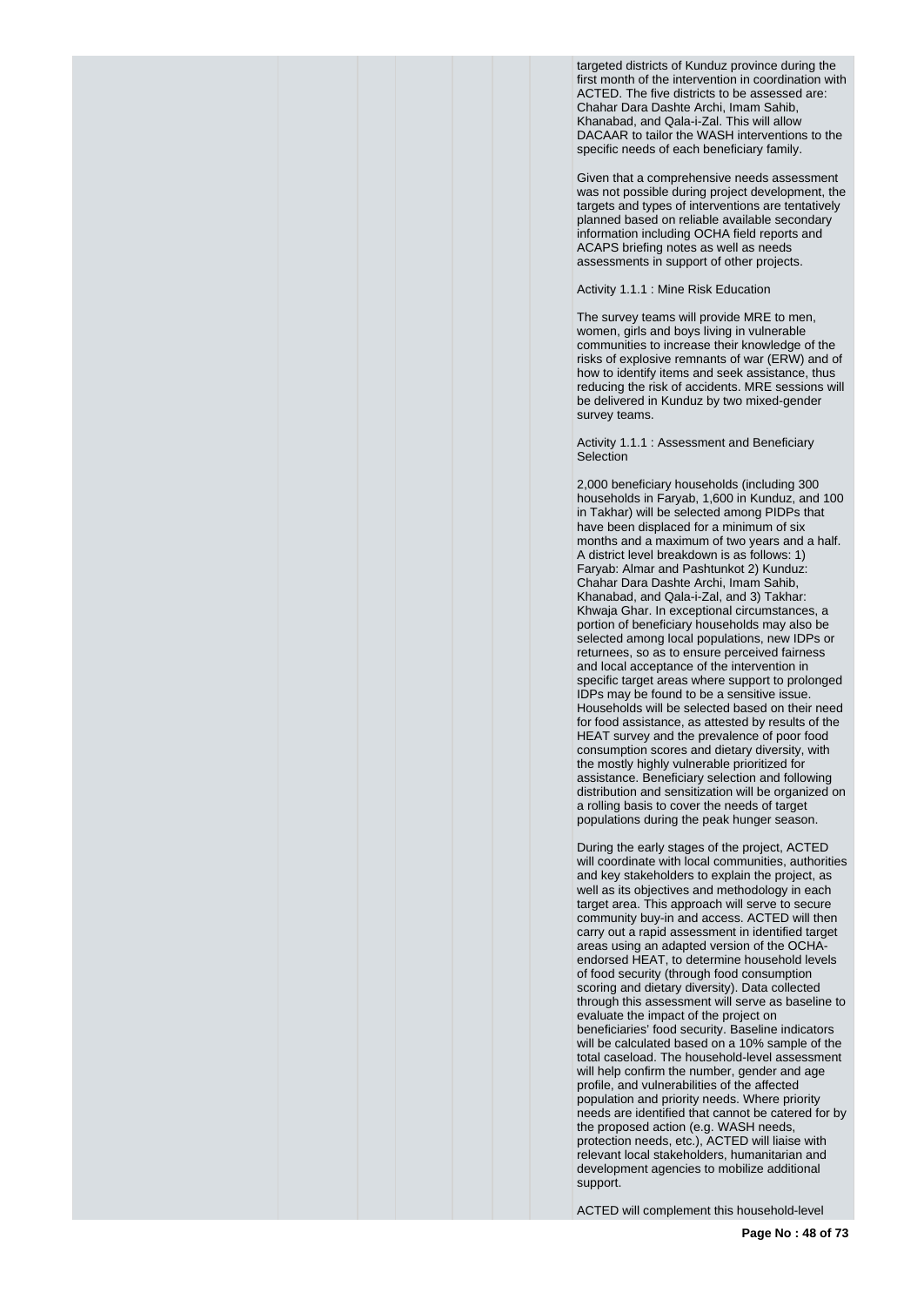targeted districts of Kunduz province during the first month of the intervention in coordination with ACTED. The five districts to be assessed are: Chahar Dara Dashte Archi, Imam Sahib, Khanabad, and Qala-i-Zal. This will allow DACAAR to tailor the WASH interventions to the specific needs of each beneficiary family.

Given that a comprehensive needs assessment was not possible during project development, the targets and types of interventions are tentatively planned based on reliable available secondary information including OCHA field reports and ACAPS briefing notes as well as needs assessments in support of other projects.

Activity 1.1.1 : Mine Risk Education

The survey teams will provide MRE to men, women, girls and boys living in vulnerable communities to increase their knowledge of the risks of explosive remnants of war (ERW) and of how to identify items and seek assistance, thus reducing the risk of accidents. MRE sessions will be delivered in Kunduz by two mixed-gender survey teams.

Activity 1.1.1 : Assessment and Beneficiary Selection

2,000 beneficiary households (including 300 households in Faryab, 1,600 in Kunduz, and 100 in Takhar) will be selected among PIDPs that have been displaced for a minimum of six months and a maximum of two years and a half. A district level breakdown is as follows: 1) Faryab: Almar and Pashtunkot 2) Kunduz: Chahar Dara Dashte Archi, Imam Sahib, Khanabad, and Qala-i-Zal, and 3) Takhar: Khwaja Ghar. In exceptional circumstances, a portion of beneficiary households may also be selected among local populations, new IDPs or returnees, so as to ensure perceived fairness and local acceptance of the intervention in specific target areas where support to prolonged IDPs may be found to be a sensitive issue. Households will be selected based on their need for food assistance, as attested by results of the HEAT survey and the prevalence of poor food consumption scores and dietary diversity, with the mostly highly vulnerable prioritized for assistance. Beneficiary selection and following distribution and sensitization will be organized on a rolling basis to cover the needs of target populations during the peak hunger season.

During the early stages of the project, ACTED will coordinate with local communities, authorities and key stakeholders to explain the project, as well as its objectives and methodology in each target area. This approach will serve to secure community buy-in and access. ACTED will then carry out a rapid assessment in identified target areas using an adapted version of the OCHA-endorsed HEAT, to determine household levels of food security (through food consumption scoring and dietary diversity). Data collected through this assessment will serve as baseline to evaluate the impact of the project on beneficiaries' food security. Baseline indicators will be calculated based on a 10% sample of the total caseload. The household-level assessment will help confirm the number, gender and age profile, and vulnerabilities of the affected population and priority needs. Where priority needs are identified that cannot be catered for by the proposed action (e.g. WASH needs, protection needs, etc.), ACTED will liaise with relevant local stakeholders, humanitarian and development agencies to mobilize additional support.

ACTED will complement this household-level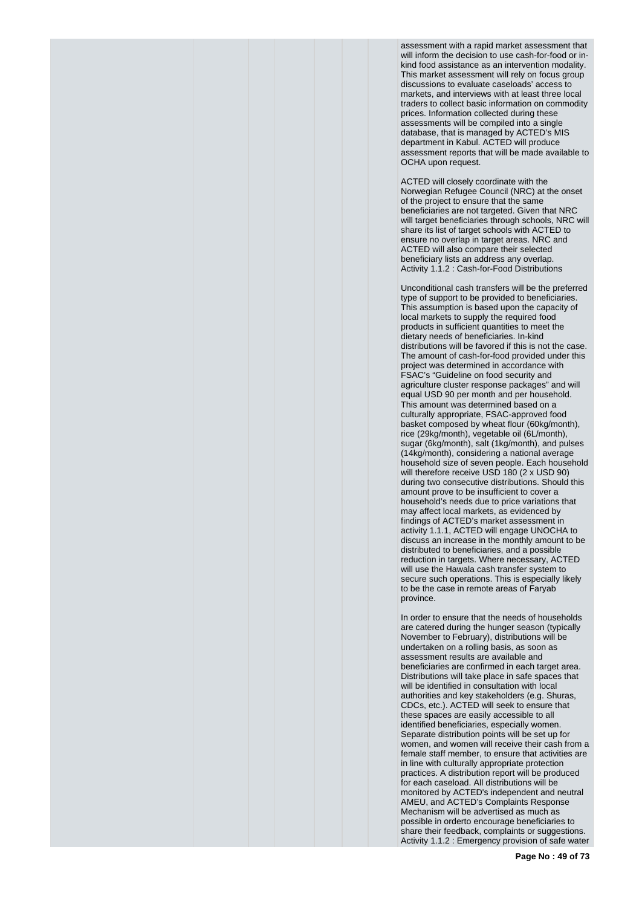assessment with a rapid market assessment that will inform the decision to use cash-for-food or in-kind food assistance as an intervention modality. This market assessment will rely on focus group discussions to evaluate caseloads' access to markets, and interviews with at least three local traders to collect basic information on commodity prices. Information collected during these assessments will be compiled into a single database, that is managed by ACTED's MIS department in Kabul. ACTED will produce assessment reports that will be made available to OCHA upon request.

ACTED will closely coordinate with the Norwegian Refugee Council (NRC) at the onset of the project to ensure that the same beneficiaries are not targeted. Given that NRC will target beneficiaries through schools, NRC will share its list of target schools with ACTED to ensure no overlap in target areas. NRC and ACTED will also compare their selected beneficiary lists an address any overlap.
Activity 1.1.2 : Cash-for-Food Distributions

Unconditional cash transfers will be the preferred type of support to be provided to beneficiaries. This assumption is based upon the capacity of local markets to supply the required food products in sufficient quantities to meet the dietary needs of beneficiaries. In-kind distributions will be favored if this is not the case. The amount of cash-for-food provided under this project was determined in accordance with FSAC's "Guideline on food security and agriculture cluster response packages" and will equal USD 90 per month and per household. This amount was determined based on a culturally appropriate, FSAC-approved food basket composed by wheat flour (60kg/month), rice (29kg/month), vegetable oil (6L/month), sugar (6kg/month), salt (1kg/month), and pulses (14kg/month), considering a national average household size of seven people. Each household will therefore receive USD 180 (2 x USD 90) during two consecutive distributions. Should this amount prove to be insufficient to cover a household's needs due to price variations that may affect local markets, as evidenced by findings of ACTED's market assessment in activity 1.1.1, ACTED will engage UNOCHA to discuss an increase in the monthly amount to be distributed to beneficiaries, and a possible reduction in targets. Where necessary, ACTED will use the Hawala cash transfer system to secure such operations. This is especially likely to be the case in remote areas of Faryab province.

In order to ensure that the needs of households are catered during the hunger season (typically November to February), distributions will be undertaken on a rolling basis, as soon as assessment results are available and beneficiaries are confirmed in each target area. Distributions will take place in safe spaces that will be identified in consultation with local authorities and key stakeholders (e.g. Shuras, CDCs, etc.). ACTED will seek to ensure that these spaces are easily accessible to all identified beneficiaries, especially women. Separate distribution points will be set up for women, and women will receive their cash from a female staff member, to ensure that activities are in line with culturally appropriate protection practices. A distribution report will be produced for each caseload. All distributions will be monitored by ACTED's independent and neutral AMEU, and ACTED's Complaints Response Mechanism will be advertised as much as possible in orderto encourage beneficiaries to share their feedback, complaints or suggestions.
Activity 1.1.2 : Emergency provision of safe water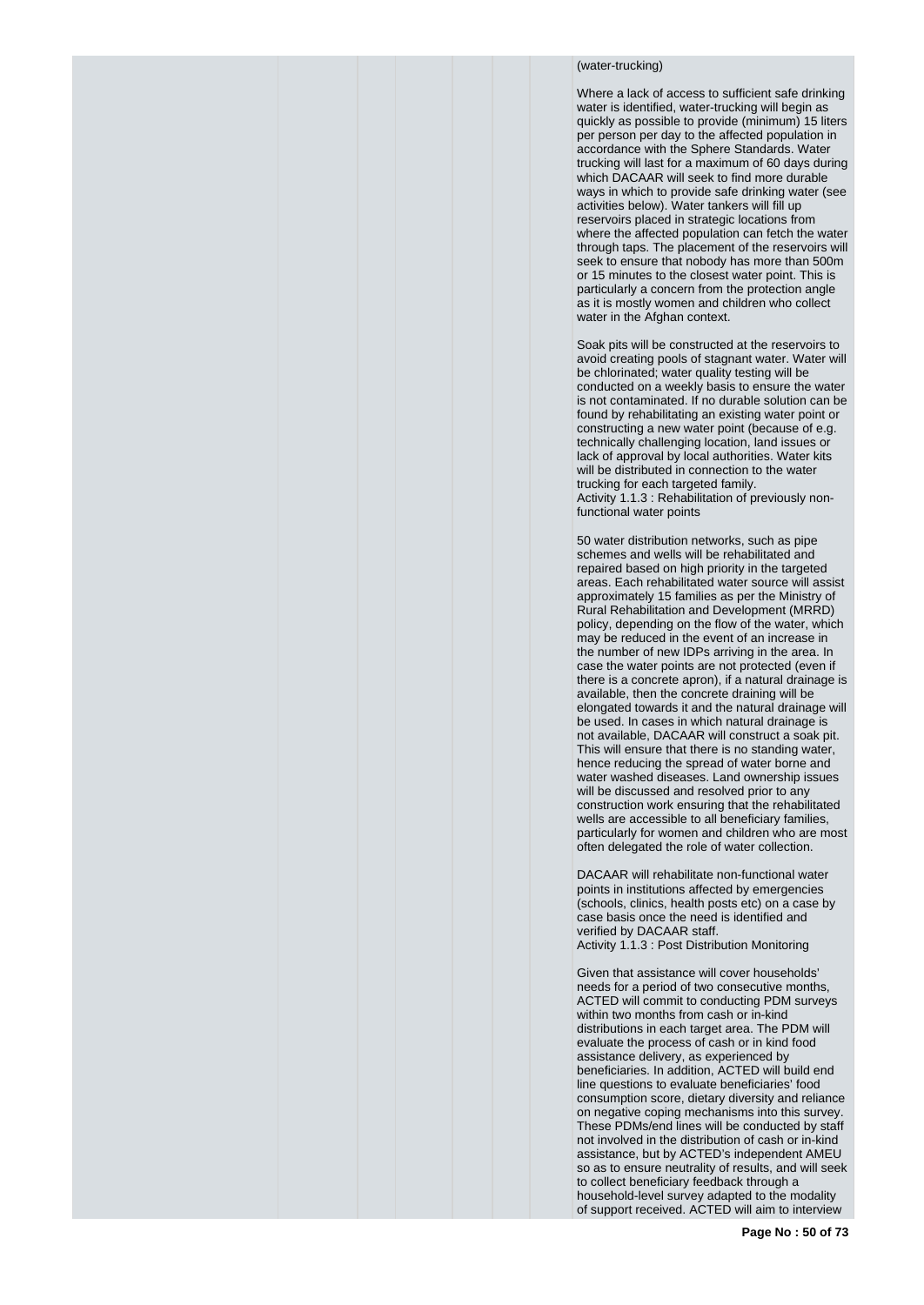(water-trucking)

Where a lack of access to sufficient safe drinking water is identified, water-trucking will begin as quickly as possible to provide (minimum) 15 liters per person per day to the affected population in accordance with the Sphere Standards. Water trucking will last for a maximum of 60 days during which DACAAR will seek to find more durable ways in which to provide safe drinking water (see activities below). Water tankers will fill up reservoirs placed in strategic locations from where the affected population can fetch the water through taps. The placement of the reservoirs will seek to ensure that nobody has more than 500m or 15 minutes to the closest water point. This is particularly a concern from the protection angle as it is mostly women and children who collect water in the Afghan context.

Soak pits will be constructed at the reservoirs to avoid creating pools of stagnant water. Water will be chlorinated; water quality testing will be conducted on a weekly basis to ensure the water is not contaminated. If no durable solution can be found by rehabilitating an existing water point or constructing a new water point (because of e.g. technically challenging location, land issues or lack of approval by local authorities. Water kits will be distributed in connection to the water trucking for each targeted family.
Activity 1.1.3 : Rehabilitation of previously non-functional water points

50 water distribution networks, such as pipe schemes and wells will be rehabilitated and repaired based on high priority in the targeted areas. Each rehabilitated water source will assist approximately 15 families as per the Ministry of Rural Rehabilitation and Development (MRRD) policy, depending on the flow of the water, which may be reduced in the event of an increase in the number of new IDPs arriving in the area. In case the water points are not protected (even if there is a concrete apron), if a natural drainage is available, then the concrete draining will be elongated towards it and the natural drainage will be used. In cases in which natural drainage is not available, DACAAR will construct a soak pit. This will ensure that there is no standing water, hence reducing the spread of water borne and water washed diseases. Land ownership issues will be discussed and resolved prior to any construction work ensuring that the rehabilitated wells are accessible to all beneficiary families, particularly for women and children who are most often delegated the role of water collection.

DACAAR will rehabilitate non-functional water points in institutions affected by emergencies (schools, clinics, health posts etc) on a case by case basis once the need is identified and verified by DACAAR staff.
Activity 1.1.3 : Post Distribution Monitoring

Given that assistance will cover households' needs for a period of two consecutive months, ACTED will commit to conducting PDM surveys within two months from cash or in-kind distributions in each target area. The PDM will evaluate the process of cash or in kind food assistance delivery, as experienced by beneficiaries. In addition, ACTED will build end line questions to evaluate beneficiaries' food consumption score, dietary diversity and reliance on negative coping mechanisms into this survey. These PDMs/end lines will be conducted by staff not involved in the distribution of cash or in-kind assistance, but by ACTED's independent AMEU so as to ensure neutrality of results, and will seek to collect beneficiary feedback through a household-level survey adapted to the modality of support received. ACTED will aim to interview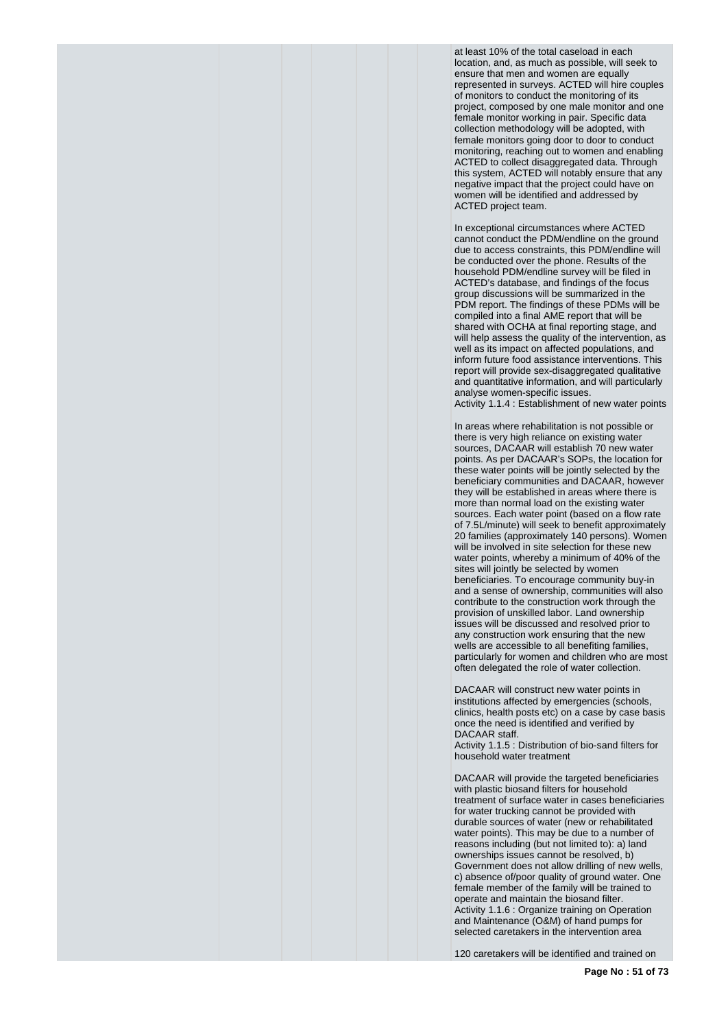at least 10% of the total caseload in each location, and, as much as possible, will seek to ensure that men and women are equally represented in surveys. ACTED will hire couples of monitors to conduct the monitoring of its project, composed by one male monitor and one female monitor working in pair. Specific data collection methodology will be adopted, with female monitors going door to door to conduct monitoring, reaching out to women and enabling ACTED to collect disaggregated data. Through this system, ACTED will notably ensure that any negative impact that the project could have on women will be identified and addressed by ACTED project team.

In exceptional circumstances where ACTED cannot conduct the PDM/endline on the ground due to access constraints, this PDM/endline will be conducted over the phone. Results of the household PDM/endline survey will be filed in ACTED's database, and findings of the focus group discussions will be summarized in the PDM report. The findings of these PDMs will be compiled into a final AME report that will be shared with OCHA at final reporting stage, and will help assess the quality of the intervention, as well as its impact on affected populations, and inform future food assistance interventions. This report will provide sex-disaggregated qualitative and quantitative information, and will particularly analyse women-specific issues.
Activity 1.1.4 : Establishment of new water points

In areas where rehabilitation is not possible or there is very high reliance on existing water sources, DACAAR will establish 70 new water points. As per DACAAR's SOPs, the location for these water points will be jointly selected by the beneficiary communities and DACAAR, however they will be established in areas where there is more than normal load on the existing water sources. Each water point (based on a flow rate of 7.5L/minute) will seek to benefit approximately 20 families (approximately 140 persons). Women will be involved in site selection for these new water points, whereby a minimum of 40% of the sites will jointly be selected by women beneficiaries. To encourage community buy-in and a sense of ownership, communities will also contribute to the construction work through the provision of unskilled labor. Land ownership issues will be discussed and resolved prior to any construction work ensuring that the new wells are accessible to all benefiting families, particularly for women and children who are most often delegated the role of water collection.

DACAAR will construct new water points in institutions affected by emergencies (schools, clinics, health posts etc) on a case by case basis once the need is identified and verified by DACAAR staff.
Activity 1.1.5 : Distribution of bio-sand filters for household water treatment

DACAAR will provide the targeted beneficiaries with plastic biosand filters for household treatment of surface water in cases beneficiaries for water trucking cannot be provided with durable sources of water (new or rehabilitated water points). This may be due to a number of reasons including (but not limited to): a) land ownerships issues cannot be resolved, b) Government does not allow drilling of new wells, c) absence of/poor quality of ground water. One female member of the family will be trained to operate and maintain the biosand filter.
Activity 1.1.6 : Organize training on Operation and Maintenance (O&M) of hand pumps for selected caretakers in the intervention area

120 caretakers will be identified and trained on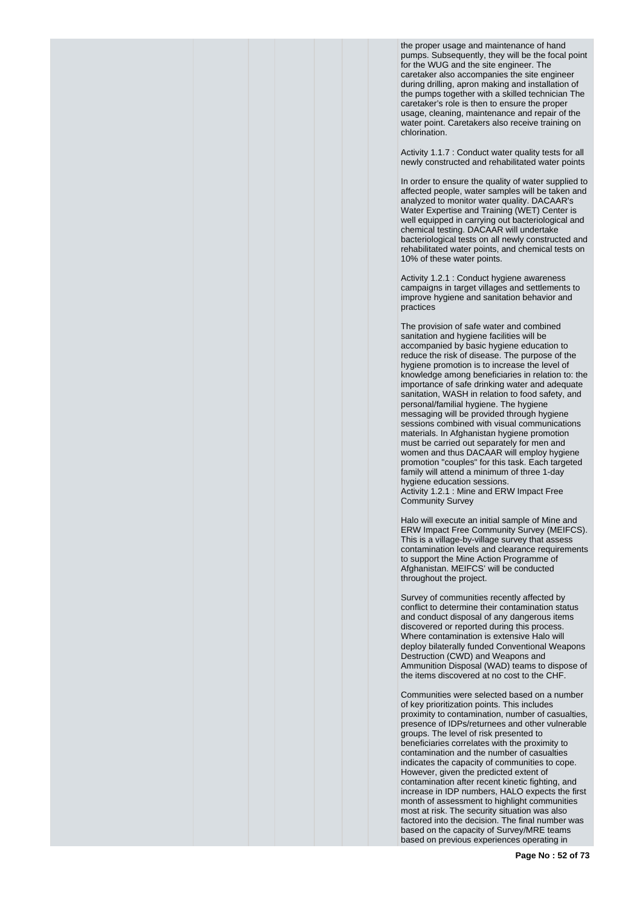the proper usage and maintenance of hand pumps. Subsequently, they will be the focal point for the WUG and the site engineer. The caretaker also accompanies the site engineer during drilling, apron making and installation of the pumps together with a skilled technician The caretaker's role is then to ensure the proper usage, cleaning, maintenance and repair of the water point. Caretakers also receive training on chlorination.

Activity 1.1.7 : Conduct water quality tests for all newly constructed and rehabilitated water points

In order to ensure the quality of water supplied to affected people, water samples will be taken and analyzed to monitor water quality. DACAAR's Water Expertise and Training (WET) Center is well equipped in carrying out bacteriological and chemical testing. DACAAR will undertake bacteriological tests on all newly constructed and rehabilitated water points, and chemical tests on 10% of these water points.

Activity 1.2.1 : Conduct hygiene awareness campaigns in target villages and settlements to improve hygiene and sanitation behavior and practices

The provision of safe water and combined sanitation and hygiene facilities will be accompanied by basic hygiene education to reduce the risk of disease. The purpose of the hygiene promotion is to increase the level of knowledge among beneficiaries in relation to: the importance of safe drinking water and adequate sanitation, WASH in relation to food safety, and personal/familial hygiene. The hygiene messaging will be provided through hygiene sessions combined with visual communications materials. In Afghanistan hygiene promotion must be carried out separately for men and women and thus DACAAR will employ hygiene promotion "couples" for this task. Each targeted family will attend a minimum of three 1-day hygiene education sessions.
Activity 1.2.1 : Mine and ERW Impact Free Community Survey

Halo will execute an initial sample of Mine and ERW Impact Free Community Survey (MEIFCS). This is a village-by-village survey that assess contamination levels and clearance requirements to support the Mine Action Programme of Afghanistan. MEIFCS' will be conducted throughout the project.

Survey of communities recently affected by conflict to determine their contamination status and conduct disposal of any dangerous items discovered or reported during this process. Where contamination is extensive Halo will deploy bilaterally funded Conventional Weapons Destruction (CWD) and Weapons and Ammunition Disposal (WAD) teams to dispose of the items discovered at no cost to the CHF.

Communities were selected based on a number of key prioritization points. This includes proximity to contamination, number of casualties, presence of IDPs/returnees and other vulnerable groups. The level of risk presented to beneficiaries correlates with the proximity to contamination and the number of casualties indicates the capacity of communities to cope. However, given the predicted extent of contamination after recent kinetic fighting, and increase in IDP numbers, HALO expects the first month of assessment to highlight communities most at risk. The security situation was also factored into the decision. The final number was based on the capacity of Survey/MRE teams based on previous experiences operating in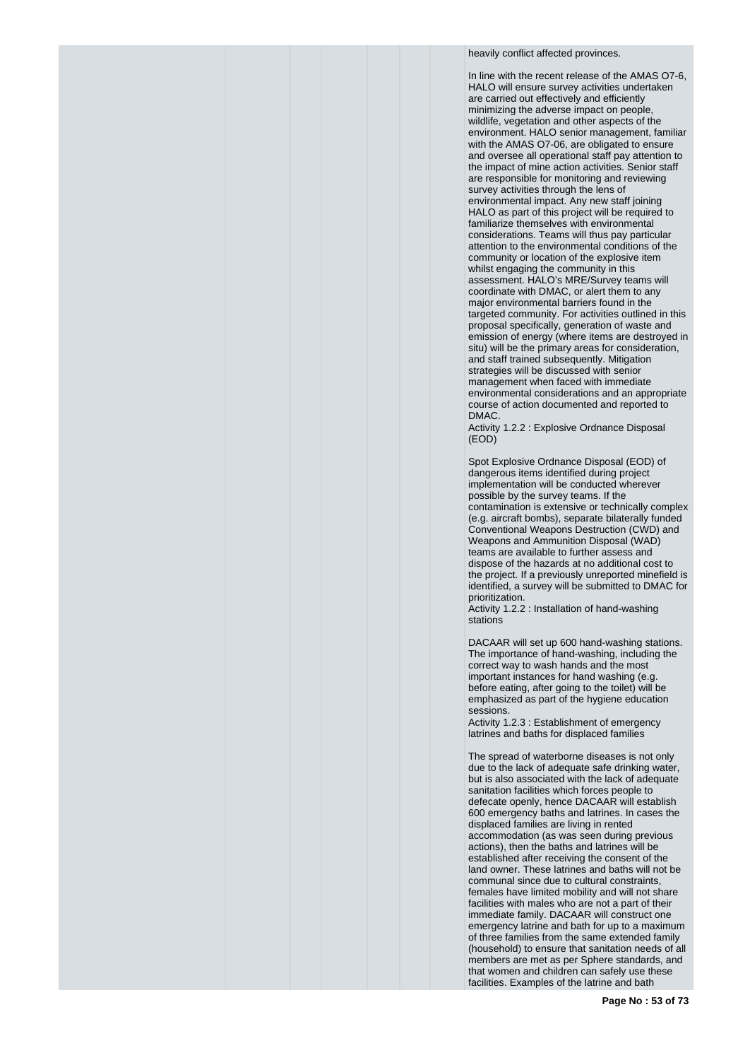heavily conflict affected provinces.

In line with the recent release of the AMAS O7-6, HALO will ensure survey activities undertaken are carried out effectively and efficiently minimizing the adverse impact on people, wildlife, vegetation and other aspects of the environment. HALO senior management, familiar with the AMAS O7-06, are obligated to ensure and oversee all operational staff pay attention to the impact of mine action activities. Senior staff are responsible for monitoring and reviewing survey activities through the lens of environmental impact. Any new staff joining HALO as part of this project will be required to familiarize themselves with environmental considerations. Teams will thus pay particular attention to the environmental conditions of the community or location of the explosive item whilst engaging the community in this assessment. HALO's MRE/Survey teams will coordinate with DMAC, or alert them to any major environmental barriers found in the targeted community. For activities outlined in this proposal specifically, generation of waste and emission of energy (where items are destroyed in situ) will be the primary areas for consideration, and staff trained subsequently. Mitigation strategies will be discussed with senior management when faced with immediate environmental considerations and an appropriate course of action documented and reported to DMAC.

Activity 1.2.2 : Explosive Ordnance Disposal (EOD)

Spot Explosive Ordnance Disposal (EOD) of dangerous items identified during project implementation will be conducted wherever possible by the survey teams. If the contamination is extensive or technically complex (e.g. aircraft bombs), separate bilaterally funded Conventional Weapons Destruction (CWD) and Weapons and Ammunition Disposal (WAD) teams are available to further assess and dispose of the hazards at no additional cost to the project. If a previously unreported minefield is identified, a survey will be submitted to DMAC for prioritization.

Activity 1.2.2 : Installation of hand-washing stations

DACAAR will set up 600 hand-washing stations. The importance of hand-washing, including the correct way to wash hands and the most important instances for hand washing (e.g. before eating, after going to the toilet) will be emphasized as part of the hygiene education sessions.

Activity 1.2.3 : Establishment of emergency latrines and baths for displaced families

The spread of waterborne diseases is not only due to the lack of adequate safe drinking water, but is also associated with the lack of adequate sanitation facilities which forces people to defecate openly, hence DACAAR will establish 600 emergency baths and latrines. In cases the displaced families are living in rented accommodation (as was seen during previous actions), then the baths and latrines will be established after receiving the consent of the land owner. These latrines and baths will not be communal since due to cultural constraints, females have limited mobility and will not share facilities with males who are not a part of their immediate family. DACAAR will construct one emergency latrine and bath for up to a maximum of three families from the same extended family (household) to ensure that sanitation needs of all members are met as per Sphere standards, and that women and children can safely use these facilities. Examples of the latrine and bath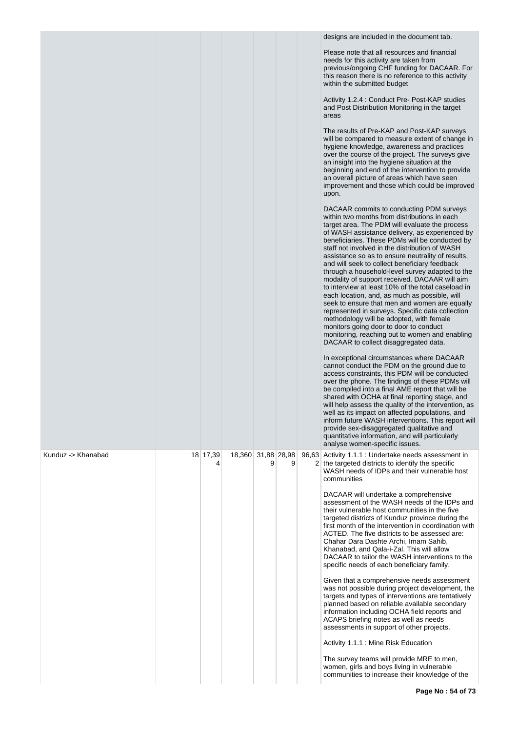| | | | | | | | |
|---|---|---|---|---|---|---|---|
| | | | | | | | designs are included in the document tab.<br><br>Please note that all resources and financial needs for this activity are taken from previous/ongoing CHF funding for DACAAR. For this reason there is no reference to this activity within the submitted budget<br><br>Activity 1.2.4 : Conduct Pre- Post-KAP studies and Post Distribution Monitoring in the target areas<br><br>The results of Pre-KAP and Post-KAP surveys will be compared to measure extent of change in hygiene knowledge, awareness and practices over the course of the project. The surveys give an insight into the hygiene situation at the beginning and end of the intervention to provide an overall picture of areas which have seen improvement and those which could be improved upon.<br><br>DACAAR commits to conducting PDM surveys within two months from distributions in each target area. The PDM will evaluate the process of WASH assistance delivery, as experienced by beneficiaries. These PDMs will be conducted by staff not involved in the distribution of WASH assistance so as to ensure neutrality of results, and will seek to collect beneficiary feedback through a household-level survey adapted to the modality of support received. DACAAR will aim to interview at least 10% of the total caseload in each location, and, as much as possible, will seek to ensure that men and women are equally represented in surveys. Specific data collection methodology will be adopted, with female monitors going door to door to conduct monitoring, reaching out to women and enabling DACAAR to collect disaggregated data.<br><br>In exceptional circumstances where DACAAR cannot conduct the PDM on the ground due to access constraints, this PDM will be conducted over the phone. The findings of these PDMs will be compiled into a final AME report that will be shared with OCHA at final reporting stage, and will help assess the quality of the intervention, as well as its impact on affected populations, and inform future WASH interventions. This report will provide sex-disaggregated qualitative and quantitative information, and will particularly analyse women-specific issues. |
| Kunduz -> Khanabad | 18 | 17,394 | 18,360 | 31,889 | 28,989 | 96,632 | Activity 1.1.1 : Undertake needs assessment in the targeted districts to identify the specific WASH needs of IDPs and their vulnerable host communities<br><br>DACAAR will undertake a comprehensive assessment of the WASH needs of the IDPs and their vulnerable host communities in the five targeted districts of Kunduz province during the first month of the intervention in coordination with ACTED. The five districts to be assessed are: Chahar Dara Dashte Archi, Imam Sahib, Khanabad, and Qala-i-Zal. This will allow DACAAR to tailor the WASH interventions to the specific needs of each beneficiary family.<br><br>Given that a comprehensive needs assessment was not possible during project development, the targets and types of interventions are tentatively planned based on reliable available secondary information including OCHA field reports and ACAPS briefing notes as well as needs assessments in support of other projects.<br><br>Activity 1.1.1 : Mine Risk Education<br><br>The survey teams will provide MRE to men, women, girls and boys living in vulnerable communities to increase their knowledge of the |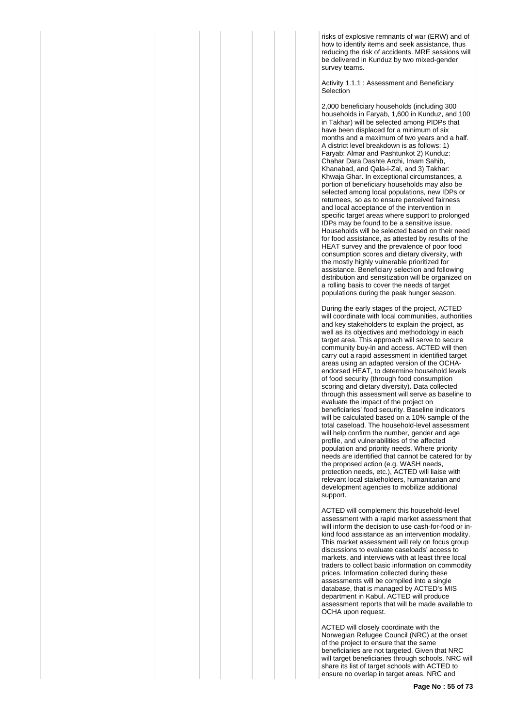risks of explosive remnants of war (ERW) and of how to identify items and seek assistance, thus reducing the risk of accidents. MRE sessions will be delivered in Kunduz by two mixed-gender survey teams.

Activity 1.1.1 : Assessment and Beneficiary Selection

2,000 beneficiary households (including 300 households in Faryab, 1,600 in Kunduz, and 100 in Takhar) will be selected among PIDPs that have been displaced for a minimum of six months and a maximum of two years and a half. A district level breakdown is as follows: 1) Faryab: Almar and Pashtunkot 2) Kunduz: Chahar Dara Dashte Archi, Imam Sahib, Khanabad, and Qala-i-Zal, and 3) Takhar: Khwaja Ghar. In exceptional circumstances, a portion of beneficiary households may also be selected among local populations, new IDPs or returnees, so as to ensure perceived fairness and local acceptance of the intervention in specific target areas where support to prolonged IDPs may be found to be a sensitive issue. Households will be selected based on their need for food assistance, as attested by results of the HEAT survey and the prevalence of poor food consumption scores and dietary diversity, with the mostly highly vulnerable prioritized for assistance. Beneficiary selection and following distribution and sensitization will be organized on a rolling basis to cover the needs of target populations during the peak hunger season.

During the early stages of the project, ACTED will coordinate with local communities, authorities and key stakeholders to explain the project, as well as its objectives and methodology in each target area. This approach will serve to secure community buy-in and access. ACTED will then carry out a rapid assessment in identified target areas using an adapted version of the OCHA-endorsed HEAT, to determine household levels of food security (through food consumption scoring and dietary diversity). Data collected through this assessment will serve as baseline to evaluate the impact of the project on beneficiaries' food security. Baseline indicators will be calculated based on a 10% sample of the total caseload. The household-level assessment will help confirm the number, gender and age profile, and vulnerabilities of the affected population and priority needs. Where priority needs are identified that cannot be catered for by the proposed action (e.g. WASH needs, protection needs, etc.), ACTED will liaise with relevant local stakeholders, humanitarian and development agencies to mobilize additional support.

ACTED will complement this household-level assessment with a rapid market assessment that will inform the decision to use cash-for-food or in-kind food assistance as an intervention modality. This market assessment will rely on focus group discussions to evaluate caseloads' access to markets, and interviews with at least three local traders to collect basic information on commodity prices. Information collected during these assessments will be compiled into a single database, that is managed by ACTED's MIS department in Kabul. ACTED will produce assessment reports that will be made available to OCHA upon request.

ACTED will closely coordinate with the Norwegian Refugee Council (NRC) at the onset of the project to ensure that the same beneficiaries are not targeted. Given that NRC will target beneficiaries through schools, NRC will share its list of target schools with ACTED to ensure no overlap in target areas. NRC and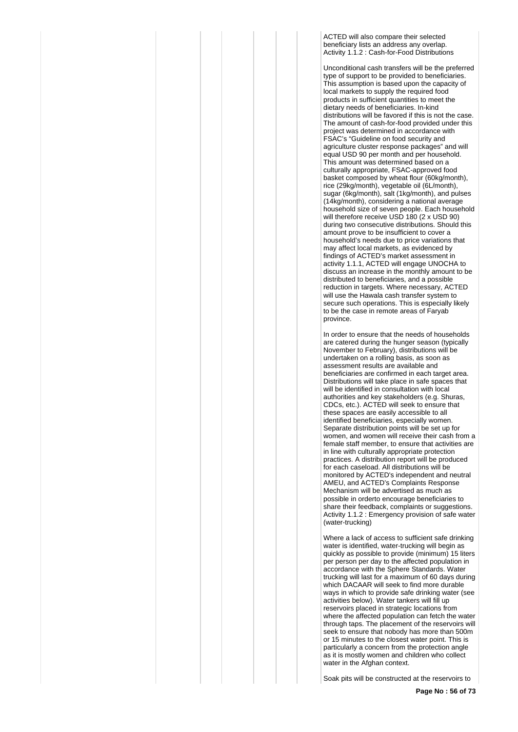ACTED will also compare their selected beneficiary lists an address any overlap.
Activity 1.1.2 : Cash-for-Food Distributions

Unconditional cash transfers will be the preferred type of support to be provided to beneficiaries. This assumption is based upon the capacity of local markets to supply the required food products in sufficient quantities to meet the dietary needs of beneficiaries. In-kind distributions will be favored if this is not the case. The amount of cash-for-food provided under this project was determined in accordance with FSAC's "Guideline on food security and agriculture cluster response packages" and will equal USD 90 per month and per household. This amount was determined based on a culturally appropriate, FSAC-approved food basket composed by wheat flour (60kg/month), rice (29kg/month), vegetable oil (6L/month), sugar (6kg/month), salt (1kg/month), and pulses (14kg/month), considering a national average household size of seven people. Each household will therefore receive USD 180 (2 x USD 90) during two consecutive distributions. Should this amount prove to be insufficient to cover a household's needs due to price variations that may affect local markets, as evidenced by findings of ACTED's market assessment in activity 1.1.1, ACTED will engage UNOCHA to discuss an increase in the monthly amount to be distributed to beneficiaries, and a possible reduction in targets. Where necessary, ACTED will use the Hawala cash transfer system to secure such operations. This is especially likely to be the case in remote areas of Faryab province.

In order to ensure that the needs of households are catered during the hunger season (typically November to February), distributions will be undertaken on a rolling basis, as soon as assessment results are available and beneficiaries are confirmed in each target area. Distributions will take place in safe spaces that will be identified in consultation with local authorities and key stakeholders (e.g. Shuras, CDCs, etc.). ACTED will seek to ensure that these spaces are easily accessible to all identified beneficiaries, especially women. Separate distribution points will be set up for women, and women will receive their cash from a female staff member, to ensure that activities are in line with culturally appropriate protection practices. A distribution report will be produced for each caseload. All distributions will be monitored by ACTED's independent and neutral AMEU, and ACTED's Complaints Response Mechanism will be advertised as much as possible in orderto encourage beneficiaries to share their feedback, complaints or suggestions.
Activity 1.1.2 : Emergency provision of safe water (water-trucking)

Where a lack of access to sufficient safe drinking water is identified, water-trucking will begin as quickly as possible to provide (minimum) 15 liters per person per day to the affected population in accordance with the Sphere Standards. Water trucking will last for a maximum of 60 days during which DACAAR will seek to find more durable ways in which to provide safe drinking water (see activities below). Water tankers will fill up reservoirs placed in strategic locations from where the affected population can fetch the water through taps. The placement of the reservoirs will seek to ensure that nobody has more than 500m or 15 minutes to the closest water point. This is particularly a concern from the protection angle as it is mostly women and children who collect water in the Afghan context.

Soak pits will be constructed at the reservoirs to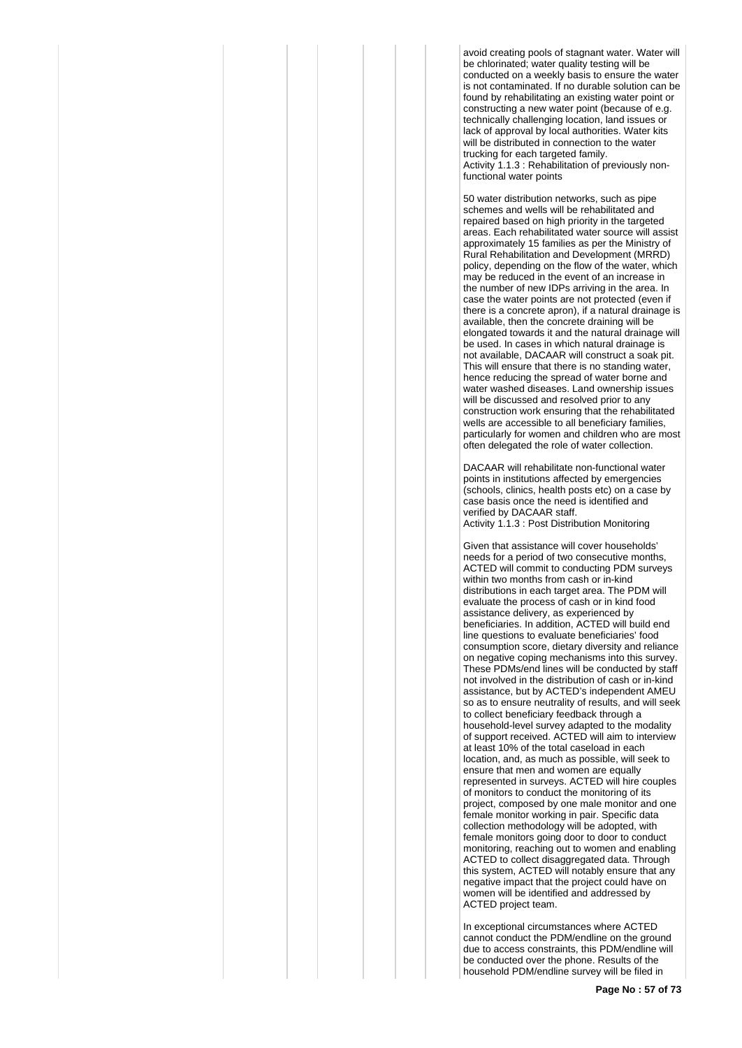avoid creating pools of stagnant water. Water will be chlorinated; water quality testing will be conducted on a weekly basis to ensure the water is not contaminated. If no durable solution can be found by rehabilitating an existing water point or constructing a new water point (because of e.g. technically challenging location, land issues or lack of approval by local authorities. Water kits will be distributed in connection to the water trucking for each targeted family.

Activity 1.1.3 : Rehabilitation of previously non-functional water points

50 water distribution networks, such as pipe schemes and wells will be rehabilitated and repaired based on high priority in the targeted areas. Each rehabilitated water source will assist approximately 15 families as per the Ministry of Rural Rehabilitation and Development (MRRD) policy, depending on the flow of the water, which may be reduced in the event of an increase in the number of new IDPs arriving in the area. In case the water points are not protected (even if there is a concrete apron), if a natural drainage is available, then the concrete draining will be elongated towards it and the natural drainage will be used. In cases in which natural drainage is not available, DACAAR will construct a soak pit. This will ensure that there is no standing water, hence reducing the spread of water borne and water washed diseases. Land ownership issues will be discussed and resolved prior to any construction work ensuring that the rehabilitated wells are accessible to all beneficiary families, particularly for women and children who are most often delegated the role of water collection.

DACAAR will rehabilitate non-functional water points in institutions affected by emergencies (schools, clinics, health posts etc) on a case by case basis once the need is identified and verified by DACAAR staff.

Activity 1.1.3 : Post Distribution Monitoring

Given that assistance will cover households' needs for a period of two consecutive months, ACTED will commit to conducting PDM surveys within two months from cash or in-kind distributions in each target area. The PDM will evaluate the process of cash or in kind food assistance delivery, as experienced by beneficiaries. In addition, ACTED will build end line questions to evaluate beneficiaries' food consumption score, dietary diversity and reliance on negative coping mechanisms into this survey. These PDMs/end lines will be conducted by staff not involved in the distribution of cash or in-kind assistance, but by ACTED's independent AMEU so as to ensure neutrality of results, and will seek to collect beneficiary feedback through a household-level survey adapted to the modality of support received. ACTED will aim to interview at least 10% of the total caseload in each location, and, as much as possible, will seek to ensure that men and women are equally represented in surveys. ACTED will hire couples of monitors to conduct the monitoring of its project, composed by one male monitor and one female monitor working in pair. Specific data collection methodology will be adopted, with female monitors going door to door to conduct monitoring, reaching out to women and enabling ACTED to collect disaggregated data. Through this system, ACTED will notably ensure that any negative impact that the project could have on women will be identified and addressed by ACTED project team.

In exceptional circumstances where ACTED cannot conduct the PDM/endline on the ground due to access constraints, this PDM/endline will be conducted over the phone. Results of the household PDM/endline survey will be filed in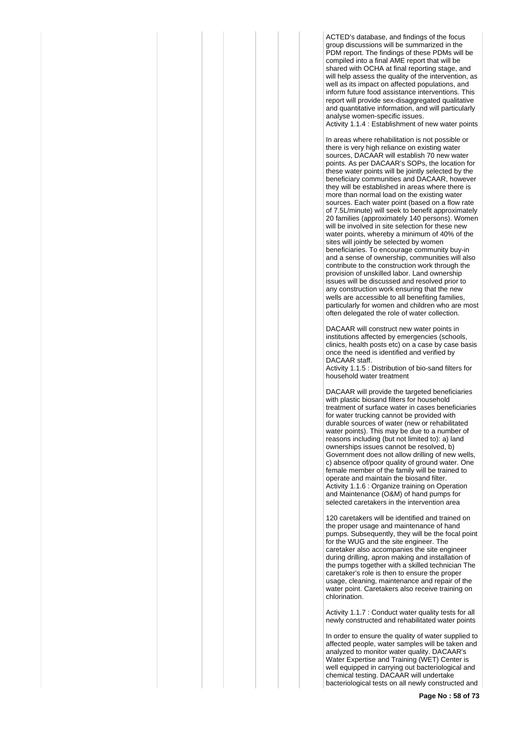ACTED's database, and findings of the focus group discussions will be summarized in the PDM report. The findings of these PDMs will be compiled into a final AME report that will be shared with OCHA at final reporting stage, and will help assess the quality of the intervention, as well as its impact on affected populations, and inform future food assistance interventions. This report will provide sex-disaggregated qualitative and quantitative information, and will particularly analyse women-specific issues.

Activity 1.1.4 : Establishment of new water points

In areas where rehabilitation is not possible or there is very high reliance on existing water sources, DACAAR will establish 70 new water points. As per DACAAR's SOPs, the location for these water points will be jointly selected by the beneficiary communities and DACAAR, however they will be established in areas where there is more than normal load on the existing water sources. Each water point (based on a flow rate of 7.5L/minute) will seek to benefit approximately 20 families (approximately 140 persons). Women will be involved in site selection for these new water points, whereby a minimum of 40% of the sites will jointly be selected by women beneficiaries. To encourage community buy-in and a sense of ownership, communities will also contribute to the construction work through the provision of unskilled labor. Land ownership issues will be discussed and resolved prior to any construction work ensuring that the new wells are accessible to all benefiting families, particularly for women and children who are most often delegated the role of water collection.

DACAAR will construct new water points in institutions affected by emergencies (schools, clinics, health posts etc) on a case by case basis once the need is identified and verified by DACAAR staff.

Activity 1.1.5 : Distribution of bio-sand filters for household water treatment

DACAAR will provide the targeted beneficiaries with plastic biosand filters for household treatment of surface water in cases beneficiaries for water trucking cannot be provided with durable sources of water (new or rehabilitated water points). This may be due to a number of reasons including (but not limited to): a) land ownerships issues cannot be resolved, b) Government does not allow drilling of new wells, c) absence of/poor quality of ground water. One female member of the family will be trained to operate and maintain the biosand filter.

Activity 1.1.6 : Organize training on Operation and Maintenance (O&M) of hand pumps for selected caretakers in the intervention area

120 caretakers will be identified and trained on the proper usage and maintenance of hand pumps. Subsequently, they will be the focal point for the WUG and the site engineer. The caretaker also accompanies the site engineer during drilling, apron making and installation of the pumps together with a skilled technician The caretaker's role is then to ensure the proper usage, cleaning, maintenance and repair of the water point. Caretakers also receive training on chlorination.

Activity 1.1.7 : Conduct water quality tests for all newly constructed and rehabilitated water points

In order to ensure the quality of water supplied to affected people, water samples will be taken and analyzed to monitor water quality. DACAAR's Water Expertise and Training (WET) Center is well equipped in carrying out bacteriological and chemical testing. DACAAR will undertake bacteriological tests on all newly constructed and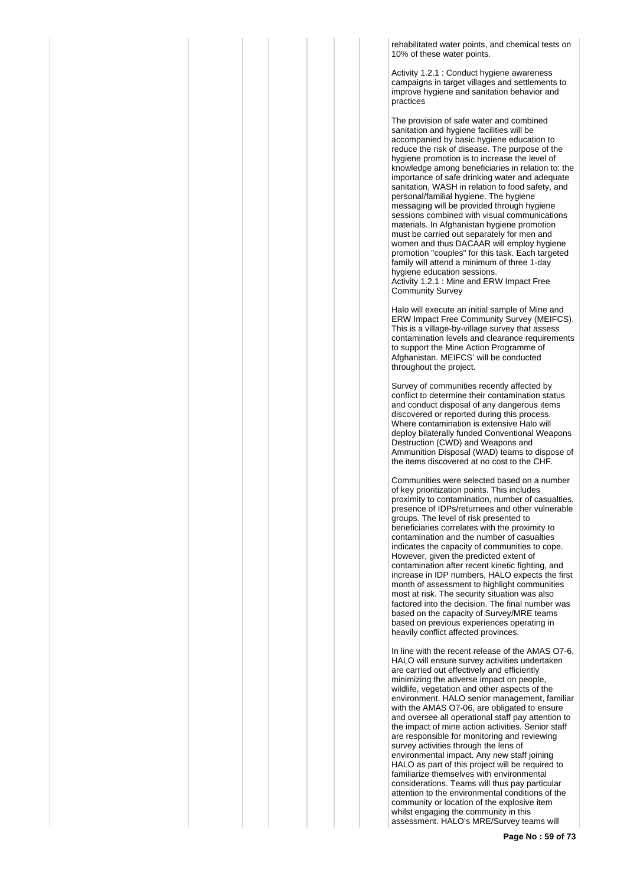rehabilitated water points, and chemical tests on 10% of these water points.

Activity 1.2.1 : Conduct hygiene awareness campaigns in target villages and settlements to improve hygiene and sanitation behavior and practices

The provision of safe water and combined sanitation and hygiene facilities will be accompanied by basic hygiene education to reduce the risk of disease. The purpose of the hygiene promotion is to increase the level of knowledge among beneficiaries in relation to: the importance of safe drinking water and adequate sanitation, WASH in relation to food safety, and personal/familial hygiene. The hygiene messaging will be provided through hygiene sessions combined with visual communications materials. In Afghanistan hygiene promotion must be carried out separately for men and women and thus DACAAR will employ hygiene promotion "couples" for this task. Each targeted family will attend a minimum of three 1-day hygiene education sessions.
Activity 1.2.1 : Mine and ERW Impact Free Community Survey

Halo will execute an initial sample of Mine and ERW Impact Free Community Survey (MEIFCS). This is a village-by-village survey that assess contamination levels and clearance requirements to support the Mine Action Programme of Afghanistan. MEIFCS' will be conducted throughout the project.

Survey of communities recently affected by conflict to determine their contamination status and conduct disposal of any dangerous items discovered or reported during this process. Where contamination is extensive Halo will deploy bilaterally funded Conventional Weapons Destruction (CWD) and Weapons and Ammunition Disposal (WAD) teams to dispose of the items discovered at no cost to the CHF.

Communities were selected based on a number of key prioritization points. This includes proximity to contamination, number of casualties, presence of IDPs/returnees and other vulnerable groups. The level of risk presented to beneficiaries correlates with the proximity to contamination and the number of casualties indicates the capacity of communities to cope. However, given the predicted extent of contamination after recent kinetic fighting, and increase in IDP numbers, HALO expects the first month of assessment to highlight communities most at risk. The security situation was also factored into the decision. The final number was based on the capacity of Survey/MRE teams based on previous experiences operating in heavily conflict affected provinces.

In line with the recent release of the AMAS O7-6, HALO will ensure survey activities undertaken are carried out effectively and efficiently minimizing the adverse impact on people, wildlife, vegetation and other aspects of the environment. HALO senior management, familiar with the AMAS O7-06, are obligated to ensure and oversee all operational staff pay attention to the impact of mine action activities. Senior staff are responsible for monitoring and reviewing survey activities through the lens of environmental impact. Any new staff joining HALO as part of this project will be required to familiarize themselves with environmental considerations. Teams will thus pay particular attention to the environmental conditions of the community or location of the explosive item whilst engaging the community in this assessment. HALO's MRE/Survey teams will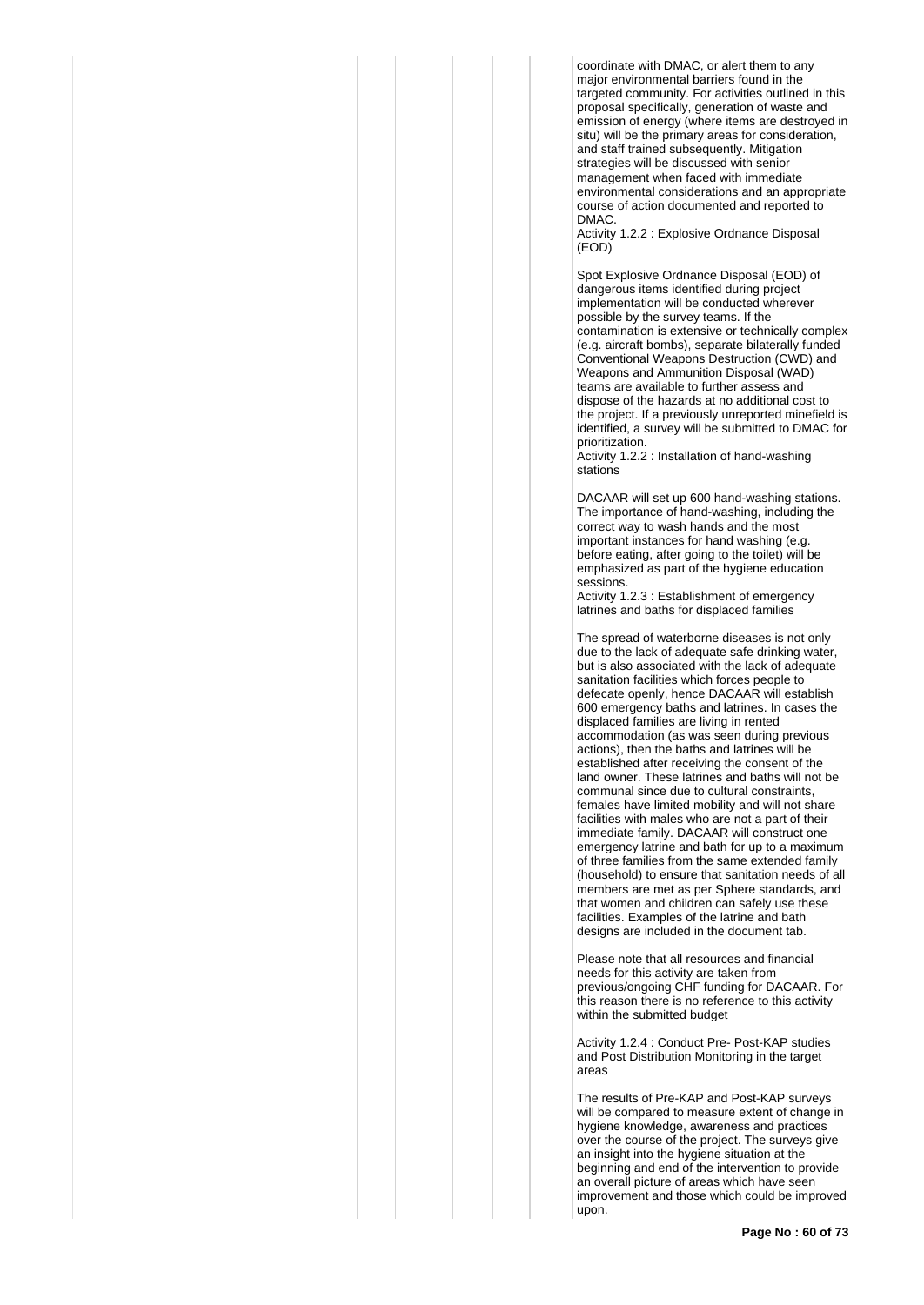coordinate with DMAC, or alert them to any major environmental barriers found in the targeted community. For activities outlined in this proposal specifically, generation of waste and emission of energy (where items are destroyed in situ) will be the primary areas for consideration, and staff trained subsequently. Mitigation strategies will be discussed with senior management when faced with immediate environmental considerations and an appropriate course of action documented and reported to DMAC.

Activity 1.2.2 : Explosive Ordnance Disposal (EOD)

Spot Explosive Ordnance Disposal (EOD) of dangerous items identified during project implementation will be conducted wherever possible by the survey teams. If the contamination is extensive or technically complex (e.g. aircraft bombs), separate bilaterally funded Conventional Weapons Destruction (CWD) and Weapons and Ammunition Disposal (WAD) teams are available to further assess and dispose of the hazards at no additional cost to the project. If a previously unreported minefield is identified, a survey will be submitted to DMAC for prioritization.

Activity 1.2.2 : Installation of hand-washing stations

DACAAR will set up 600 hand-washing stations. The importance of hand-washing, including the correct way to wash hands and the most important instances for hand washing (e.g. before eating, after going to the toilet) will be emphasized as part of the hygiene education sessions.

Activity 1.2.3 : Establishment of emergency latrines and baths for displaced families

The spread of waterborne diseases is not only due to the lack of adequate safe drinking water, but is also associated with the lack of adequate sanitation facilities which forces people to defecate openly, hence DACAAR will establish 600 emergency baths and latrines. In cases the displaced families are living in rented accommodation (as was seen during previous actions), then the baths and latrines will be established after receiving the consent of the land owner. These latrines and baths will not be communal since due to cultural constraints, females have limited mobility and will not share facilities with males who are not a part of their immediate family. DACAAR will construct one emergency latrine and bath for up to a maximum of three families from the same extended family (household) to ensure that sanitation needs of all members are met as per Sphere standards, and that women and children can safely use these facilities. Examples of the latrine and bath designs are included in the document tab.

Please note that all resources and financial needs for this activity are taken from previous/ongoing CHF funding for DACAAR. For this reason there is no reference to this activity within the submitted budget

Activity 1.2.4 : Conduct Pre- Post-KAP studies and Post Distribution Monitoring in the target areas

The results of Pre-KAP and Post-KAP surveys will be compared to measure extent of change in hygiene knowledge, awareness and practices over the course of the project. The surveys give an insight into the hygiene situation at the beginning and end of the intervention to provide an overall picture of areas which have seen improvement and those which could be improved upon.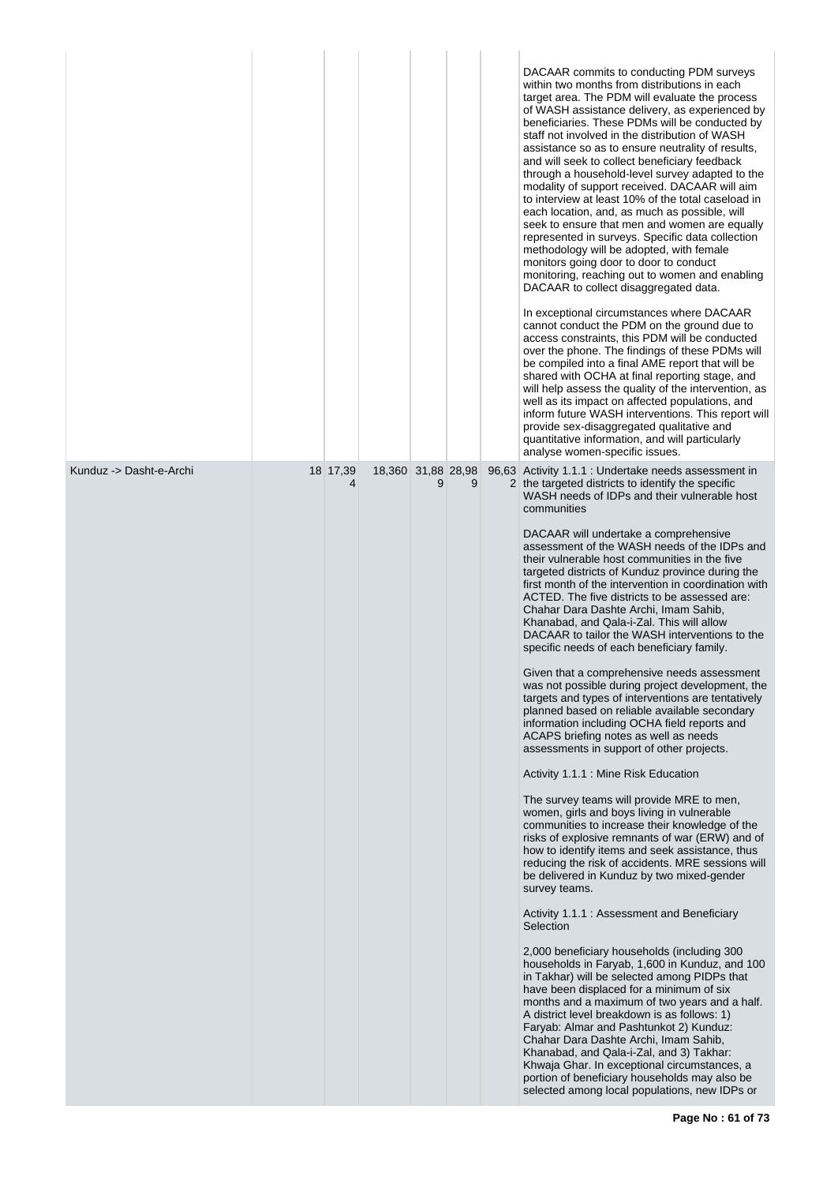| | | | | | | | |
|---|---|---|---|---|---|---|---|
| | | | | | | | DACAAR commits to conducting PDM surveys within two months from distributions in each target area. The PDM will evaluate the process of WASH assistance delivery, as experienced by beneficiaries. These PDMs will be conducted by staff not involved in the distribution of WASH assistance so as to ensure neutrality of results, and will seek to collect beneficiary feedback through a household-level survey adapted to the modality of support received. DACAAR will aim to interview at least 10% of the total caseload in each location, and, as much as possible, will seek to ensure that men and women are equally represented in surveys. Specific data collection methodology will be adopted, with female monitors going door to door to conduct monitoring, reaching out to women and enabling DACAAR to collect disaggregated data.<br><br>In exceptional circumstances where DACAAR cannot conduct the PDM on the ground due to access constraints, this PDM will be conducted over the phone. The findings of these PDMs will be compiled into a final AME report that will be shared with OCHA at final reporting stage, and will help assess the quality of the intervention, as well as its impact on affected populations, and inform future WASH interventions. This report will provide sex-disaggregated qualitative and quantitative information, and will particularly analyse women-specific issues. |
| Kunduz -> Dasht-e-Archi | | 18 | 17,394 | 18,360 | 31,889 | 28,989 | 96,632 | Activity 1.1.1 : Undertake needs assessment in the targeted districts to identify the specific WASH needs of IDPs and their vulnerable host communities<br><br>DACAAR will undertake a comprehensive assessment of the WASH needs of the IDPs and their vulnerable host communities in the five targeted districts of Kunduz province during the first month of the intervention in coordination with ACTED. The five districts to be assessed are: Chahar Dara Dashte Archi, Imam Sahib, Khanabad, and Qala-i-Zal. This will allow DACAAR to tailor the WASH interventions to the specific needs of each beneficiary family.<br><br>Given that a comprehensive needs assessment was not possible during project development, the targets and types of interventions are tentatively planned based on reliable available secondary information including OCHA field reports and ACAPS briefing notes as well as needs assessments in support of other projects.<br><br>Activity 1.1.1 : Mine Risk Education<br><br>The survey teams will provide MRE to men, women, girls and boys living in vulnerable communities to increase their knowledge of the risks of explosive remnants of war (ERW) and of how to identify items and seek assistance, thus reducing the risk of accidents. MRE sessions will be delivered in Kunduz by two mixed-gender survey teams.<br><br>Activity 1.1.1 : Assessment and Beneficiary Selection<br><br>2,000 beneficiary households (including 300 households in Faryab, 1,600 in Kunduz, and 100 in Takhar) will be selected among PIDPs that have been displaced for a minimum of six months and a maximum of two years and a half. A district level breakdown is as follows: 1) Faryab: Almar and Pashtunkot 2) Kunduz: Chahar Dara Dashte Archi, Imam Sahib, Khanabad, and Qala-i-Zal, and 3) Takhar: Khwaja Ghar. In exceptional circumstances, a portion of beneficiary households may also be selected among local populations, new IDPs or |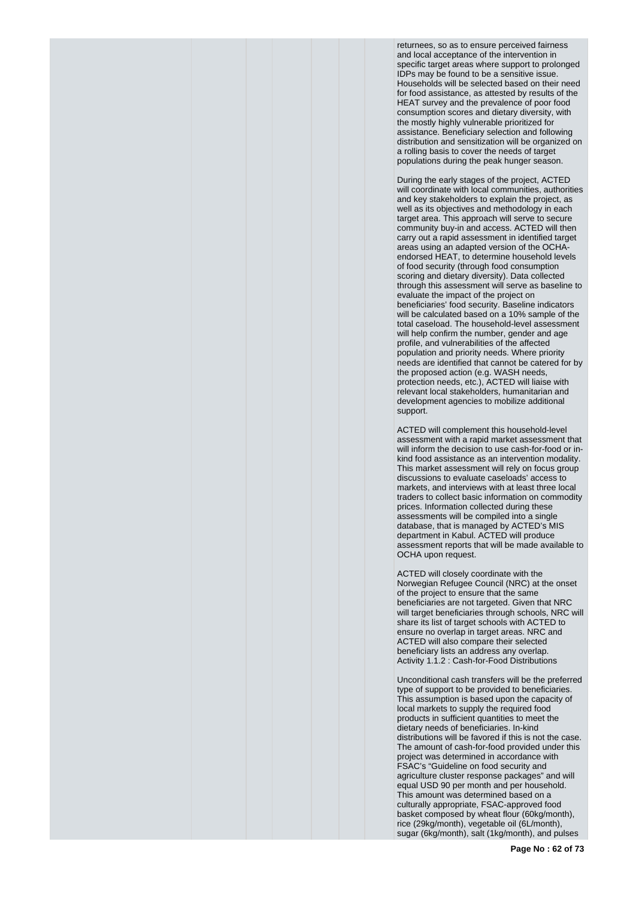returnees, so as to ensure perceived fairness and local acceptance of the intervention in specific target areas where support to prolonged IDPs may be found to be a sensitive issue. Households will be selected based on their need for food assistance, as attested by results of the HEAT survey and the prevalence of poor food consumption scores and dietary diversity, with the mostly highly vulnerable prioritized for assistance. Beneficiary selection and following distribution and sensitization will be organized on a rolling basis to cover the needs of target populations during the peak hunger season.

During the early stages of the project, ACTED will coordinate with local communities, authorities and key stakeholders to explain the project, as well as its objectives and methodology in each target area. This approach will serve to secure community buy-in and access. ACTED will then carry out a rapid assessment in identified target areas using an adapted version of the OCHA-endorsed HEAT, to determine household levels of food security (through food consumption scoring and dietary diversity). Data collected through this assessment will serve as baseline to evaluate the impact of the project on beneficiaries' food security. Baseline indicators will be calculated based on a 10% sample of the total caseload. The household-level assessment will help confirm the number, gender and age profile, and vulnerabilities of the affected population and priority needs. Where priority needs are identified that cannot be catered for by the proposed action (e.g. WASH needs, protection needs, etc.), ACTED will liaise with relevant local stakeholders, humanitarian and development agencies to mobilize additional support.

ACTED will complement this household-level assessment with a rapid market assessment that will inform the decision to use cash-for-food or in-kind food assistance as an intervention modality. This market assessment will rely on focus group discussions to evaluate caseloads' access to markets, and interviews with at least three local traders to collect basic information on commodity prices. Information collected during these assessments will be compiled into a single database, that is managed by ACTED's MIS department in Kabul. ACTED will produce assessment reports that will be made available to OCHA upon request.

ACTED will closely coordinate with the Norwegian Refugee Council (NRC) at the onset of the project to ensure that the same beneficiaries are not targeted. Given that NRC will target beneficiaries through schools, NRC will share its list of target schools with ACTED to ensure no overlap in target areas. NRC and ACTED will also compare their selected beneficiary lists an address any overlap.
Activity 1.1.2 : Cash-for-Food Distributions

Unconditional cash transfers will be the preferred type of support to be provided to beneficiaries. This assumption is based upon the capacity of local markets to supply the required food products in sufficient quantities to meet the dietary needs of beneficiaries. In-kind distributions will be favored if this is not the case. The amount of cash-for-food provided under this project was determined in accordance with FSAC's "Guideline on food security and agriculture cluster response packages" and will equal USD 90 per month and per household. This amount was determined based on a culturally appropriate, FSAC-approved food basket composed by wheat flour (60kg/month), rice (29kg/month), vegetable oil (6L/month), sugar (6kg/month), salt (1kg/month), and pulses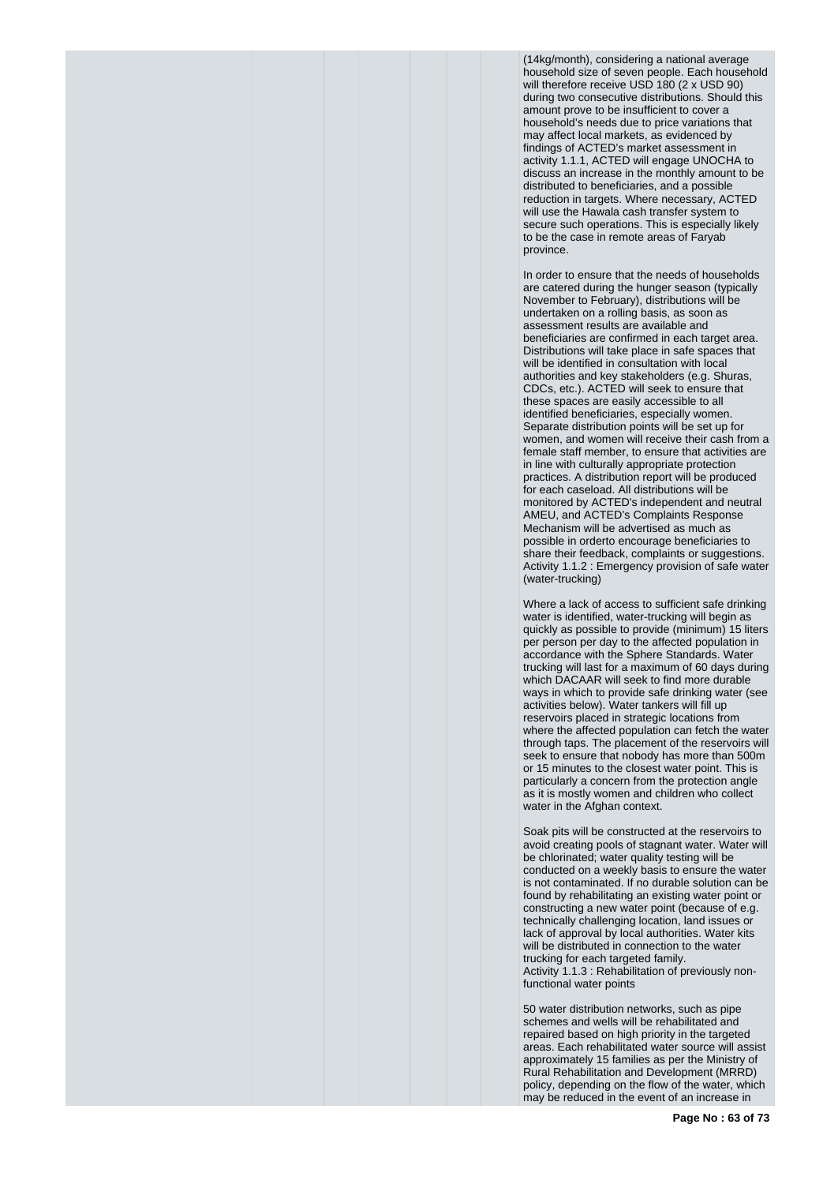(14kg/month), considering a national average household size of seven people. Each household will therefore receive USD 180 (2 x USD 90) during two consecutive distributions. Should this amount prove to be insufficient to cover a household's needs due to price variations that may affect local markets, as evidenced by findings of ACTED's market assessment in activity 1.1.1, ACTED will engage UNOCHA to discuss an increase in the monthly amount to be distributed to beneficiaries, and a possible reduction in targets. Where necessary, ACTED will use the Hawala cash transfer system to secure such operations. This is especially likely to be the case in remote areas of Faryab province.

In order to ensure that the needs of households are catered during the hunger season (typically November to February), distributions will be undertaken on a rolling basis, as soon as assessment results are available and beneficiaries are confirmed in each target area. Distributions will take place in safe spaces that will be identified in consultation with local authorities and key stakeholders (e.g. Shuras, CDCs, etc.). ACTED will seek to ensure that these spaces are easily accessible to all identified beneficiaries, especially women. Separate distribution points will be set up for women, and women will receive their cash from a female staff member, to ensure that activities are in line with culturally appropriate protection practices. A distribution report will be produced for each caseload. All distributions will be monitored by ACTED's independent and neutral AMEU, and ACTED's Complaints Response Mechanism will be advertised as much as possible in orderto encourage beneficiaries to share their feedback, complaints or suggestions.
Activity 1.1.2 : Emergency provision of safe water (water-trucking)

Where a lack of access to sufficient safe drinking water is identified, water-trucking will begin as quickly as possible to provide (minimum) 15 liters per person per day to the affected population in accordance with the Sphere Standards. Water trucking will last for a maximum of 60 days during which DACAAR will seek to find more durable ways in which to provide safe drinking water (see activities below). Water tankers will fill up reservoirs placed in strategic locations from where the affected population can fetch the water through taps. The placement of the reservoirs will seek to ensure that nobody has more than 500m or 15 minutes to the closest water point. This is particularly a concern from the protection angle as it is mostly women and children who collect water in the Afghan context.

Soak pits will be constructed at the reservoirs to avoid creating pools of stagnant water. Water will be chlorinated; water quality testing will be conducted on a weekly basis to ensure the water is not contaminated. If no durable solution can be found by rehabilitating an existing water point or constructing a new water point (because of e.g. technically challenging location, land issues or lack of approval by local authorities. Water kits will be distributed in connection to the water trucking for each targeted family.
Activity 1.1.3 : Rehabilitation of previously non-functional water points

50 water distribution networks, such as pipe schemes and wells will be rehabilitated and repaired based on high priority in the targeted areas. Each rehabilitated water source will assist approximately 15 families as per the Ministry of Rural Rehabilitation and Development (MRRD) policy, depending on the flow of the water, which may be reduced in the event of an increase in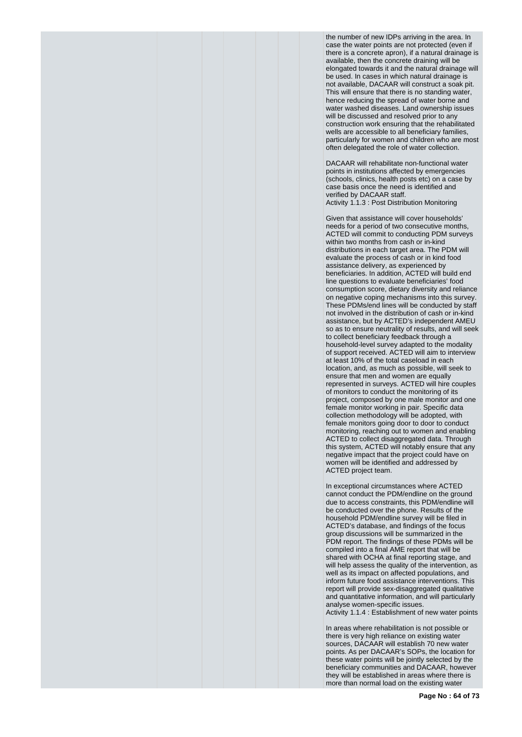the number of new IDPs arriving in the area. In case the water points are not protected (even if there is a concrete apron), if a natural drainage is available, then the concrete draining will be elongated towards it and the natural drainage will be used. In cases in which natural drainage is not available, DACAAR will construct a soak pit. This will ensure that there is no standing water, hence reducing the spread of water borne and water washed diseases. Land ownership issues will be discussed and resolved prior to any construction work ensuring that the rehabilitated wells are accessible to all beneficiary families, particularly for women and children who are most often delegated the role of water collection.

DACAAR will rehabilitate non-functional water points in institutions affected by emergencies (schools, clinics, health posts etc) on a case by case basis once the need is identified and verified by DACAAR staff.

Activity 1.1.3 : Post Distribution Monitoring

Given that assistance will cover households' needs for a period of two consecutive months, ACTED will commit to conducting PDM surveys within two months from cash or in-kind distributions in each target area. The PDM will evaluate the process of cash or in kind food assistance delivery, as experienced by beneficiaries. In addition, ACTED will build end line questions to evaluate beneficiaries' food consumption score, dietary diversity and reliance on negative coping mechanisms into this survey. These PDMs/end lines will be conducted by staff not involved in the distribution of cash or in-kind assistance, but by ACTED's independent AMEU so as to ensure neutrality of results, and will seek to collect beneficiary feedback through a household-level survey adapted to the modality of support received. ACTED will aim to interview at least 10% of the total caseload in each location, and, as much as possible, will seek to ensure that men and women are equally represented in surveys. ACTED will hire couples of monitors to conduct the monitoring of its project, composed by one male monitor and one female monitor working in pair. Specific data collection methodology will be adopted, with female monitors going door to door to conduct monitoring, reaching out to women and enabling ACTED to collect disaggregated data. Through this system, ACTED will notably ensure that any negative impact that the project could have on women will be identified and addressed by ACTED project team.

In exceptional circumstances where ACTED cannot conduct the PDM/endline on the ground due to access constraints, this PDM/endline will be conducted over the phone. Results of the household PDM/endline survey will be filed in ACTED's database, and findings of the focus group discussions will be summarized in the PDM report. The findings of these PDMs will be compiled into a final AME report that will be shared with OCHA at final reporting stage, and will help assess the quality of the intervention, as well as its impact on affected populations, and inform future food assistance interventions. This report will provide sex-disaggregated qualitative and quantitative information, and will particularly analyse women-specific issues.

Activity 1.1.4 : Establishment of new water points

In areas where rehabilitation is not possible or there is very high reliance on existing water sources, DACAAR will establish 70 new water points. As per DACAAR's SOPs, the location for these water points will be jointly selected by the beneficiary communities and DACAAR, however they will be established in areas where there is more than normal load on the existing water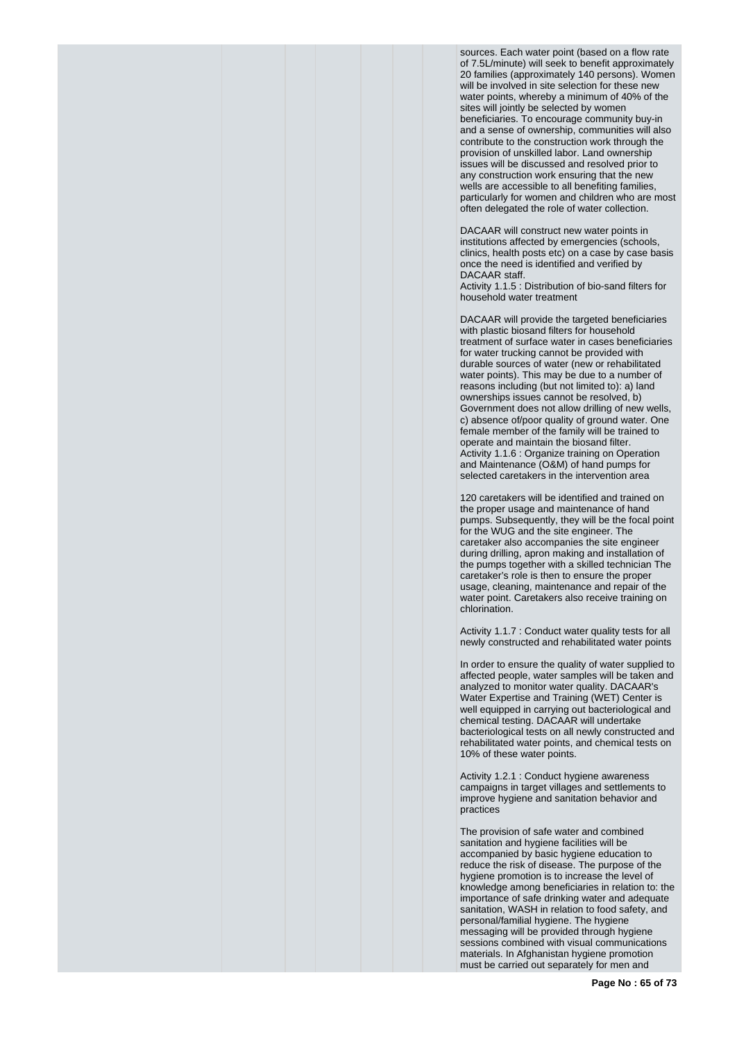sources. Each water point (based on a flow rate of 7.5L/minute) will seek to benefit approximately 20 families (approximately 140 persons). Women will be involved in site selection for these new water points, whereby a minimum of 40% of the sites will jointly be selected by women beneficiaries. To encourage community buy-in and a sense of ownership, communities will also contribute to the construction work through the provision of unskilled labor. Land ownership issues will be discussed and resolved prior to any construction work ensuring that the new wells are accessible to all benefiting families, particularly for women and children who are most often delegated the role of water collection.

DACAAR will construct new water points in institutions affected by emergencies (schools, clinics, health posts etc) on a case by case basis once the need is identified and verified by DACAAR staff.

Activity 1.1.5 : Distribution of bio-sand filters for household water treatment

DACAAR will provide the targeted beneficiaries with plastic biosand filters for household treatment of surface water in cases beneficiaries for water trucking cannot be provided with durable sources of water (new or rehabilitated water points). This may be due to a number of reasons including (but not limited to): a) land ownerships issues cannot be resolved, b) Government does not allow drilling of new wells, c) absence of/poor quality of ground water. One female member of the family will be trained to operate and maintain the biosand filter.

Activity 1.1.6 : Organize training on Operation and Maintenance (O&M) of hand pumps for selected caretakers in the intervention area

120 caretakers will be identified and trained on the proper usage and maintenance of hand pumps. Subsequently, they will be the focal point for the WUG and the site engineer. The caretaker also accompanies the site engineer during drilling, apron making and installation of the pumps together with a skilled technician The caretaker's role is then to ensure the proper usage, cleaning, maintenance and repair of the water point. Caretakers also receive training on chlorination.

Activity 1.1.7 : Conduct water quality tests for all newly constructed and rehabilitated water points

In order to ensure the quality of water supplied to affected people, water samples will be taken and analyzed to monitor water quality. DACAAR's Water Expertise and Training (WET) Center is well equipped in carrying out bacteriological and chemical testing. DACAAR will undertake bacteriological tests on all newly constructed and rehabilitated water points, and chemical tests on 10% of these water points.

Activity 1.2.1 : Conduct hygiene awareness campaigns in target villages and settlements to improve hygiene and sanitation behavior and practices

The provision of safe water and combined sanitation and hygiene facilities will be accompanied by basic hygiene education to reduce the risk of disease. The purpose of the hygiene promotion is to increase the level of knowledge among beneficiaries in relation to: the importance of safe drinking water and adequate sanitation, WASH in relation to food safety, and personal/familial hygiene. The hygiene messaging will be provided through hygiene sessions combined with visual communications materials. In Afghanistan hygiene promotion must be carried out separately for men and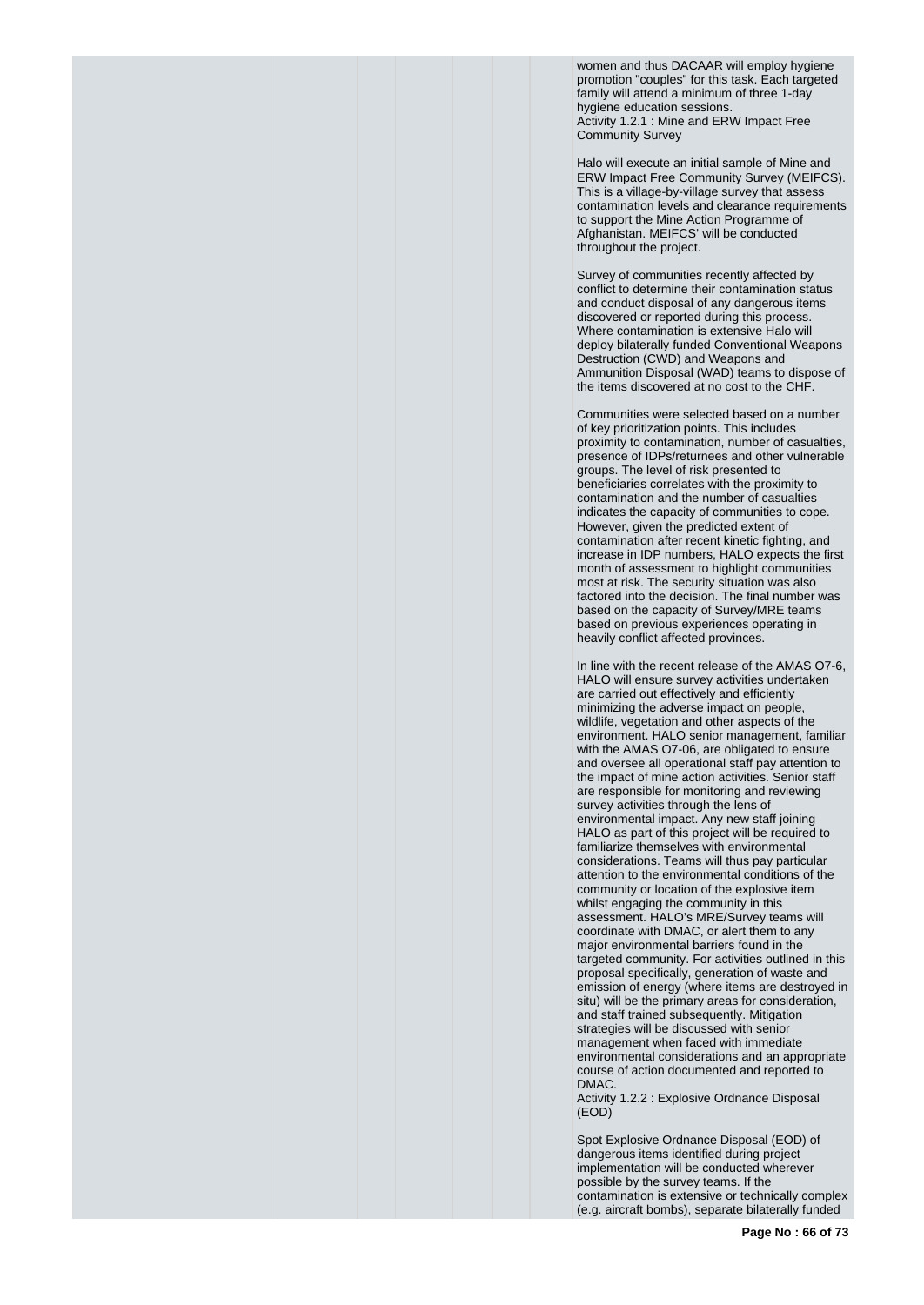women and thus DACAAR will employ hygiene promotion "couples" for this task. Each targeted family will attend a minimum of three 1-day hygiene education sessions.
Activity 1.2.1 : Mine and ERW Impact Free Community Survey

Halo will execute an initial sample of Mine and ERW Impact Free Community Survey (MEIFCS). This is a village-by-village survey that assess contamination levels and clearance requirements to support the Mine Action Programme of Afghanistan. MEIFCS' will be conducted throughout the project.

Survey of communities recently affected by conflict to determine their contamination status and conduct disposal of any dangerous items discovered or reported during this process. Where contamination is extensive Halo will deploy bilaterally funded Conventional Weapons Destruction (CWD) and Weapons and Ammunition Disposal (WAD) teams to dispose of the items discovered at no cost to the CHF.

Communities were selected based on a number of key prioritization points. This includes proximity to contamination, number of casualties, presence of IDPs/returnees and other vulnerable groups. The level of risk presented to beneficiaries correlates with the proximity to contamination and the number of casualties indicates the capacity of communities to cope. However, given the predicted extent of contamination after recent kinetic fighting, and increase in IDP numbers, HALO expects the first month of assessment to highlight communities most at risk. The security situation was also factored into the decision. The final number was based on the capacity of Survey/MRE teams based on previous experiences operating in heavily conflict affected provinces.

In line with the recent release of the AMAS O7-6, HALO will ensure survey activities undertaken are carried out effectively and efficiently minimizing the adverse impact on people, wildlife, vegetation and other aspects of the environment. HALO senior management, familiar with the AMAS O7-06, are obligated to ensure and oversee all operational staff pay attention to the impact of mine action activities. Senior staff are responsible for monitoring and reviewing survey activities through the lens of environmental impact. Any new staff joining HALO as part of this project will be required to familiarize themselves with environmental considerations. Teams will thus pay particular attention to the environmental conditions of the community or location of the explosive item whilst engaging the community in this assessment. HALO's MRE/Survey teams will coordinate with DMAC, or alert them to any major environmental barriers found in the targeted community. For activities outlined in this proposal specifically, generation of waste and emission of energy (where items are destroyed in situ) will be the primary areas for consideration, and staff trained subsequently. Mitigation strategies will be discussed with senior management when faced with immediate environmental considerations and an appropriate course of action documented and reported to DMAC.
Activity 1.2.2 : Explosive Ordnance Disposal (EOD)

Spot Explosive Ordnance Disposal (EOD) of dangerous items identified during project implementation will be conducted wherever possible by the survey teams. If the contamination is extensive or technically complex (e.g. aircraft bombs), separate bilaterally funded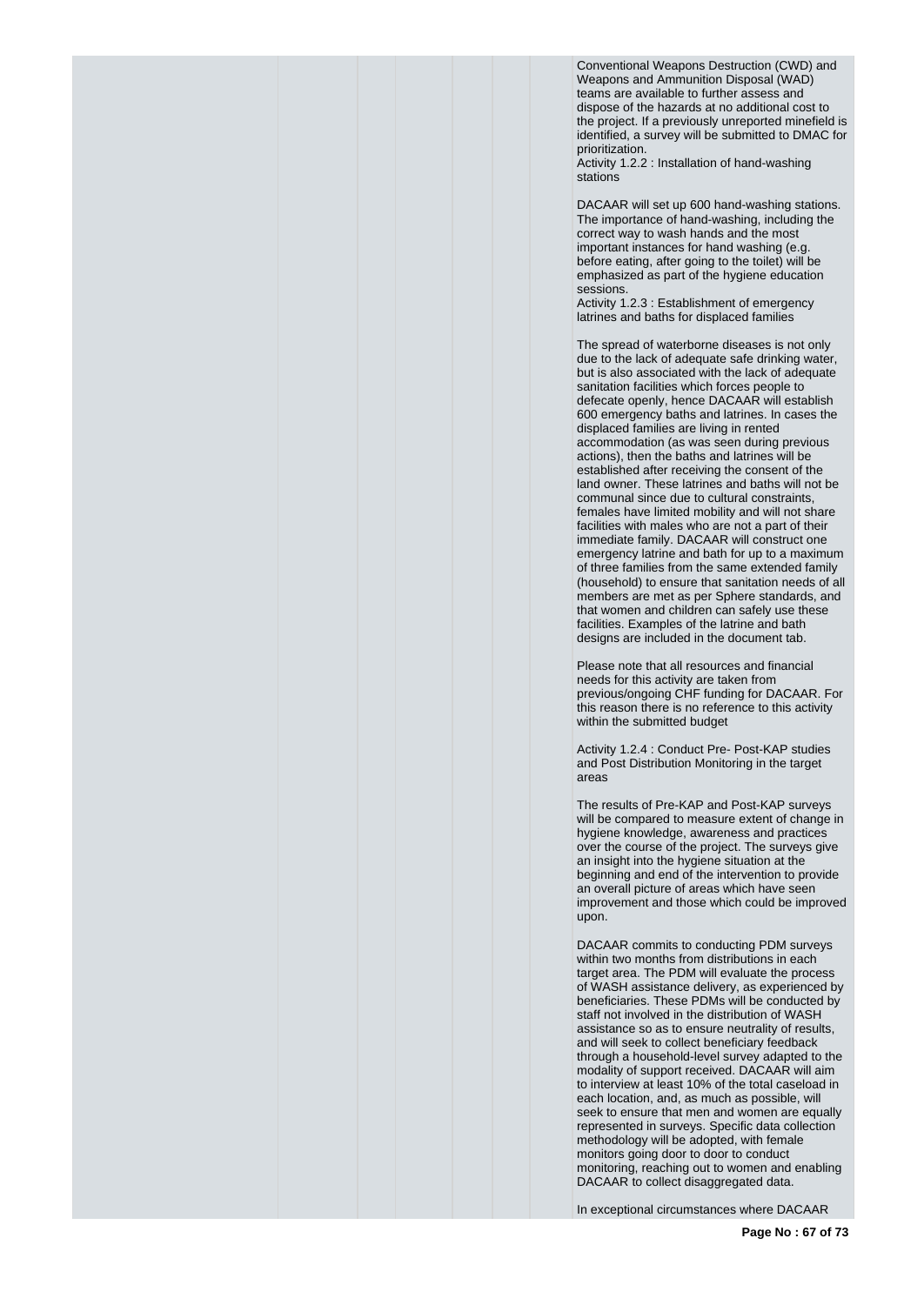Conventional Weapons Destruction (CWD) and Weapons and Ammunition Disposal (WAD) teams are available to further assess and dispose of the hazards at no additional cost to the project. If a previously unreported minefield is identified, a survey will be submitted to DMAC for prioritization.

Activity 1.2.2 : Installation of hand-washing stations

DACAAR will set up 600 hand-washing stations. The importance of hand-washing, including the correct way to wash hands and the most important instances for hand washing (e.g. before eating, after going to the toilet) will be emphasized as part of the hygiene education sessions.

Activity 1.2.3 : Establishment of emergency latrines and baths for displaced families

The spread of waterborne diseases is not only due to the lack of adequate safe drinking water, but is also associated with the lack of adequate sanitation facilities which forces people to defecate openly, hence DACAAR will establish 600 emergency baths and latrines. In cases the displaced families are living in rented accommodation (as was seen during previous actions), then the baths and latrines will be established after receiving the consent of the land owner. These latrines and baths will not be communal since due to cultural constraints, females have limited mobility and will not share facilities with males who are not a part of their immediate family. DACAAR will construct one emergency latrine and bath for up to a maximum of three families from the same extended family (household) to ensure that sanitation needs of all members are met as per Sphere standards, and that women and children can safely use these facilities. Examples of the latrine and bath designs are included in the document tab.

Please note that all resources and financial needs for this activity are taken from previous/ongoing CHF funding for DACAAR. For this reason there is no reference to this activity within the submitted budget

Activity 1.2.4 : Conduct Pre- Post-KAP studies and Post Distribution Monitoring in the target areas

The results of Pre-KAP and Post-KAP surveys will be compared to measure extent of change in hygiene knowledge, awareness and practices over the course of the project. The surveys give an insight into the hygiene situation at the beginning and end of the intervention to provide an overall picture of areas which have seen improvement and those which could be improved upon.

DACAAR commits to conducting PDM surveys within two months from distributions in each target area. The PDM will evaluate the process of WASH assistance delivery, as experienced by beneficiaries. These PDMs will be conducted by staff not involved in the distribution of WASH assistance so as to ensure neutrality of results, and will seek to collect beneficiary feedback through a household-level survey adapted to the modality of support received. DACAAR will aim to interview at least 10% of the total caseload in each location, and, as much as possible, will seek to ensure that men and women are equally represented in surveys. Specific data collection methodology will be adopted, with female monitors going door to door to conduct monitoring, reaching out to women and enabling DACAAR to collect disaggregated data.

In exceptional circumstances where DACAAR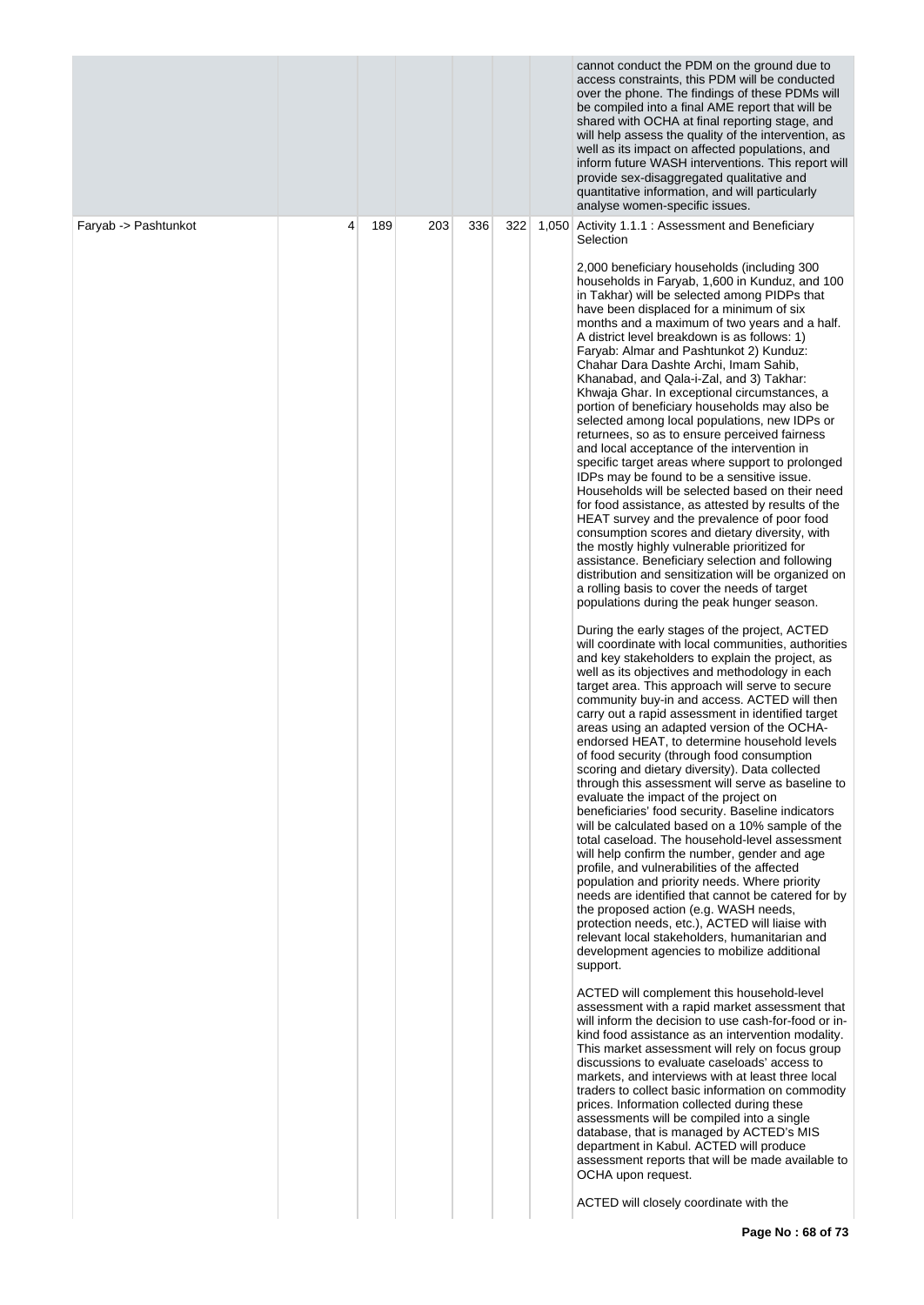| | | | | | | |
|---|---|---|---|---|---|---|
| | | | | | | cannot conduct the PDM on the ground due to access constraints, this PDM will be conducted over the phone. The findings of these PDMs will be compiled into a final AME report that will be shared with OCHA at final reporting stage, and will help assess the quality of the intervention, as well as its impact on affected populations, and inform future WASH interventions. This report will provide sex-disaggregated qualitative and quantitative information, and will particularly analyse women-specific issues. |
| Faryab -> Pashtunkot | 4 | 189 | 203 | 336 | 322 | 1,050 | Activity 1.1.1 : Assessment and Beneficiary Selection<br><br>2,000 beneficiary households (including 300 households in Faryab, 1,600 in Kunduz, and 100 in Takhar) will be selected among PIDPs that have been displaced for a minimum of six months and a maximum of two years and a half. A district level breakdown is as follows: 1) Faryab: Almar and Pashtunkot 2) Kunduz: Chahar Dara Dashte Archi, Imam Sahib, Khanabad, and Qala-i-Zal, and 3) Takhar: Khwaja Ghar. In exceptional circumstances, a portion of beneficiary households may also be selected among local populations, new IDPs or returnees, so as to ensure perceived fairness and local acceptance of the intervention in specific target areas where support to prolonged IDPs may be found to be a sensitive issue. Households will be selected based on their need for food assistance, as attested by results of the HEAT survey and the prevalence of poor food consumption scores and dietary diversity, with the mostly highly vulnerable prioritized for assistance. Beneficiary selection and following distribution and sensitization will be organized on a rolling basis to cover the needs of target populations during the peak hunger season.<br><br>During the early stages of the project, ACTED will coordinate with local communities, authorities and key stakeholders to explain the project, as well as its objectives and methodology in each target area. This approach will serve to secure community buy-in and access. ACTED will then carry out a rapid assessment in identified target areas using an adapted version of the OCHA-endorsed HEAT, to determine household levels of food security (through food consumption scoring and dietary diversity). Data collected through this assessment will serve as baseline to evaluate the impact of the project on beneficiaries' food security. Baseline indicators will be calculated based on a 10% sample of the total caseload. The household-level assessment will help confirm the number, gender and age profile, and vulnerabilities of the affected population and priority needs. Where priority needs are identified that cannot be catered for by the proposed action (e.g. WASH needs, protection needs, etc.), ACTED will liaise with relevant local stakeholders, humanitarian and development agencies to mobilize additional support.<br><br>ACTED will complement this household-level assessment with a rapid market assessment that will inform the decision to use cash-for-food or in-kind food assistance as an intervention modality. This market assessment will rely on focus group discussions to evaluate caseloads' access to markets, and interviews with at least three local traders to collect basic information on commodity prices. Information collected during these assessments will be compiled into a single database, that is managed by ACTED's MIS department in Kabul. ACTED will produce assessment reports that will be made available to OCHA upon request.<br><br>ACTED will closely coordinate with the |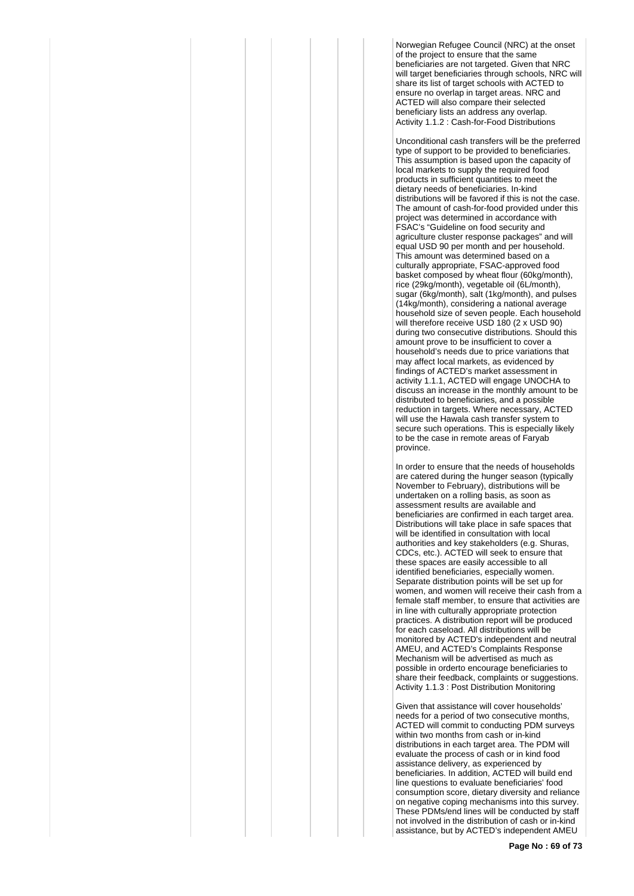Norwegian Refugee Council (NRC) at the onset of the project to ensure that the same beneficiaries are not targeted. Given that NRC will target beneficiaries through schools, NRC will share its list of target schools with ACTED to ensure no overlap in target areas. NRC and ACTED will also compare their selected beneficiary lists an address any overlap.

Activity 1.1.2 : Cash-for-Food Distributions

Unconditional cash transfers will be the preferred type of support to be provided to beneficiaries. This assumption is based upon the capacity of local markets to supply the required food products in sufficient quantities to meet the dietary needs of beneficiaries. In-kind distributions will be favored if this is not the case. The amount of cash-for-food provided under this project was determined in accordance with FSAC's "Guideline on food security and agriculture cluster response packages" and will equal USD 90 per month and per household. This amount was determined based on a culturally appropriate, FSAC-approved food basket composed by wheat flour (60kg/month), rice (29kg/month), vegetable oil (6L/month), sugar (6kg/month), salt (1kg/month), and pulses (14kg/month), considering a national average household size of seven people. Each household will therefore receive USD 180 (2 x USD 90) during two consecutive distributions. Should this amount prove to be insufficient to cover a household's needs due to price variations that may affect local markets, as evidenced by findings of ACTED's market assessment in activity 1.1.1, ACTED will engage UNOCHA to discuss an increase in the monthly amount to be distributed to beneficiaries, and a possible reduction in targets. Where necessary, ACTED will use the Hawala cash transfer system to secure such operations. This is especially likely to be the case in remote areas of Faryab province.

In order to ensure that the needs of households are catered during the hunger season (typically November to February), distributions will be undertaken on a rolling basis, as soon as assessment results are available and beneficiaries are confirmed in each target area. Distributions will take place in safe spaces that will be identified in consultation with local authorities and key stakeholders (e.g. Shuras, CDCs, etc.). ACTED will seek to ensure that these spaces are easily accessible to all identified beneficiaries, especially women. Separate distribution points will be set up for women, and women will receive their cash from a female staff member, to ensure that activities are in line with culturally appropriate protection practices. A distribution report will be produced for each caseload. All distributions will be monitored by ACTED's independent and neutral AMEU, and ACTED's Complaints Response Mechanism will be advertised as much as possible in orderto encourage beneficiaries to share their feedback, complaints or suggestions.

Activity 1.1.3 : Post Distribution Monitoring

Given that assistance will cover households' needs for a period of two consecutive months, ACTED will commit to conducting PDM surveys within two months from cash or in-kind distributions in each target area. The PDM will evaluate the process of cash or in kind food assistance delivery, as experienced by beneficiaries. In addition, ACTED will build end line questions to evaluate beneficiaries' food consumption score, dietary diversity and reliance on negative coping mechanisms into this survey. These PDMs/end lines will be conducted by staff not involved in the distribution of cash or in-kind assistance, but by ACTED's independent AMEU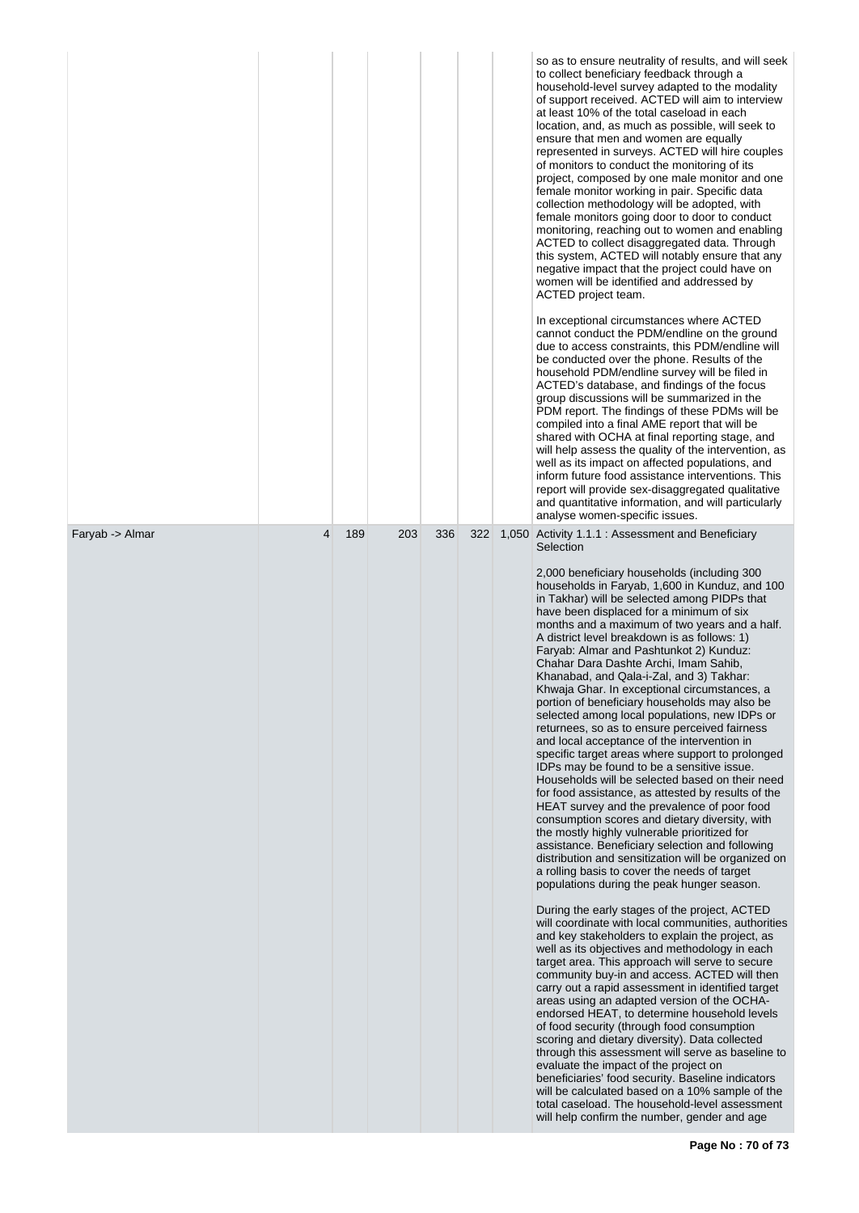| | | | | | | | |
|---|---|---|---|---|---|---|---|
| | | | | | | | so as to ensure neutrality of results, and will seek to collect beneficiary feedback through a household-level survey adapted to the modality of support received. ACTED will aim to interview at least 10% of the total caseload in each location, and, as much as possible, will seek to ensure that men and women are equally represented in surveys. ACTED will hire couples of monitors to conduct the monitoring of its project, composed by one male monitor and one female monitor working in pair. Specific data collection methodology will be adopted, with female monitors going door to door to conduct monitoring, reaching out to women and enabling ACTED to collect disaggregated data. Through this system, ACTED will notably ensure that any negative impact that the project could have on women will be identified and addressed by ACTED project team.<br><br>In exceptional circumstances where ACTED cannot conduct the PDM/endline on the ground due to access constraints, this PDM/endline will be conducted over the phone. Results of the household PDM/endline survey will be filed in ACTED's database, and findings of the focus group discussions will be summarized in the PDM report. The findings of these PDMs will be compiled into a final AME report that will be shared with OCHA at final reporting stage, and will help assess the quality of the intervention, as well as its impact on affected populations, and inform future food assistance interventions. This report will provide sex-disaggregated qualitative and quantitative information, and will particularly analyse women-specific issues. |
| Faryab -> Almar | 4 | 189 | 203 | 336 | 322 | 1,050 | Activity 1.1.1 : Assessment and Beneficiary Selection<br><br>2,000 beneficiary households (including 300 households in Faryab, 1,600 in Kunduz, and 100 in Takhar) will be selected among PIDPs that have been displaced for a minimum of six months and a maximum of two years and a half. A district level breakdown is as follows: 1) Faryab: Almar and Pashtunkot 2) Kunduz: Chahar Dara Dashte Archi, Imam Sahib, Khanabad, and Qala-i-Zal, and 3) Takhar: Khwaja Ghar. In exceptional circumstances, a portion of beneficiary households may also be selected among local populations, new IDPs or returnees, so as to ensure perceived fairness and local acceptance of the intervention in specific target areas where support to prolonged IDPs may be found to be a sensitive issue. Households will be selected based on their need for food assistance, as attested by results of the HEAT survey and the prevalence of poor food consumption scores and dietary diversity, with the mostly highly vulnerable prioritized for assistance. Beneficiary selection and following distribution and sensitization will be organized on a rolling basis to cover the needs of target populations during the peak hunger season.<br><br>During the early stages of the project, ACTED will coordinate with local communities, authorities and key stakeholders to explain the project, as well as its objectives and methodology in each target area. This approach will serve to secure community buy-in and access. ACTED will then carry out a rapid assessment in identified target areas using an adapted version of the OCHA-endorsed HEAT, to determine household levels of food security (through food consumption scoring and dietary diversity). Data collected through this assessment will serve as baseline to evaluate the impact of the project on beneficiaries' food security. Baseline indicators will be calculated based on a 10% sample of the total caseload. The household-level assessment will help confirm the number, gender and age |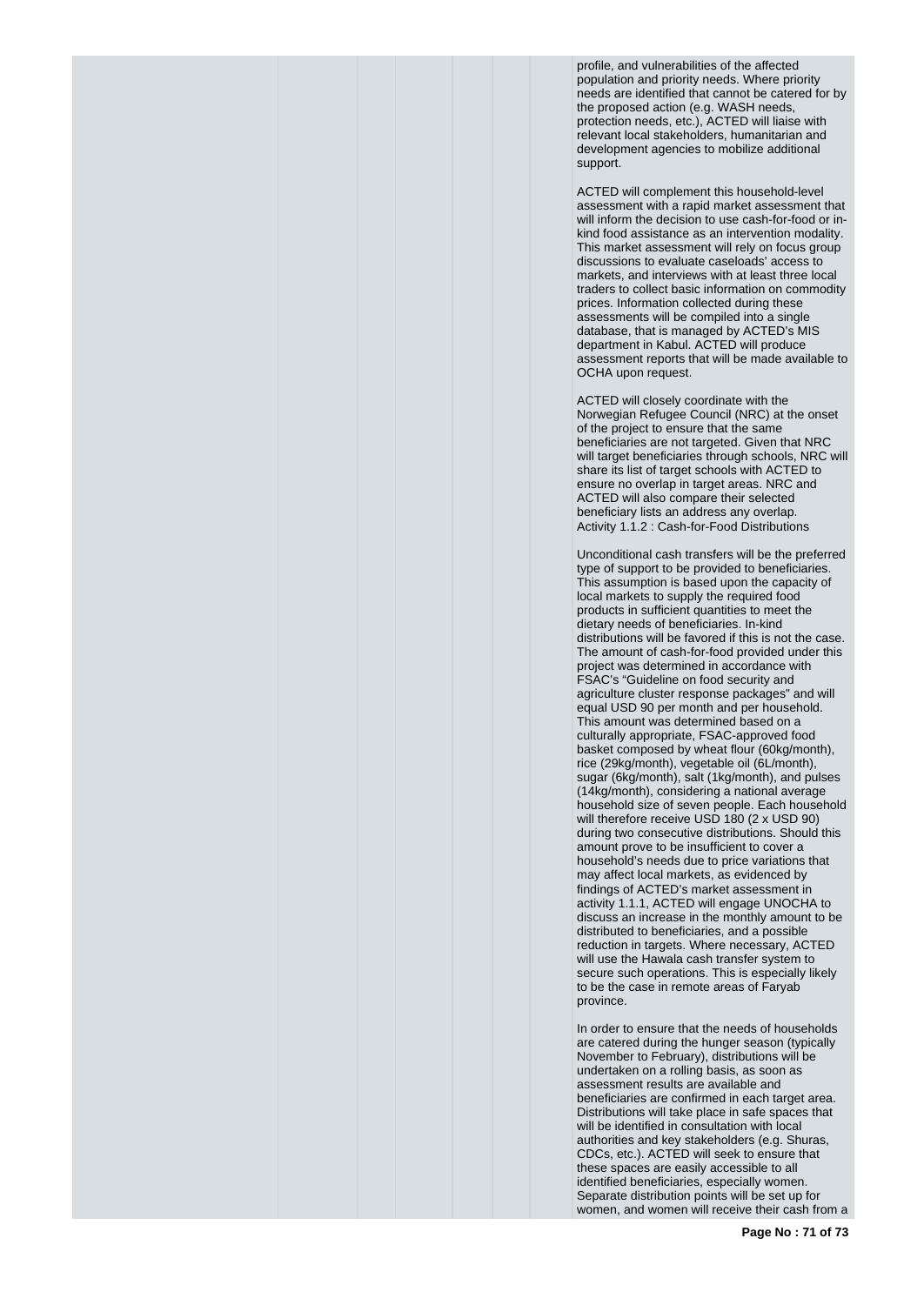profile, and vulnerabilities of the affected population and priority needs. Where priority needs are identified that cannot be catered for by the proposed action (e.g. WASH needs, protection needs, etc.), ACTED will liaise with relevant local stakeholders, humanitarian and development agencies to mobilize additional support.

ACTED will complement this household-level assessment with a rapid market assessment that will inform the decision to use cash-for-food or in-kind food assistance as an intervention modality. This market assessment will rely on focus group discussions to evaluate caseloads' access to markets, and interviews with at least three local traders to collect basic information on commodity prices. Information collected during these assessments will be compiled into a single database, that is managed by ACTED's MIS department in Kabul. ACTED will produce assessment reports that will be made available to OCHA upon request.

ACTED will closely coordinate with the Norwegian Refugee Council (NRC) at the onset of the project to ensure that the same beneficiaries are not targeted. Given that NRC will target beneficiaries through schools, NRC will share its list of target schools with ACTED to ensure no overlap in target areas. NRC and ACTED will also compare their selected beneficiary lists an address any overlap.
Activity 1.1.2 : Cash-for-Food Distributions

Unconditional cash transfers will be the preferred type of support to be provided to beneficiaries. This assumption is based upon the capacity of local markets to supply the required food products in sufficient quantities to meet the dietary needs of beneficiaries. In-kind distributions will be favored if this is not the case. The amount of cash-for-food provided under this project was determined in accordance with FSAC's "Guideline on food security and agriculture cluster response packages" and will equal USD 90 per month and per household. This amount was determined based on a culturally appropriate, FSAC-approved food basket composed by wheat flour (60kg/month), rice (29kg/month), vegetable oil (6L/month), sugar (6kg/month), salt (1kg/month), and pulses (14kg/month), considering a national average household size of seven people. Each household will therefore receive USD 180 (2 x USD 90) during two consecutive distributions. Should this amount prove to be insufficient to cover a household's needs due to price variations that may affect local markets, as evidenced by findings of ACTED's market assessment in activity 1.1.1, ACTED will engage UNOCHA to discuss an increase in the monthly amount to be distributed to beneficiaries, and a possible reduction in targets. Where necessary, ACTED will use the Hawala cash transfer system to secure such operations. This is especially likely to be the case in remote areas of Faryab province.

In order to ensure that the needs of households are catered during the hunger season (typically November to February), distributions will be undertaken on a rolling basis, as soon as assessment results are available and beneficiaries are confirmed in each target area. Distributions will take place in safe spaces that will be identified in consultation with local authorities and key stakeholders (e.g. Shuras, CDCs, etc.). ACTED will seek to ensure that these spaces are easily accessible to all identified beneficiaries, especially women. Separate distribution points will be set up for women, and women will receive their cash from a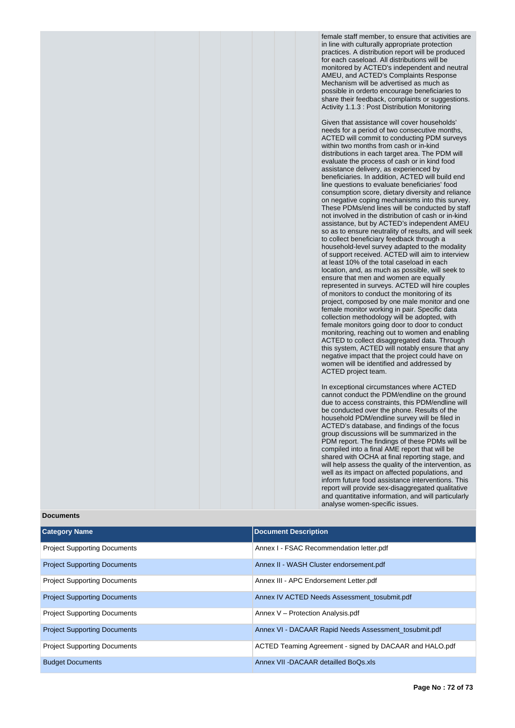female staff member, to ensure that activities are in line with culturally appropriate protection practices. A distribution report will be produced for each caseload. All distributions will be monitored by ACTED's independent and neutral AMEU, and ACTED's Complaints Response Mechanism will be advertised as much as possible in orderto encourage beneficiaries to share their feedback, complaints or suggestions. Activity 1.1.3 : Post Distribution Monitoring

Given that assistance will cover households' needs for a period of two consecutive months, ACTED will commit to conducting PDM surveys within two months from cash or in-kind distributions in each target area. The PDM will evaluate the process of cash or in kind food assistance delivery, as experienced by beneficiaries. In addition, ACTED will build end line questions to evaluate beneficiaries' food consumption score, dietary diversity and reliance on negative coping mechanisms into this survey. These PDMs/end lines will be conducted by staff not involved in the distribution of cash or in-kind assistance, but by ACTED's independent AMEU so as to ensure neutrality of results, and will seek to collect beneficiary feedback through a household-level survey adapted to the modality of support received. ACTED will aim to interview at least 10% of the total caseload in each location, and, as much as possible, will seek to ensure that men and women are equally represented in surveys. ACTED will hire couples of monitors to conduct the monitoring of its project, composed by one male monitor and one female monitor working in pair. Specific data collection methodology will be adopted, with female monitors going door to door to conduct monitoring, reaching out to women and enabling ACTED to collect disaggregated data. Through this system, ACTED will notably ensure that any negative impact that the project could have on women will be identified and addressed by ACTED project team.

In exceptional circumstances where ACTED cannot conduct the PDM/endline on the ground due to access constraints, this PDM/endline will be conducted over the phone. Results of the household PDM/endline survey will be filed in ACTED's database, and findings of the focus group discussions will be summarized in the PDM report. The findings of these PDMs will be compiled into a final AME report that will be shared with OCHA at final reporting stage, and will help assess the quality of the intervention, as well as its impact on affected populations, and inform future food assistance interventions. This report will provide sex-disaggregated qualitative and quantitative information, and will particularly analyse women-specific issues.

**Documents**

| Category Name | Document Description |
|---|---|
| Project Supporting Documents | Annex I - FSAC Recommendation letter.pdf |
| Project Supporting Documents | Annex II - WASH Cluster endorsement.pdf |
| Project Supporting Documents | Annex III - APC Endorsement Letter.pdf |
| Project Supporting Documents | Annex IV ACTED Needs Assessment_tosubmit.pdf |
| Project Supporting Documents | Annex V – Protection Analysis.pdf |
| Project Supporting Documents | Annex VI - DACAAR Rapid Needs Assessment_tosubmit.pdf |
| Project Supporting Documents | ACTED Teaming Agreement - signed by DACAAR and HALO.pdf |
| Budget Documents | Annex VII -DACAAR detailled BoQs.xls |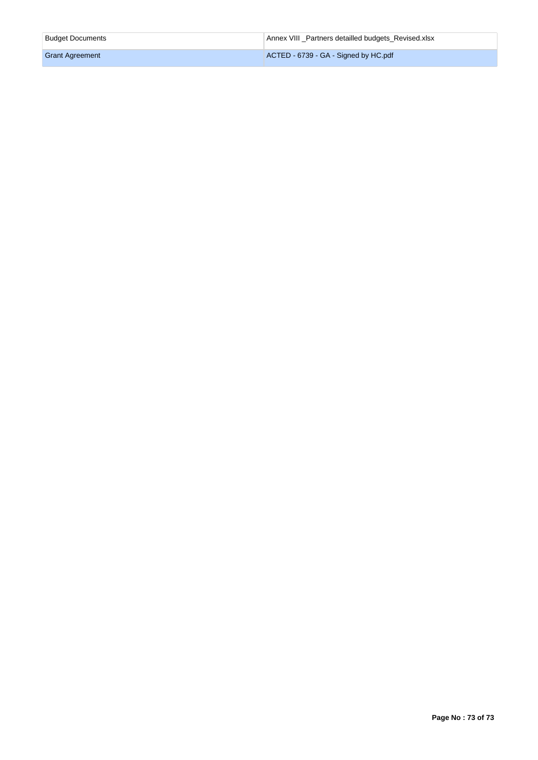| | |
|---|---|
| Budget Documents | Annex VIII _Partners detailled budgets_Revised.xlsx |
| Grant Agreement | ACTED - 6739 - GA - Signed by HC.pdf |